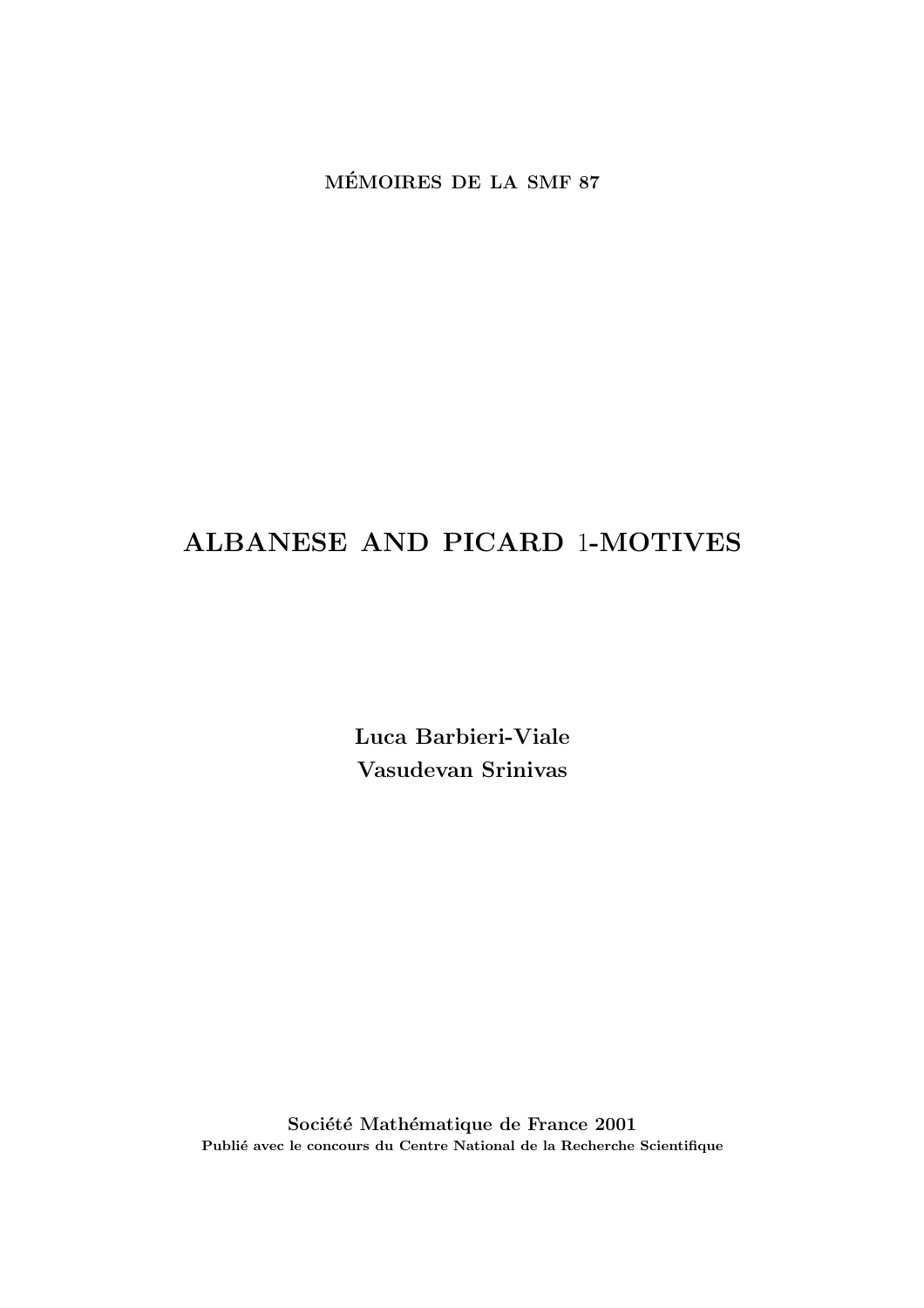**MÉMOIRES DE LA SMF 87**

# ALBANESE AND PICARD 1-MOTIVES

**Luca Barbieri-Viale**
**Vasudevan Srinivas**

**Société Mathématique de France 2001**
**Publié avec le concours du Centre National de la Recherche Scientifique**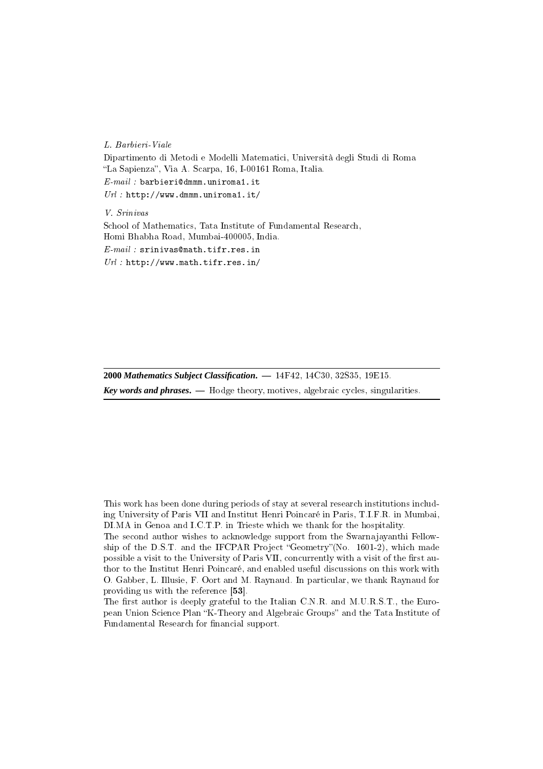*L. Barbieri-Viale*

Dipartimento di Metodi e Modelli Matematici, Università degli Studi di Roma "La Sapienza", Via A. Scarpa, 16, I-00161 Roma, Italia.

*E-mail :* barbieri@dmmm.uniroma1.it

*Url :* http://www.dmmm.uniroma1.it/

*V. Srinivas*

School of Mathematics, Tata Institute of Fundamental Research, Homi Bhabha Road, Mumbai-400005, India.

*E-mail :* srinivas@math.tifr.res.in

*Url :* http://www.math.tifr.res.in/

---

**2000 *Mathematics Subject Classification.*** — 14F42, 14C30, 32S35, 19E15.

***Key words and phrases.*** — Hodge theory, motives, algebraic cycles, singularities.

---

This work has been done during periods of stay at several research institutions including University of Paris VII and Institut Henri Poincaré in Paris, T.I.F.R. in Mumbai, DI.MA in Genoa and I.C.T.P. in Trieste which we thank for the hospitality.

The second author wishes to acknowledge support from the Swarnajayanthi Fellowship of the D.S.T. and the IFCPAR Project "Geometry"(No. 1601-2), which made possible a visit to the University of Paris VII, concurrently with a visit of the first author to the Institut Henri Poincaré, and enabled useful discussions on this work with O. Gabber, L. Illusie, F. Oort and M. Raynaud. In particular, we thank Raynaud for providing us with the reference **[53]**.

The first author is deeply grateful to the Italian C.N.R. and M.U.R.S.T., the European Union Science Plan "K-Theory and Algebraic Groups" and the Tata Institute of Fundamental Research for financial support.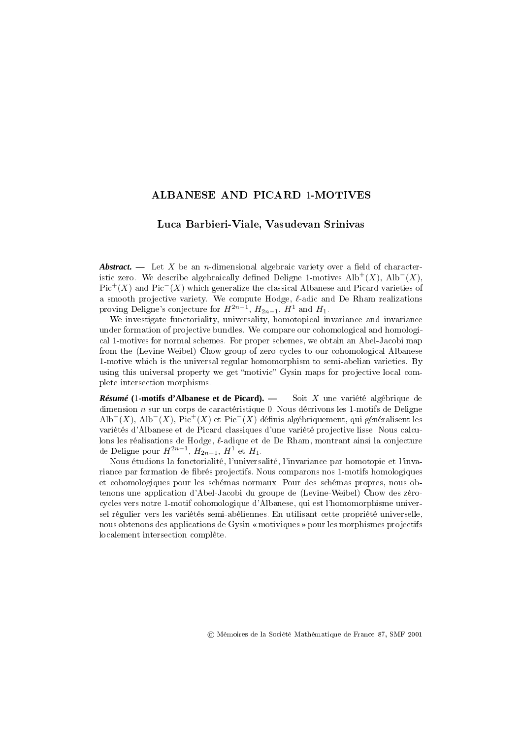# ALBANESE AND PICARD 1-MOTIVES

### Luca Barbieri-Viale, Vasudevan Srinivas

***Abstract.*** — Let $X$ be an $n$-dimensional algebraic variety over a field of characteristic zero. We describe algebraically defined Deligne 1-motives $\mathrm{Alb}^+(X)$, $\mathrm{Alb}^-(X)$, $\mathrm{Pic}^+(X)$ and $\mathrm{Pic}^-(X)$ which generalize the classical Albanese and Picard varieties of a smooth projective variety. We compute Hodge, $\ell$-adic and De Rham realizations proving Deligne's conjecture for $H^{2n-1}$, $H_{2n-1}$, $H^1$ and $H_1$.

We investigate functoriality, universality, homotopical invariance and invariance under formation of projective bundles. We compare our cohomological and homological 1-motives for normal schemes. For proper schemes, we obtain an Abel-Jacobi map from the (Levine-Weibel) Chow group of zero cycles to our cohomological Albanese 1-motive which is the universal regular homomorphism to semi-abelian varieties. By using this universal property we get "motivic" Gysin maps for projective local complete intersection morphisms.

***Résumé* (1-motifs d'Albanese et de Picard).** — Soit $X$ une variété algébrique de dimension $n$ sur un corps de caractéristique 0. Nous décrivons les 1-motifs de Deligne $\mathrm{Alb}^+(X)$, $\mathrm{Alb}^-(X)$, $\mathrm{Pic}^+(X)$ et $\mathrm{Pic}^-(X)$ définis algébriquement, qui généralisent les variétés d'Albanese et de Picard classiques d'une variété projective lisse. Nous calculons les réalisations de Hodge, $\ell$-adique et de De Rham, montrant ainsi la conjecture de Deligne pour $H^{2n-1}$, $H_{2n-1}$, $H^1$ et $H_1$.

Nous étudions la fonctorialité, l'universalité, l'invariance par homotopie et l'invariance par formation de fibrés projectifs. Nous comparons nos 1-motifs homologiques et cohomologiques pour les schémas normaux. Pour des schémas propres, nous obtenons une application d'Abel-Jacobi du groupe de (Levine-Weibel) Chow des zéro-cycles vers notre 1-motif cohomologique d'Albanese, qui est l'homomorphisme universel régulier vers les variétés semi-abéliennes. En utilisant cette propriété universelle, nous obtenons des applications de Gysin « motiviques » pour les morphismes projectifs localement intersection complète.

© Mémoires de la Société Mathématique de France 87, SMF 2001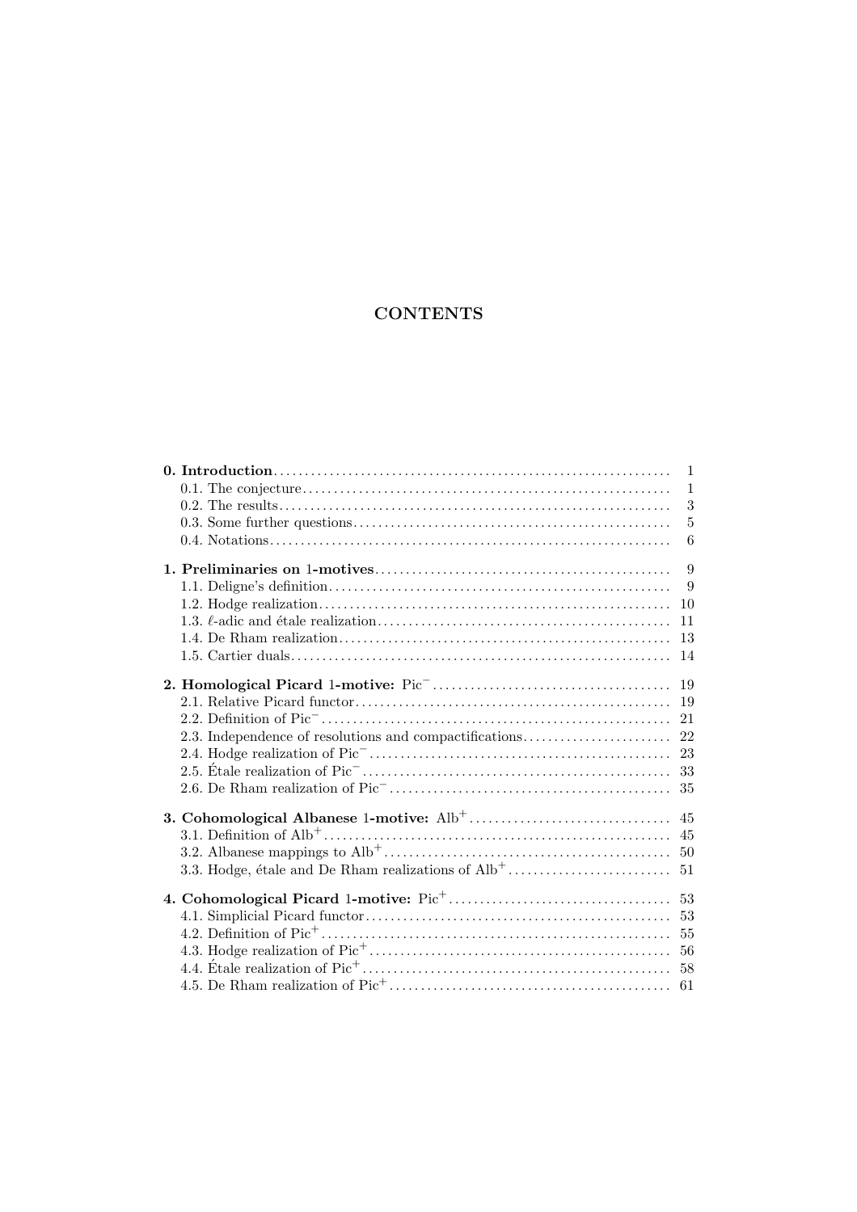# CONTENTS

**0. Introduction** ... 1
- 0.1. The conjecture ... 1
- 0.2. The results ... 3
- 0.3. Some further questions ... 5
- 0.4. Notations ... 6

**1. Preliminaries on 1-motives** ... 9
- 1.1. Deligne's definition ... 9
- 1.2. Hodge realization ... 10
- 1.3. $\ell$-adic and étale realization ... 11
- 1.4. De Rham realization ... 13
- 1.5. Cartier duals ... 14

**2. Homological Picard 1-motive: $\mathrm{Pic}^-$** ... 19
- 2.1. Relative Picard functor ... 19
- 2.2. Definition of $\mathrm{Pic}^-$ ... 21
- 2.3. Independence of resolutions and compactifications ... 22
- 2.4. Hodge realization of $\mathrm{Pic}^-$ ... 23
- 2.5. Étale realization of $\mathrm{Pic}^-$ ... 33
- 2.6. De Rham realization of $\mathrm{Pic}^-$ ... 35

**3. Cohomological Albanese 1-motive: $\mathrm{Alb}^+$** ... 45
- 3.1. Definition of $\mathrm{Alb}^+$ ... 45
- 3.2. Albanese mappings to $\mathrm{Alb}^+$ ... 50
- 3.3. Hodge, étale and De Rham realizations of $\mathrm{Alb}^+$ ... 51

**4. Cohomological Picard 1-motive: $\mathrm{Pic}^+$** ... 53
- 4.1. Simplicial Picard functor ... 53
- 4.2. Definition of $\mathrm{Pic}^+$ ... 55
- 4.3. Hodge realization of $\mathrm{Pic}^+$ ... 56
- 4.4. Étale realization of $\mathrm{Pic}^+$ ... 58
- 4.5. De Rham realization of $\mathrm{Pic}^+$ ... 61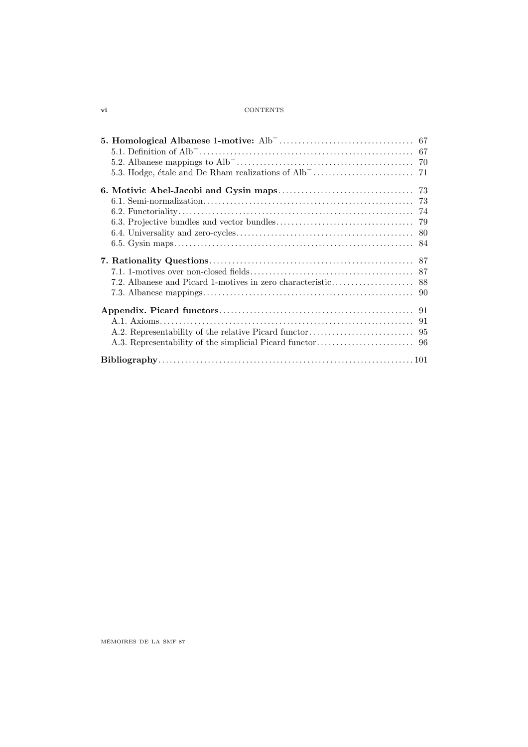**5. Homological Albanese 1-motive:** $\mathrm{Alb}^{-}$ .......... 67

5.1. Definition of $\mathrm{Alb}^{-}$ .......... 67

5.2. Albanese mappings to $\mathrm{Alb}^{-}$ .......... 70

5.3. Hodge, étale and De Rham realizations of $\mathrm{Alb}^{-}$ .......... 71

**6. Motivic Abel-Jacobi and Gysin maps** .......... 73

6.1. Semi-normalization .......... 73

6.2. Functoriality .......... 74

6.3. Projective bundles and vector bundles .......... 79

6.4. Universality and zero-cycles .......... 80

6.5. Gysin maps .......... 84

**7. Rationality Questions** .......... 87

7.1. 1-motives over non-closed fields .......... 87

7.2. Albanese and Picard 1-motives in zero characteristic .......... 88

7.3. Albanese mappings .......... 90

**Appendix. Picard functors** .......... 91

A.1. Axioms .......... 91

A.2. Representability of the relative Picard functor .......... 95

A.3. Representability of the simplicial Picard functor .......... 96

**Bibliography** .......... 101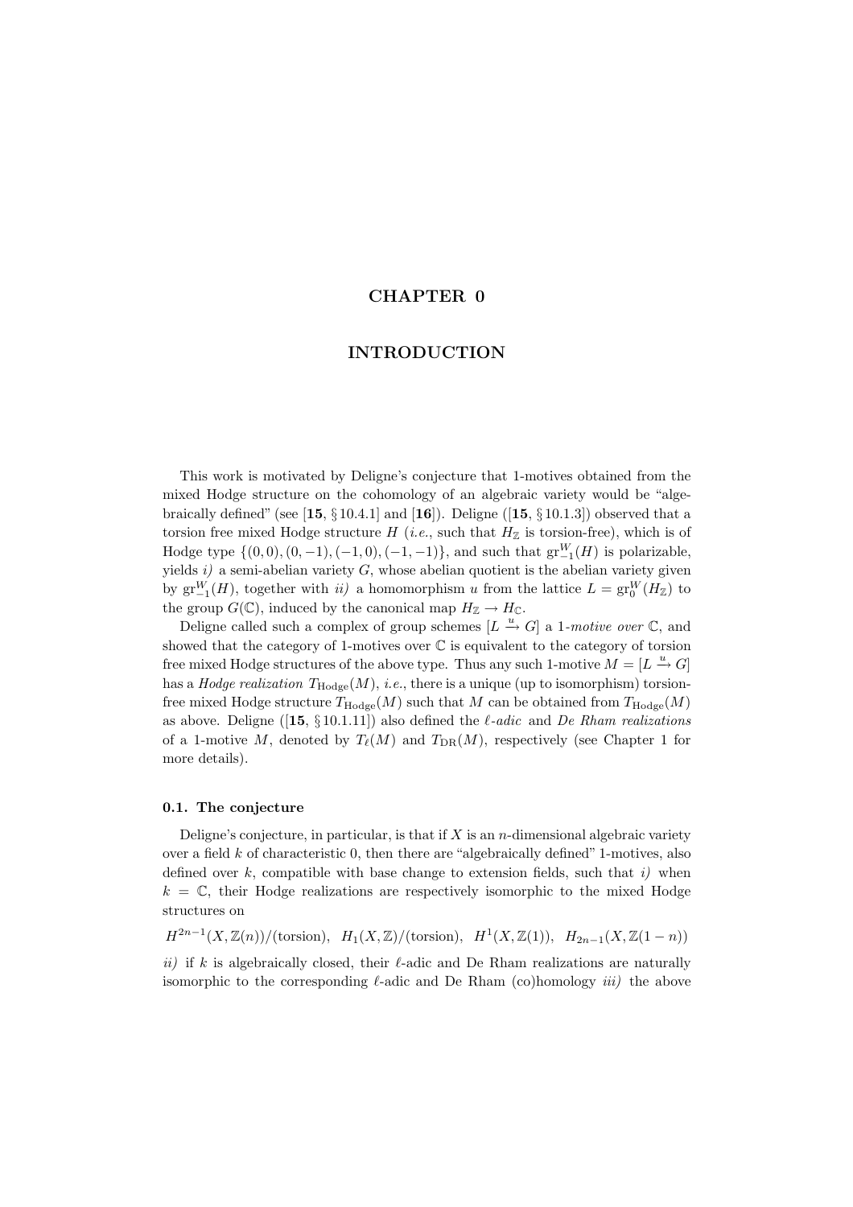# CHAPTER 0

# INTRODUCTION

This work is motivated by Deligne's conjecture that 1-motives obtained from the mixed Hodge structure on the cohomology of an algebraic variety would be "algebraically defined" (see [**15**, § 10.4.1] and [**16**]). Deligne ([**15**, § 10.1.3]) observed that a torsion free mixed Hodge structure $H$ (*i.e.*, such that $H_{\mathbb{Z}}$ is torsion-free), which is of Hodge type $\{(0,0),(0,-1),(-1,0),(-1,-1)\}$, and such that $\mathrm{gr}_{-1}^{W}(H)$ is polarizable, yields *i)* a semi-abelian variety $G$, whose abelian quotient is the abelian variety given by $\mathrm{gr}_{-1}^{W}(H)$, together with *ii)* a homomorphism $u$ from the lattice $L = \mathrm{gr}_{0}^{W}(H_{\mathbb{Z}})$ to the group $G(\mathbb{C})$, induced by the canonical map $H_{\mathbb{Z}} \to H_{\mathbb{C}}$.

Deligne called such a complex of group schemes $[L \xrightarrow{u} G]$ a 1-*motive over* $\mathbb{C}$, and showed that the category of 1-motives over $\mathbb{C}$ is equivalent to the category of torsion free mixed Hodge structures of the above type. Thus any such 1-motive $M = [L \xrightarrow{u} G]$ has a *Hodge realization* $T_{\mathrm{Hodge}}(M)$, *i.e.*, there is a unique (up to isomorphism) torsion-free mixed Hodge structure $T_{\mathrm{Hodge}}(M)$ such that $M$ can be obtained from $T_{\mathrm{Hodge}}(M)$ as above. Deligne ([**15**, § 10.1.11]) also defined the *ℓ-adic* and *De Rham realizations* of a 1-motive $M$, denoted by $T_{\ell}(M)$ and $T_{\mathrm{DR}}(M)$, respectively (see Chapter 1 for more details).

### 0.1. The conjecture

Deligne's conjecture, in particular, is that if $X$ is an $n$-dimensional algebraic variety over a field $k$ of characteristic 0, then there are "algebraically defined" 1-motives, also defined over $k$, compatible with base change to extension fields, such that *i)* when $k = \mathbb{C}$, their Hodge realizations are respectively isomorphic to the mixed Hodge structures on

$$H^{2n-1}(X, \mathbb{Z}(n))/(\mathrm{torsion}),\ \ H_1(X, \mathbb{Z})/(\mathrm{torsion}),\ \ H^1(X, \mathbb{Z}(1)),\ \ H_{2n-1}(X, \mathbb{Z}(1-n))$$

*ii)* if $k$ is algebraically closed, their $\ell$-adic and De Rham realizations are naturally isomorphic to the corresponding $\ell$-adic and De Rham (co)homology *iii)* the above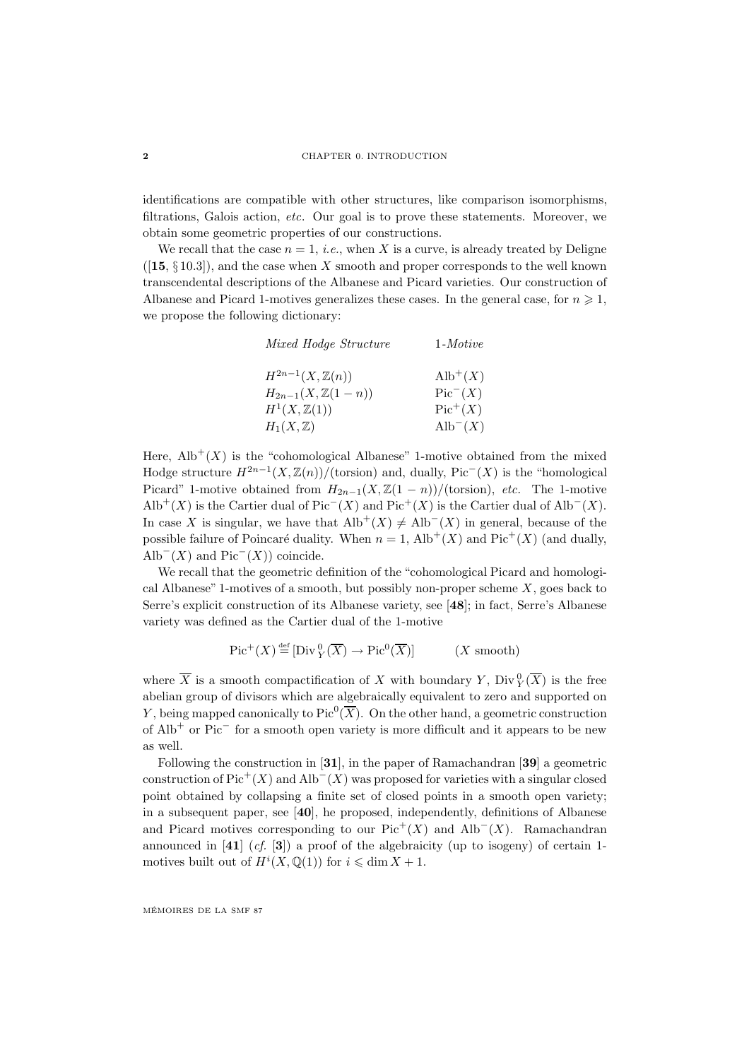identifications are compatible with other structures, like comparison isomorphisms, filtrations, Galois action, *etc.* Our goal is to prove these statements. Moreover, we obtain some geometric properties of our constructions.

We recall that the case $n = 1$, *i.e.*, when $X$ is a curve, is already treated by Deligne ([**15**, § 10.3]), and the case when $X$ smooth and proper corresponds to the well known transcendental descriptions of the Albanese and Picard varieties. Our construction of Albanese and Picard 1-motives generalizes these cases. In the general case, for $n \geqslant 1$, we propose the following dictionary:

| *Mixed Hodge Structure* | 1-*Motive* |
|---|---|
| $H^{2n-1}(X, \mathbb{Z}(n))$ | $\mathrm{Alb}^+(X)$ |
| $H_{2n-1}(X, \mathbb{Z}(1-n))$ | $\mathrm{Pic}^-(X)$ |
| $H^1(X, \mathbb{Z}(1))$ | $\mathrm{Pic}^+(X)$ |
| $H_1(X, \mathbb{Z})$ | $\mathrm{Alb}^-(X)$ |

Here, $\mathrm{Alb}^+(X)$ is the "cohomological Albanese" 1-motive obtained from the mixed Hodge structure $H^{2n-1}(X, \mathbb{Z}(n))/(\text{torsion})$ and, dually, $\mathrm{Pic}^-(X)$ is the "homological Picard" 1-motive obtained from $H_{2n-1}(X, \mathbb{Z}(1-n))/(\text{torsion})$, *etc.* The 1-motive $\mathrm{Alb}^+(X)$ is the Cartier dual of $\mathrm{Pic}^-(X)$ and $\mathrm{Pic}^+(X)$ is the Cartier dual of $\mathrm{Alb}^-(X)$. In case $X$ is singular, we have that $\mathrm{Alb}^+(X) \neq \mathrm{Alb}^-(X)$ in general, because of the possible failure of Poincaré duality. When $n = 1$, $\mathrm{Alb}^+(X)$ and $\mathrm{Pic}^+(X)$ (and dually, $\mathrm{Alb}^-(X)$ and $\mathrm{Pic}^-(X)$) coincide.

We recall that the geometric definition of the "cohomological Picard and homological Albanese" 1-motives of a smooth, but possibly non-proper scheme $X$, goes back to Serre's explicit construction of its Albanese variety, see [**48**]; in fact, Serre's Albanese variety was defined as the Cartier dual of the 1-motive

$$\mathrm{Pic}^+(X) \stackrel{\text{def}}{=} [\mathrm{Div}_Y^0(\overline{X}) \to \mathrm{Pic}^0(\overline{X})] \qquad (X \text{ smooth})$$

where $\overline{X}$ is a smooth compactification of $X$ with boundary $Y$, $\mathrm{Div}_Y^0(\overline{X})$ is the free abelian group of divisors which are algebraically equivalent to zero and supported on $Y$, being mapped canonically to $\mathrm{Pic}^0(\overline{X})$. On the other hand, a geometric construction of $\mathrm{Alb}^+$ or $\mathrm{Pic}^-$ for a smooth open variety is more difficult and it appears to be new as well.

Following the construction in [**31**], in the paper of Ramachandran [**39**] a geometric construction of $\mathrm{Pic}^+(X)$ and $\mathrm{Alb}^-(X)$ was proposed for varieties with a singular closed point obtained by collapsing a finite set of closed points in a smooth open variety; in a subsequent paper, see [**40**], he proposed, independently, definitions of Albanese and Picard motives corresponding to our $\mathrm{Pic}^+(X)$ and $\mathrm{Alb}^-(X)$. Ramachandran announced in [**41**] (*cf.* [**3**]) a proof of the algebraicity (up to isogeny) of certain 1-motives built out of $H^i(X, \mathbb{Q}(1))$ for $i \leqslant \dim X + 1$.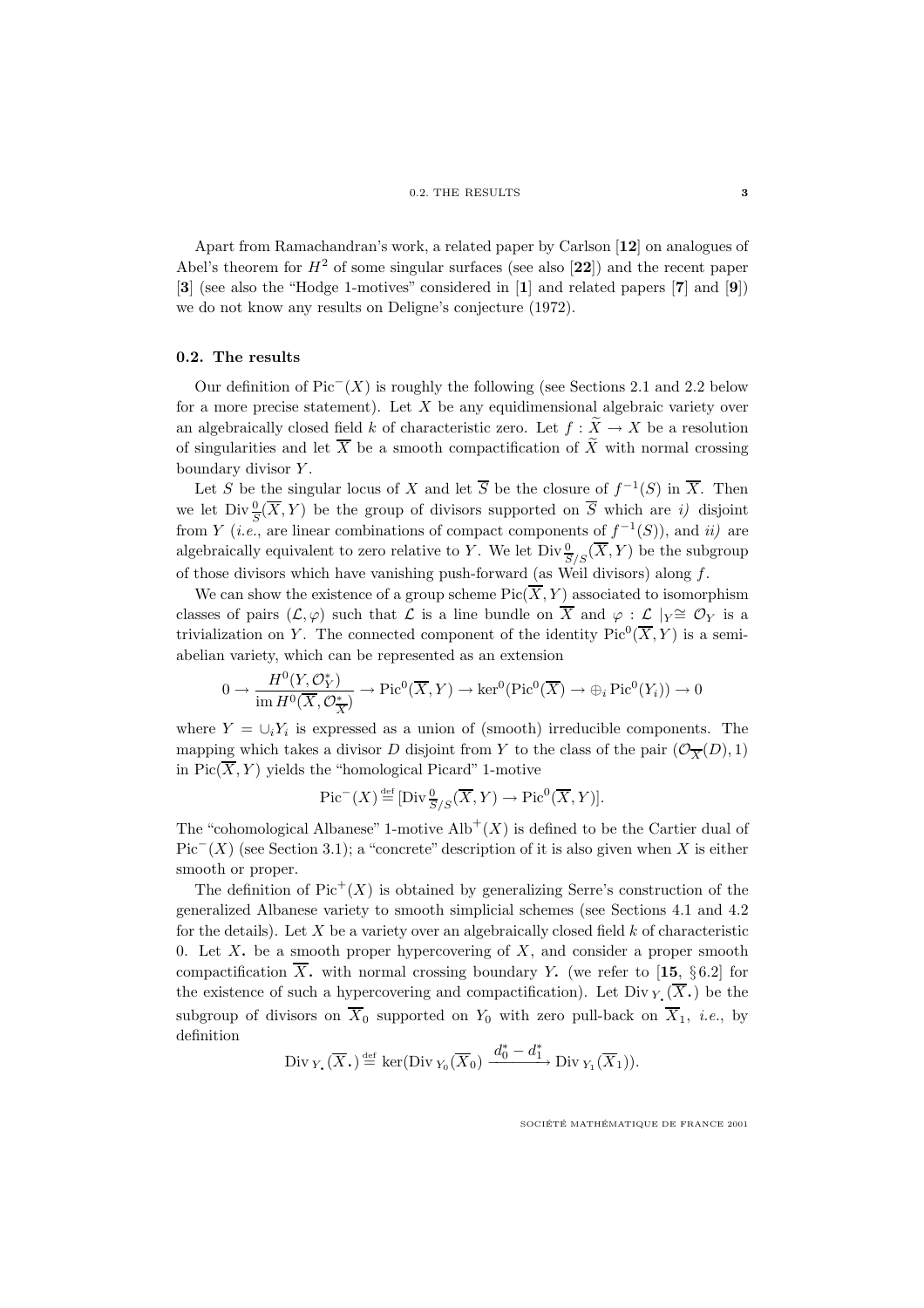Apart from Ramachandran's work, a related paper by Carlson [**12**] on analogues of Abel's theorem for $H^2$ of some singular surfaces (see also [**22**]) and the recent paper [**3**] (see also the "Hodge 1-motives" considered in [**1**] and related papers [**7**] and [**9**]) we do not know any results on Deligne's conjecture (1972).

### 0.2. The results

Our definition of $\mathrm{Pic}^-(X)$ is roughly the following (see Sections 2.1 and 2.2 below for a more precise statement). Let $X$ be any equidimensional algebraic variety over an algebraically closed field $k$ of characteristic zero. Let $f : \widetilde{X} \to X$ be a resolution of singularities and let $\overline{X}$ be a smooth compactification of $\widetilde{X}$ with normal crossing boundary divisor $Y$.

Let $S$ be the singular locus of $X$ and let $\overline{S}$ be the closure of $f^{-1}(S)$ in $\overline{X}$. Then we let $\mathrm{Div}^0_{\overline{S}}(\overline{X}, Y)$ be the group of divisors supported on $\overline{S}$ which are *i)* disjoint from $Y$ (*i.e.*, are linear combinations of compact components of $f^{-1}(S)$), and *ii)* are algebraically equivalent to zero relative to $Y$. We let $\mathrm{Div}^0_{\overline{S}/S}(\overline{X}, Y)$ be the subgroup of those divisors which have vanishing push-forward (as Weil divisors) along $f$.

We can show the existence of a group scheme $\mathrm{Pic}(\overline{X}, Y)$ associated to isomorphism classes of pairs $(\mathcal{L}, \varphi)$ such that $\mathcal{L}$ is a line bundle on $\overline{X}$ and $\varphi : \mathcal{L} \mid_Y \cong \mathcal{O}_Y$ is a trivialization on $Y$. The connected component of the identity $\mathrm{Pic}^0(\overline{X}, Y)$ is a semi-abelian variety, which can be represented as an extension

$$0 \to \frac{H^0(Y, \mathcal{O}_Y^*)}{\operatorname{im} H^0(\overline{X}, \mathcal{O}_{\overline{X}}^*)} \to \mathrm{Pic}^0(\overline{X}, Y) \to \ker^0(\mathrm{Pic}^0(\overline{X}) \to \oplus_i \mathrm{Pic}^0(Y_i)) \to 0$$

where $Y = \cup_i Y_i$ is expressed as a union of (smooth) irreducible components. The mapping which takes a divisor $D$ disjoint from $Y$ to the class of the pair $(\mathcal{O}_{\overline{X}}(D), 1)$ in $\mathrm{Pic}(\overline{X}, Y)$ yields the "homological Picard" 1-motive

$$\mathrm{Pic}^-(X) \stackrel{\mathrm{def}}{=} [\mathrm{Div}^0_{\overline{S}/S}(\overline{X}, Y) \to \mathrm{Pic}^0(\overline{X}, Y)].$$

The "cohomological Albanese" 1-motive $\mathrm{Alb}^+(X)$ is defined to be the Cartier dual of $\mathrm{Pic}^-(X)$ (see Section 3.1); a "concrete" description of it is also given when $X$ is either smooth or proper.

The definition of $\mathrm{Pic}^+(X)$ is obtained by generalizing Serre's construction of the generalized Albanese variety to smooth simplicial schemes (see Sections 4.1 and 4.2 for the details). Let $X$ be a variety over an algebraically closed field $k$ of characteristic 0. Let $X_\bullet$ be a smooth proper hypercovering of $X$, and consider a proper smooth compactification $\overline{X}_\bullet$ with normal crossing boundary $Y_\bullet$ (we refer to [**15**, § 6.2] for the existence of such a hypercovering and compactification). Let $\mathrm{Div}_{Y_\bullet}(\overline{X}_\bullet)$ be the subgroup of divisors on $\overline{X}_0$ supported on $Y_0$ with zero pull-back on $\overline{X}_1$, *i.e.*, by definition

$$\mathrm{Div}_{Y_\bullet}(\overline{X}_\bullet) \stackrel{\mathrm{def}}{=} \ker(\mathrm{Div}_{Y_0}(\overline{X}_0) \xrightarrow{d_0^* - d_1^*} \mathrm{Div}_{Y_1}(\overline{X}_1)).$$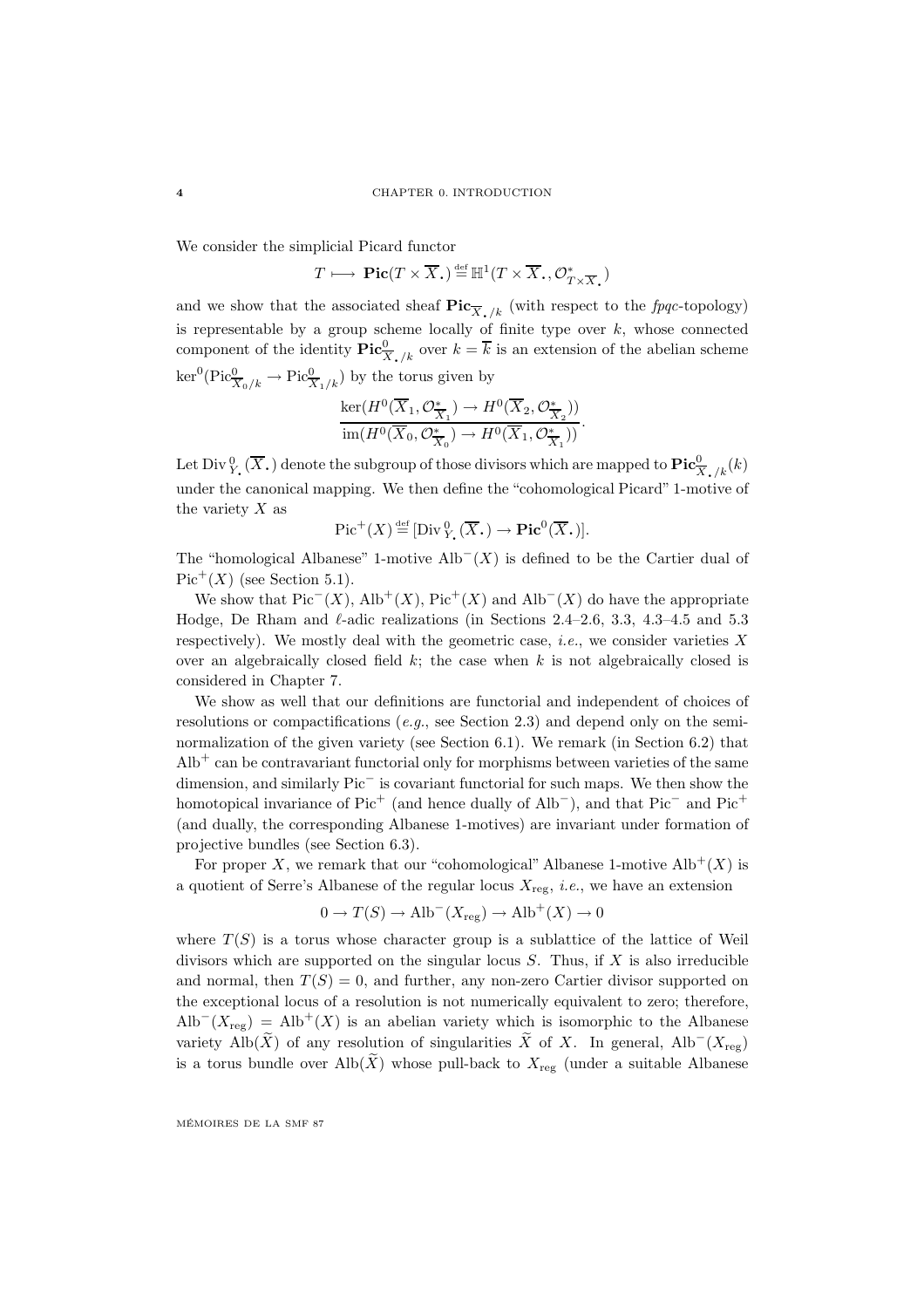We consider the simplicial Picard functor

$$T \longmapsto \mathbf{Pic}(T \times \overline{X}_{\bullet}) \stackrel{\text{def}}{=} \mathbb{H}^1(T \times \overline{X}_{\bullet}, \mathcal{O}^*_{T\times\overline{X}_{\bullet}})$$

and we show that the associated sheaf $\mathbf{Pic}_{\overline{X}_{\bullet}/k}$ (with respect to the *fpqc*-topology) is representable by a group scheme locally of finite type over $k$, whose connected component of the identity $\mathbf{Pic}^0_{\overline{X}_{\bullet}/k}$ over $k = \overline{k}$ is an extension of the abelian scheme $\ker^0(\mathrm{Pic}^0_{\overline{X}_0/k} \to \mathrm{Pic}^0_{\overline{X}_1/k})$ by the torus given by

$$\frac{\ker(H^0(\overline{X}_1, \mathcal{O}^*_{\overline{X}_1}) \to H^0(\overline{X}_2, \mathcal{O}^*_{\overline{X}_2}))}{\mathrm{im}(H^0(\overline{X}_0, \mathcal{O}^*_{\overline{X}_0}) \to H^0(\overline{X}_1, \mathcal{O}^*_{\overline{X}_1}))}.$$

Let $\mathrm{Div}^0_{Y_{\bullet}}(\overline{X}_{\bullet})$ denote the subgroup of those divisors which are mapped to $\mathbf{Pic}^0_{\overline{X}_{\bullet}/k}(k)$ under the canonical mapping. We then define the "cohomological Picard" 1-motive of the variety $X$ as

$$\mathrm{Pic}^+(X) \stackrel{\text{def}}{=} [\mathrm{Div}^0_{Y_{\bullet}}(\overline{X}_{\bullet}) \to \mathbf{Pic}^0(\overline{X}_{\bullet})].$$

The "homological Albanese" 1-motive $\mathrm{Alb}^-(X)$ is defined to be the Cartier dual of $\mathrm{Pic}^+(X)$ (see Section 5.1).

We show that $\mathrm{Pic}^-(X)$, $\mathrm{Alb}^+(X)$, $\mathrm{Pic}^+(X)$ and $\mathrm{Alb}^-(X)$ do have the appropriate Hodge, De Rham and $\ell$-adic realizations (in Sections 2.4–2.6, 3.3, 4.3–4.5 and 5.3 respectively). We mostly deal with the geometric case, *i.e.*, we consider varieties $X$ over an algebraically closed field $k$; the case when $k$ is not algebraically closed is considered in Chapter 7.

We show as well that our definitions are functorial and independent of choices of resolutions or compactifications (*e.g.*, see Section 2.3) and depend only on the semi-normalization of the given variety (see Section 6.1). We remark (in Section 6.2) that $\mathrm{Alb}^+$ can be contravariant functorial only for morphisms between varieties of the same dimension, and similarly $\mathrm{Pic}^-$ is covariant functorial for such maps. We then show the homotopical invariance of $\mathrm{Pic}^+$ (and hence dually of $\mathrm{Alb}^-$), and that $\mathrm{Pic}^-$ and $\mathrm{Pic}^+$ (and dually, the corresponding Albanese 1-motives) are invariant under formation of projective bundles (see Section 6.3).

For proper $X$, we remark that our "cohomological" Albanese 1-motive $\mathrm{Alb}^+(X)$ is a quotient of Serre's Albanese of the regular locus $X_{\mathrm{reg}}$, *i.e.*, we have an extension

$$0 \to T(S) \to \mathrm{Alb}^-(X_{\mathrm{reg}}) \to \mathrm{Alb}^+(X) \to 0$$

where $T(S)$ is a torus whose character group is a sublattice of the lattice of Weil divisors which are supported on the singular locus $S$. Thus, if $X$ is also irreducible and normal, then $T(S) = 0$, and further, any non-zero Cartier divisor supported on the exceptional locus of a resolution is not numerically equivalent to zero; therefore, $\mathrm{Alb}^-(X_{\mathrm{reg}}) = \mathrm{Alb}^+(X)$ is an abelian variety which is isomorphic to the Albanese variety $\mathrm{Alb}(\widetilde{X})$ of any resolution of singularities $\widetilde{X}$ of $X$. In general, $\mathrm{Alb}^-(X_{\mathrm{reg}})$ is a torus bundle over $\mathrm{Alb}(\widetilde{X})$ whose pull-back to $X_{\mathrm{reg}}$ (under a suitable Albanese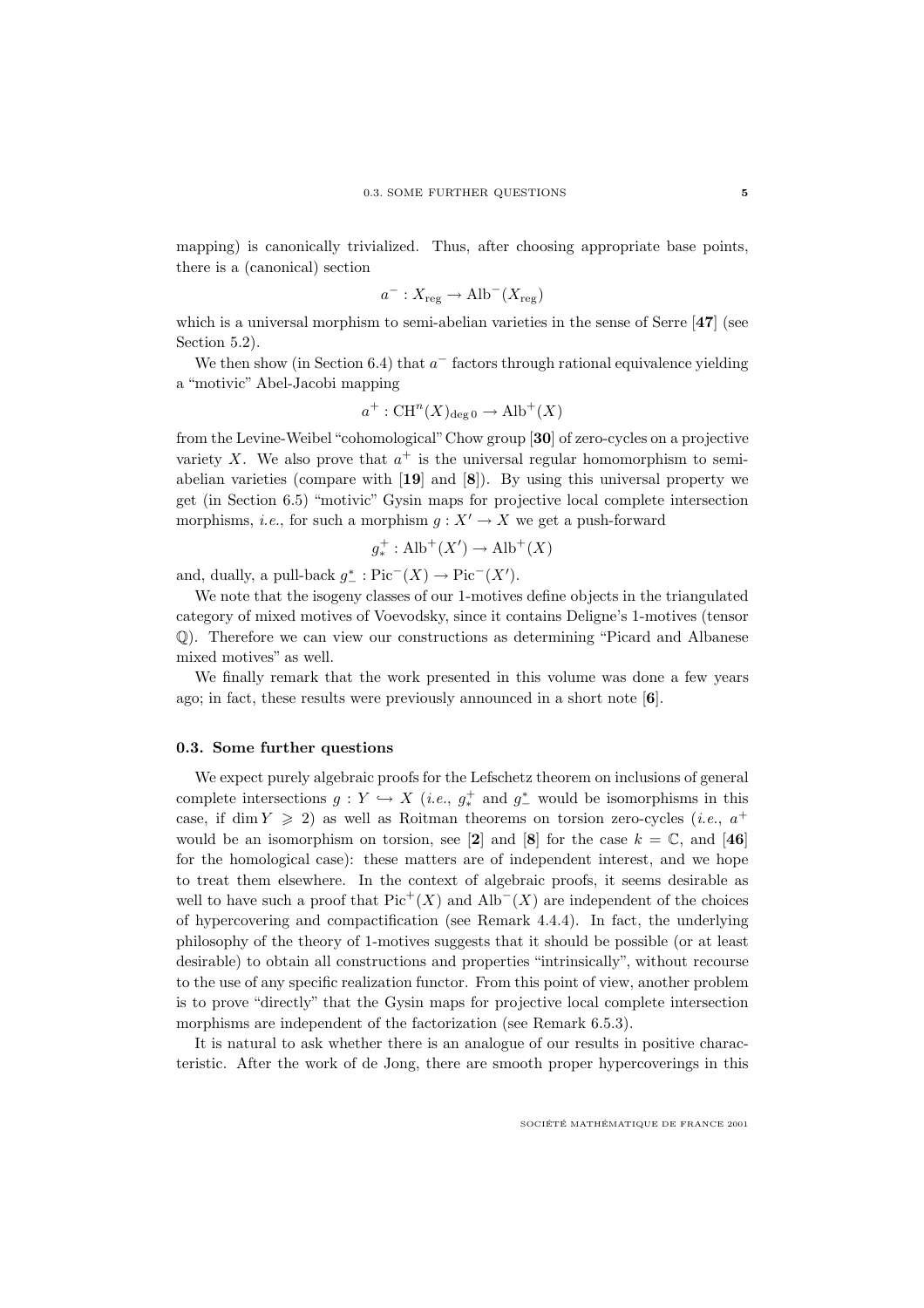mapping) is canonically trivialized. Thus, after choosing appropriate base points, there is a (canonical) section

$$a^- : X_{\mathrm{reg}} \to \mathrm{Alb}^-(X_{\mathrm{reg}})$$

which is a universal morphism to semi-abelian varieties in the sense of Serre [**47**] (see Section 5.2).

We then show (in Section 6.4) that $a^-$ factors through rational equivalence yielding a "motivic" Abel-Jacobi mapping

$$a^+ : \mathrm{CH}^n(X)_{\deg 0} \to \mathrm{Alb}^+(X)$$

from the Levine-Weibel "cohomological" Chow group [**30**] of zero-cycles on a projective variety $X$. We also prove that $a^+$ is the universal regular homomorphism to semi-abelian varieties (compare with [**19**] and [**8**]). By using this universal property we get (in Section 6.5) "motivic" Gysin maps for projective local complete intersection morphisms, *i.e.*, for such a morphism $g : X' \to X$ we get a push-forward

$$g_*^+ : \mathrm{Alb}^+(X') \to \mathrm{Alb}^+(X)$$

and, dually, a pull-back $g_-^* : \mathrm{Pic}^-(X) \to \mathrm{Pic}^-(X')$.

We note that the isogeny classes of our 1-motives define objects in the triangulated category of mixed motives of Voevodsky, since it contains Deligne's 1-motives (tensor $\mathbb{Q}$). Therefore we can view our constructions as determining "Picard and Albanese mixed motives" as well.

We finally remark that the work presented in this volume was done a few years ago; in fact, these results were previously announced in a short note [**6**].

### 0.3. Some further questions

We expect purely algebraic proofs for the Lefschetz theorem on inclusions of general complete intersections $g : Y \hookrightarrow X$ (*i.e.*, $g_*^+$ and $g_-^*$ would be isomorphisms in this case, if $\dim Y \geqslant 2$) as well as Roitman theorems on torsion zero-cycles (*i.e.*, $a^+$ would be an isomorphism on torsion, see [**2**] and [**8**] for the case $k = \mathbb{C}$, and [**46**] for the homological case): these matters are of independent interest, and we hope to treat them elsewhere. In the context of algebraic proofs, it seems desirable as well to have such a proof that $\mathrm{Pic}^+(X)$ and $\mathrm{Alb}^-(X)$ are independent of the choices of hypercovering and compactification (see Remark 4.4.4). In fact, the underlying philosophy of the theory of 1-motives suggests that it should be possible (or at least desirable) to obtain all constructions and properties "intrinsically", without recourse to the use of any specific realization functor. From this point of view, another problem is to prove "directly" that the Gysin maps for projective local complete intersection morphisms are independent of the factorization (see Remark 6.5.3).

It is natural to ask whether there is an analogue of our results in positive characteristic. After the work of de Jong, there are smooth proper hypercoverings in this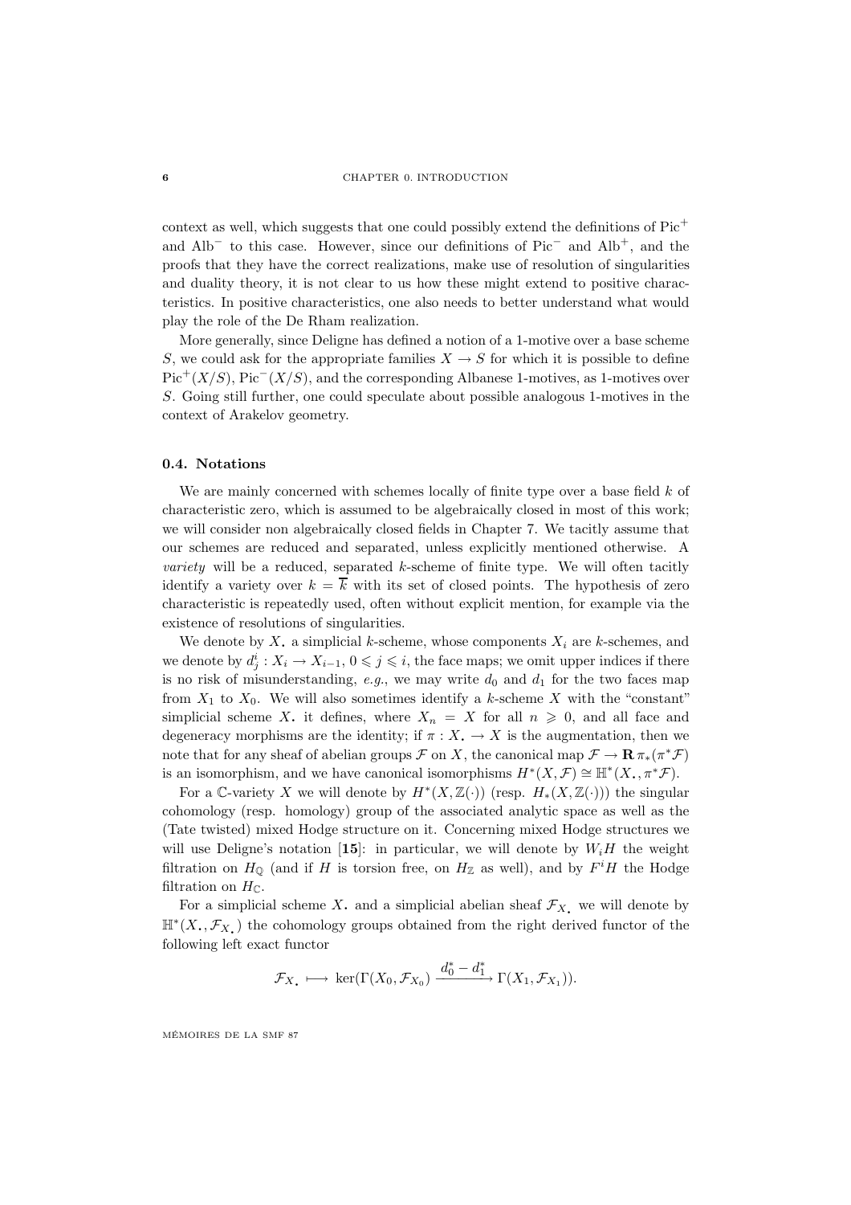context as well, which suggests that one could possibly extend the definitions of $\mathrm{Pic}^+$ and $\mathrm{Alb}^-$ to this case. However, since our definitions of $\mathrm{Pic}^-$ and $\mathrm{Alb}^+$, and the proofs that they have the correct realizations, make use of resolution of singularities and duality theory, it is not clear to us how these might extend to positive characteristics. In positive characteristics, one also needs to better understand what would play the role of the De Rham realization.

More generally, since Deligne has defined a notion of a 1-motive over a base scheme $S$, we could ask for the appropriate families $X \to S$ for which it is possible to define $\mathrm{Pic}^+(X/S)$, $\mathrm{Pic}^-(X/S)$, and the corresponding Albanese 1-motives, as 1-motives over $S$. Going still further, one could speculate about possible analogous 1-motives in the context of Arakelov geometry.

## 0.4. Notations

We are mainly concerned with schemes locally of finite type over a base field $k$ of characteristic zero, which is assumed to be algebraically closed in most of this work; we will consider non algebraically closed fields in Chapter 7. We tacitly assume that our schemes are reduced and separated, unless explicitly mentioned otherwise. A *variety* will be a reduced, separated $k$-scheme of finite type. We will often tacitly identify a variety over $k = \overline{k}$ with its set of closed points. The hypothesis of zero characteristic is repeatedly used, often without explicit mention, for example via the existence of resolutions of singularities.

We denote by $X_\bullet$ a simplicial $k$-scheme, whose components $X_i$ are $k$-schemes, and we denote by $d^i_j : X_i \to X_{i-1}$, $0 \leqslant j \leqslant i$, the face maps; we omit upper indices if there is no risk of misunderstanding, *e.g.*, we may write $d_0$ and $d_1$ for the two faces map from $X_1$ to $X_0$. We will also sometimes identify a $k$-scheme $X$ with the "constant" simplicial scheme $X_\bullet$ it defines, where $X_n = X$ for all $n \geqslant 0$, and all face and degeneracy morphisms are the identity; if $\pi : X_\bullet \to X$ is the augmentation, then we note that for any sheaf of abelian groups $\mathcal{F}$ on $X$, the canonical map $\mathcal{F} \to \mathbf{R}\,\pi_*(\pi^*\mathcal{F})$ is an isomorphism, and we have canonical isomorphisms $H^*(X, \mathcal{F}) \cong \mathbb{H}^*(X_\bullet, \pi^*\mathcal{F})$.

For a $\mathbb{C}$-variety $X$ we will denote by $H^*(X, \mathbb{Z}(\cdot))$ (resp. $H_*(X, \mathbb{Z}(\cdot))$) the singular cohomology (resp. homology) group of the associated analytic space as well as the (Tate twisted) mixed Hodge structure on it. Concerning mixed Hodge structures we will use Deligne's notation [**15**]: in particular, we will denote by $W_iH$ the weight filtration on $H_{\mathbb{Q}}$ (and if $H$ is torsion free, on $H_{\mathbb{Z}}$ as well), and by $F^iH$ the Hodge filtration on $H_{\mathbb{C}}$.

For a simplicial scheme $X_\bullet$ and a simplicial abelian sheaf $\mathcal{F}_{X_\bullet}$ we will denote by $\mathbb{H}^*(X_\bullet, \mathcal{F}_{X_\bullet})$ the cohomology groups obtained from the right derived functor of the following left exact functor

$$\mathcal{F}_{X_\bullet} \longmapsto \ker(\Gamma(X_0, \mathcal{F}_{X_0}) \xrightarrow{d_0^* - d_1^*} \Gamma(X_1, \mathcal{F}_{X_1})).$$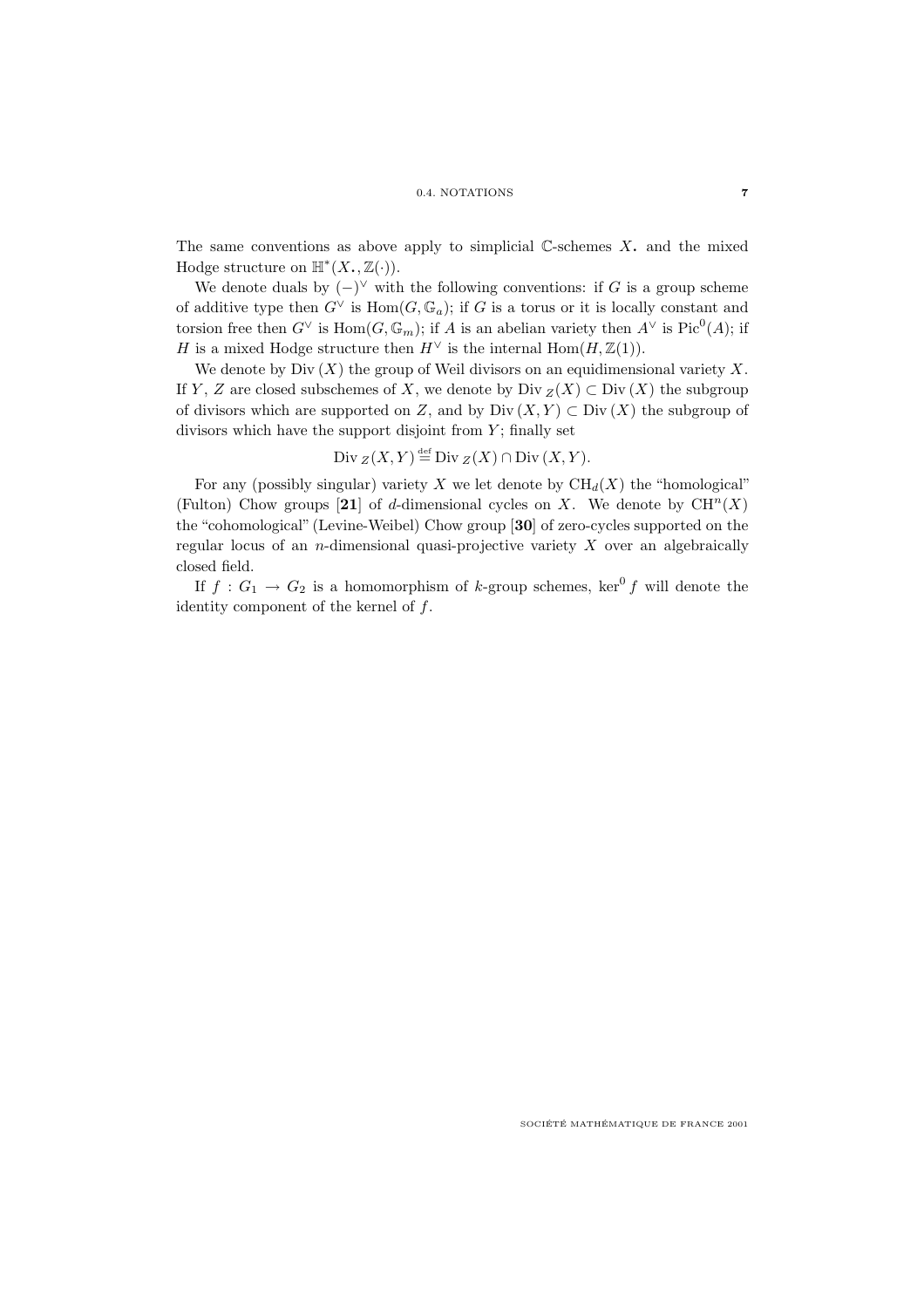The same conventions as above apply to simplicial $\mathbb{C}$-schemes $X_{\boldsymbol{\cdot}}$ and the mixed Hodge structure on $\mathbb{H}^*(X_{\boldsymbol{\cdot}}, \mathbb{Z}(\cdot))$.

We denote duals by $(-)^\vee$ with the following conventions: if $G$ is a group scheme of additive type then $G^\vee$ is $\mathrm{Hom}(G, \mathbb{G}_a)$; if $G$ is a torus or it is locally constant and torsion free then $G^\vee$ is $\mathrm{Hom}(G, \mathbb{G}_m)$; if $A$ is an abelian variety then $A^\vee$ is $\mathrm{Pic}^0(A)$; if $H$ is a mixed Hodge structure then $H^\vee$ is the internal $\mathrm{Hom}(H, \mathbb{Z}(1))$.

We denote by $\mathrm{Div}\,(X)$ the group of Weil divisors on an equidimensional variety $X$. If $Y$, $Z$ are closed subschemes of $X$, we denote by $\mathrm{Div}\,_Z(X) \subset \mathrm{Div}\,(X)$ the subgroup of divisors which are supported on $Z$, and by $\mathrm{Div}\,(X, Y) \subset \mathrm{Div}\,(X)$ the subgroup of divisors which have the support disjoint from $Y$; finally set

$$\mathrm{Div}\,_Z(X, Y) \stackrel{\text{def}}{=} \mathrm{Div}\,_Z(X) \cap \mathrm{Div}\,(X, Y).$$

For any (possibly singular) variety $X$ we let denote by $\mathrm{CH}_d(X)$ the "homological" (Fulton) Chow groups [**21**] of $d$-dimensional cycles on $X$. We denote by $\mathrm{CH}^n(X)$ the "cohomological" (Levine-Weibel) Chow group [**30**] of zero-cycles supported on the regular locus of an $n$-dimensional quasi-projective variety $X$ over an algebraically closed field.

If $f : G_1 \to G_2$ is a homomorphism of $k$-group schemes, $\ker^0 f$ will denote the identity component of the kernel of $f$.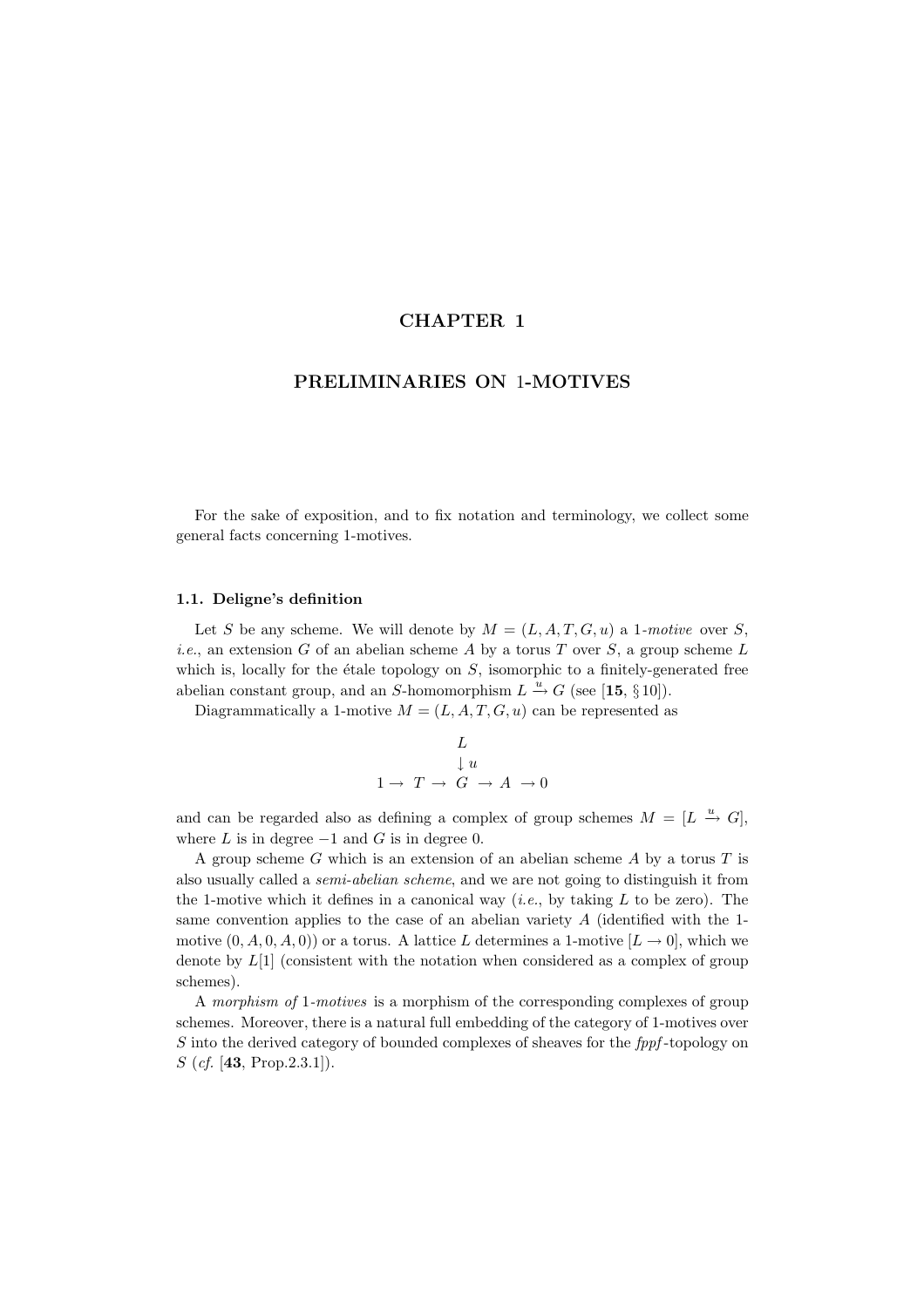# CHAPTER 1

# PRELIMINARIES ON 1-MOTIVES

For the sake of exposition, and to fix notation and terminology, we collect some general facts concerning 1-motives.

## 1.1. Deligne's definition

Let $S$ be any scheme. We will denote by $M = (L, A, T, G, u)$ a 1-*motive* over $S$, *i.e.*, an extension $G$ of an abelian scheme $A$ by a torus $T$ over $S$, a group scheme $L$ which is, locally for the étale topology on $S$, isomorphic to a finitely-generated free abelian constant group, and an $S$-homomorphism $L \xrightarrow{u} G$ (see [**15**, § 10]).

Diagrammatically a 1-motive $M = (L, A, T, G, u)$ can be represented as

$$
\begin{array}{ccccccccc}
 & & & & L & & & & \\
 & & & & \downarrow u & & & & \\
1 & \rightarrow & T & \rightarrow & G & \rightarrow & A & \rightarrow & 0
\end{array}
$$

and can be regarded also as defining a complex of group schemes $M = [L \xrightarrow{u} G]$, where $L$ is in degree $-1$ and $G$ is in degree 0.

A group scheme $G$ which is an extension of an abelian scheme $A$ by a torus $T$ is also usually called a *semi-abelian scheme*, and we are not going to distinguish it from the 1-motive which it defines in a canonical way (*i.e.*, by taking $L$ to be zero). The same convention applies to the case of an abelian variety $A$ (identified with the 1-motive $(0, A, 0, A, 0)$) or a torus. A lattice $L$ determines a 1-motive $[L \to 0]$, which we denote by $L[1]$ (consistent with the notation when considered as a complex of group schemes).

A *morphism of* 1-*motives* is a morphism of the corresponding complexes of group schemes. Moreover, there is a natural full embedding of the category of 1-motives over $S$ into the derived category of bounded complexes of sheaves for the *fppf*-topology on $S$ (*cf.* [**43**, Prop.2.3.1]).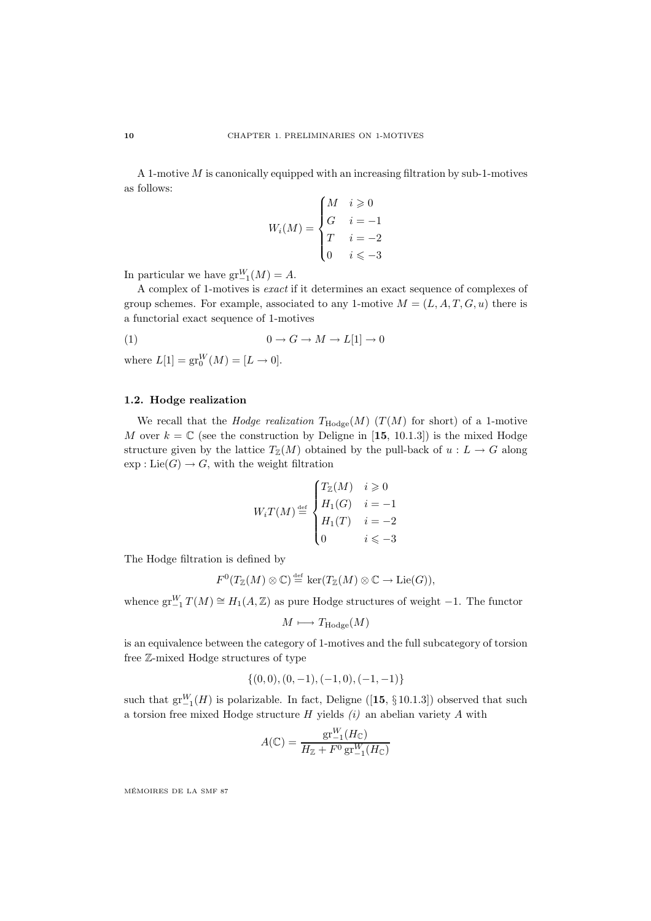A 1-motive $M$ is canonically equipped with an increasing filtration by sub-1-motives as follows:

$$W_i(M) = \begin{cases} M & i \geqslant 0 \\ G & i = -1 \\ T & i = -2 \\ 0 & i \leqslant -3 \end{cases}$$

In particular we have $\mathrm{gr}_{-1}^W(M) = A$.

A complex of 1-motives is *exact* if it determines an exact sequence of complexes of group schemes. For example, associated to any 1-motive $M = (L, A, T, G, u)$ there is a functorial exact sequence of 1-motives

$$0 \to G \to M \to L[1] \to 0 \tag{1}$$

where $L[1] = \mathrm{gr}_0^W(M) = [L \to 0]$.

### 1.2. Hodge realization

We recall that the *Hodge realization* $T_{\mathrm{Hodge}}(M)$ ($T(M)$ for short) of a 1-motive $M$ over $k = \mathbb{C}$ (see the construction by Deligne in [**15**, 10.1.3]) is the mixed Hodge structure given by the lattice $T_{\mathbb{Z}}(M)$ obtained by the pull-back of $u : L \to G$ along $\exp : \mathrm{Lie}(G) \to G$, with the weight filtration

$$W_i T(M) \stackrel{\text{def}}{=} \begin{cases} T_{\mathbb{Z}}(M) & i \geqslant 0 \\ H_1(G) & i = -1 \\ H_1(T) & i = -2 \\ 0 & i \leqslant -3 \end{cases}$$

The Hodge filtration is defined by

$$F^0(T_{\mathbb{Z}}(M) \otimes \mathbb{C}) \stackrel{\text{def}}{=} \ker(T_{\mathbb{Z}}(M) \otimes \mathbb{C} \to \mathrm{Lie}(G)),$$

whence $\mathrm{gr}_{-1}^W T(M) \cong H_1(A, \mathbb{Z})$ as pure Hodge structures of weight $-1$. The functor

$$M \longmapsto T_{\mathrm{Hodge}}(M)$$

is an equivalence between the category of 1-motives and the full subcategory of torsion free $\mathbb{Z}$-mixed Hodge structures of type

$$\{(0,0), (0,-1), (-1,0), (-1,-1)\}$$

such that $\mathrm{gr}_{-1}^W(H)$ is polarizable. In fact, Deligne ([**15**, § 10.1.3]) observed that such a torsion free mixed Hodge structure $H$ yields *(i)* an abelian variety $A$ with

$$A(\mathbb{C}) = \frac{\mathrm{gr}_{-1}^W(H_{\mathbb{C}})}{H_{\mathbb{Z}} + F^0 \, \mathrm{gr}_{-1}^W(H_{\mathbb{C}})}$$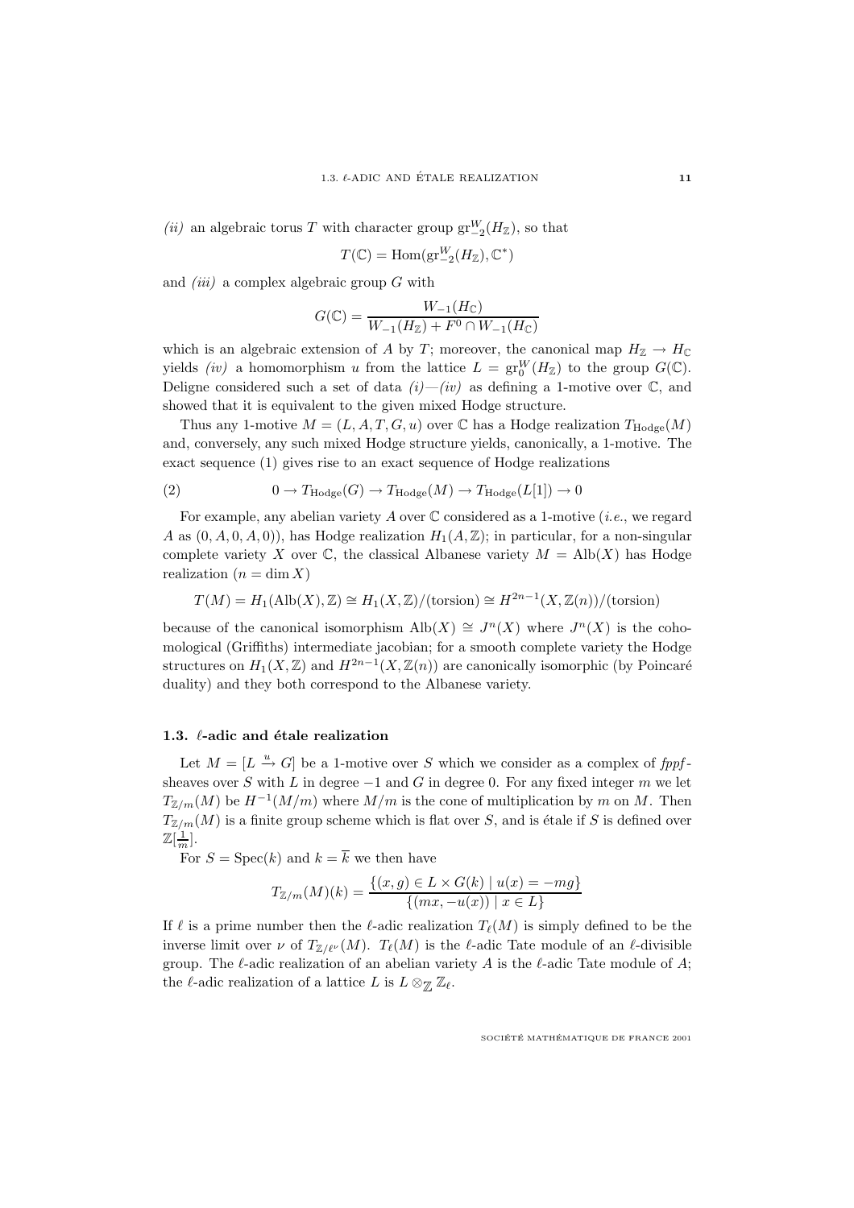*(ii)* an algebraic torus $T$ with character group $\mathrm{gr}^W_{-2}(H_{\mathbb{Z}})$, so that

$$T(\mathbb{C}) = \mathrm{Hom}(\mathrm{gr}^W_{-2}(H_{\mathbb{Z}}), \mathbb{C}^*)$$

and *(iii)* a complex algebraic group $G$ with

$$G(\mathbb{C}) = \frac{W_{-1}(H_{\mathbb{C}})}{W_{-1}(H_{\mathbb{Z}}) + F^0 \cap W_{-1}(H_{\mathbb{C}})}$$

which is an algebraic extension of $A$ by $T$; moreover, the canonical map $H_{\mathbb{Z}} \to H_{\mathbb{C}}$ yields *(iv)* a homomorphism $u$ from the lattice $L = \mathrm{gr}^W_0(H_{\mathbb{Z}})$ to the group $G(\mathbb{C})$. Deligne considered such a set of data *(i)*—*(iv)* as defining a 1-motive over $\mathbb{C}$, and showed that it is equivalent to the given mixed Hodge structure.

Thus any 1-motive $M = (L, A, T, G, u)$ over $\mathbb{C}$ has a Hodge realization $T_{\mathrm{Hodge}}(M)$ and, conversely, any such mixed Hodge structure yields, canonically, a 1-motive. The exact sequence (1) gives rise to an exact sequence of Hodge realizations

$$0 \to T_{\mathrm{Hodge}}(G) \to T_{\mathrm{Hodge}}(M) \to T_{\mathrm{Hodge}}(L[1]) \to 0 \tag{2}$$

For example, any abelian variety $A$ over $\mathbb{C}$ considered as a 1-motive (*i.e.*, we regard $A$ as $(0, A, 0, A, 0)$), has Hodge realization $H_1(A, \mathbb{Z})$; in particular, for a non-singular complete variety $X$ over $\mathbb{C}$, the classical Albanese variety $M = \mathrm{Alb}(X)$ has Hodge realization ($n = \dim X$)

$$T(M) = H_1(\mathrm{Alb}(X), \mathbb{Z}) \cong H_1(X, \mathbb{Z})/(\mathrm{torsion}) \cong H^{2n-1}(X, \mathbb{Z}(n))/(\mathrm{torsion})$$

because of the canonical isomorphism $\mathrm{Alb}(X) \cong J^n(X)$ where $J^n(X)$ is the cohomological (Griffiths) intermediate jacobian; for a smooth complete variety the Hodge structures on $H_1(X, \mathbb{Z})$ and $H^{2n-1}(X, \mathbb{Z}(n))$ are canonically isomorphic (by Poincaré duality) and they both correspond to the Albanese variety.

### 1.3. $\ell$-adic and étale realization

Let $M = [L \xrightarrow{u} G]$ be a 1-motive over $S$ which we consider as a complex of *fppf*-sheaves over $S$ with $L$ in degree $-1$ and $G$ in degree $0$. For any fixed integer $m$ we let $T_{\mathbb{Z}/m}(M)$ be $H^{-1}(M/m)$ where $M/m$ is the cone of multiplication by $m$ on $M$. Then $T_{\mathbb{Z}/m}(M)$ is a finite group scheme which is flat over $S$, and is étale if $S$ is defined over $\mathbb{Z}[\frac{1}{m}]$.

For $S = \mathrm{Spec}(k)$ and $k = \overline{k}$ we then have

$$T_{\mathbb{Z}/m}(M)(k) = \frac{\{(x, g) \in L \times G(k) \mid u(x) = -mg\}}{\{(mx, -u(x)) \mid x \in L\}}$$

If $\ell$ is a prime number then the $\ell$-adic realization $T_\ell(M)$ is simply defined to be the inverse limit over $\nu$ of $T_{\mathbb{Z}/\ell^\nu}(M)$. $T_\ell(M)$ is the $\ell$-adic Tate module of an $\ell$-divisible group. The $\ell$-adic realization of an abelian variety $A$ is the $\ell$-adic Tate module of $A$; the $\ell$-adic realization of a lattice $L$ is $L \otimes_{\mathbb{Z}} \mathbb{Z}_\ell$.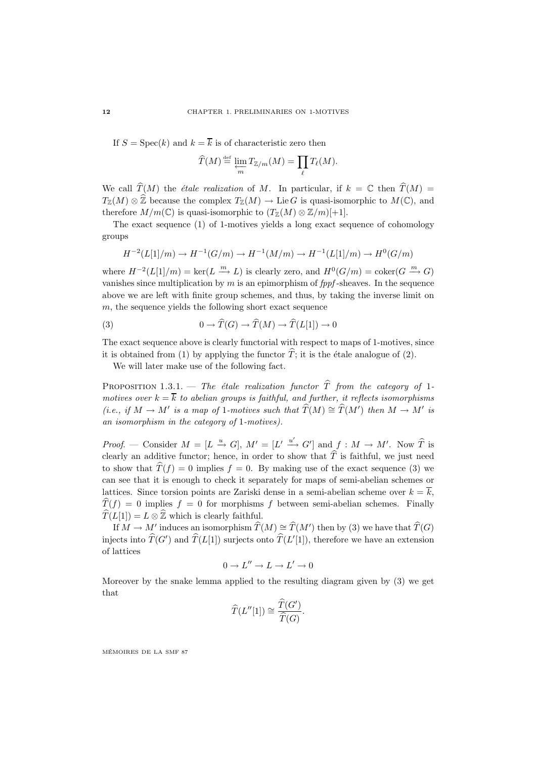If $S = \mathrm{Spec}(k)$ and $k = \overline{k}$ is of characteristic zero then

$$\widehat{T}(M) \stackrel{\text{def}}{=} \varprojlim_{m} T_{\mathbb{Z}/m}(M) = \prod_{\ell} T_\ell(M).$$

We call $\widehat{T}(M)$ the *étale realization* of $M$. In particular, if $k = \mathbb{C}$ then $\widehat{T}(M) = T_{\mathbb{Z}}(M) \otimes \widehat{\mathbb{Z}}$ because the complex $T_{\mathbb{Z}}(M) \to \mathrm{Lie}\, G$ is quasi-isomorphic to $M(\mathbb{C})$, and therefore $M/m(\mathbb{C})$ is quasi-isomorphic to $(T_{\mathbb{Z}}(M) \otimes \mathbb{Z}/m)[+1]$.

The exact sequence (1) of 1-motives yields a long exact sequence of cohomology groups

$$H^{-2}(L[1]/m) \to H^{-1}(G/m) \to H^{-1}(M/m) \to H^{-1}(L[1]/m) \to H^0(G/m)$$

where $H^{-2}(L[1]/m) = \ker(L \xrightarrow{m} L)$ is clearly zero, and $H^0(G/m) = \mathrm{coker}(G \xrightarrow{m} G)$ vanishes since multiplication by $m$ is an epimorphism of *fppf*-sheaves. In the sequence above we are left with finite group schemes, and thus, by taking the inverse limit on $m$, the sequence yields the following short exact sequence

$$0 \to \widehat{T}(G) \to \widehat{T}(M) \to \widehat{T}(L[1]) \to 0 \tag{3}$$

The exact sequence above is clearly functorial with respect to maps of 1-motives, since it is obtained from (1) by applying the functor $\widehat{T}$; it is the étale analogue of (2).

We will later make use of the following fact.

**Proposition 1.3.1.** — *The étale realization functor $\widehat{T}$ from the category of 1-motives over $k = \overline{k}$ to abelian groups is faithful, and further, it reflects isomorphisms (i.e., if $M \to M'$ is a map of 1-motives such that $\widehat{T}(M) \cong \widehat{T}(M')$ then $M \to M'$ is an isomorphism in the category of 1-motives).*

*Proof*. — Consider $M = [L \xrightarrow{u} G]$, $M' = [L' \xrightarrow{u'} G']$ and $f : M \to M'$. Now $\widehat{T}$ is clearly an additive functor; hence, in order to show that $\widehat{T}$ is faithful, we just need to show that $\widehat{T}(f) = 0$ implies $f = 0$. By making use of the exact sequence (3) we can see that it is enough to check it separately for maps of semi-abelian schemes or lattices. Since torsion points are Zariski dense in a semi-abelian scheme over $k = \overline{k}$, $\widehat{T}(f) = 0$ implies $f = 0$ for morphisms $f$ between semi-abelian schemes. Finally $\widehat{T}(L[1]) = L \otimes \widehat{\mathbb{Z}}$ which is clearly faithful.

If $M \to M'$ induces an isomorphism $\widehat{T}(M) \cong \widehat{T}(M')$ then by (3) we have that $\widehat{T}(G)$ injects into $\widehat{T}(G')$ and $\widehat{T}(L[1])$ surjects onto $\widehat{T}(L'[1])$, therefore we have an extension of lattices

$$0 \to L'' \to L \to L' \to 0$$

Moreover by the snake lemma applied to the resulting diagram given by (3) we get that

$$\widehat{T}(L''[1]) \cong \frac{\widehat{T}(G')}{\widehat{T}(G)}.$$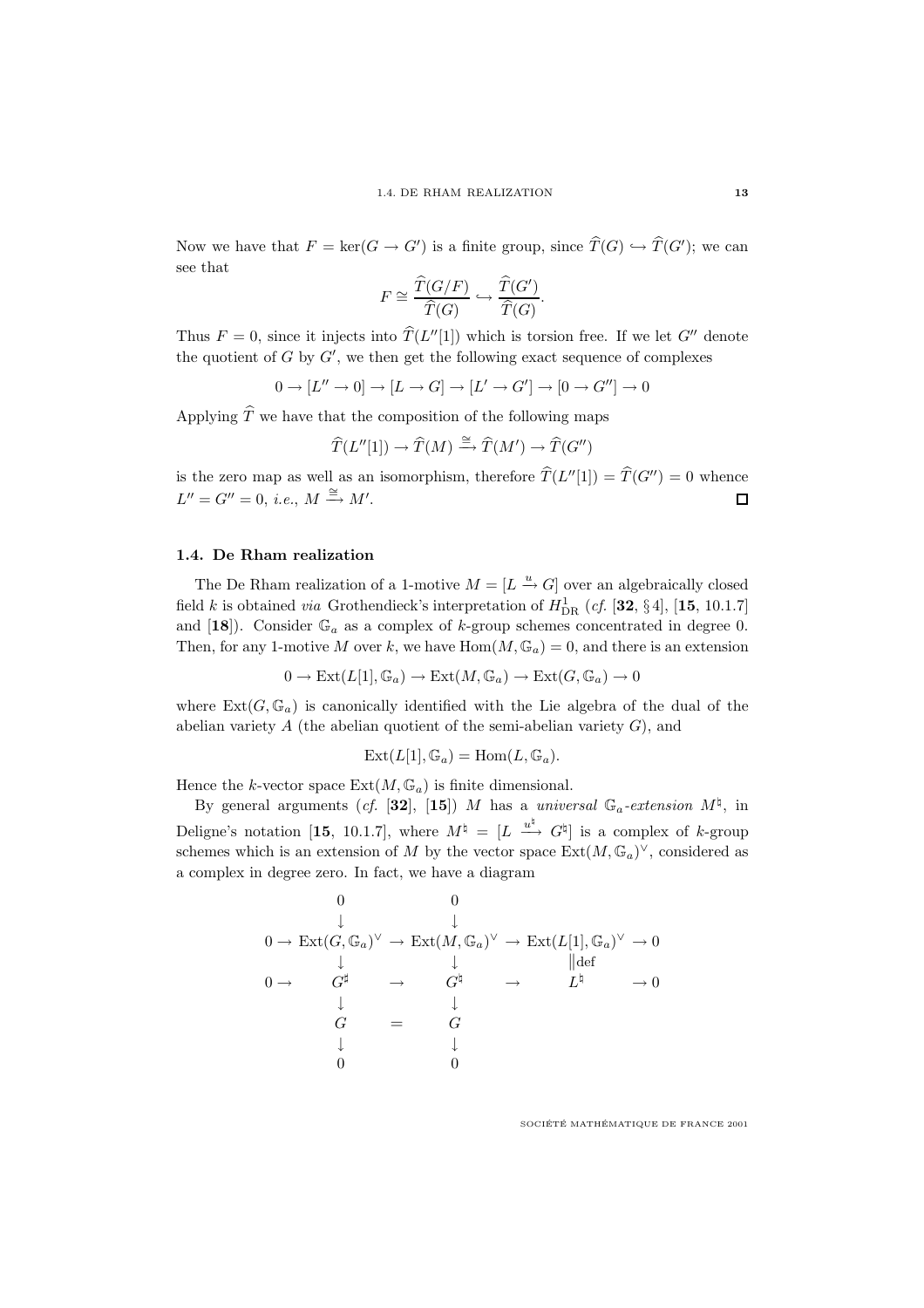Now we have that $F = \ker(G \to G')$ is a finite group, since $\widehat{T}(G) \hookrightarrow \widehat{T}(G')$; we can see that

$$F \cong \frac{\widehat{T}(G/F)}{\widehat{T}(G)} \hookrightarrow \frac{\widehat{T}(G')}{\widehat{T}(G)}.$$

Thus $F = 0$, since it injects into $\widehat{T}(L''[1])$ which is torsion free. If we let $G''$ denote the quotient of $G$ by $G'$, we then get the following exact sequence of complexes

$$0 \to [L'' \to 0] \to [L \to G] \to [L' \to G'] \to [0 \to G''] \to 0$$

Applying $\widehat{T}$ we have that the composition of the following maps

$$\widehat{T}(L''[1]) \to \widehat{T}(M) \xrightarrow{\cong} \widehat{T}(M') \to \widehat{T}(G'')$$

is the zero map as well as an isomorphism, therefore $\widehat{T}(L''[1]) = \widehat{T}(G'') = 0$ whence $L'' = G'' = 0$, *i.e.*, $M \xrightarrow{\cong} M'$. ☐

### 1.4. De Rham realization

The De Rham realization of a 1-motive $M = [L \xrightarrow{u} G]$ over an algebraically closed field $k$ is obtained *via* Grothendieck's interpretation of $H^1_{\mathrm{DR}}$ (*cf.* [**32**, §4], [**15**, 10.1.7] and [**18**]). Consider $\mathbb{G}_a$ as a complex of $k$-group schemes concentrated in degree 0. Then, for any 1-motive $M$ over $k$, we have $\mathrm{Hom}(M, \mathbb{G}_a) = 0$, and there is an extension

$$0 \to \mathrm{Ext}(L[1], \mathbb{G}_a) \to \mathrm{Ext}(M, \mathbb{G}_a) \to \mathrm{Ext}(G, \mathbb{G}_a) \to 0$$

where $\mathrm{Ext}(G, \mathbb{G}_a)$ is canonically identified with the Lie algebra of the dual of the abelian variety $A$ (the abelian quotient of the semi-abelian variety $G$), and

$$\mathrm{Ext}(L[1], \mathbb{G}_a) = \mathrm{Hom}(L, \mathbb{G}_a).$$

Hence the $k$-vector space $\mathrm{Ext}(M, \mathbb{G}_a)$ is finite dimensional.

By general arguments (*cf.* [**32**], [**15**]) $M$ has a *universal* $\mathbb{G}_a$*-extension* $M^\natural$, in Deligne's notation [**15**, 10.1.7], where $M^\natural = [L \xrightarrow{u^\natural} G^\natural]$ is a complex of $k$-group schemes which is an extension of $M$ by the vector space $\mathrm{Ext}(M, \mathbb{G}_a)^\vee$, considered as a complex in degree zero. In fact, we have a diagram

$$\begin{array}{ccccccc}
 & 0 & & 0 & & & \\
 & \downarrow & & \downarrow & & & \\
0 \to & \mathrm{Ext}(G, \mathbb{G}_a)^\vee & \to & \mathrm{Ext}(M, \mathbb{G}_a)^\vee & \to & \mathrm{Ext}(L[1], \mathbb{G}_a)^\vee & \to 0 \\
 & \downarrow & & \downarrow & & \|\mathrm{def} & \\
0 \to & G^\sharp & \to & G^\natural & \to & L^\natural & \to 0 \\
 & \downarrow & & \downarrow & & & \\
 & G & = & G & & & \\
 & \downarrow & & \downarrow & & & \\
 & 0 & & 0 & & &
\end{array}$$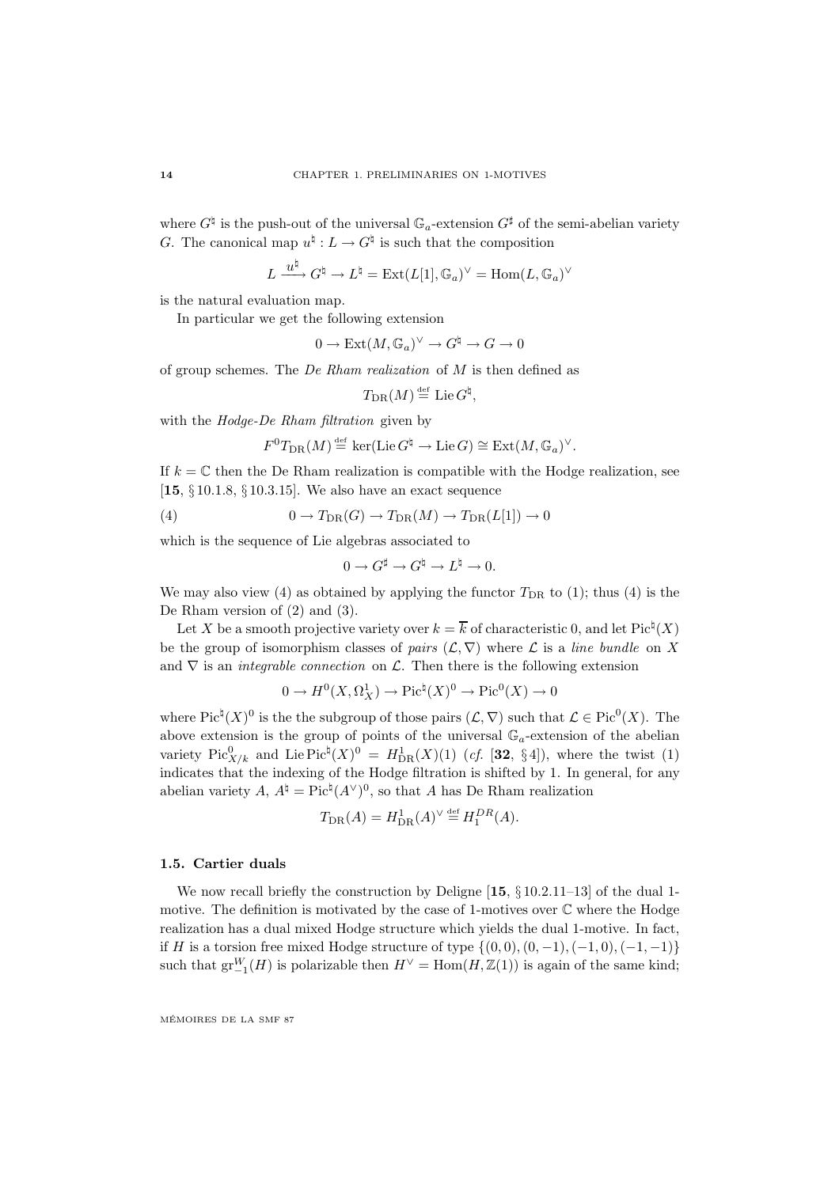where $G^\natural$ is the push-out of the universal $\mathbb{G}_a$-extension $G^\sharp$ of the semi-abelian variety $G$. The canonical map $u^\natural : L \to G^\natural$ is such that the composition

$$L \xrightarrow{u^\natural} G^\natural \to L^\natural = \mathrm{Ext}(L[1], \mathbb{G}_a)^\vee = \mathrm{Hom}(L, \mathbb{G}_a)^\vee$$

is the natural evaluation map.

In particular we get the following extension

$$0 \to \mathrm{Ext}(M, \mathbb{G}_a)^\vee \to G^\natural \to G \to 0$$

of group schemes. The *De Rham realization* of $M$ is then defined as

$$T_{\mathrm{DR}}(M) \stackrel{\mathrm{def}}{=} \mathrm{Lie}\, G^\natural,$$

with the *Hodge-De Rham filtration* given by

$$F^0 T_{\mathrm{DR}}(M) \stackrel{\mathrm{def}}{=} \ker(\mathrm{Lie}\, G^\natural \to \mathrm{Lie}\, G) \cong \mathrm{Ext}(M, \mathbb{G}_a)^\vee.$$

If $k = \mathbb{C}$ then the De Rham realization is compatible with the Hodge realization, see [**15**, § 10.1.8, § 10.3.15]. We also have an exact sequence

$$0 \to T_{\mathrm{DR}}(G) \to T_{\mathrm{DR}}(M) \to T_{\mathrm{DR}}(L[1]) \to 0 \tag{4}$$

which is the sequence of Lie algebras associated to

$$0 \to G^\sharp \to G^\natural \to L^\natural \to 0.$$

We may also view (4) as obtained by applying the functor $T_{\mathrm{DR}}$ to (1); thus (4) is the De Rham version of (2) and (3).

Let $X$ be a smooth projective variety over $k = \overline{k}$ of characteristic 0, and let $\mathrm{Pic}^\natural(X)$ be the group of isomorphism classes of *pairs* $(\mathcal{L}, \nabla)$ where $\mathcal{L}$ is a *line bundle* on $X$ and $\nabla$ is an *integrable connection* on $\mathcal{L}$. Then there is the following extension

$$0 \to H^0(X, \Omega^1_X) \to \mathrm{Pic}^\natural(X)^0 \to \mathrm{Pic}^0(X) \to 0$$

where $\mathrm{Pic}^\natural(X)^0$ is the the subgroup of those pairs $(\mathcal{L}, \nabla)$ such that $\mathcal{L} \in \mathrm{Pic}^0(X)$. The above extension is the group of points of the universal $\mathbb{G}_a$-extension of the abelian variety $\mathrm{Pic}^0_{X/k}$ and $\mathrm{Lie}\,\mathrm{Pic}^\natural(X)^0 = H^1_{\mathrm{DR}}(X)(1)$ (*cf.* [**32**, § 4]), where the twist (1) indicates that the indexing of the Hodge filtration is shifted by 1. In general, for any abelian variety $A$, $A^\natural = \mathrm{Pic}^\natural(A^\vee)^0$, so that $A$ has De Rham realization

$$T_{\mathrm{DR}}(A) = H^1_{\mathrm{DR}}(A)^\vee \stackrel{\mathrm{def}}{=} H^{DR}_1(A).$$

### 1.5. Cartier duals

We now recall briefly the construction by Deligne [**15**, § 10.2.11–13] of the dual 1-motive. The definition is motivated by the case of 1-motives over $\mathbb{C}$ where the Hodge realization has a dual mixed Hodge structure which yields the dual 1-motive. In fact, if $H$ is a torsion free mixed Hodge structure of type $\{(0,0), (0,-1), (-1,0), (-1,-1)\}$ such that $\mathrm{gr}^W_{-1}(H)$ is polarizable then $H^\vee = \mathrm{Hom}(H, \mathbb{Z}(1))$ is again of the same kind;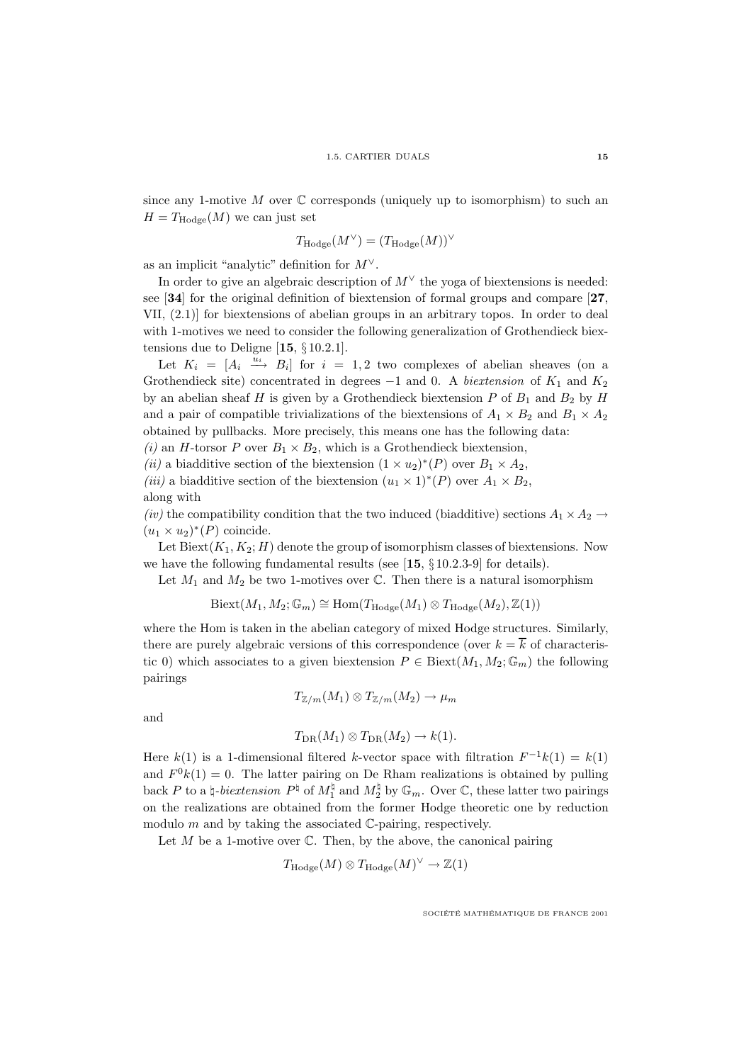since any 1-motive $M$ over $\mathbb{C}$ corresponds (uniquely up to isomorphism) to such an $H = T_{\mathrm{Hodge}}(M)$ we can just set

$$T_{\mathrm{Hodge}}(M^\vee) = (T_{\mathrm{Hodge}}(M))^\vee$$

as an implicit "analytic" definition for $M^\vee$.

In order to give an algebraic description of $M^\vee$ the yoga of biextensions is needed: see [**34**] for the original definition of biextension of formal groups and compare [**27**, VII, (2.1)] for biextensions of abelian groups in an arbitrary topos. In order to deal with 1-motives we need to consider the following generalization of Grothendieck biextensions due to Deligne [**15**, §10.2.1].

Let $K_i = [A_i \xrightarrow{u_i} B_i]$ for $i = 1, 2$ two complexes of abelian sheaves (on a Grothendieck site) concentrated in degrees $-1$ and $0$. A *biextension* of $K_1$ and $K_2$ by an abelian sheaf $H$ is given by a Grothendieck biextension $P$ of $B_1$ and $B_2$ by $H$ and a pair of compatible trivializations of the biextensions of $A_1 \times B_2$ and $B_1 \times A_2$ obtained by pullbacks. More precisely, this means one has the following data:
*(i)* an $H$-torsor $P$ over $B_1 \times B_2$, which is a Grothendieck biextension,
*(ii)* a biadditive section of the biextension $(1 \times u_2)^*(P)$ over $B_1 \times A_2$,
*(iii)* a biadditive section of the biextension $(u_1 \times 1)^*(P)$ over $A_1 \times B_2$,
along with
*(iv)* the compatibility condition that the two induced (biadditive) sections $A_1 \times A_2 \to (u_1 \times u_2)^*(P)$ coincide.

Let $\mathrm{Biext}(K_1, K_2; H)$ denote the group of isomorphism classes of biextensions. Now we have the following fundamental results (see [**15**, §10.2.3-9] for details).

Let $M_1$ and $M_2$ be two 1-motives over $\mathbb{C}$. Then there is a natural isomorphism

$$\mathrm{Biext}(M_1, M_2; \mathbb{G}_m) \cong \mathrm{Hom}(T_{\mathrm{Hodge}}(M_1) \otimes T_{\mathrm{Hodge}}(M_2), \mathbb{Z}(1))$$

where the Hom is taken in the abelian category of mixed Hodge structures. Similarly, there are purely algebraic versions of this correspondence (over $k = \overline{k}$ of characteristic 0) which associates to a given biextension $P \in \mathrm{Biext}(M_1, M_2; \mathbb{G}_m)$ the following pairings

$$T_{\mathbb{Z}/m}(M_1) \otimes T_{\mathbb{Z}/m}(M_2) \to \mu_m$$

and

$$T_{\mathrm{DR}}(M_1) \otimes T_{\mathrm{DR}}(M_2) \to k(1).$$

Here $k(1)$ is a 1-dimensional filtered $k$-vector space with filtration $F^{-1}k(1) = k(1)$ and $F^0 k(1) = 0$. The latter pairing on De Rham realizations is obtained by pulling back $P$ to a $\natural$-*biextension* $P^\natural$ of $M_1^\natural$ and $M_2^\natural$ by $\mathbb{G}_m$. Over $\mathbb{C}$, these latter two pairings on the realizations are obtained from the former Hodge theoretic one by reduction modulo $m$ and by taking the associated $\mathbb{C}$-pairing, respectively.

Let $M$ be a 1-motive over $\mathbb{C}$. Then, by the above, the canonical pairing

$$T_{\mathrm{Hodge}}(M) \otimes T_{\mathrm{Hodge}}(M)^\vee \to \mathbb{Z}(1)$$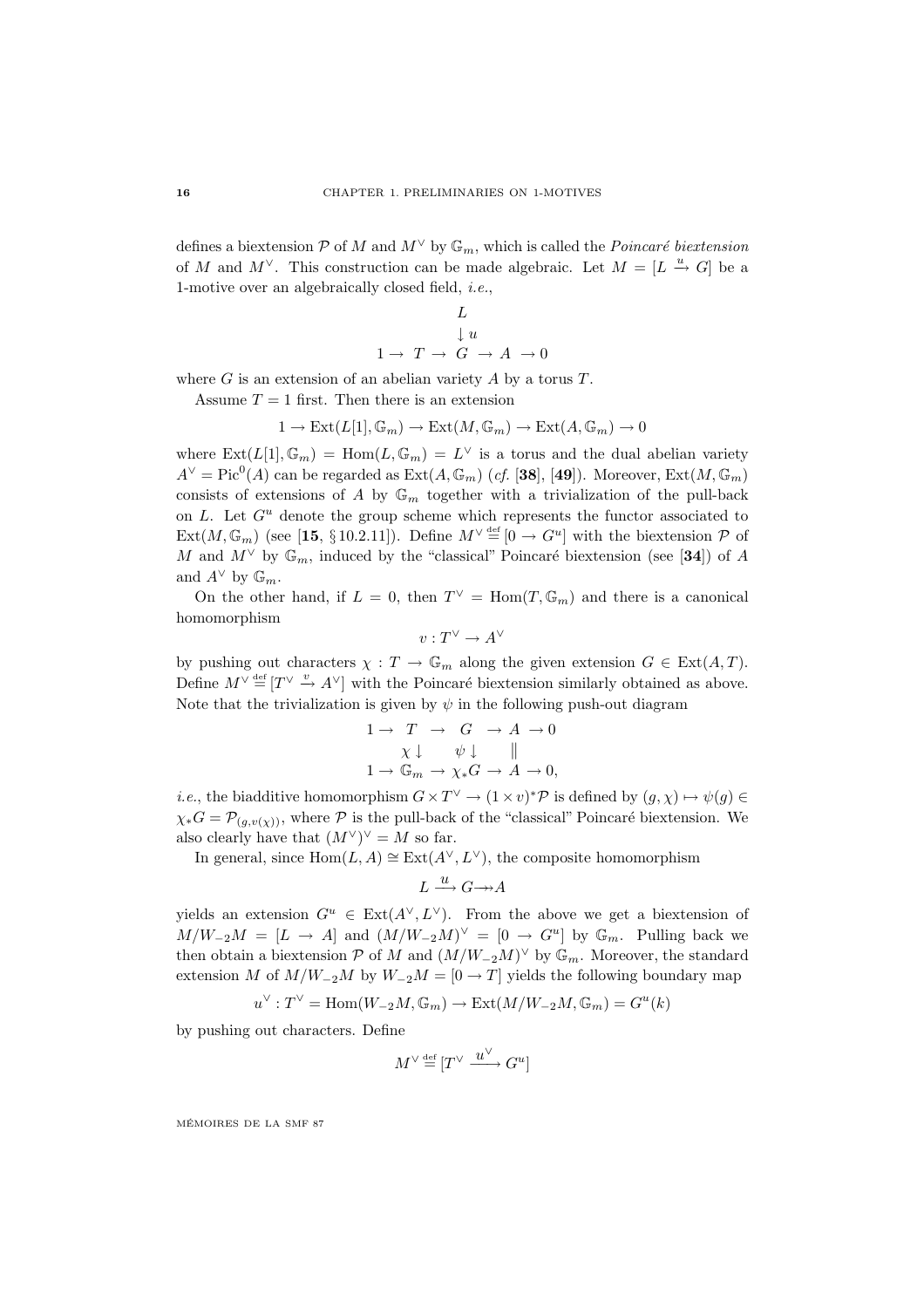defines a biextension $\mathcal{P}$ of $M$ and $M^\vee$ by $\mathbb{G}_m$, which is called the *Poincaré biextension* of $M$ and $M^\vee$. This construction can be made algebraic. Let $M = [L \xrightarrow{u} G]$ be a 1-motive over an algebraically closed field, *i.e.*,

$$\begin{array}{ccccccc} & & & L & & & \\ & & & \downarrow u & & & \\ 1 \to & T & \to & G & \to & A & \to 0 \end{array}$$

where $G$ is an extension of an abelian variety $A$ by a torus $T$.

Assume $T = 1$ first. Then there is an extension

$$1 \to \operatorname{Ext}(L[1], \mathbb{G}_m) \to \operatorname{Ext}(M, \mathbb{G}_m) \to \operatorname{Ext}(A, \mathbb{G}_m) \to 0$$

where $\operatorname{Ext}(L[1], \mathbb{G}_m) = \operatorname{Hom}(L, \mathbb{G}_m) = L^\vee$ is a torus and the dual abelian variety $A^\vee = \operatorname{Pic}^0(A)$ can be regarded as $\operatorname{Ext}(A, \mathbb{G}_m)$ (*cf.* [**38**], [**49**]). Moreover, $\operatorname{Ext}(M, \mathbb{G}_m)$ consists of extensions of $A$ by $\mathbb{G}_m$ together with a trivialization of the pull-back on $L$. Let $G^u$ denote the group scheme which represents the functor associated to $\operatorname{Ext}(M, \mathbb{G}_m)$ (see [**15**, § 10.2.11]). Define $M^\vee \stackrel{\text{def}}{=} [0 \to G^u]$ with the biextension $\mathcal{P}$ of $M$ and $M^\vee$ by $\mathbb{G}_m$, induced by the "classical" Poincaré biextension (see [**34**]) of $A$ and $A^\vee$ by $\mathbb{G}_m$.

On the other hand, if $L = 0$, then $T^\vee = \operatorname{Hom}(T, \mathbb{G}_m)$ and there is a canonical homomorphism

$$v : T^\vee \to A^\vee$$

by pushing out characters $\chi : T \to \mathbb{G}_m$ along the given extension $G \in \operatorname{Ext}(A, T)$. Define $M^\vee \stackrel{\text{def}}{=} [T^\vee \xrightarrow{v} A^\vee]$ with the Poincaré biextension similarly obtained as above. Note that the trivialization is given by $\psi$ in the following push-out diagram

$$\begin{array}{ccccccc} 1 \to & T & \to & G & \to & A & \to 0 \\ & \chi \downarrow & & \psi \downarrow & & \| & \\ 1 \to & \mathbb{G}_m & \to & \chi_* G & \to & A & \to 0, \end{array}$$

*i.e.*, the biadditive homomorphism $G \times T^\vee \to (1 \times v)^* \mathcal{P}$ is defined by $(g, \chi) \mapsto \psi(g) \in \chi_* G = \mathcal{P}_{(g, v(\chi))}$, where $\mathcal{P}$ is the pull-back of the "classical" Poincaré biextension. We also clearly have that $(M^\vee)^\vee = M$ so far.

In general, since $\operatorname{Hom}(L, A) \cong \operatorname{Ext}(A^\vee, L^\vee)$, the composite homomorphism

$$L \xrightarrow{u} G \twoheadrightarrow A$$

yields an extension $G^u \in \operatorname{Ext}(A^\vee, L^\vee)$. From the above we get a biextension of $M/W_{-2}M = [L \to A]$ and $(M/W_{-2}M)^\vee = [0 \to G^u]$ by $\mathbb{G}_m$. Pulling back we then obtain a biextension $\mathcal{P}$ of $M$ and $(M/W_{-2}M)^\vee$ by $\mathbb{G}_m$. Moreover, the standard extension $M$ of $M/W_{-2}M$ by $W_{-2}M = [0 \to T]$ yields the following boundary map

$$u^\vee : T^\vee = \operatorname{Hom}(W_{-2}M, \mathbb{G}_m) \to \operatorname{Ext}(M/W_{-2}M, \mathbb{G}_m) = G^u(k)$$

by pushing out characters. Define

$$M^\vee \stackrel{\text{def}}{=} [T^\vee \xrightarrow{u^\vee} G^u]$$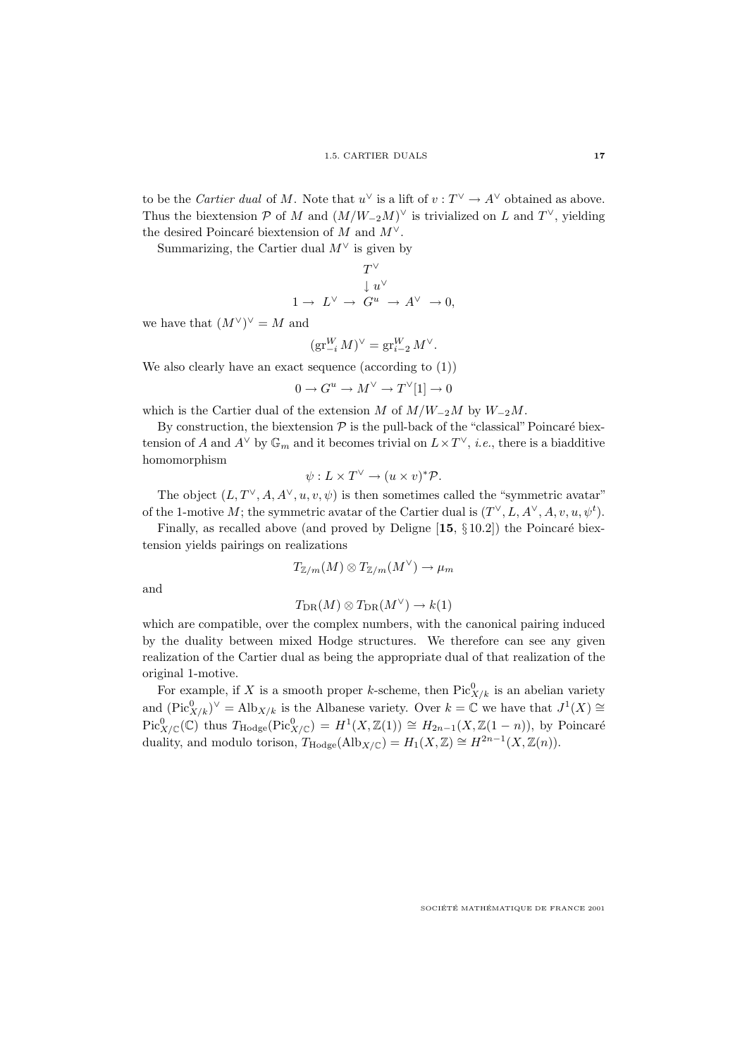to be the *Cartier dual* of $M$. Note that $u^\vee$ is a lift of $v : T^\vee \to A^\vee$ obtained as above. Thus the biextension $\mathcal{P}$ of $M$ and $(M/W_{-2}M)^\vee$ is trivialized on $L$ and $T^\vee$, yielding the desired Poincaré biextension of $M$ and $M^\vee$.

Summarizing, the Cartier dual $M^\vee$ is given by

$$\begin{array}{ccccccc} & & T^\vee & & & & \\ & & \downarrow u^\vee & & & & \\ 1 \to & L^\vee \to & G^u & \to A^\vee & \to 0, \end{array}$$

we have that $(M^\vee)^\vee = M$ and

$$(\mathrm{gr}^W_{-i} M)^\vee = \mathrm{gr}^W_{i-2} M^\vee.$$

We also clearly have an exact sequence (according to (1))

$$0 \to G^u \to M^\vee \to T^\vee[1] \to 0$$

which is the Cartier dual of the extension $M$ of $M/W_{-2}M$ by $W_{-2}M$.

By construction, the biextension $\mathcal{P}$ is the pull-back of the "classical" Poincaré biextension of $A$ and $A^\vee$ by $\mathbb{G}_m$ and it becomes trivial on $L \times T^\vee$, *i.e.*, there is a biadditive homomorphism

$$\psi : L \times T^\vee \to (u \times v)^* \mathcal{P}.$$

The object $(L, T^\vee, A, A^\vee, u, v, \psi)$ is then sometimes called the "symmetric avatar" of the 1-motive $M$; the symmetric avatar of the Cartier dual is $(T^\vee, L, A^\vee, A, v, u, \psi^t)$.

Finally, as recalled above (and proved by Deligne [**15**, § 10.2]) the Poincaré biextension yields pairings on realizations

$$T_{\mathbb{Z}/m}(M) \otimes T_{\mathbb{Z}/m}(M^\vee) \to \mu_m$$

and

$$T_{\mathrm{DR}}(M) \otimes T_{\mathrm{DR}}(M^\vee) \to k(1)$$

which are compatible, over the complex numbers, with the canonical pairing induced by the duality between mixed Hodge structures. We therefore can see any given realization of the Cartier dual as being the appropriate dual of that realization of the original 1-motive.

For example, if $X$ is a smooth proper $k$-scheme, then $\mathrm{Pic}^0_{X/k}$ is an abelian variety and $(\mathrm{Pic}^0_{X/k})^\vee = \mathrm{Alb}_{X/k}$ is the Albanese variety. Over $k = \mathbb{C}$ we have that $J^1(X) \cong \mathrm{Pic}^0_{X/\mathbb{C}}(\mathbb{C})$ thus $T_{\mathrm{Hodge}}(\mathrm{Pic}^0_{X/\mathbb{C}}) = H^1(X, \mathbb{Z}(1)) \cong H_{2n-1}(X, \mathbb{Z}(1-n))$, by Poincaré duality, and modulo torison, $T_{\mathrm{Hodge}}(\mathrm{Alb}_{X/\mathbb{C}}) = H_1(X, \mathbb{Z}) \cong H^{2n-1}(X, \mathbb{Z}(n))$.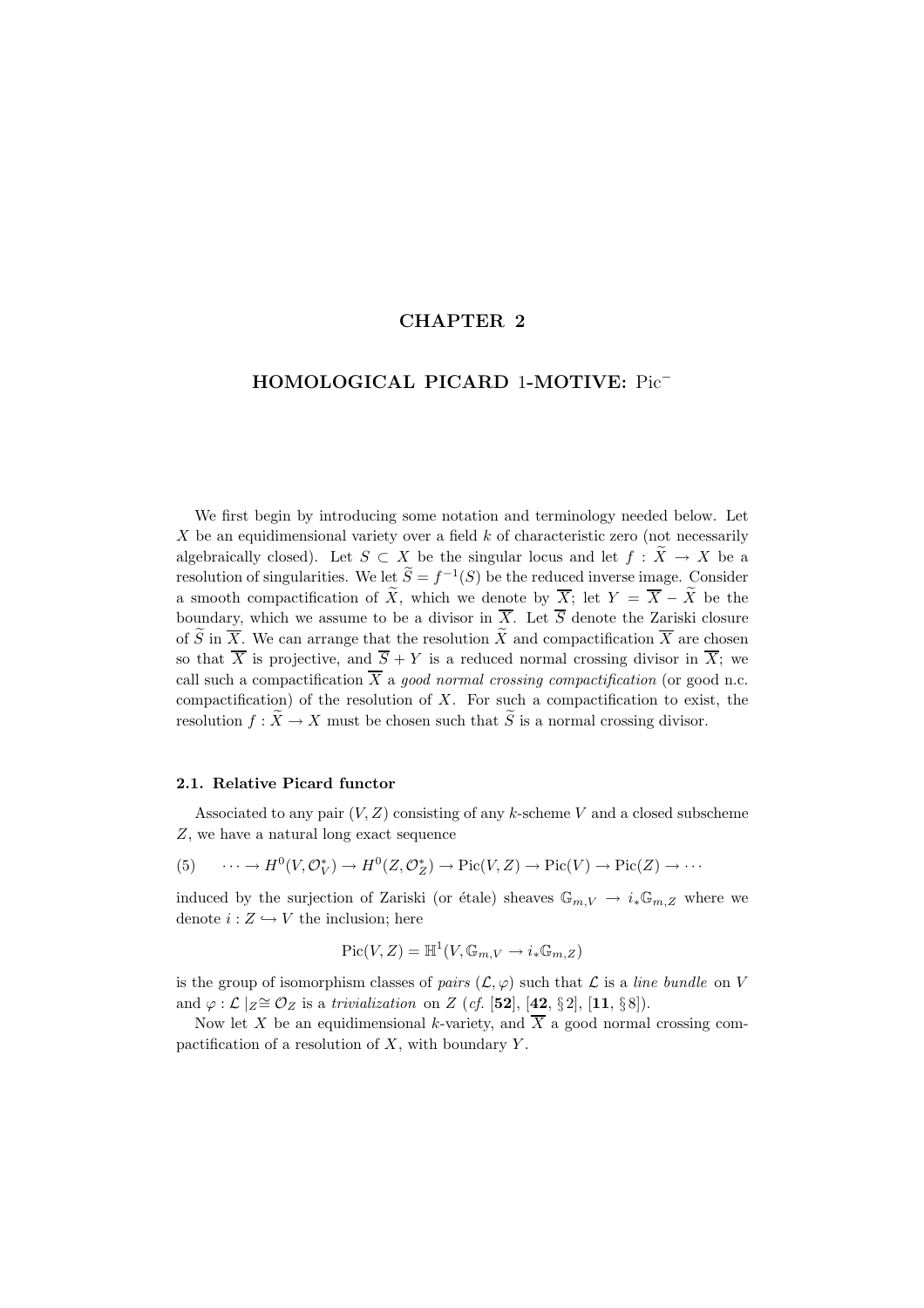# CHAPTER 2

## HOMOLOGICAL PICARD 1-MOTIVE: $\mathrm{Pic}^{-}$

We first begin by introducing some notation and terminology needed below. Let $X$ be an equidimensional variety over a field $k$ of characteristic zero (not necessarily algebraically closed). Let $S \subset X$ be the singular locus and let $f : \widetilde{X} \to X$ be a resolution of singularities. We let $\widetilde{S} = f^{-1}(S)$ be the reduced inverse image. Consider a smooth compactification of $\widetilde{X}$, which we denote by $\overline{X}$; let $Y = \overline{X} - \widetilde{X}$ be the boundary, which we assume to be a divisor in $\overline{X}$. Let $\overline{S}$ denote the Zariski closure of $\widetilde{S}$ in $\overline{X}$. We can arrange that the resolution $\widetilde{X}$ and compactification $\overline{X}$ are chosen so that $\overline{X}$ is projective, and $\overline{S} + Y$ is a reduced normal crossing divisor in $\overline{X}$; we call such a compactification $\overline{X}$ a *good normal crossing compactification* (or good n.c. compactification) of the resolution of $X$. For such a compactification to exist, the resolution $f : \widetilde{X} \to X$ must be chosen such that $\widetilde{S}$ is a normal crossing divisor.

### 2.1. Relative Picard functor

Associated to any pair $(V, Z)$ consisting of any $k$-scheme $V$ and a closed subscheme $Z$, we have a natural long exact sequence

$$(5) \qquad \cdots \to H^0(V, \mathcal{O}_V^*) \to H^0(Z, \mathcal{O}_Z^*) \to \mathrm{Pic}(V, Z) \to \mathrm{Pic}(V) \to \mathrm{Pic}(Z) \to \cdots$$

induced by the surjection of Zariski (or étale) sheaves $\mathbb{G}_{m,V} \to i_*\mathbb{G}_{m,Z}$ where we denote $i : Z \hookrightarrow V$ the inclusion; here

$$\mathrm{Pic}(V, Z) = \mathbb{H}^1(V, \mathbb{G}_{m,V} \to i_*\mathbb{G}_{m,Z})$$

is the group of isomorphism classes of *pairs* $(\mathcal{L}, \varphi)$ such that $\mathcal{L}$ is a *line bundle* on $V$ and $\varphi : \mathcal{L} \mid_Z \cong \mathcal{O}_Z$ is a *trivialization* on $Z$ (*cf.* [**52**], [**42**, § 2], [**11**, § 8]).

Now let $X$ be an equidimensional $k$-variety, and $\overline{X}$ a good normal crossing compactification of a resolution of $X$, with boundary $Y$.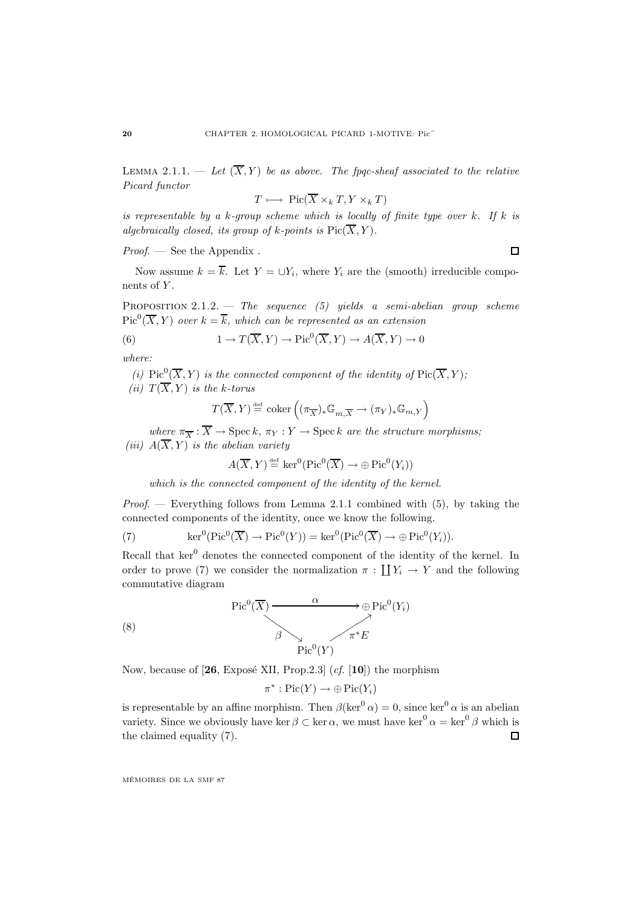LEMMA 2.1.1. — *Let $(\overline{X}, Y)$ be as above. The fpqc-sheaf associated to the relative Picard functor*

$$T \longmapsto \operatorname{Pic}(\overline{X} \times_k T, Y \times_k T)$$

*is representable by a $k$-group scheme which is locally of finite type over $k$. If $k$ is algebraically closed, its group of $k$-points is $\operatorname{Pic}(\overline{X}, Y)$.*

*Proof.* — See the Appendix . □

Now assume $k = \overline{k}$. Let $Y = \cup Y_i$, where $Y_i$ are the (smooth) irreducible components of $Y$.

PROPOSITION 2.1.2. — *The sequence (5) yields a semi-abelian group scheme $\operatorname{Pic}^0(\overline{X}, Y)$ over $k = \overline{k}$, which can be represented as an extension*

$$1 \to T(\overline{X}, Y) \to \operatorname{Pic}^0(\overline{X}, Y) \to A(\overline{X}, Y) \to 0 \tag{6}$$

*where:*

*(i) $\operatorname{Pic}^0(\overline{X}, Y)$ is the connected component of the identity of $\operatorname{Pic}(\overline{X}, Y)$;*

*(ii) $T(\overline{X}, Y)$ is the $k$-torus*

$$T(\overline{X}, Y) \stackrel{\text{def}}{=} \operatorname{coker}\left((\pi_{\overline{X}})_* \mathbb{G}_{m,\overline{X}} \to (\pi_Y)_* \mathbb{G}_{m,Y}\right)$$

*where $\pi_{\overline{X}} : \overline{X} \to \operatorname{Spec} k$, $\pi_Y : Y \to \operatorname{Spec} k$ are the structure morphisms;*

*(iii) $A(\overline{X}, Y)$ is the abelian variety*

$$A(\overline{X}, Y) \stackrel{\text{def}}{=} \ker^0(\operatorname{Pic}^0(\overline{X}) \to \oplus \operatorname{Pic}^0(Y_i))$$

*which is the connected component of the identity of the kernel.*

*Proof.* — Everything follows from Lemma 2.1.1 combined with (5), by taking the connected components of the identity, once we know the following.

$$\ker^0(\operatorname{Pic}^0(\overline{X}) \to \operatorname{Pic}^0(Y)) = \ker^0(\operatorname{Pic}^0(\overline{X}) \to \oplus \operatorname{Pic}^0(Y_i)). \tag{7}$$

Recall that $\ker^0$ denotes the connected component of the identity of the kernel. In order to prove (7) we consider the normalization $\pi : \coprod Y_i \to Y$ and the following commutative diagram

$$\begin{array}{ccc} \operatorname{Pic}^0(\overline{X}) & \xrightarrow{\quad\alpha\quad} & \oplus \operatorname{Pic}^0(Y_i) \\ & \searrow^{\beta} \quad \nearrow_{\pi^*E} & \\ & \operatorname{Pic}^0(Y) & \end{array} \tag{8}$$

Now, because of [**26**, Exposé XII, Prop.2.3] (*cf.* [**10**]) the morphism

$$\pi^* : \operatorname{Pic}(Y) \to \oplus \operatorname{Pic}(Y_i)$$

is representable by an affine morphism. Then $\beta(\ker^0 \alpha) = 0$, since $\ker^0 \alpha$ is an abelian variety. Since we obviously have $\ker \beta \subset \ker \alpha$, we must have $\ker^0 \alpha = \ker^0 \beta$ which is the claimed equality (7). □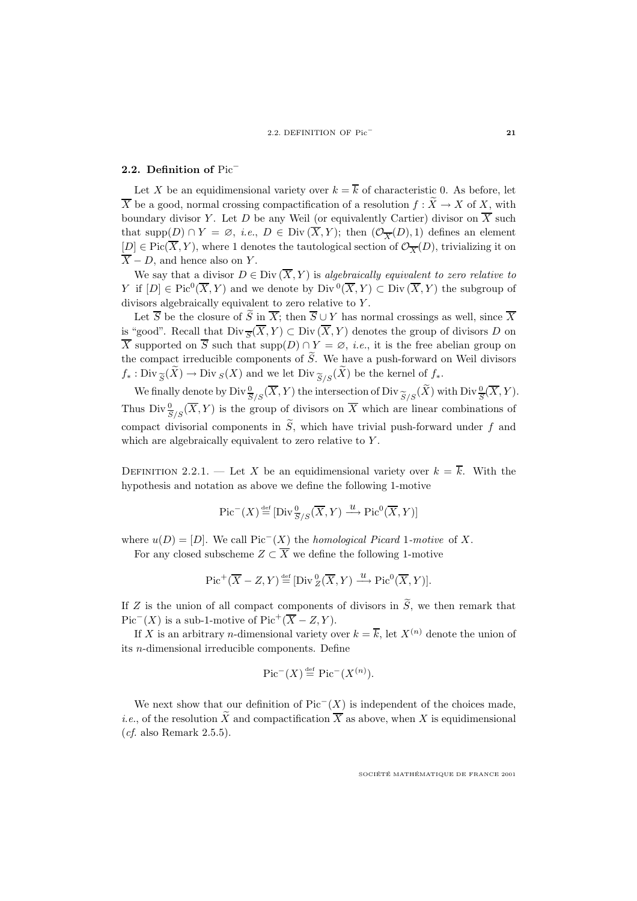## 2.2. Definition of $\mathrm{Pic}^-$

Let $X$ be an equidimensional variety over $k = \overline{k}$ of characteristic 0. As before, let $\overline{X}$ be a good, normal crossing compactification of a resolution $f : \widetilde{X} \to X$ of $X$, with boundary divisor $Y$. Let $D$ be any Weil (or equivalently Cartier) divisor on $\overline{X}$ such that $\mathrm{supp}(D) \cap Y = \varnothing$, *i.e.*, $D \in \mathrm{Div}\,(\overline{X}, Y)$; then $(\mathcal{O}_{\overline{X}}(D), 1)$ defines an element $[D] \in \mathrm{Pic}(\overline{X}, Y)$, where 1 denotes the tautological section of $\mathcal{O}_{\overline{X}}(D)$, trivializing it on $\overline{X} - D$, and hence also on $Y$.

We say that a divisor $D \in \mathrm{Div}\,(\overline{X}, Y)$ is *algebraically equivalent to zero relative to* $Y$ if $[D] \in \mathrm{Pic}^0(\overline{X}, Y)$ and we denote by $\mathrm{Div}^0(\overline{X}, Y) \subset \mathrm{Div}\,(\overline{X}, Y)$ the subgroup of divisors algebraically equivalent to zero relative to $Y$.

Let $\overline{S}$ be the closure of $\widetilde{S}$ in $\overline{X}$; then $\overline{S} \cup Y$ has normal crossings as well, since $\overline{X}$ is "good". Recall that $\mathrm{Div}_{\overline{S}}(\overline{X}, Y) \subset \mathrm{Div}\,(\overline{X}, Y)$ denotes the group of divisors $D$ on $\overline{X}$ supported on $\overline{S}$ such that $\mathrm{supp}(D) \cap Y = \varnothing$, *i.e.*, it is the free abelian group on the compact irreducible components of $\widetilde{S}$. We have a push-forward on Weil divisors $f_* : \mathrm{Div}_{\widetilde{S}}(\widetilde{X}) \to \mathrm{Div}_S(X)$ and we let $\mathrm{Div}_{\widetilde{S}/S}(\widetilde{X})$ be the kernel of $f_*$.

We finally denote by $\mathrm{Div}^0_{\overline{S}/S}(\overline{X}, Y)$ the intersection of $\mathrm{Div}_{\widetilde{S}/S}(\widetilde{X})$ with $\mathrm{Div}^0_{\overline{S}}(\overline{X}, Y)$. Thus $\mathrm{Div}^0_{\overline{S}/S}(\overline{X}, Y)$ is the group of divisors on $\overline{X}$ which are linear combinations of compact divisorial components in $\widetilde{S}$, which have trivial push-forward under $f$ and which are algebraically equivalent to zero relative to $Y$.

Definition 2.2.1. — Let $X$ be an equidimensional variety over $k = \overline{k}$. With the hypothesis and notation as above we define the following 1-motive

$$\mathrm{Pic}^-(X) \stackrel{\mathrm{def}}{=} [\mathrm{Div}^0_{\overline{S}/S}(\overline{X}, Y) \xrightarrow{\ u\ } \mathrm{Pic}^0(\overline{X}, Y)]$$

where $u(D) = [D]$. We call $\mathrm{Pic}^-(X)$ the *homological Picard* 1*-motive* of $X$.

For any closed subscheme $Z \subset \overline{X}$ we define the following 1-motive

$$\mathrm{Pic}^+(\overline{X} - Z, Y) \stackrel{\mathrm{def}}{=} [\mathrm{Div}^0_Z(\overline{X}, Y) \xrightarrow{\ u\ } \mathrm{Pic}^0(\overline{X}, Y)].$$

If $Z$ is the union of all compact components of divisors in $\widetilde{S}$, we then remark that $\mathrm{Pic}^-(X)$ is a sub-1-motive of $\mathrm{Pic}^+(\overline{X} - Z, Y)$.

If $X$ is an arbitrary $n$-dimensional variety over $k = \overline{k}$, let $X^{(n)}$ denote the union of its $n$-dimensional irreducible components. Define

$$\mathrm{Pic}^-(X) \stackrel{\mathrm{def}}{=} \mathrm{Pic}^-(X^{(n)}).$$

We next show that our definition of $\mathrm{Pic}^-(X)$ is independent of the choices made, *i.e.*, of the resolution $\widetilde{X}$ and compactification $\overline{X}$ as above, when $X$ is equidimensional (*cf.* also Remark 2.5.5).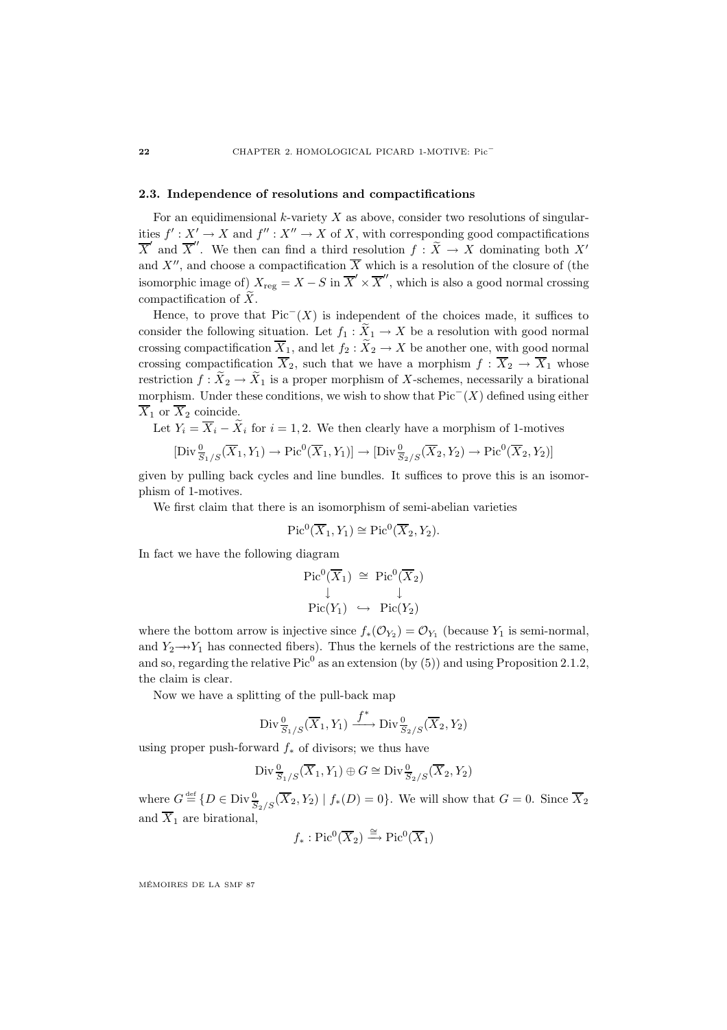### 2.3. Independence of resolutions and compactifications

For an equidimensional $k$-variety $X$ as above, consider two resolutions of singularities $f' : X' \to X$ and $f'' : X'' \to X$ of $X$, with corresponding good compactifications $\overline{X}'$ and $\overline{X}''$. We then can find a third resolution $f : \widetilde{X} \to X$ dominating both $X'$ and $X''$, and choose a compactification $\overline{X}$ which is a resolution of the closure of (the isomorphic image of) $X_{\rm reg} = X - S$ in $\overline{X}' \times \overline{X}''$, which is also a good normal crossing compactification of $\widetilde{X}$.

Hence, to prove that $\mathrm{Pic}^-(X)$ is independent of the choices made, it suffices to consider the following situation. Let $f_1 : \widetilde{X}_1 \to X$ be a resolution with good normal crossing compactification $\overline{X}_1$, and let $f_2 : \widetilde{X}_2 \to X$ be another one, with good normal crossing compactification $\overline{X}_2$, such that we have a morphism $f : \overline{X}_2 \to \overline{X}_1$ whose restriction $f : \widetilde{X}_2 \to \widetilde{X}_1$ is a proper morphism of $X$-schemes, necessarily a birational morphism. Under these conditions, we wish to show that $\mathrm{Pic}^-(X)$ defined using either $\overline{X}_1$ or $\overline{X}_2$ coincide.

Let $Y_i = \overline{X}_i - \widetilde{X}_i$ for $i = 1, 2$. We then clearly have a morphism of 1-motives

$$[\mathrm{Div}^0_{\overline{S}_1/S}(\overline{X}_1, Y_1) \to \mathrm{Pic}^0(\overline{X}_1, Y_1)] \to [\mathrm{Div}^0_{\overline{S}_2/S}(\overline{X}_2, Y_2) \to \mathrm{Pic}^0(\overline{X}_2, Y_2)]$$

given by pulling back cycles and line bundles. It suffices to prove this is an isomorphism of 1-motives.

We first claim that there is an isomorphism of semi-abelian varieties

$$\mathrm{Pic}^0(\overline{X}_1, Y_1) \cong \mathrm{Pic}^0(\overline{X}_2, Y_2).$$

In fact we have the following diagram

$$\begin{array}{ccc} \mathrm{Pic}^0(\overline{X}_1) & \cong & \mathrm{Pic}^0(\overline{X}_2) \\ \downarrow & & \downarrow \\ \mathrm{Pic}(Y_1) & \hookrightarrow & \mathrm{Pic}(Y_2) \end{array}$$

where the bottom arrow is injective since $f_*(\mathcal{O}_{Y_2}) = \mathcal{O}_{Y_1}$ (because $Y_1$ is semi-normal, and $Y_2 \twoheadrightarrow Y_1$ has connected fibers). Thus the kernels of the restrictions are the same, and so, regarding the relative $\mathrm{Pic}^0$ as an extension (by (5)) and using Proposition 2.1.2, the claim is clear.

Now we have a splitting of the pull-back map

$$\mathrm{Div}^0_{\overline{S}_1/S}(\overline{X}_1, Y_1) \xrightarrow{f^*} \mathrm{Div}^0_{\overline{S}_2/S}(\overline{X}_2, Y_2)$$

using proper push-forward $f_*$ of divisors; we thus have

$$\mathrm{Div}^0_{\overline{S}_1/S}(\overline{X}_1, Y_1) \oplus G \cong \mathrm{Div}^0_{\overline{S}_2/S}(\overline{X}_2, Y_2)$$

where $G \overset{\text{def}}{=} \{D \in \mathrm{Div}^0_{\overline{S}_2/S}(\overline{X}_2, Y_2) \mid f_*(D) = 0\}$. We will show that $G = 0$. Since $\overline{X}_2$ and $\overline{X}_1$ are birational,

$$f_* : \mathrm{Pic}^0(\overline{X}_2) \xrightarrow{\cong} \mathrm{Pic}^0(\overline{X}_1)$$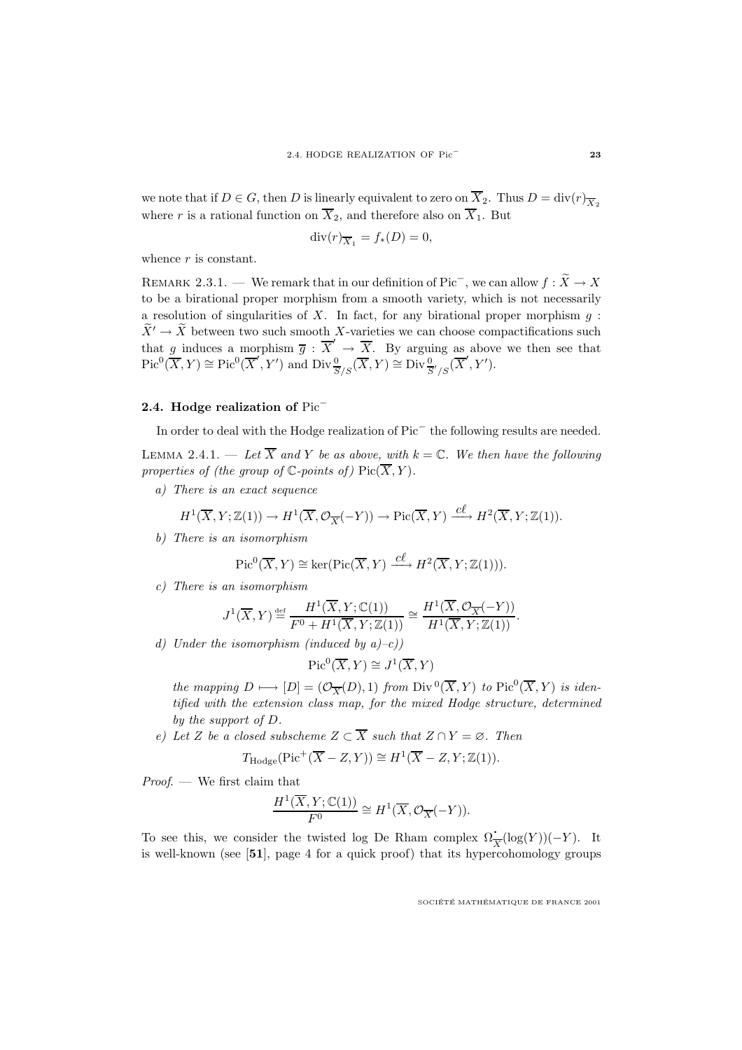we note that if $D \in G$, then $D$ is linearly equivalent to zero on $\overline{X}_2$. Thus $D = \operatorname{div}(r)_{\overline{X}_2}$ where $r$ is a rational function on $\overline{X}_2$, and therefore also on $\overline{X}_1$. But

$$\operatorname{div}(r)_{\overline{X}_1} = f_*(D) = 0,$$

whence $r$ is constant.

Remark 2.3.1. — We remark that in our definition of $\operatorname{Pic}^-$, we can allow $f : \widetilde{X} \to X$ to be a birational proper morphism from a smooth variety, which is not necessarily a resolution of singularities of $X$. In fact, for any birational proper morphism $g : \widetilde{X}' \to \widetilde{X}$ between two such smooth $X$-varieties we can choose compactifications such that $g$ induces a morphism $\overline{g} : \overline{X}' \to \overline{X}$. By arguing as above we then see that $\operatorname{Pic}^0(\overline{X}, Y) \cong \operatorname{Pic}^0(\overline{X}', Y')$ and $\operatorname{Div}^0_{\overline{S}/S}(\overline{X}, Y) \cong \operatorname{Div}^0_{\overline{S}'/S}(\overline{X}', Y')$.

## 2.4. Hodge realization of $\operatorname{Pic}^-$

In order to deal with the Hodge realization of $\operatorname{Pic}^-$ the following results are needed.

Lemma 2.4.1. — *Let $\overline{X}$ and $Y$ be as above, with $k = \mathbb{C}$. We then have the following properties of (the group of $\mathbb{C}$-points of) $\operatorname{Pic}(\overline{X}, Y)$.*

*a) There is an exact sequence*

$$H^1(\overline{X}, Y; \mathbb{Z}(1)) \to H^1(\overline{X}, \mathcal{O}_{\overline{X}}(-Y)) \to \operatorname{Pic}(\overline{X}, Y) \xrightarrow{c\ell} H^2(\overline{X}, Y; \mathbb{Z}(1)).$$

*b) There is an isomorphism*

$$\operatorname{Pic}^0(\overline{X}, Y) \cong \ker(\operatorname{Pic}(\overline{X}, Y) \xrightarrow{c\ell} H^2(\overline{X}, Y; \mathbb{Z}(1))).$$

*c) There is an isomorphism*

$$J^1(\overline{X}, Y) \stackrel{\text{def}}{=} \frac{H^1(\overline{X}, Y; \mathbb{C}(1))}{F^0 + H^1(\overline{X}, Y; \mathbb{Z}(1))} \cong \frac{H^1(\overline{X}, \mathcal{O}_{\overline{X}}(-Y))}{H^1(\overline{X}, Y; \mathbb{Z}(1))}.$$

*d) Under the isomorphism (induced by a)–c))*

$$\operatorname{Pic}^0(\overline{X}, Y) \cong J^1(\overline{X}, Y)$$

*the mapping $D \longmapsto [D] = (\mathcal{O}_{\overline{X}}(D), 1)$ from $\operatorname{Div}^0(\overline{X}, Y)$ to $\operatorname{Pic}^0(\overline{X}, Y)$ is identified with the extension class map, for the mixed Hodge structure, determined by the support of $D$.*

*e) Let $Z$ be a closed subscheme $Z \subset \overline{X}$ such that $Z \cap Y = \varnothing$. Then*

$$T_{\text{Hodge}}(\operatorname{Pic}^+(\overline{X} - Z, Y)) \cong H^1(\overline{X} - Z, Y; \mathbb{Z}(1)).$$

*Proof.* — We first claim that

$$\frac{H^1(\overline{X}, Y; \mathbb{C}(1))}{F^0} \cong H^1(\overline{X}, \mathcal{O}_{\overline{X}}(-Y)).$$

To see this, we consider the twisted log De Rham complex $\Omega^{\boldsymbol{\cdot}}_{\overline{X}}(\log(Y))(-Y)$. It is well-known (see [**51**], page 4 for a quick proof) that its hypercohomology groups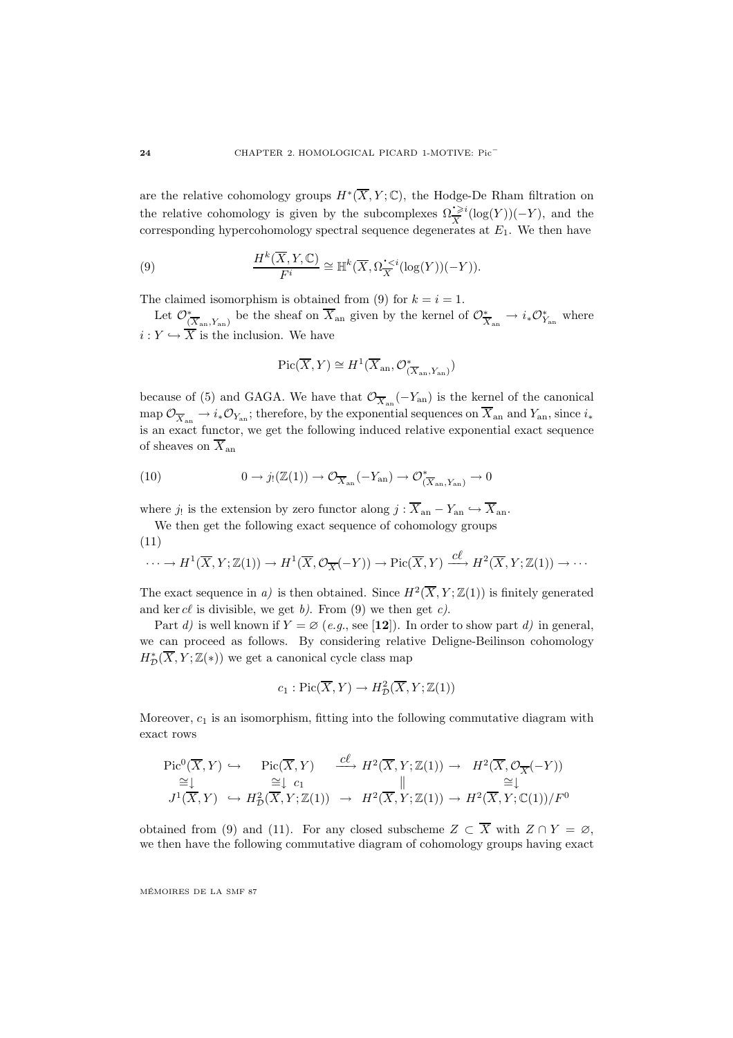are the relative cohomology groups $H^*(\overline{X}, Y; \mathbb{C})$, the Hodge-De Rham filtration on the relative cohomology is given by the subcomplexes $\Omega^{\cdot \geqslant i}_{\overline{X}}(\log(Y))(-Y)$, and the corresponding hypercohomology spectral sequence degenerates at $E_1$. We then have

$$
\frac{H^k(\overline{X}, Y, \mathbb{C})}{F^i} \cong \mathbb{H}^k(\overline{X}, \Omega^{\cdot < i}_{\overline{X}}(\log(Y))(-Y)). \tag{9}
$$

The claimed isomorphism is obtained from (9) for $k = i = 1$.

Let $\mathcal{O}^*_{(\overline{X}_{\rm an}, Y_{\rm an})}$ be the sheaf on $\overline{X}_{\rm an}$ given by the kernel of $\mathcal{O}^*_{\overline{X}_{\rm an}} \to i_* \mathcal{O}^*_{Y_{\rm an}}$ where $i : Y \hookrightarrow \overline{X}$ is the inclusion. We have

$$
\operatorname{Pic}(\overline{X}, Y) \cong H^1(\overline{X}_{\rm an}, \mathcal{O}^*_{(\overline{X}_{\rm an}, Y_{\rm an})})
$$

because of (5) and GAGA. We have that $\mathcal{O}_{\overline{X}_{\rm an}}(-Y_{\rm an})$ is the kernel of the canonical map $\mathcal{O}_{\overline{X}_{\rm an}} \to i_* \mathcal{O}_{Y_{\rm an}}$; therefore, by the exponential sequences on $\overline{X}_{\rm an}$ and $Y_{\rm an}$, since $i_*$ is an exact functor, we get the following induced relative exponential exact sequence of sheaves on $\overline{X}_{\rm an}$

$$
0 \to j_!(\mathbb{Z}(1)) \to \mathcal{O}_{\overline{X}_{\rm an}}(-Y_{\rm an}) \to \mathcal{O}^*_{(\overline{X}_{\rm an}, Y_{\rm an})} \to 0 \tag{10}
$$

where $j_!$ is the extension by zero functor along $j : \overline{X}_{\rm an} - Y_{\rm an} \hookrightarrow \overline{X}_{\rm an}$.

We then get the following exact sequence of cohomology groups

$$
\cdots \to H^1(\overline{X}, Y; \mathbb{Z}(1)) \to H^1(\overline{X}, \mathcal{O}_{\overline{X}}(-Y)) \to \operatorname{Pic}(\overline{X}, Y) \xrightarrow{c\ell} H^2(\overline{X}, Y; \mathbb{Z}(1)) \to \cdots \tag{11}
$$

The exact sequence in *a)* is then obtained. Since $H^2(\overline{X}, Y; \mathbb{Z}(1))$ is finitely generated and $\ker c\ell$ is divisible, we get *b)*. From (9) we then get *c)*.

Part *d)* is well known if $Y = \varnothing$ (*e.g.*, see [**12**]). In order to show part *d)* in general, we can proceed as follows. By considering relative Deligne-Beilinson cohomology $H^*_{\mathcal{D}}(\overline{X}, Y; \mathbb{Z}(*))$ we get a canonical cycle class map

$$
c_1 : \operatorname{Pic}(\overline{X}, Y) \to H^2_{\mathcal{D}}(\overline{X}, Y; \mathbb{Z}(1))
$$

Moreover, $c_1$ is an isomorphism, fitting into the following commutative diagram with exact rows

$$
\begin{array}{ccccccc}
\operatorname{Pic}^0(\overline{X}, Y) & \hookrightarrow & \operatorname{Pic}(\overline{X}, Y) & \xrightarrow{c\ell} & H^2(\overline{X}, Y; \mathbb{Z}(1)) & \to & H^2(\overline{X}, \mathcal{O}_{\overline{X}}(-Y)) \\
\cong\downarrow & & \cong\downarrow\ c_1 & & \| & & \cong\downarrow \\
J^1(\overline{X}, Y) & \hookrightarrow & H^2_{\mathcal{D}}(\overline{X}, Y; \mathbb{Z}(1)) & \to & H^2(\overline{X}, Y; \mathbb{Z}(1)) & \to & H^2(\overline{X}, Y; \mathbb{C}(1))/F^0
\end{array}
$$

obtained from (9) and (11). For any closed subscheme $Z \subset \overline{X}$ with $Z \cap Y = \varnothing$, we then have the following commutative diagram of cohomology groups having exact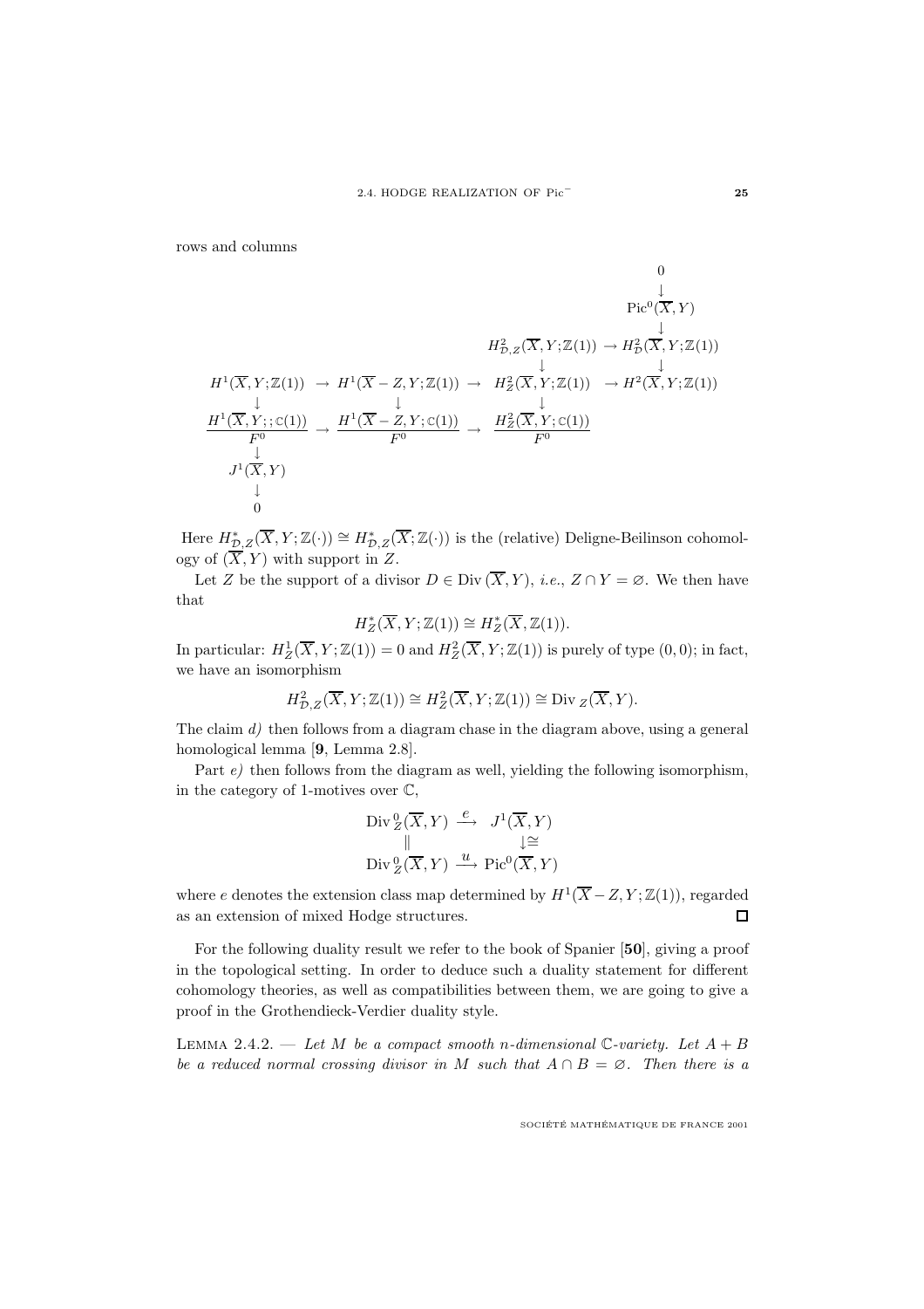rows and columns

$$
\begin{array}{ccccccc}
 & & & & & & 0 \\
 & & & & & & \downarrow \\
 & & & & & & \mathrm{Pic}^0(\overline{X},Y) \\
 & & & & & & \downarrow \\
 & & & & H^2_{\mathcal{D},Z}(\overline{X},Y;\mathbb{Z}(1)) & \to & H^2_{\mathcal{D}}(\overline{X},Y;\mathbb{Z}(1)) \\
 & & & & \downarrow & & \downarrow \\
H^1(\overline{X},Y;\mathbb{Z}(1)) & \to & H^1(\overline{X}-Z,Y;\mathbb{Z}(1)) & \to & H^2_Z(\overline{X},Y;\mathbb{Z}(1)) & \to & H^2(\overline{X},Y;\mathbb{Z}(1)) \\
\downarrow & & \downarrow & & \downarrow & & \\
\dfrac{H^1(\overline{X},Y;;\mathbb{C}(1))}{F^0} & \to & \dfrac{H^1(\overline{X}-Z,Y;\mathbb{C}(1))}{F^0} & \to & \dfrac{H^2_Z(\overline{X},Y;\mathbb{C}(1))}{F^0} & & \\
\downarrow & & & & & & \\
J^1(\overline{X},Y) & & & & & & \\
\downarrow & & & & & & \\
0 & & & & & &
\end{array}
$$

Here $H^*_{\mathcal{D},Z}(\overline{X},Y;\mathbb{Z}(\cdot)) \cong H^*_{\mathcal{D},Z}(\overline{X};\mathbb{Z}(\cdot))$ is the (relative) Deligne-Beilinson cohomology of $(\overline{X},Y)$ with support in $Z$.

Let $Z$ be the support of a divisor $D \in \mathrm{Div}\,(\overline{X},Y)$, *i.e.*, $Z \cap Y = \varnothing$. We then have that

$$H^*_Z(\overline{X},Y;\mathbb{Z}(1)) \cong H^*_Z(\overline{X},\mathbb{Z}(1)).$$

In particular: $H^1_Z(\overline{X},Y;\mathbb{Z}(1)) = 0$ and $H^2_Z(\overline{X},Y;\mathbb{Z}(1))$ is purely of type $(0,0)$; in fact, we have an isomorphism

$$H^2_{\mathcal{D},Z}(\overline{X},Y;\mathbb{Z}(1)) \cong H^2_Z(\overline{X},Y;\mathbb{Z}(1)) \cong \mathrm{Div}\,_Z(\overline{X},Y).$$

The claim *d)* then follows from a diagram chase in the diagram above, using a general homological lemma [**9**, Lemma 2.8].

Part *e)* then follows from the diagram as well, yielding the following isomorphism, in the category of 1-motives over $\mathbb{C}$,

$$
\begin{array}{ccc}
\mathrm{Div}\,^0_Z(\overline{X},Y) & \xrightarrow{\ e\ } & J^1(\overline{X},Y) \\
\| & & \downarrow\cong \\
\mathrm{Div}\,^0_Z(\overline{X},Y) & \xrightarrow{\ u\ } & \mathrm{Pic}^0(\overline{X},Y)
\end{array}
$$

where $e$ denotes the extension class map determined by $H^1(\overline{X}-Z,Y;\mathbb{Z}(1))$, regarded as an extension of mixed Hodge structures. □

For the following duality result we refer to the book of Spanier [**50**], giving a proof in the topological setting. In order to deduce such a duality statement for different cohomology theories, as well as compatibilities between them, we are going to give a proof in the Grothendieck-Verdier duality style.

Lemma 2.4.2. — *Let $M$ be a compact smooth $n$-dimensional $\mathbb{C}$-variety. Let $A+B$ be a reduced normal crossing divisor in $M$ such that $A \cap B = \varnothing$. Then there is a*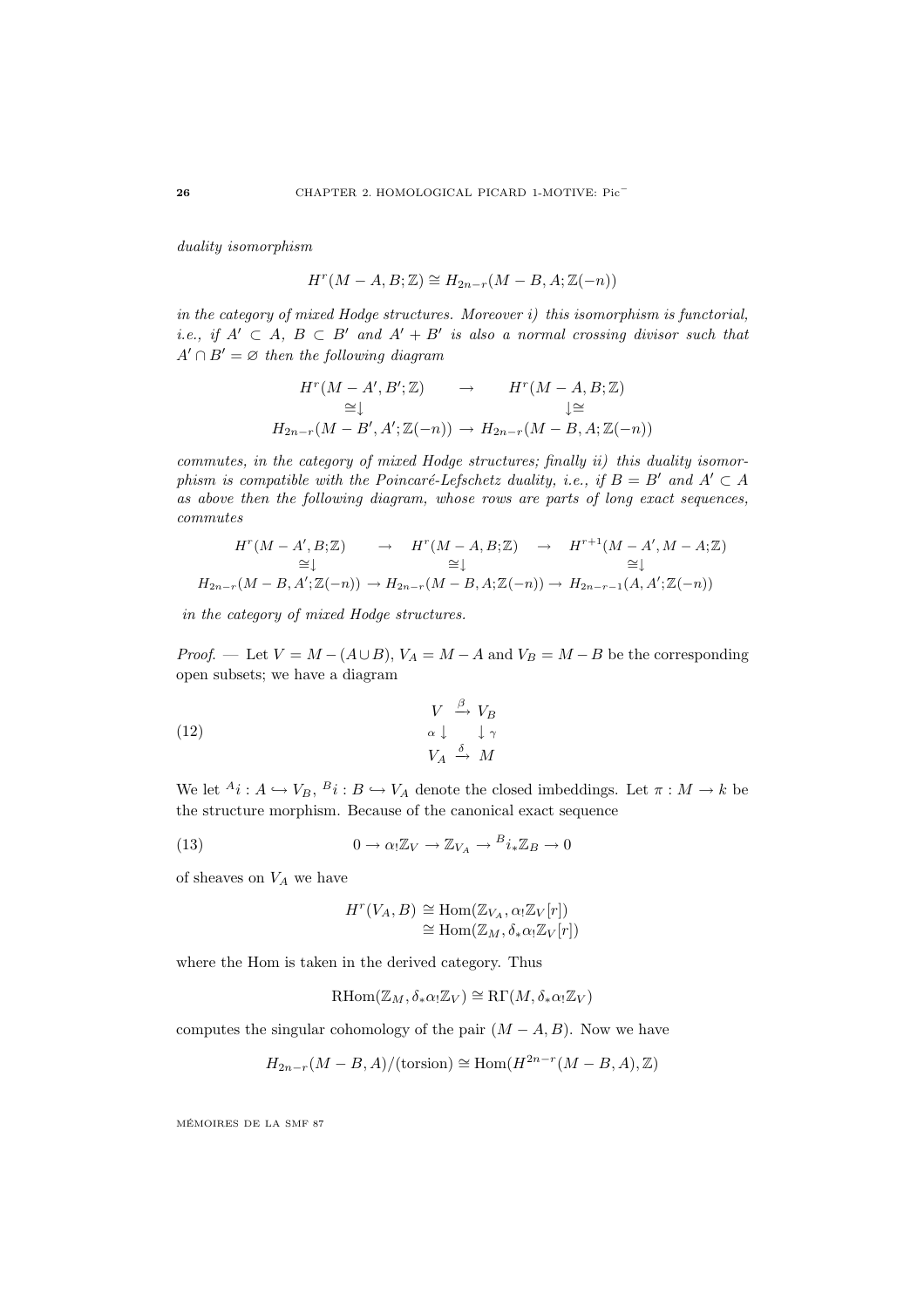*duality isomorphism*

$$H^r(M-A,B;\mathbb{Z}) \cong H_{2n-r}(M-B,A;\mathbb{Z}(-n))$$

*in the category of mixed Hodge structures. Moreover i) this isomorphism is functorial, i.e., if $A' \subset A$, $B \subset B'$ and $A'+B'$ is also a normal crossing divisor such that $A' \cap B' = \varnothing$ then the following diagram*

$$\begin{array}{ccc} H^r(M-A',B';\mathbb{Z}) & \to & H^r(M-A,B;\mathbb{Z}) \\ \cong\downarrow & & \downarrow\cong \\ H_{2n-r}(M-B',A';\mathbb{Z}(-n)) & \to & H_{2n-r}(M-B,A;\mathbb{Z}(-n)) \end{array}$$

*commutes, in the category of mixed Hodge structures; finally ii) this duality isomorphism is compatible with the Poincaré-Lefschetz duality, i.e., if $B=B'$ and $A' \subset A$ as above then the following diagram, whose rows are parts of long exact sequences, commutes*

$$\begin{array}{ccccc} H^r(M-A',B;\mathbb{Z}) & \to & H^r(M-A,B;\mathbb{Z}) & \to & H^{r+1}(M-A',M-A;\mathbb{Z}) \\ \cong\downarrow & & \cong\downarrow & & \cong\downarrow \\ H_{2n-r}(M-B,A';\mathbb{Z}(-n)) & \to & H_{2n-r}(M-B,A;\mathbb{Z}(-n)) & \to & H_{2n-r-1}(A,A';\mathbb{Z}(-n)) \end{array}$$

*in the category of mixed Hodge structures.*

*Proof.* — Let $V = M-(A\cup B)$, $V_A = M-A$ and $V_B = M-B$ be the corresponding open subsets; we have a diagram

$$\begin{array}{ccc} V & \xrightarrow{\beta} & V_B \\ \alpha\downarrow & & \downarrow\gamma \\ V_A & \xrightarrow{\delta} & M \end{array} \tag{12}$$

We let ${}^A i : A \hookrightarrow V_B$, ${}^B i : B \hookrightarrow V_A$ denote the closed imbeddings. Let $\pi : M \to k$ be the structure morphism. Because of the canonical exact sequence

$$0 \to \alpha_!\mathbb{Z}_V \to \mathbb{Z}_{V_A} \to {}^B i_*\mathbb{Z}_B \to 0 \tag{13}$$

of sheaves on $V_A$ we have

$$\begin{aligned} H^r(V_A,B) &\cong \mathrm{Hom}(\mathbb{Z}_{V_A}, \alpha_!\mathbb{Z}_V[r]) \\ &\cong \mathrm{Hom}(\mathbb{Z}_M, \delta_*\alpha_!\mathbb{Z}_V[r]) \end{aligned}$$

where the Hom is taken in the derived category. Thus

$$\mathrm{RHom}(\mathbb{Z}_M, \delta_*\alpha_!\mathbb{Z}_V) \cong \mathrm{R}\Gamma(M, \delta_*\alpha_!\mathbb{Z}_V)$$

computes the singular cohomology of the pair $(M-A,B)$. Now we have

$$H_{2n-r}(M-B,A)/(\text{torsion}) \cong \mathrm{Hom}(H^{2n-r}(M-B,A),\mathbb{Z})$$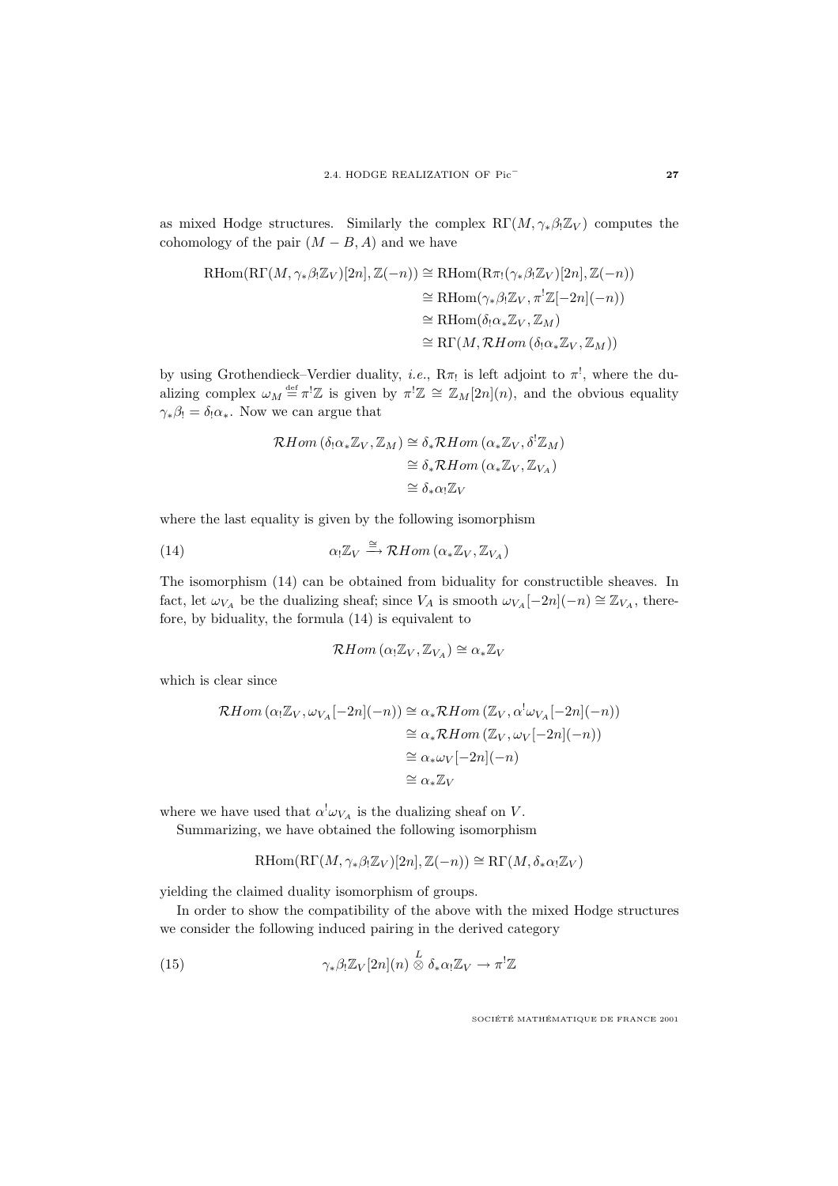as mixed Hodge structures. Similarly the complex $\mathrm{R}\Gamma(M, \gamma_*\beta_!\mathbb{Z}_V)$ computes the cohomology of the pair $(M - B, A)$ and we have

$$\begin{aligned}
\mathrm{RHom}(\mathrm{R}\Gamma(M, \gamma_*\beta_!\mathbb{Z}_V)[2n], \mathbb{Z}(-n)) &\cong \mathrm{RHom}(\mathrm{R}\pi_!(\gamma_*\beta_!\mathbb{Z}_V)[2n], \mathbb{Z}(-n)) \\
&\cong \mathrm{RHom}(\gamma_*\beta_!\mathbb{Z}_V, \pi^!\mathbb{Z}[-2n](-n)) \\
&\cong \mathrm{RHom}(\delta_!\alpha_*\mathbb{Z}_V, \mathbb{Z}_M) \\
&\cong \mathrm{R}\Gamma(M, \mathcal{R}Hom\,(\delta_!\alpha_*\mathbb{Z}_V, \mathbb{Z}_M))
\end{aligned}$$

by using Grothendieck–Verdier duality, *i.e.*, $\mathrm{R}\pi_!$ is left adjoint to $\pi^!$, where the dualizing complex $\omega_M \overset{\text{def}}{=} \pi^!\mathbb{Z}$ is given by $\pi^!\mathbb{Z} \cong \mathbb{Z}_M[2n](n)$, and the obvious equality $\gamma_*\beta_! = \delta_!\alpha_*$. Now we can argue that

$$\begin{aligned}
\mathcal{R}Hom\,(\delta_!\alpha_*\mathbb{Z}_V, \mathbb{Z}_M) &\cong \delta_*\mathcal{R}Hom\,(\alpha_*\mathbb{Z}_V, \delta^!\mathbb{Z}_M) \\
&\cong \delta_*\mathcal{R}Hom\,(\alpha_*\mathbb{Z}_V, \mathbb{Z}_{V_A}) \\
&\cong \delta_*\alpha_!\mathbb{Z}_V
\end{aligned}$$

where the last equality is given by the following isomorphism

$$\alpha_!\mathbb{Z}_V \xrightarrow{\cong} \mathcal{R}Hom\,(\alpha_*\mathbb{Z}_V, \mathbb{Z}_{V_A}) \tag{14}$$

The isomorphism (14) can be obtained from biduality for constructible sheaves. In fact, let $\omega_{V_A}$ be the dualizing sheaf; since $V_A$ is smooth $\omega_{V_A}[-2n](-n) \cong \mathbb{Z}_{V_A}$, therefore, by biduality, the formula (14) is equivalent to

$$\mathcal{R}Hom\,(\alpha_!\mathbb{Z}_V, \mathbb{Z}_{V_A}) \cong \alpha_*\mathbb{Z}_V$$

which is clear since

$$\begin{aligned}
\mathcal{R}Hom\,(\alpha_!\mathbb{Z}_V, \omega_{V_A}[-2n](-n)) &\cong \alpha_*\mathcal{R}Hom\,(\mathbb{Z}_V, \alpha^!\omega_{V_A}[-2n](-n)) \\
&\cong \alpha_*\mathcal{R}Hom\,(\mathbb{Z}_V, \omega_V[-2n](-n)) \\
&\cong \alpha_*\omega_V[-2n](-n) \\
&\cong \alpha_*\mathbb{Z}_V
\end{aligned}$$

where we have used that $\alpha^!\omega_{V_A}$ is the dualizing sheaf on $V$.

Summarizing, we have obtained the following isomorphism

$$\mathrm{RHom}(\mathrm{R}\Gamma(M, \gamma_*\beta_!\mathbb{Z}_V)[2n], \mathbb{Z}(-n)) \cong \mathrm{R}\Gamma(M, \delta_*\alpha_!\mathbb{Z}_V)$$

yielding the claimed duality isomorphism of groups.

In order to show the compatibility of the above with the mixed Hodge structures we consider the following induced pairing in the derived category

$$\gamma_*\beta_!\mathbb{Z}_V[2n](n) \overset{L}{\otimes} \delta_*\alpha_!\mathbb{Z}_V \to \pi^!\mathbb{Z} \tag{15}$$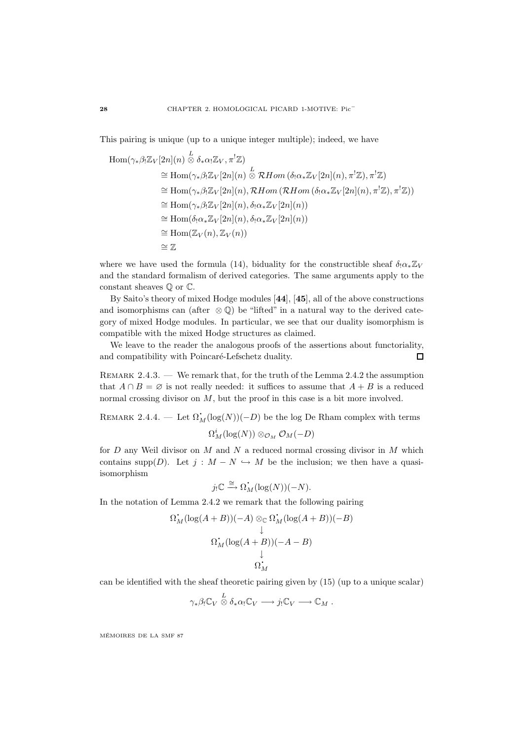This pairing is unique (up to a unique integer multiple); indeed, we have

$$
\begin{aligned}
&\operatorname{Hom}(\gamma_*\beta_!\mathbb{Z}_V[2n](n) \overset{L}{\otimes} \delta_*\alpha_!\mathbb{Z}_V, \pi^!\mathbb{Z}) \\
&\qquad\cong \operatorname{Hom}(\gamma_*\beta_!\mathbb{Z}_V[2n](n) \overset{L}{\otimes} \mathcal{R}Hom\,(\delta_!\alpha_*\mathbb{Z}_V[2n](n), \pi^!\mathbb{Z}), \pi^!\mathbb{Z}) \\
&\qquad\cong \operatorname{Hom}(\gamma_*\beta_!\mathbb{Z}_V[2n](n), \mathcal{R}Hom\,(\mathcal{R}Hom\,(\delta_!\alpha_*\mathbb{Z}_V[2n](n), \pi^!\mathbb{Z}), \pi^!\mathbb{Z})) \\
&\qquad\cong \operatorname{Hom}(\gamma_*\beta_!\mathbb{Z}_V[2n](n), \delta_!\alpha_*\mathbb{Z}_V[2n](n)) \\
&\qquad\cong \operatorname{Hom}(\delta_!\alpha_*\mathbb{Z}_V[2n](n), \delta_!\alpha_*\mathbb{Z}_V[2n](n)) \\
&\qquad\cong \operatorname{Hom}(\mathbb{Z}_V(n), \mathbb{Z}_V(n)) \\
&\qquad\cong \mathbb{Z}
\end{aligned}
$$

where we have used the formula (14), biduality for the constructible sheaf $\delta_!\alpha_*\mathbb{Z}_V$ and the standard formalism of derived categories. The same arguments apply to the constant sheaves $\mathbb{Q}$ or $\mathbb{C}$.

By Saito's theory of mixed Hodge modules [**44**], [**45**], all of the above constructions and isomorphisms can (after $\otimes\,\mathbb{Q}$) be "lifted" in a natural way to the derived category of mixed Hodge modules. In particular, we see that our duality isomorphism is compatible with the mixed Hodge structures as claimed.

We leave to the reader the analogous proofs of the assertions about functoriality, and compatibility with Poincaré-Lefschetz duality. □

Remark 2.4.3. — We remark that, for the truth of the Lemma 2.4.2 the assumption that $A \cap B = \varnothing$ is not really needed: it suffices to assume that $A + B$ is a reduced normal crossing divisor on $M$, but the proof in this case is a bit more involved.

Remark 2.4.4. — Let $\Omega^{\cdot}_M(\log(N))(-D)$ be the log De Rham complex with terms

$$\Omega^i_M(\log(N)) \otimes_{\mathcal{O}_M} \mathcal{O}_M(-D)$$

for $D$ any Weil divisor on $M$ and $N$ a reduced normal crossing divisor in $M$ which contains $\operatorname{supp}(D)$. Let $j : M - N \hookrightarrow M$ be the inclusion; we then have a quasi-isomorphism

$$j_!\mathbb{C} \xrightarrow{\cong} \Omega^{\cdot}_M(\log(N))(-N).$$

In the notation of Lemma 2.4.2 we remark that the following pairing

$$
\begin{array}{c}
\Omega^{\cdot}_M(\log(A+B))(-A) \otimes_{\mathbb{C}} \Omega^{\cdot}_M(\log(A+B))(-B) \\
\downarrow \\
\Omega^{\cdot}_M(\log(A+B))(-A-B) \\
\downarrow \\
\Omega^{\cdot}_M
\end{array}
$$

can be identified with the sheaf theoretic pairing given by (15) (up to a unique scalar)

$$\gamma_*\beta_!\mathbb{C}_V \overset{L}{\otimes} \delta_*\alpha_!\mathbb{C}_V \longrightarrow j_!\mathbb{C}_V \longrightarrow \mathbb{C}_M\,.$$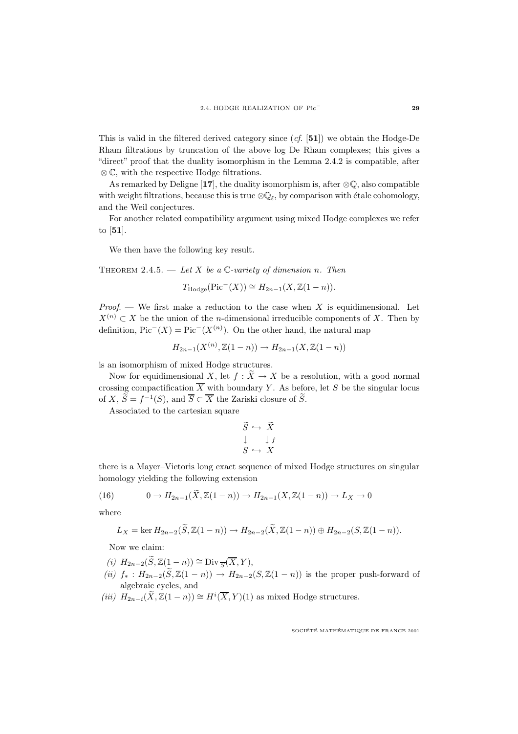This is valid in the filtered derived category since (*cf.* [**51**]) we obtain the Hodge-De Rham filtrations by truncation of the above log De Rham complexes; this gives a "direct" proof that the duality isomorphism in the Lemma 2.4.2 is compatible, after $\otimes\,\mathbb{C}$, with the respective Hodge filtrations.

As remarked by Deligne [**17**], the duality isomorphism is, after $\otimes\mathbb{Q}$, also compatible with weight filtrations, because this is true $\otimes\mathbb{Q}_\ell$, by comparison with étale cohomology, and the Weil conjectures.

For another related compatibility argument using mixed Hodge complexes we refer to [**51**].

We then have the following key result.

Theorem 2.4.5. — *Let $X$ be a $\mathbb{C}$-variety of dimension $n$. Then*

$$T_{\mathrm{Hodge}}(\mathrm{Pic}^-(X)) \cong H_{2n-1}(X, \mathbb{Z}(1-n)).$$

*Proof*. — We first make a reduction to the case when $X$ is equidimensional. Let $X^{(n)} \subset X$ be the union of the $n$-dimensional irreducible components of $X$. Then by definition, $\mathrm{Pic}^-(X) = \mathrm{Pic}^-(X^{(n)})$. On the other hand, the natural map

$$H_{2n-1}(X^{(n)}, \mathbb{Z}(1-n)) \to H_{2n-1}(X, \mathbb{Z}(1-n))$$

is an isomorphism of mixed Hodge structures.

Now for equidimensional $X$, let $f : \widetilde{X} \to X$ be a resolution, with a good normal crossing compactification $\overline{X}$ with boundary $Y$. As before, let $S$ be the singular locus of $X$, $\widetilde{S} = f^{-1}(S)$, and $\overline{S} \subset \overline{X}$ the Zariski closure of $\widetilde{S}$.

Associated to the cartesian square

$$\begin{array}{ccc} \widetilde{S} & \hookrightarrow & \widetilde{X} \\ \downarrow & & \downarrow f \\ S & \hookrightarrow & X \end{array}$$

there is a Mayer–Vietoris long exact sequence of mixed Hodge structures on singular homology yielding the following extension

$$0 \to H_{2n-1}(\widetilde{X}, \mathbb{Z}(1-n)) \to H_{2n-1}(X, \mathbb{Z}(1-n)) \to L_X \to 0 \tag{16}$$

where

$$L_X = \ker H_{2n-2}(\widetilde{S}, \mathbb{Z}(1-n)) \to H_{2n-2}(\widetilde{X}, \mathbb{Z}(1-n)) \oplus H_{2n-2}(S, \mathbb{Z}(1-n)).$$

Now we claim:

*(i)* $H_{2n-2}(\widetilde{S}, \mathbb{Z}(1-n)) \cong \mathrm{Div}_{\overline{S}}(\overline{X}, Y)$,

*(ii)* $f_* : H_{2n-2}(\widetilde{S}, \mathbb{Z}(1-n)) \to H_{2n-2}(S, \mathbb{Z}(1-n))$ is the proper push-forward of algebraic cycles, and

*(iii)* $H_{2n-i}(\widetilde{X}, \mathbb{Z}(1-n)) \cong H^i(\overline{X}, Y)(1)$ as mixed Hodge structures.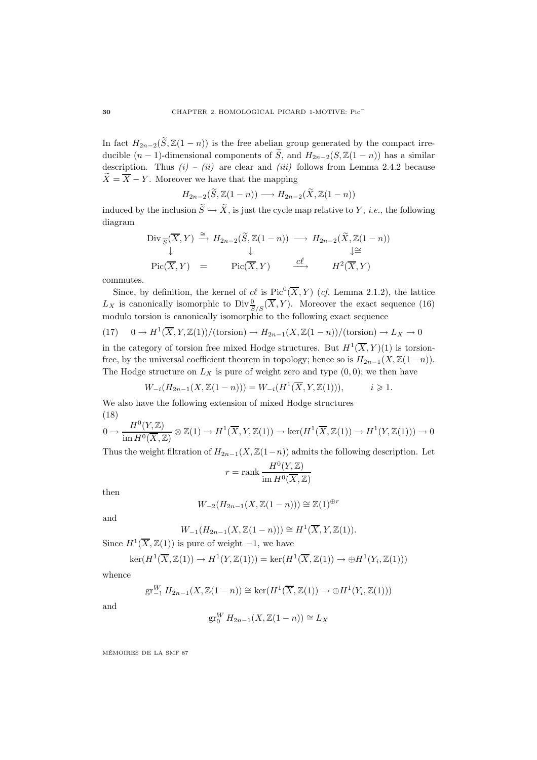In fact $H_{2n-2}(\widetilde{S}, \mathbb{Z}(1-n))$ is the free abelian group generated by the compact irreducible $(n-1)$-dimensional components of $\widetilde{S}$, and $H_{2n-2}(S, \mathbb{Z}(1-n))$ has a similar description. Thus *(i)* – *(ii)* are clear and *(iii)* follows from Lemma 2.4.2 because $\widetilde{X} = \overline{X} - Y$. Moreover we have that the mapping

$$H_{2n-2}(\widetilde{S}, \mathbb{Z}(1-n)) \longrightarrow H_{2n-2}(\widetilde{X}, \mathbb{Z}(1-n))$$

induced by the inclusion $\widetilde{S} \hookrightarrow \widetilde{X}$, is just the cycle map relative to $Y$, *i.e.*, the following diagram

$$\begin{array}{ccccc}
\operatorname{Div}_{\overline{S}}(\overline{X}, Y) & \xrightarrow{\cong} & H_{2n-2}(\widetilde{S}, \mathbb{Z}(1-n)) & \longrightarrow & H_{2n-2}(\widetilde{X}, \mathbb{Z}(1-n)) \\
\downarrow & & \downarrow & & \downarrow\cong \\
\operatorname{Pic}(\overline{X}, Y) & = & \operatorname{Pic}(\overline{X}, Y) & \xrightarrow{c\ell} & H^2(\overline{X}, Y)
\end{array}$$

commutes.

Since, by definition, the kernel of $c\ell$ is $\operatorname{Pic}^0(\overline{X}, Y)$ (*cf.* Lemma 2.1.2), the lattice $L_X$ is canonically isomorphic to $\operatorname{Div}^0_{\overline{S}/S}(\overline{X}, Y)$. Moreover the exact sequence (16) modulo torsion is canonically isomorphic to the following exact sequence

$$(17) \quad 0 \to H^1(\overline{X}, Y, \mathbb{Z}(1))/(\text{torsion}) \to H_{2n-1}(X, \mathbb{Z}(1-n))/(\text{torsion}) \to L_X \to 0$$

in the category of torsion free mixed Hodge structures. But $H^1(\overline{X}, Y)(1)$ is torsion-free, by the universal coefficient theorem in topology; hence so is $H_{2n-1}(X, \mathbb{Z}(1-n))$. The Hodge structure on $L_X$ is pure of weight zero and type $(0,0)$; we then have

$$W_{-i}(H_{2n-1}(X, \mathbb{Z}(1-n))) = W_{-i}(H^1(\overline{X}, Y, \mathbb{Z}(1))), \qquad i \geqslant 1.$$

We also have the following extension of mixed Hodge structures

$$(18)$$
$$0 \to \frac{H^0(Y, \mathbb{Z})}{\operatorname{im} H^0(\overline{X}, \mathbb{Z})} \otimes \mathbb{Z}(1) \to H^1(\overline{X}, Y, \mathbb{Z}(1)) \to \ker(H^1(\overline{X}, \mathbb{Z}(1)) \to H^1(Y, \mathbb{Z}(1))) \to 0$$

Thus the weight filtration of $H_{2n-1}(X, \mathbb{Z}(1-n))$ admits the following description. Let

$$r = \operatorname{rank} \frac{H^0(Y, \mathbb{Z})}{\operatorname{im} H^0(\overline{X}, \mathbb{Z})}$$

then

$$W_{-2}(H_{2n-1}(X, \mathbb{Z}(1-n))) \cong \mathbb{Z}(1)^{\oplus r}$$

and

$$W_{-1}(H_{2n-1}(X, \mathbb{Z}(1-n))) \cong H^1(\overline{X}, Y, \mathbb{Z}(1)).$$

Since $H^1(\overline{X}, \mathbb{Z}(1))$ is pure of weight $-1$, we have

$$\ker(H^1(\overline{X}, \mathbb{Z}(1)) \to H^1(Y, \mathbb{Z}(1))) = \ker(H^1(\overline{X}, \mathbb{Z}(1)) \to \oplus H^1(Y_i, \mathbb{Z}(1)))$$

whence

$$\operatorname{gr}^W_{-1} H_{2n-1}(X, \mathbb{Z}(1-n)) \cong \ker(H^1(\overline{X}, \mathbb{Z}(1)) \to \oplus H^1(Y_i, \mathbb{Z}(1)))$$

and

$$\operatorname{gr}^W_0 H_{2n-1}(X, \mathbb{Z}(1-n)) \cong L_X$$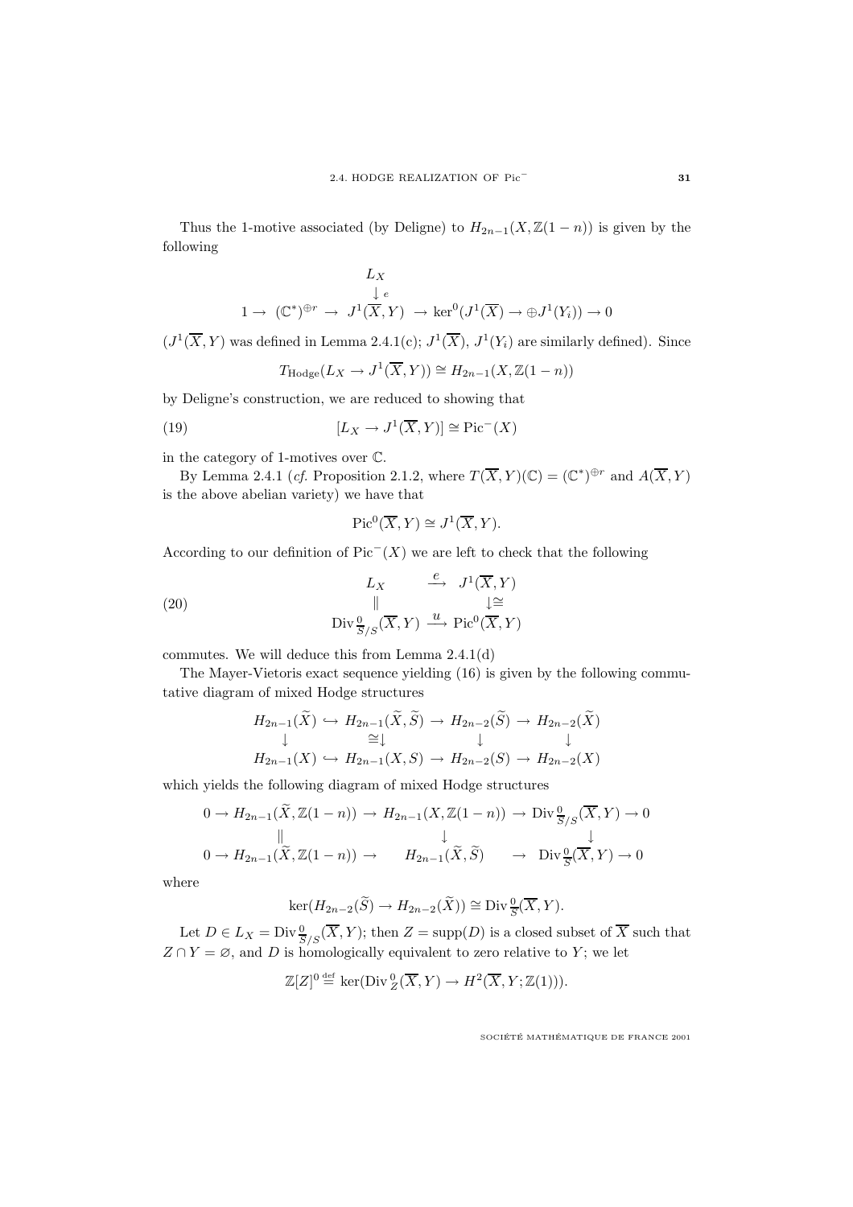Thus the 1-motive associated (by Deligne) to $H_{2n-1}(X,\mathbb{Z}(1-n))$ is given by the following

$$
\begin{array}{ccccccc}
 & & L_X & & & & \\
 & & \downarrow e & & & & \\
1 \to & (\mathbb{C}^*)^{\oplus r} \to & J^1(\overline{X},Y) & \to \ker^0(J^1(\overline{X}) \to \oplus J^1(Y_i)) \to 0 & & &
\end{array}
$$

($J^1(\overline{X},Y)$ was defined in Lemma 2.4.1(c); $J^1(\overline{X})$, $J^1(Y_i)$ are similarly defined). Since

$$T_{\mathrm{Hodge}}(L_X \to J^1(\overline{X},Y)) \cong H_{2n-1}(X,\mathbb{Z}(1-n))$$

by Deligne's construction, we are reduced to showing that

$$[L_X \to J^1(\overline{X},Y)] \cong \mathrm{Pic}^-(X) \tag{19}$$

in the category of 1-motives over $\mathbb{C}$.

By Lemma 2.4.1 (*cf.* Proposition 2.1.2, where $T(\overline{X},Y)(\mathbb{C}) = (\mathbb{C}^*)^{\oplus r}$ and $A(\overline{X},Y)$ is the above abelian variety) we have that

$$\mathrm{Pic}^0(\overline{X},Y) \cong J^1(\overline{X},Y).$$

According to our definition of $\mathrm{Pic}^-(X)$ we are left to check that the following

$$
\begin{array}{ccc}
L_X & \xrightarrow{e} & J^1(\overline{X},Y) \\
\| & & \downarrow\cong \\
\mathrm{Div}^0_{\overline{S}/S}(\overline{X},Y) & \xrightarrow{u} & \mathrm{Pic}^0(\overline{X},Y)
\end{array}
\tag{20}
$$

commutes. We will deduce this from Lemma 2.4.1(d)

The Mayer-Vietoris exact sequence yielding (16) is given by the following commutative diagram of mixed Hodge structures

$$
\begin{array}{ccccccc}
H_{2n-1}(\widetilde{X}) & \hookrightarrow & H_{2n-1}(\widetilde{X},\widetilde{S}) & \to & H_{2n-2}(\widetilde{S}) & \to & H_{2n-2}(\widetilde{X}) \\
\downarrow & & \cong\downarrow & & \downarrow & & \downarrow \\
H_{2n-1}(X) & \hookrightarrow & H_{2n-1}(X,S) & \to & H_{2n-2}(S) & \to & H_{2n-2}(X)
\end{array}
$$

which yields the following diagram of mixed Hodge structures

$$
\begin{array}{ccccccccc}
0 \to & H_{2n-1}(\widetilde{X},\mathbb{Z}(1-n)) & \to & H_{2n-1}(X,\mathbb{Z}(1-n)) & \to & \mathrm{Div}^0_{\overline{S}/S}(\overline{X},Y) & \to 0 \\
 & \| & & \downarrow & & \downarrow & \\
0 \to & H_{2n-1}(\widetilde{X},\mathbb{Z}(1-n)) & \to & H_{2n-1}(\widetilde{X},\widetilde{S}) & \to & \mathrm{Div}^0_{\overline{S}}(\overline{X},Y) & \to 0
\end{array}
$$

where

$$\ker(H_{2n-2}(\widetilde{S}) \to H_{2n-2}(\widetilde{X})) \cong \mathrm{Div}^0_{\overline{S}}(\overline{X},Y).$$

Let $D \in L_X = \mathrm{Div}^0_{\overline{S}/S}(\overline{X},Y)$; then $Z = \mathrm{supp}(D)$ is a closed subset of $\overline{X}$ such that $Z \cap Y = \varnothing$, and $D$ is homologically equivalent to zero relative to $Y$; we let

$$\mathbb{Z}[Z]^0 \stackrel{\mathrm{def}}{=} \ker(\mathrm{Div}^0_Z(\overline{X},Y) \to H^2(\overline{X},Y;\mathbb{Z}(1))).$$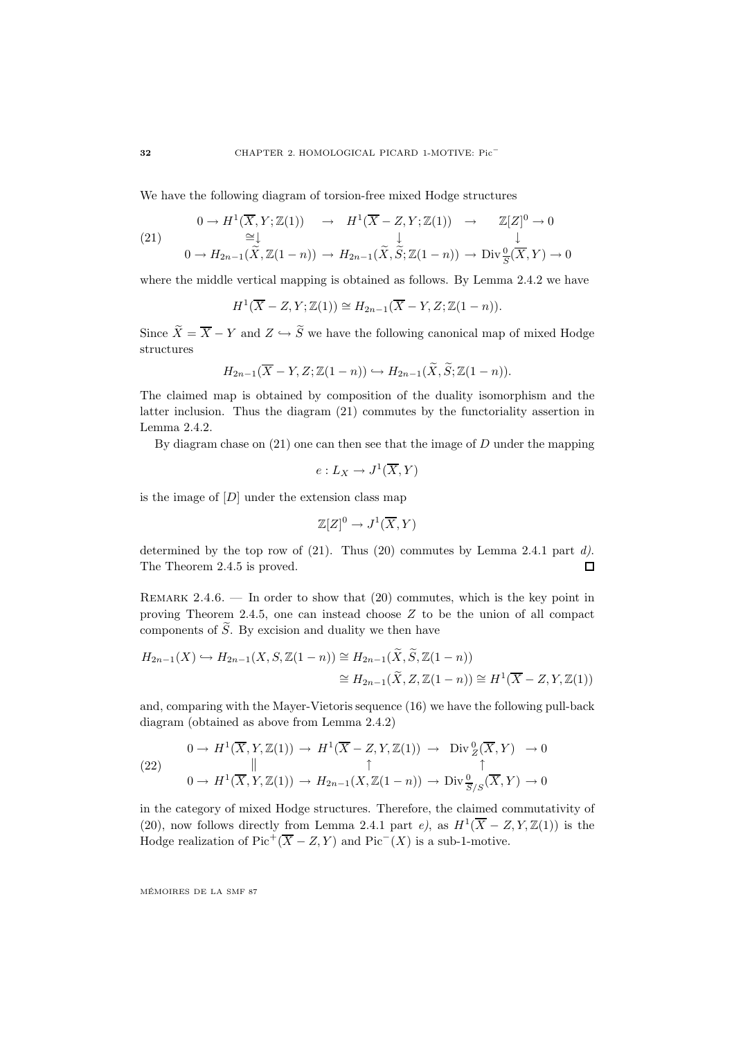We have the following diagram of torsion-free mixed Hodge structures

$$
(21)\qquad \begin{array}{ccccc}
0 \to H^1(\overline{X}, Y; \mathbb{Z}(1)) & \to & H^1(\overline{X} - Z, Y; \mathbb{Z}(1)) & \to & \mathbb{Z}[Z]^0 \to 0 \\
\cong\downarrow & & \downarrow & & \downarrow \\
0 \to H_{2n-1}(\widetilde{X}, \mathbb{Z}(1-n)) & \to & H_{2n-1}(\widetilde{X}, \widetilde{S}; \mathbb{Z}(1-n)) & \to & \mathrm{Div}^0_{\widetilde{S}}(\overline{X}, Y) \to 0
\end{array}
$$

where the middle vertical mapping is obtained as follows. By Lemma 2.4.2 we have

$$H^1(\overline{X} - Z, Y; \mathbb{Z}(1)) \cong H_{2n-1}(\overline{X} - Y, Z; \mathbb{Z}(1-n)).$$

Since $\widetilde{X} = \overline{X} - Y$ and $Z \hookrightarrow \widetilde{S}$ we have the following canonical map of mixed Hodge structures

$$H_{2n-1}(\overline{X} - Y, Z; \mathbb{Z}(1-n)) \hookrightarrow H_{2n-1}(\widetilde{X}, \widetilde{S}; \mathbb{Z}(1-n)).$$

The claimed map is obtained by composition of the duality isomorphism and the latter inclusion. Thus the diagram (21) commutes by the functoriality assertion in Lemma 2.4.2.

By diagram chase on (21) one can then see that the image of $D$ under the mapping

$$e : L_X \to J^1(\overline{X}, Y)$$

is the image of $[D]$ under the extension class map

$$\mathbb{Z}[Z]^0 \to J^1(\overline{X}, Y)$$

determined by the top row of (21). Thus (20) commutes by Lemma 2.4.1 part *d)*. The Theorem 2.4.5 is proved. □

Remark 2.4.6. — In order to show that (20) commutes, which is the key point in proving Theorem 2.4.5, one can instead choose $Z$ to be the union of all compact components of $\widetilde{S}$. By excision and duality we then have

$$
\begin{aligned}
H_{2n-1}(X) \hookrightarrow H_{2n-1}(X, S, \mathbb{Z}(1-n)) &\cong H_{2n-1}(\widetilde{X}, \widetilde{S}, \mathbb{Z}(1-n)) \\
&\cong H_{2n-1}(\widetilde{X}, Z, \mathbb{Z}(1-n)) \cong H^1(\overline{X} - Z, Y, \mathbb{Z}(1))
\end{aligned}
$$

and, comparing with the Mayer-Vietoris sequence (16) we have the following pull-back diagram (obtained as above from Lemma 2.4.2)

$$
(22)\qquad \begin{array}{ccccc}
0 \to H^1(\overline{X}, Y, \mathbb{Z}(1)) & \to & H^1(\overline{X} - Z, Y, \mathbb{Z}(1)) & \to & \mathrm{Div}^0_Z(\overline{X}, Y) \to 0 \\
\| & & \uparrow & & \uparrow \\
0 \to H^1(\overline{X}, Y, \mathbb{Z}(1)) & \to & H_{2n-1}(X, \mathbb{Z}(1-n)) & \to & \mathrm{Div}^0_{\widetilde{S}/S}(\overline{X}, Y) \to 0
\end{array}
$$

in the category of mixed Hodge structures. Therefore, the claimed commutativity of (20), now follows directly from Lemma 2.4.1 part *e)*, as $H^1(\overline{X} - Z, Y, \mathbb{Z}(1))$ is the Hodge realization of $\mathrm{Pic}^+(\overline{X} - Z, Y)$ and $\mathrm{Pic}^-(X)$ is a sub-1-motive.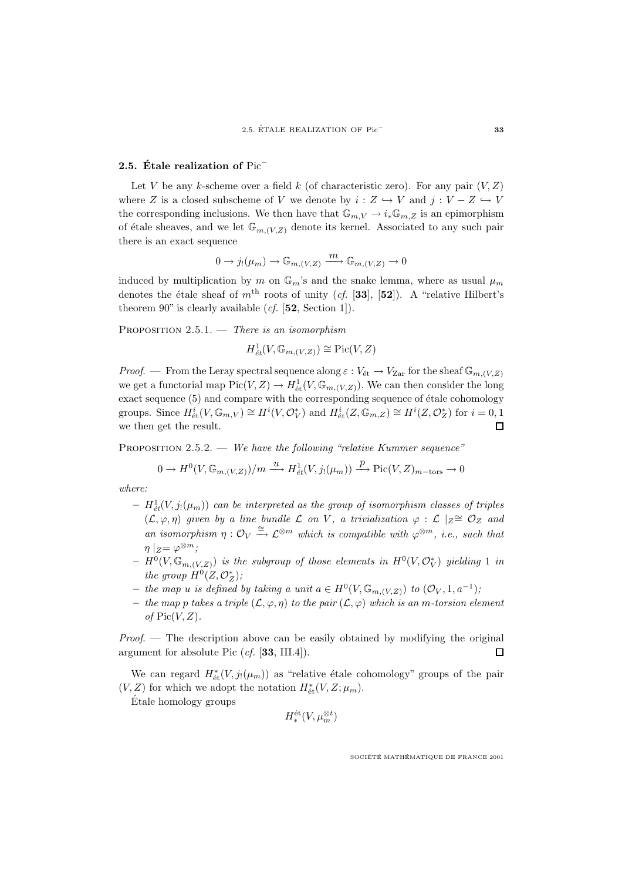## 2.5. Étale realization of $\mathrm{Pic}^-$

Let $V$ be any $k$-scheme over a field $k$ (of characteristic zero). For any pair $(V, Z)$ where $Z$ is a closed subscheme of $V$ we denote by $i : Z \hookrightarrow V$ and $j : V - Z \hookrightarrow V$ the corresponding inclusions. We then have that $\mathbb{G}_{m,V} \to i_*\mathbb{G}_{m,Z}$ is an epimorphism of étale sheaves, and we let $\mathbb{G}_{m,(V,Z)}$ denote its kernel. Associated to any such pair there is an exact sequence

$$0 \to j_!(\mu_m) \to \mathbb{G}_{m,(V,Z)} \xrightarrow{m} \mathbb{G}_{m,(V,Z)} \to 0$$

induced by multiplication by $m$ on $\mathbb{G}_m$'s and the snake lemma, where as usual $\mu_m$ denotes the étale sheaf of $m^{\text{th}}$ roots of unity (*cf.* [**33**], [**52**]). A "relative Hilbert's theorem 90" is clearly available (*cf.* [**52**, Section 1]).

Proposition 2.5.1. — *There is an isomorphism*

$$H^1_{ét}(V, \mathbb{G}_{m,(V,Z)}) \cong \mathrm{Pic}(V, Z)$$

*Proof*. — From the Leray spectral sequence along $\varepsilon : V_{\text{ét}} \to V_{\text{Zar}}$ for the sheaf $\mathbb{G}_{m,(V,Z)}$ we get a functorial map $\mathrm{Pic}(V,Z) \to H^1_{\text{ét}}(V, \mathbb{G}_{m,(V,Z)})$. We can then consider the long exact sequence (5) and compare with the corresponding sequence of étale cohomology groups. Since $H^i_{\text{ét}}(V, \mathbb{G}_{m,V}) \cong H^i(V, \mathcal{O}_V^*)$ and $H^i_{\text{ét}}(Z, \mathbb{G}_{m,Z}) \cong H^i(Z, \mathcal{O}_Z^*)$ for $i = 0, 1$ we then get the result. □

Proposition 2.5.2. — *We have the following "relative Kummer sequence"*

$$0 \to H^0(V, \mathbb{G}_{m,(V,Z)})/m \xrightarrow{u} H^1_{ét}(V, j_!(\mu_m)) \xrightarrow{p} \mathrm{Pic}(V, Z)_{m-\text{tors}} \to 0$$

*where:*

- $H^1_{ét}(V, j_!(\mu_m))$ *can be interpreted as the group of isomorphism classes of triples* $(\mathcal{L}, \varphi, \eta)$ *given by a line bundle* $\mathcal{L}$ *on* $V$*, a trivialization* $\varphi : \mathcal{L} \mid_Z \cong \mathcal{O}_Z$ *and an isomorphism* $\eta : \mathcal{O}_V \xrightarrow{\cong} \mathcal{L}^{\otimes m}$ *which is compatible with* $\varphi^{\otimes m}$*, i.e., such that* $\eta \mid_Z = \varphi^{\otimes m}$*;*
- $H^0(V, \mathbb{G}_{m,(V,Z)})$ *is the subgroup of those elements in* $H^0(V, \mathcal{O}_V^*)$ *yielding* $1$ *in the group* $H^0(Z, \mathcal{O}_Z^*)$*;*
- *the map* $u$ *is defined by taking a unit* $a \in H^0(V, \mathbb{G}_{m,(V,Z)})$ *to* $(\mathcal{O}_V, 1, a^{-1})$*;*
- *the map* $p$ *takes a triple* $(\mathcal{L}, \varphi, \eta)$ *to the pair* $(\mathcal{L}, \varphi)$ *which is an* $m$*-torsion element of* $\mathrm{Pic}(V, Z)$*.*

*Proof*. — The description above can be easily obtained by modifying the original argument for absolute Pic (*cf.* [**33**, III.4]). □

We can regard $H^*_{\text{ét}}(V, j_!(\mu_m))$ as "relative étale cohomology" groups of the pair $(V, Z)$ for which we adopt the notation $H^*_{\text{ét}}(V, Z; \mu_m)$.

Étale homology groups

$$H_*^{\text{ét}}(V, \mu_m^{\otimes t})$$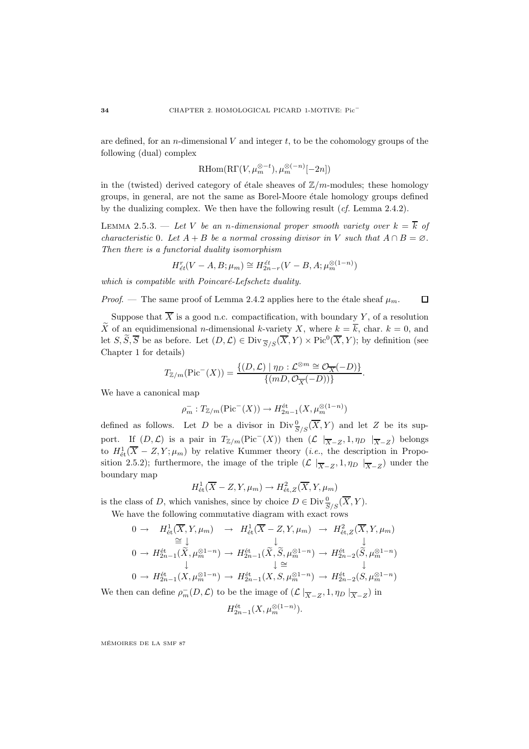are defined, for an $n$-dimensional $V$ and integer $t$, to be the cohomology groups of the following (dual) complex

$$\mathrm{RHom}(\mathrm{R}\Gamma(V,\mu_m^{\otimes -t}),\mu_m^{\otimes(-n)}[-2n])$$

in the (twisted) derived category of étale sheaves of $\mathbb{Z}/m$-modules; these homology groups, in general, are not the same as Borel-Moore étale homology groups defined by the dualizing complex. We then have the following result (*cf.* Lemma 2.4.2).

Lemma 2.5.3. — *Let $V$ be an $n$-dimensional proper smooth variety over $k=\overline{k}$ of characteristic 0. Let $A+B$ be a normal crossing divisor in $V$ such that $A\cap B=\varnothing$. Then there is a functorial duality isomorphism*

$$H^r_{\acute{e}t}(V-A,B;\mu_m)\cong H^{\acute{e}t}_{2n-r}(V-B,A;\mu_m^{\otimes(1-n)})$$

*which is compatible with Poincaré-Lefschetz duality.*

*Proof.* — The same proof of Lemma 2.4.2 applies here to the étale sheaf $\mu_m$. □

Suppose that $\overline{X}$ is a good n.c. compactification, with boundary $Y$, of a resolution $\widetilde{X}$ of an equidimensional $n$-dimensional $k$-variety $X$, where $k=\overline{k}$, char. $k=0$, and let $S,\widetilde{S},\overline{S}$ be as before. Let $(D,\mathcal{L})\in \mathrm{Div}_{\overline{S}/S}(\overline{X},Y)\times \mathrm{Pic}^0(\overline{X},Y)$; by definition (see Chapter 1 for details)

$$T_{\mathbb{Z}/m}(\mathrm{Pic}^-(X))=\frac{\{(D,\mathcal{L})\mid \eta_D:\mathcal{L}^{\otimes m}\cong\mathcal{O}_{\overline{X}}(-D)\}}{\{(mD,\mathcal{O}_{\overline{X}}(-D))\}}.$$

We have a canonical map

$$\rho_m^-:T_{\mathbb{Z}/m}(\mathrm{Pic}^-(X))\to H^{\text{ét}}_{2n-1}(X,\mu_m^{\otimes(1-n)})$$

defined as follows. Let $D$ be a divisor in $\mathrm{Div}^0_{\overline{S}/S}(\overline{X},Y)$ and let $Z$ be its support. If $(D,\mathcal{L})$ is a pair in $T_{\mathbb{Z}/m}(\mathrm{Pic}^-(X))$ then $(\mathcal{L}\mid_{\overline{X}-Z},1,\eta_D\mid_{\overline{X}-Z})$ belongs to $H^1_{\text{ét}}(\overline{X}-Z,Y;\mu_m)$ by relative Kummer theory (*i.e.*, the description in Proposition 2.5.2); furthermore, the image of the triple $(\mathcal{L}\mid_{\overline{X}-Z},1,\eta_D\mid_{\overline{X}-Z})$ under the boundary map

$$H^1_{\text{ét}}(\overline{X}-Z,Y,\mu_m)\to H^2_{\text{ét},Z}(\overline{X},Y,\mu_m)$$

is the class of $D$, which vanishes, since by choice $D\in\mathrm{Div}^0_{\overline{S}/S}(\overline{X},Y)$.

We have the following commutative diagram with exact rows

$$\begin{array}{ccccccc}
0\to & H^1_{\text{ét}}(\overline{X},Y,\mu_m) & \to & H^1_{\text{ét}}(\overline{X}-Z,Y,\mu_m) & \to & H^2_{\text{ét},Z}(\overline{X},Y,\mu_m)\\
 & \cong\downarrow & & \downarrow & & \downarrow\\
0\to & H^{\text{ét}}_{2n-1}(\widetilde{X},\mu_m^{\otimes 1-n}) & \to & H^{\text{ét}}_{2n-1}(\widetilde{X},\widetilde{S},\mu_m^{\otimes 1-n}) & \to & H^{\text{ét}}_{2n-2}(\widetilde{S},\mu_m^{\otimes 1-n})\\
 & \downarrow & & \downarrow\cong & & \downarrow\\
0\to & H^{\text{ét}}_{2n-1}(X,\mu_m^{\otimes 1-n}) & \to & H^{\text{ét}}_{2n-1}(X,S,\mu_m^{\otimes 1-n}) & \to & H^{\text{ét}}_{2n-2}(S,\mu_m^{\otimes 1-n})
\end{array}$$

We then can define $\rho_m^-(D,\mathcal{L})$ to be the image of $(\mathcal{L}\mid_{\overline{X}-Z},1,\eta_D\mid_{\overline{X}-Z})$ in

$$H^{\text{ét}}_{2n-1}(X,\mu_m^{\otimes(1-n)}).$$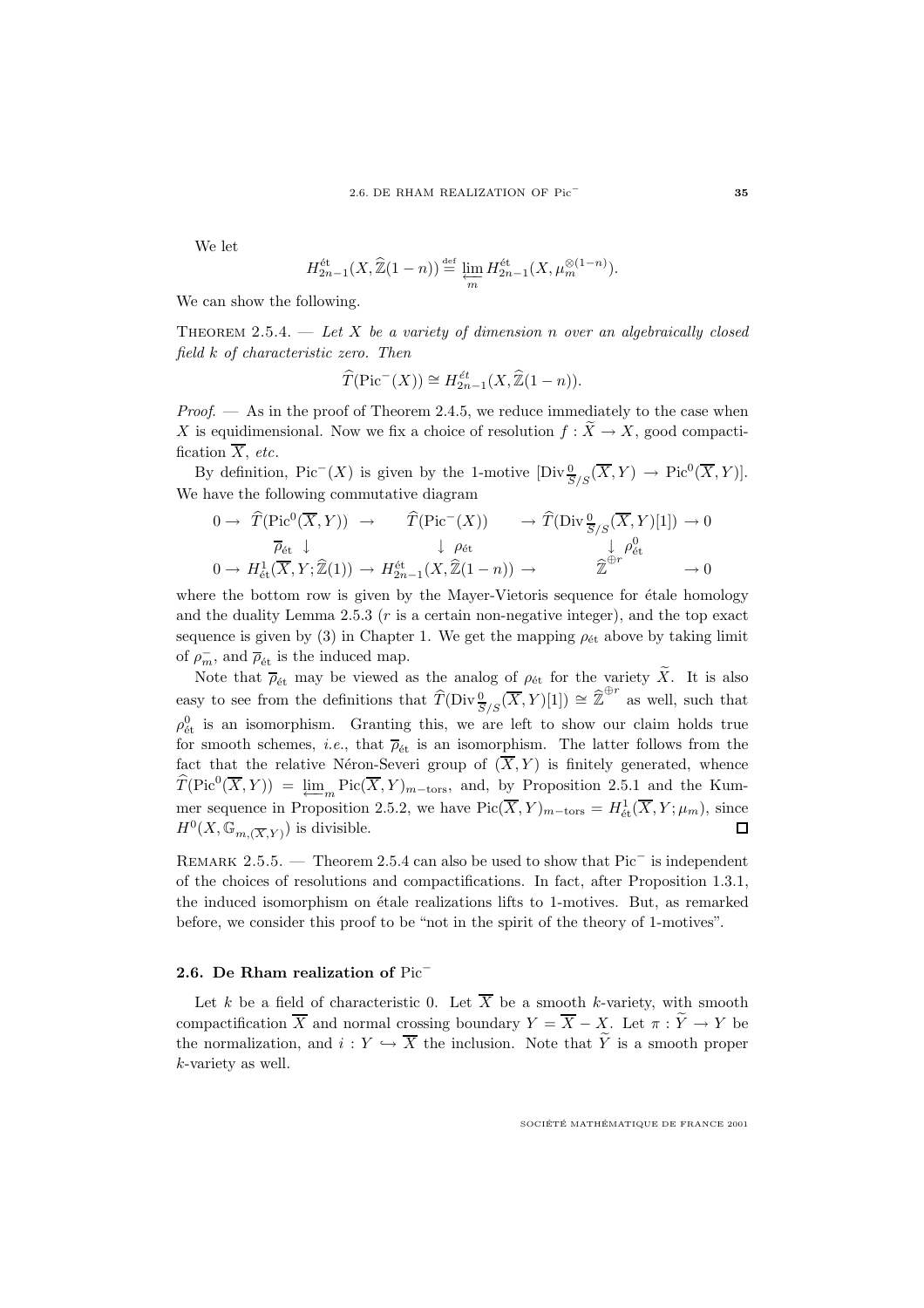We let

$$H_{2n-1}^{\text{ét}}(X, \widehat{\mathbb{Z}}(1-n)) \stackrel{\text{def}}{=} \varprojlim_{m} H_{2n-1}^{\text{ét}}(X, \mu_m^{\otimes(1-n)}).$$

We can show the following.

Theorem 2.5.4. — *Let $X$ be a variety of dimension $n$ over an algebraically closed field $k$ of characteristic zero. Then*

$$\widehat{T}(\mathrm{Pic}^{-}(X)) \cong H_{2n-1}^{\acute{e}t}(X, \widehat{\mathbb{Z}}(1-n)).$$

*Proof*. — As in the proof of Theorem 2.4.5, we reduce immediately to the case when $X$ is equidimensional. Now we fix a choice of resolution $f : \widetilde{X} \to X$, good compactification $\overline{X}$, *etc*.

By definition, $\mathrm{Pic}^{-}(X)$ is given by the 1-motive $[\mathrm{Div}_{\overline{S}/S}^{0}(\overline{X}, Y) \to \mathrm{Pic}^{0}(\overline{X}, Y)]$. We have the following commutative diagram

$$\begin{array}{ccccccc}
0 \to & \widehat{T}(\mathrm{Pic}^{0}(\overline{X}, Y)) & \to & \widehat{T}(\mathrm{Pic}^{-}(X)) & \to & \widehat{T}(\mathrm{Div}_{\overline{S}/S}^{0}(\overline{X}, Y)[1]) & \to 0 \\
& \overline{\rho}_{\text{ét}} \downarrow & & \downarrow \rho_{\text{ét}} & & \downarrow \rho_{\text{ét}}^{0} & \\
0 \to & H_{\text{ét}}^{1}(\overline{X}, Y; \widehat{\mathbb{Z}}(1)) & \to & H_{2n-1}^{\text{ét}}(X, \widehat{\mathbb{Z}}(1-n)) & \to & \widehat{\mathbb{Z}}^{\oplus r} & \to 0
\end{array}$$

where the bottom row is given by the Mayer-Vietoris sequence for étale homology and the duality Lemma 2.5.3 ($r$ is a certain non-negative integer), and the top exact sequence is given by (3) in Chapter 1. We get the mapping $\rho_{\text{ét}}$ above by taking limit of $\rho_m^{-}$, and $\overline{\rho}_{\text{ét}}$ is the induced map.

Note that $\overline{\rho}_{\text{ét}}$ may be viewed as the analog of $\rho_{\text{ét}}$ for the variety $\widetilde{X}$. It is also easy to see from the definitions that $\widehat{T}(\mathrm{Div}_{\overline{S}/S}^{0}(\overline{X}, Y)[1]) \cong \widehat{\mathbb{Z}}^{\oplus r}$ as well, such that $\rho_{\text{ét}}^{0}$ is an isomorphism. Granting this, we are left to show our claim holds true for smooth schemes, *i.e.*, that $\overline{\rho}_{\text{ét}}$ is an isomorphism. The latter follows from the fact that the relative Néron-Severi group of $(\overline{X}, Y)$ is finitely generated, whence $\widehat{T}(\mathrm{Pic}^{0}(\overline{X}, Y)) = \varprojlim_{m} \mathrm{Pic}(\overline{X}, Y)_{m-\text{tors}}$, and, by Proposition 2.5.1 and the Kummer sequence in Proposition 2.5.2, we have $\mathrm{Pic}(\overline{X}, Y)_{m-\text{tors}} = H_{\text{ét}}^{1}(\overline{X}, Y; \mu_m)$, since $H^{0}(X, \mathbb{G}_{m,(\overline{X},Y)})$ is divisible. $\square$

Remark 2.5.5. — Theorem 2.5.4 can also be used to show that $\mathrm{Pic}^{-}$ is independent of the choices of resolutions and compactifications. In fact, after Proposition 1.3.1, the induced isomorphism on étale realizations lifts to 1-motives. But, as remarked before, we consider this proof to be "not in the spirit of the theory of 1-motives".

### 2.6. De Rham realization of $\mathrm{Pic}^{-}$

Let $k$ be a field of characteristic 0. Let $\overline{X}$ be a smooth $k$-variety, with smooth compactification $\overline{X}$ and normal crossing boundary $Y = \overline{X} - X$. Let $\pi : \widetilde{Y} \to Y$ be the normalization, and $i : Y \hookrightarrow \overline{X}$ the inclusion. Note that $\widetilde{Y}$ is a smooth proper $k$-variety as well.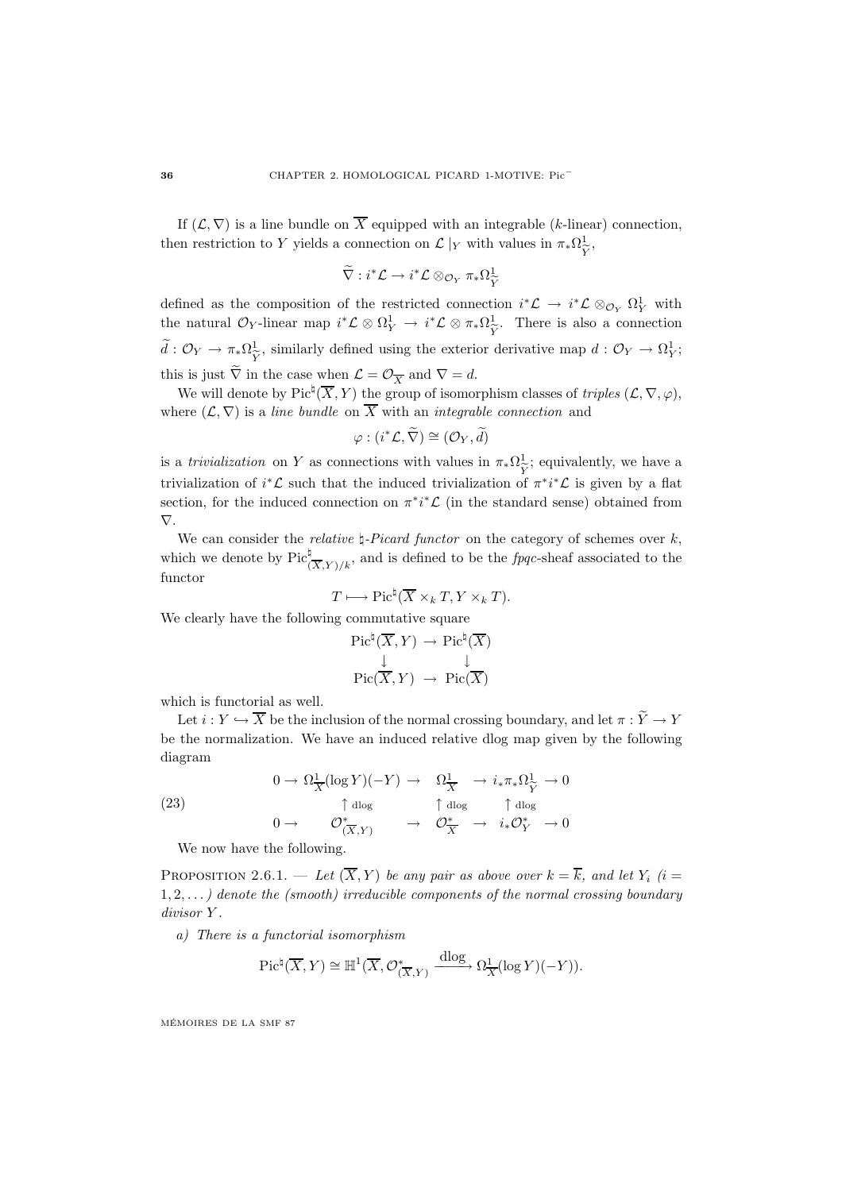If $(\mathcal{L}, \nabla)$ is a line bundle on $\overline{X}$ equipped with an integrable ($k$-linear) connection, then restriction to $Y$ yields a connection on $\mathcal{L}\mid_Y$ with values in $\pi_*\Omega^1_{\widetilde{Y}}$,

$$\widetilde{\nabla} : i^*\mathcal{L} \to i^*\mathcal{L} \otimes_{\mathcal{O}_Y} \pi_*\Omega^1_{\widetilde{Y}}$$

defined as the composition of the restricted connection $i^*\mathcal{L} \to i^*\mathcal{L} \otimes_{\mathcal{O}_Y} \Omega^1_Y$ with the natural $\mathcal{O}_Y$-linear map $i^*\mathcal{L} \otimes \Omega^1_Y \to i^*\mathcal{L} \otimes \pi_*\Omega^1_{\widetilde{Y}}$. There is also a connection $\widetilde{d} : \mathcal{O}_Y \to \pi_*\Omega^1_{\widetilde{Y}}$, similarly defined using the exterior derivative map $d : \mathcal{O}_Y \to \Omega^1_Y$; this is just $\widetilde{\nabla}$ in the case when $\mathcal{L} = \mathcal{O}_{\overline{X}}$ and $\nabla = d$.

We will denote by $\mathrm{Pic}^\natural(\overline{X}, Y)$ the group of isomorphism classes of *triples* $(\mathcal{L}, \nabla, \varphi)$, where $(\mathcal{L}, \nabla)$ is a *line bundle* on $\overline{X}$ with an *integrable connection* and

$$\varphi : (i^*\mathcal{L}, \widetilde{\nabla}) \cong (\mathcal{O}_Y, \widetilde{d})$$

is a *trivialization* on $Y$ as connections with values in $\pi_*\Omega^1_{\widetilde{Y}}$; equivalently, we have a trivialization of $i^*\mathcal{L}$ such that the induced trivialization of $\pi^*i^*\mathcal{L}$ is given by a flat section, for the induced connection on $\pi^*i^*\mathcal{L}$ (in the standard sense) obtained from $\nabla$.

We can consider the *relative* $\natural$*-Picard functor* on the category of schemes over $k$, which we denote by $\mathrm{Pic}^\natural_{(\overline{X},Y)/k}$, and is defined to be the *fpqc*-sheaf associated to the functor

$$T \longmapsto \mathrm{Pic}^\natural(\overline{X} \times_k T, Y \times_k T).$$

We clearly have the following commutative square

$$\begin{array}{ccc}
\mathrm{Pic}^\natural(\overline{X}, Y) & \to & \mathrm{Pic}^\natural(\overline{X}) \\
\downarrow & & \downarrow \\
\mathrm{Pic}(\overline{X}, Y) & \to & \mathrm{Pic}(\overline{X})
\end{array}$$

which is functorial as well.

Let $i : Y \hookrightarrow \overline{X}$ be the inclusion of the normal crossing boundary, and let $\pi : \widetilde{Y} \to Y$ be the normalization. We have an induced relative dlog map given by the following diagram

$$\begin{array}{ccccccc}
0 \to & \Omega^1_{\overline{X}}(\log Y)(-Y) & \to & \Omega^1_{\overline{X}} & \to & i_*\pi_*\Omega^1_{\widetilde{Y}} & \to 0 \\
& \uparrow \mathrm{dlog} & & \uparrow \mathrm{dlog} & & \uparrow \mathrm{dlog} & \\
0 \to & \mathcal{O}^*_{(\overline{X},Y)} & \to & \mathcal{O}^*_{\overline{X}} & \to & i_*\mathcal{O}^*_Y & \to 0
\end{array} \tag{23}$$

We now have the following.

Proposition 2.6.1. — *Let $(\overline{X}, Y)$ be any pair as above over $k = \overline{k}$, and let $Y_i$ ($i = 1, 2, \ldots$) denote the (smooth) irreducible components of the normal crossing boundary divisor $Y$.*

*a) There is a functorial isomorphism*

$$\mathrm{Pic}^\natural(\overline{X}, Y) \cong \mathbb{H}^1(\overline{X}, \mathcal{O}^*_{(\overline{X},Y)} \xrightarrow{\mathrm{dlog}} \Omega^1_{\overline{X}}(\log Y)(-Y)).$$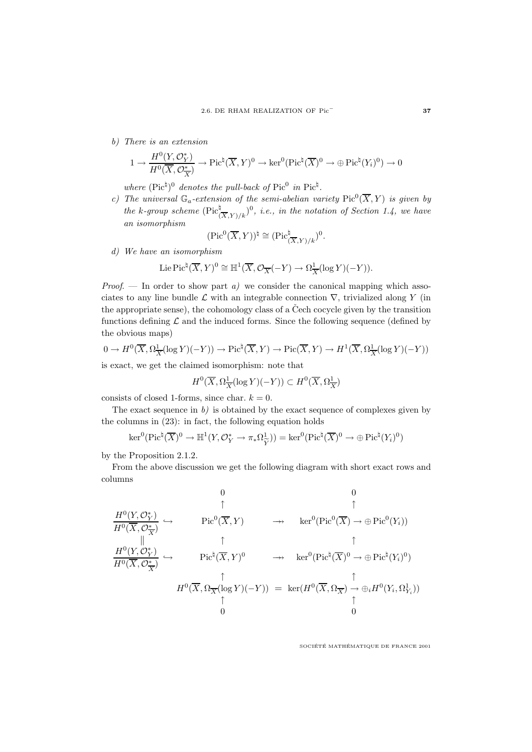*b) There is an extension*

$$1 \to \frac{H^0(Y, \mathcal{O}_Y^*)}{H^0(\overline{X}, \mathcal{O}_{\overline{X}}^*)} \to \operatorname{Pic}^\natural(\overline{X}, Y)^0 \to \ker^0(\operatorname{Pic}^\natural(\overline{X})^0 \to \oplus \operatorname{Pic}^\natural(Y_i)^0) \to 0$$

*where $(\operatorname{Pic}^\natural)^0$ denotes the pull-back of $\operatorname{Pic}^0$ in $\operatorname{Pic}^\natural$.*

*c) The universal $\mathbb{G}_a$-extension of the semi-abelian variety $\operatorname{Pic}^0(\overline{X}, Y)$ is given by the $k$-group scheme $(\operatorname{Pic}^\natural_{(\overline{X},Y)/k})^0$, i.e., in the notation of Section 1.4, we have an isomorphism*

$$(\operatorname{Pic}^0(\overline{X}, Y))^\natural \cong (\operatorname{Pic}^\natural_{(\overline{X},Y)/k})^0.$$

*d) We have an isomorphism*

$$\operatorname{Lie} \operatorname{Pic}^\natural(\overline{X}, Y)^0 \cong \mathbb{H}^1(\overline{X}, \mathcal{O}_{\overline{X}}(-Y) \to \Omega^1_{\overline{X}}(\log Y)(-Y)).$$

*Proof*. — In order to show part *a)* we consider the canonical mapping which associates to any line bundle $\mathcal{L}$ with an integrable connection $\nabla$, trivialized along $Y$ (in the appropriate sense), the cohomology class of a Čech cocycle given by the transition functions defining $\mathcal{L}$ and the induced forms. Since the following sequence (defined by the obvious maps)

$$0 \to H^0(\overline{X}, \Omega^1_{\overline{X}}(\log Y)(-Y)) \to \operatorname{Pic}^\natural(\overline{X}, Y) \to \operatorname{Pic}(\overline{X}, Y) \to H^1(\overline{X}, \Omega^1_{\overline{X}}(\log Y)(-Y))$$

is exact, we get the claimed isomorphism: note that

$$H^0(\overline{X}, \Omega^1_{\overline{X}}(\log Y)(-Y)) \subset H^0(\overline{X}, \Omega^1_{\overline{X}})$$

consists of closed 1-forms, since char. $k = 0$.

The exact sequence in *b)* is obtained by the exact sequence of complexes given by the columns in (23): in fact, the following equation holds

$$\ker^0(\operatorname{Pic}^\natural(\overline{X})^0 \to \mathbb{H}^1(Y, \mathcal{O}_Y^* \to \pi_*\Omega^1_{\tilde{Y}})) = \ker^0(\operatorname{Pic}^\natural(\overline{X})^0 \to \oplus \operatorname{Pic}^\natural(Y_i)^0)$$

by the Proposition 2.1.2.

From the above discussion we get the following diagram with short exact rows and columns

$$\begin{array}{ccccc}
 & & 0 & & 0 \\
 & & \uparrow & & \uparrow \\
\dfrac{H^0(Y, \mathcal{O}_Y^*)}{H^0(\overline{X}, \mathcal{O}_{\overline{X}}^*)} & \hookrightarrow & \operatorname{Pic}^0(\overline{X}, Y) & \twoheadrightarrow & \ker^0(\operatorname{Pic}^0(\overline{X}) \to \oplus \operatorname{Pic}^0(Y_i)) \\
\| & & \uparrow & & \uparrow \\
\dfrac{H^0(Y, \mathcal{O}_Y^*)}{H^0(\overline{X}, \mathcal{O}_{\overline{X}}^*)} & \hookrightarrow & \operatorname{Pic}^\natural(\overline{X}, Y)^0 & \twoheadrightarrow & \ker^0(\operatorname{Pic}^\natural(\overline{X})^0 \to \oplus \operatorname{Pic}^\natural(Y_i)^0) \\
 & & \uparrow & & \uparrow \\
 & & H^0(\overline{X}, \Omega_{\overline{X}}(\log Y)(-Y)) & = & \ker(H^0(\overline{X}, \Omega_{\overline{X}}) \to \oplus_i H^0(Y_i, \Omega^1_{Y_i})) \\
 & & \uparrow & & \uparrow \\
 & & 0 & & 0
\end{array}$$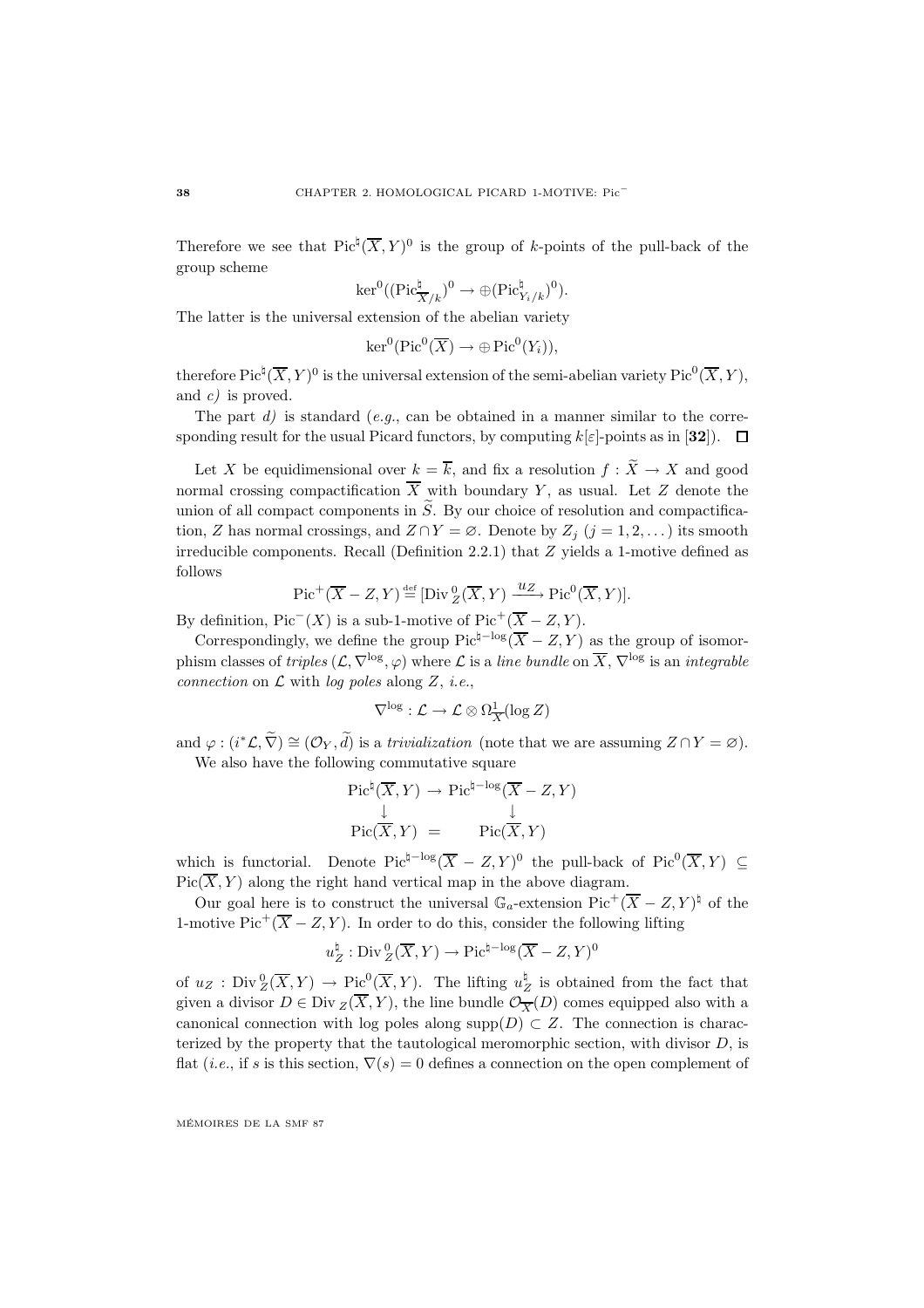Therefore we see that $\mathrm{Pic}^\natural(\overline{X},Y)^0$ is the group of $k$-points of the pull-back of the group scheme

$$\ker^0((\mathrm{Pic}^\natural_{\overline{X}/k})^0 \to \oplus(\mathrm{Pic}^\natural_{Y_i/k})^0).$$

The latter is the universal extension of the abelian variety

$$\ker^0(\mathrm{Pic}^0(\overline{X}) \to \oplus \mathrm{Pic}^0(Y_i)),$$

therefore $\mathrm{Pic}^\natural(\overline{X},Y)^0$ is the universal extension of the semi-abelian variety $\mathrm{Pic}^0(\overline{X},Y)$, and *c)* is proved.

The part *d)* is standard (*e.g.*, can be obtained in a manner similar to the corresponding result for the usual Picard functors, by computing $k[\varepsilon]$-points as in [**32**]). $\square$

Let $X$ be equidimensional over $k=\overline{k}$, and fix a resolution $f:\widetilde{X}\to X$ and good normal crossing compactification $\overline{X}$ with boundary $Y$, as usual. Let $Z$ denote the union of all compact components in $\widetilde{S}$. By our choice of resolution and compactification, $Z$ has normal crossings, and $Z\cap Y=\varnothing$. Denote by $Z_j$ $(j=1,2,\dots)$ its smooth irreducible components. Recall (Definition 2.2.1) that $Z$ yields a 1-motive defined as follows

$$\mathrm{Pic}^+(\overline{X}-Z,Y) \overset{\mathrm{def}}{=} [\mathrm{Div}\,^0_Z(\overline{X},Y) \xrightarrow{u_Z} \mathrm{Pic}^0(\overline{X},Y)].$$

By definition, $\mathrm{Pic}^-(X)$ is a sub-1-motive of $\mathrm{Pic}^+(\overline{X}-Z,Y)$.

Correspondingly, we define the group $\mathrm{Pic}^{\natural-\log}(\overline{X}-Z,Y)$ as the group of isomorphism classes of *triples* $(\mathcal{L},\nabla^{\log},\varphi)$ where $\mathcal{L}$ is a *line bundle* on $\overline{X}$, $\nabla^{\log}$ is an *integrable connection* on $\mathcal{L}$ with *log poles* along $Z$, *i.e.*,

$$\nabla^{\log}:\mathcal{L}\to\mathcal{L}\otimes\Omega^1_{\overline{X}}(\log Z)$$

and $\varphi:(i^*\mathcal{L},\widetilde{\nabla})\cong(\mathcal{O}_Y,\widetilde{d})$ is a *trivialization* (note that we are assuming $Z\cap Y=\varnothing$).

We also have the following commutative square

$$\begin{array}{ccc}\mathrm{Pic}^\natural(\overline{X},Y) & \to & \mathrm{Pic}^{\natural-\log}(\overline{X}-Z,Y)\\ \downarrow & & \downarrow\\ \mathrm{Pic}(\overline{X},Y) & = & \mathrm{Pic}(\overline{X},Y)\end{array}$$

which is functorial. Denote $\mathrm{Pic}^{\natural-\log}(\overline{X}-Z,Y)^0$ the pull-back of $\mathrm{Pic}^0(\overline{X},Y)\subseteq\mathrm{Pic}(\overline{X},Y)$ along the right hand vertical map in the above diagram.

Our goal here is to construct the universal $\mathbb{G}_a$-extension $\mathrm{Pic}^+(\overline{X}-Z,Y)^\natural$ of the 1-motive $\mathrm{Pic}^+(\overline{X}-Z,Y)$. In order to do this, consider the following lifting

$$u_Z^\natural:\mathrm{Div}\,^0_Z(\overline{X},Y)\to\mathrm{Pic}^{\natural-\log}(\overline{X}-Z,Y)^0$$

of $u_Z:\mathrm{Div}\,^0_Z(\overline{X},Y)\to\mathrm{Pic}^0(\overline{X},Y)$. The lifting $u_Z^\natural$ is obtained from the fact that given a divisor $D\in\mathrm{Div}\,_Z(\overline{X},Y)$, the line bundle $\mathcal{O}_{\overline{X}}(D)$ comes equipped also with a canonical connection with log poles along $\mathrm{supp}(D)\subset Z$. The connection is characterized by the property that the tautological meromorphic section, with divisor $D$, is flat (*i.e.*, if $s$ is this section, $\nabla(s)=0$ defines a connection on the open complement of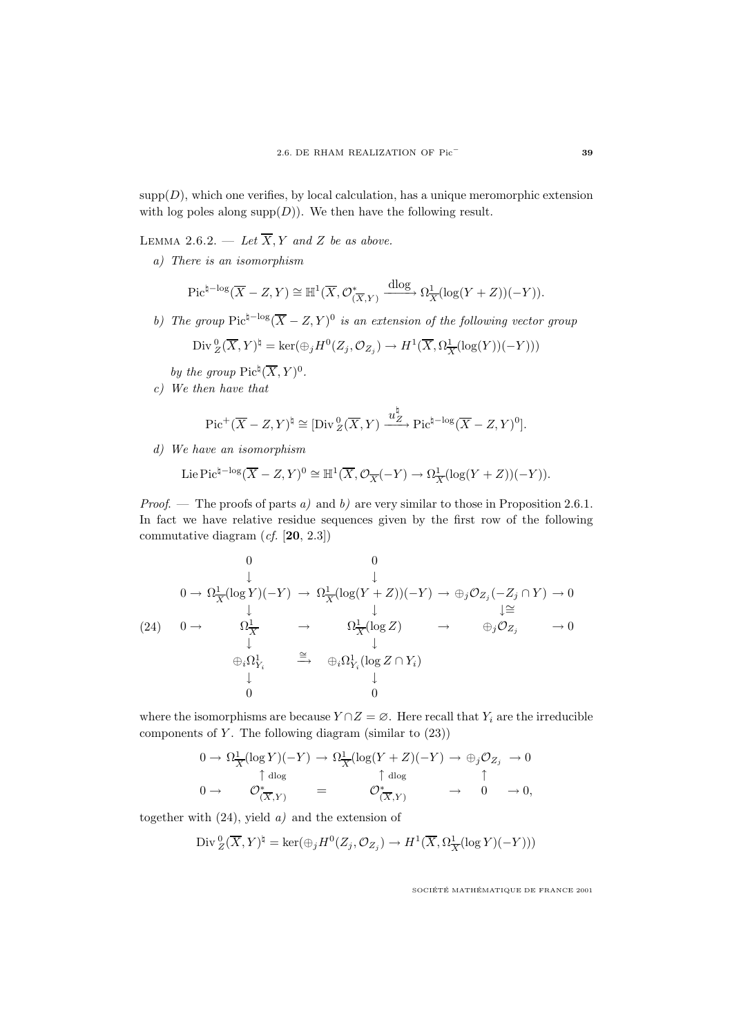$\mathrm{supp}(D)$, which one verifies, by local calculation, has a unique meromorphic extension with log poles along $\mathrm{supp}(D)$). We then have the following result.

LEMMA 2.6.2. — *Let $\overline{X}, Y$ and $Z$ be as above.*

*a) There is an isomorphism*

$$\mathrm{Pic}^{\natural-\log}(\overline{X}-Z, Y) \cong \mathbb{H}^1(\overline{X}, \mathcal{O}^*_{(\overline{X},Y)} \xrightarrow{\mathrm{dlog}} \Omega^1_{\overline{X}}(\log(Y+Z))(-Y)).$$

*b) The group $\mathrm{Pic}^{\natural-\log}(\overline{X}-Z, Y)^0$ is an extension of the following vector group*

$$\mathrm{Div}\,^0_Z(\overline{X}, Y)^\natural = \ker(\oplus_j H^0(Z_j, \mathcal{O}_{Z_j}) \to H^1(\overline{X}, \Omega^1_{\overline{X}}(\log(Y))(-Y)))$$

*by the group $\mathrm{Pic}^\natural(\overline{X}, Y)^0$.*

*c) We then have that*

$$\mathrm{Pic}^+(\overline{X}-Z, Y)^\natural \cong [\mathrm{Div}\,^0_Z(\overline{X}, Y) \xrightarrow{u^\natural_Z} \mathrm{Pic}^{\natural-\log}(\overline{X}-Z, Y)^0].$$

*d) We have an isomorphism*

$$\mathrm{Lie}\,\mathrm{Pic}^{\natural-\log}(\overline{X}-Z, Y)^0 \cong \mathbb{H}^1(\overline{X}, \mathcal{O}_{\overline{X}}(-Y) \to \Omega^1_{\overline{X}}(\log(Y+Z))(-Y)).$$

*Proof.* — The proofs of parts *a)* and *b)* are very similar to those in Proposition 2.6.1. In fact we have relative residue sequences given by the first row of the following commutative diagram (*cf.* [**20**, 2.3])

$$(24)\qquad \begin{array}{ccccccc}
 & & 0 & & 0 & & \\
 & & \downarrow & & \downarrow & & \\
0 \to & & \Omega^1_{\overline{X}}(\log Y)(-Y) & \to & \Omega^1_{\overline{X}}(\log(Y+Z))(-Y) & \to \oplus_j \mathcal{O}_{Z_j}(-Z_j \cap Y) & \to 0 \\
 & & \downarrow & & \downarrow & \downarrow\cong & \\
0 \to & & \Omega^1_{\overline{X}} & \to & \Omega^1_{\overline{X}}(\log Z) & \to \oplus_j \mathcal{O}_{Z_j} & \to 0 \\
 & & \downarrow & & \downarrow & & \\
 & & \oplus_i \Omega^1_{Y_i} & \xrightarrow{\cong} & \oplus_i \Omega^1_{Y_i}(\log Z \cap Y_i) & & \\
 & & \downarrow & & \downarrow & & \\
 & & 0 & & 0 & &
\end{array}$$

where the isomorphisms are because $Y \cap Z = \varnothing$. Here recall that $Y_i$ are the irreducible components of $Y$. The following diagram (similar to (23))

$$\begin{array}{ccccccc}
0 \to & \Omega^1_{\overline{X}}(\log Y)(-Y) & \to & \Omega^1_{\overline{X}}(\log(Y+Z)(-Y) & \to & \oplus_j \mathcal{O}_{Z_j} & \to 0 \\
 & \uparrow \mathrm{dlog} & & \uparrow \mathrm{dlog} & & \uparrow & \\
0 \to & \mathcal{O}^*_{(\overline{X},Y)} & = & \mathcal{O}^*_{(\overline{X},Y)} & \to & 0 & \to 0,
\end{array}$$

together with (24), yield *a)* and the extension of

$$\mathrm{Div}\,^0_Z(\overline{X}, Y)^\natural = \ker(\oplus_j H^0(Z_j, \mathcal{O}_{Z_j}) \to H^1(\overline{X}, \Omega^1_{\overline{X}}(\log Y)(-Y)))$$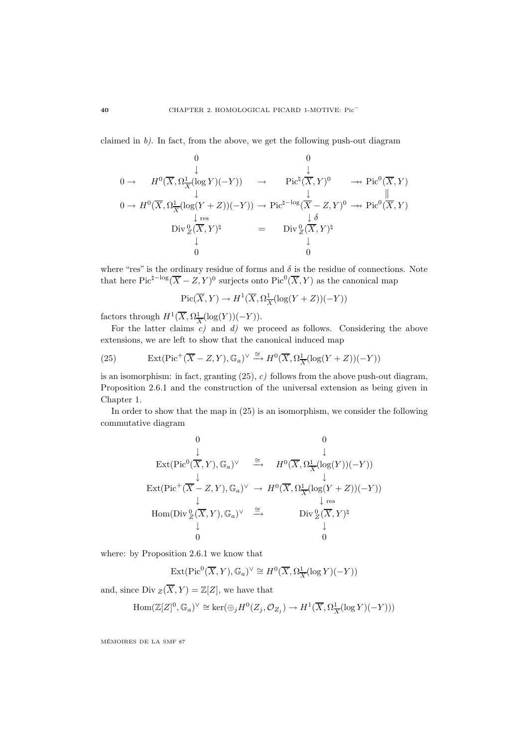claimed in *b)*. In fact, from the above, we get the following push-out diagram

$$\begin{array}{ccccc}
 & 0 & & 0 & \\
 & \downarrow & & \downarrow & \\
0 \to & H^0(\overline{X}, \Omega^1_{\overline{X}}(\log Y)(-Y)) & \to & \mathrm{Pic}^\natural(\overline{X}, Y)^0 & \twoheadrightarrow \mathrm{Pic}^0(\overline{X}, Y) \\
 & \downarrow & & \downarrow & \| \\
0 \to & H^0(\overline{X}, \Omega^1_{\overline{X}}(\log(Y+Z))(-Y)) & \to & \mathrm{Pic}^{\natural-\log}(\overline{X}-Z, Y)^0 & \twoheadrightarrow \mathrm{Pic}^0(\overline{X}, Y) \\
 & \downarrow \mathrm{res} & & \downarrow \delta & \\
 & \mathrm{Div}^0_Z(\overline{X}, Y)^\natural & = & \mathrm{Div}^0_Z(\overline{X}, Y)^\natural & \\
 & \downarrow & & \downarrow & \\
 & 0 & & 0 &
\end{array}$$

where "res" is the ordinary residue of forms and $\delta$ is the residue of connections. Note that here $\mathrm{Pic}^{\natural-\log}(\overline{X}-Z, Y)^0$ surjects onto $\mathrm{Pic}^0(\overline{X}, Y)$ as the canonical map

$$\mathrm{Pic}(\overline{X}, Y) \to H^1(\overline{X}, \Omega^1_{\overline{X}}(\log(Y+Z))(-Y))$$

factors through $H^1(\overline{X}, \Omega^1_{\overline{X}}(\log(Y))(-Y))$.

For the latter claims *c)* and *d)* we proceed as follows. Considering the above extensions, we are left to show that the canonical induced map

$$\mathrm{Ext}(\mathrm{Pic}^+(\overline{X}-Z, Y), \mathbb{G}_a)^\vee \xrightarrow{\cong} H^0(\overline{X}, \Omega^1_{\overline{X}}(\log(Y+Z))(-Y)) \tag{25}$$

is an isomorphism: in fact, granting (25), *c)* follows from the above push-out diagram, Proposition 2.6.1 and the construction of the universal extension as being given in Chapter 1.

In order to show that the map in (25) is an isomorphism, we consider the following commutative diagram

$$\begin{array}{ccc}
0 & & 0 \\
\downarrow & & \downarrow \\
\mathrm{Ext}(\mathrm{Pic}^0(\overline{X}, Y), \mathbb{G}_a)^\vee & \xrightarrow{\cong} & H^0(\overline{X}, \Omega^1_{\overline{X}}(\log(Y))(-Y)) \\
\downarrow & & \downarrow \\
\mathrm{Ext}(\mathrm{Pic}^+(\overline{X}-Z, Y), \mathbb{G}_a)^\vee & \to & H^0(\overline{X}, \Omega^1_{\overline{X}}(\log(Y+Z))(-Y)) \\
\downarrow & & \downarrow \mathrm{res} \\
\mathrm{Hom}(\mathrm{Div}^0_Z(\overline{X}, Y), \mathbb{G}_a)^\vee & \xrightarrow{\cong} & \mathrm{Div}^0_Z(\overline{X}, Y)^\natural \\
\downarrow & & \downarrow \\
0 & & 0
\end{array}$$

where: by Proposition 2.6.1 we know that

$$\mathrm{Ext}(\mathrm{Pic}^0(\overline{X}, Y), \mathbb{G}_a)^\vee \cong H^0(\overline{X}, \Omega^1_{\overline{X}}(\log Y)(-Y))$$

and, since $\mathrm{Div}_Z(\overline{X}, Y) = \mathbb{Z}[Z]$, we have that

$$\mathrm{Hom}(\mathbb{Z}[Z]^0, \mathbb{G}_a)^\vee \cong \ker(\oplus_j H^0(Z_j, \mathcal{O}_{Z_j}) \to H^1(\overline{X}, \Omega^1_{\overline{X}}(\log Y)(-Y)))$$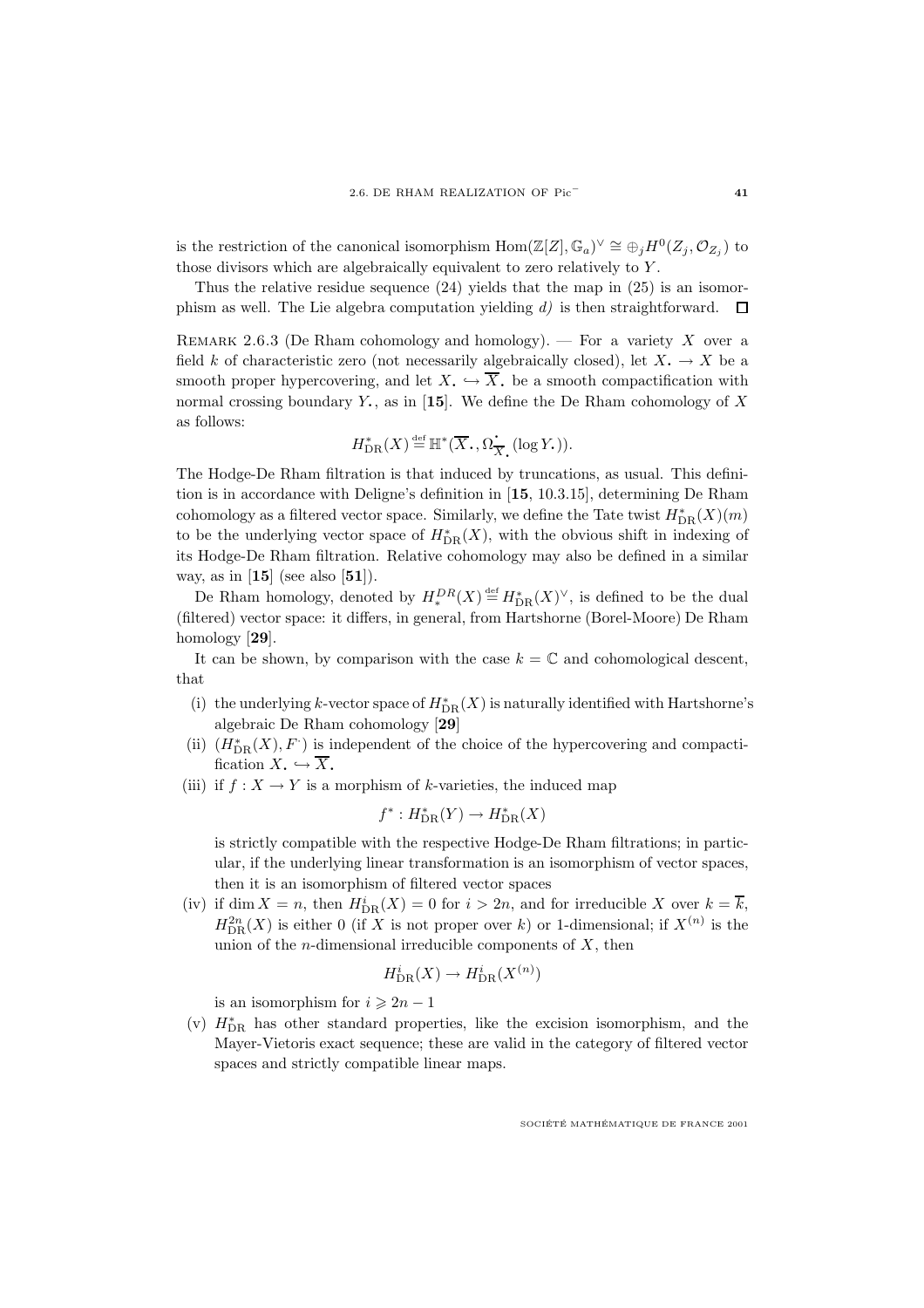is the restriction of the canonical isomorphism $\mathrm{Hom}(\mathbb{Z}[Z], \mathbb{G}_a)^\vee \cong \oplus_j H^0(Z_j, \mathcal{O}_{Z_j})$ to those divisors which are algebraically equivalent to zero relatively to $Y$.

Thus the relative residue sequence (24) yields that the map in (25) is an isomorphism as well. The Lie algebra computation yielding *d)* is then straightforward. $\square$

Remark 2.6.3 (De Rham cohomology and homology). — For a variety $X$ over a field $k$ of characteristic zero (not necessarily algebraically closed), let $X_{\bullet} \to X$ be a smooth proper hypercovering, and let $X_{\bullet} \hookrightarrow \overline{X}_{\bullet}$ be a smooth compactification with normal crossing boundary $Y_{\bullet}$, as in [**15**]. We define the De Rham cohomology of $X$ as follows:

$$H^*_{\mathrm{DR}}(X) \stackrel{\mathrm{def}}{=} \mathbb{H}^*(\overline{X}_{\bullet}, \Omega^{\bullet}_{\overline{X}_{\bullet}}(\log Y_{\bullet})).$$

The Hodge-De Rham filtration is that induced by truncations, as usual. This definition is in accordance with Deligne's definition in [**15**, 10.3.15], determining De Rham cohomology as a filtered vector space. Similarly, we define the Tate twist $H^*_{\mathrm{DR}}(X)(m)$ to be the underlying vector space of $H^*_{\mathrm{DR}}(X)$, with the obvious shift in indexing of its Hodge-De Rham filtration. Relative cohomology may also be defined in a similar way, as in [**15**] (see also [**51**]).

De Rham homology, denoted by $H^{DR}_*(X) \stackrel{\mathrm{def}}{=} H^*_{\mathrm{DR}}(X)^\vee$, is defined to be the dual (filtered) vector space: it differs, in general, from Hartshorne (Borel-Moore) De Rham homology [**29**].

It can be shown, by comparison with the case $k = \mathbb{C}$ and cohomological descent, that

(i) the underlying $k$-vector space of $H^*_{\mathrm{DR}}(X)$ is naturally identified with Hartshorne's algebraic De Rham cohomology [**29**]

(ii) $(H^*_{\mathrm{DR}}(X), F^{\cdot})$ is independent of the choice of the hypercovering and compactification $X_{\bullet} \hookrightarrow \overline{X}_{\bullet}$

(iii) if $f : X \to Y$ is a morphism of $k$-varieties, the induced map

$$f^* : H^*_{\mathrm{DR}}(Y) \to H^*_{\mathrm{DR}}(X)$$

is strictly compatible with the respective Hodge-De Rham filtrations; in particular, if the underlying linear transformation is an isomorphism of vector spaces, then it is an isomorphism of filtered vector spaces

(iv) if $\dim X = n$, then $H^i_{\mathrm{DR}}(X) = 0$ for $i > 2n$, and for irreducible $X$ over $k = \overline{k}$, $H^{2n}_{\mathrm{DR}}(X)$ is either 0 (if $X$ is not proper over $k$) or 1-dimensional; if $X^{(n)}$ is the union of the $n$-dimensional irreducible components of $X$, then

$$H^i_{\mathrm{DR}}(X) \to H^i_{\mathrm{DR}}(X^{(n)})$$

is an isomorphism for $i \geqslant 2n - 1$

(v) $H^*_{\mathrm{DR}}$ has other standard properties, like the excision isomorphism, and the Mayer-Vietoris exact sequence; these are valid in the category of filtered vector spaces and strictly compatible linear maps.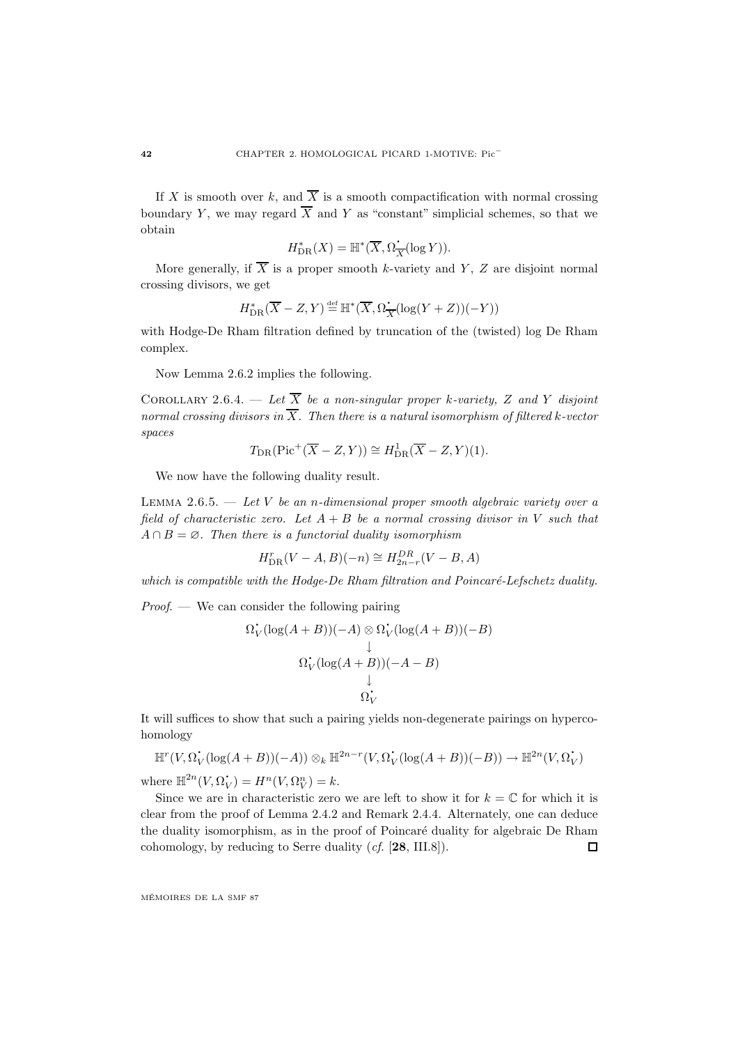If $X$ is smooth over $k$, and $\overline{X}$ is a smooth compactification with normal crossing boundary $Y$, we may regard $\overline{X}$ and $Y$ as "constant" simplicial schemes, so that we obtain

$$H^*_{\rm DR}(X) = \mathbb{H}^*(\overline{X}, \Omega^{\bullet}_{\overline{X}}(\log Y)).$$

More generally, if $\overline{X}$ is a proper smooth $k$-variety and $Y$, $Z$ are disjoint normal crossing divisors, we get

$$H^*_{\rm DR}(\overline{X} - Z, Y) \stackrel{\rm def}{=} \mathbb{H}^*(\overline{X}, \Omega^{\bullet}_{\overline{X}}(\log(Y+Z))(-Y))$$

with Hodge-De Rham filtration defined by truncation of the (twisted) log De Rham complex.

Now Lemma 2.6.2 implies the following.

Corollary 2.6.4. — *Let $\overline{X}$ be a non-singular proper $k$-variety, $Z$ and $Y$ disjoint normal crossing divisors in $\overline{X}$. Then there is a natural isomorphism of filtered $k$-vector spaces*

$$T_{\rm DR}(\mathrm{Pic}^+(\overline{X} - Z, Y)) \cong H^1_{\rm DR}(\overline{X} - Z, Y)(1).$$

We now have the following duality result.

Lemma 2.6.5. — *Let $V$ be an $n$-dimensional proper smooth algebraic variety over a field of characteristic zero. Let $A + B$ be a normal crossing divisor in $V$ such that $A \cap B = \varnothing$. Then there is a functorial duality isomorphism*

$$H^r_{\rm DR}(V - A, B)(-n) \cong H^{DR}_{2n-r}(V - B, A)$$

*which is compatible with the Hodge-De Rham filtration and Poincaré-Lefschetz duality.*

*Proof*. — We can consider the following pairing

$$\begin{array}{c} \Omega^{\bullet}_V(\log(A+B))(-A) \otimes \Omega^{\bullet}_V(\log(A+B))(-B) \\ \downarrow \\ \Omega^{\bullet}_V(\log(A+B))(-A-B) \\ \downarrow \\ \Omega^{\bullet}_V \end{array}$$

It will suffices to show that such a pairing yields non-degenerate pairings on hypercohomology

$$\mathbb{H}^r(V, \Omega^{\bullet}_V(\log(A+B))(-A)) \otimes_k \mathbb{H}^{2n-r}(V, \Omega^{\bullet}_V(\log(A+B))(-B)) \to \mathbb{H}^{2n}(V, \Omega^{\bullet}_V)$$

where $\mathbb{H}^{2n}(V, \Omega^{\bullet}_V) = H^n(V, \Omega^n_V) = k$.

Since we are in characteristic zero we are left to show it for $k = \mathbb{C}$ for which it is clear from the proof of Lemma 2.4.2 and Remark 2.4.4. Alternately, one can deduce the duality isomorphism, as in the proof of Poincaré duality for algebraic De Rham cohomology, by reducing to Serre duality (*cf.* [**28**, III.8]). □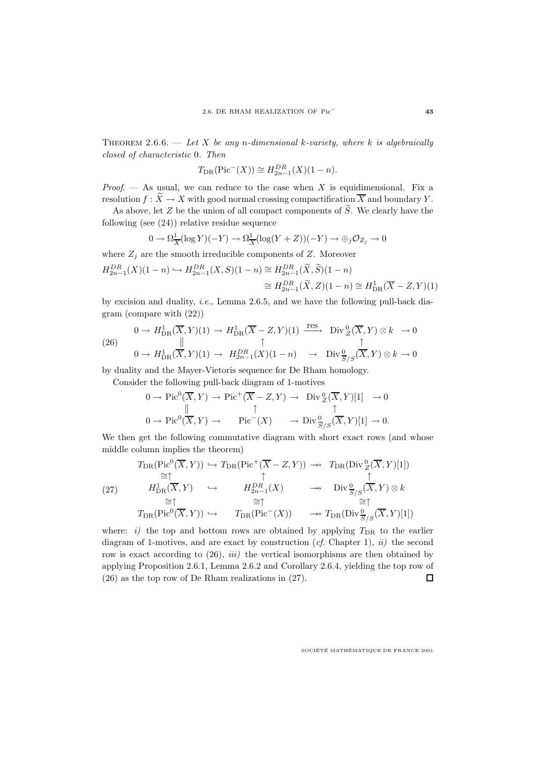Theorem 2.6.6. — *Let $X$ be any $n$-dimensional $k$-variety, where $k$ is algebraically closed of characteristic 0. Then*

$$T_{\mathrm{DR}}(\mathrm{Pic}^-(X)) \cong H^{DR}_{2n-1}(X)(1-n).$$

*Proof.* — As usual, we can reduce to the case when $X$ is equidimensional. Fix a resolution $f : \widetilde{X} \to X$ with good normal crossing compactification $\overline{X}$ and boundary $Y$.

As above, let $Z$ be the union of all compact components of $\widetilde{S}$. We clearly have the following (see (24)) relative residue sequence

$$0 \to \Omega^1_{\overline{X}}(\log Y)(-Y) \to \Omega^1_{\overline{X}}(\log(Y+Z))(-Y) \to \oplus_j \mathcal{O}_{Z_j} \to 0$$

where $Z_j$ are the smooth irreducible components of $Z$. Moreover

$$\begin{aligned} H^{DR}_{2n-1}(X)(1-n) \hookrightarrow H^{DR}_{2n-1}(X,S)(1-n) &\cong H^{DR}_{2n-1}(\widetilde{X},\widetilde{S})(1-n) \\ &\cong H^{DR}_{2n-1}(\widetilde{X},Z)(1-n) \cong H^1_{\mathrm{DR}}(\overline{X}-Z,Y)(1) \end{aligned}$$

by excision and duality, *i.e.*, Lemma 2.6.5, and we have the following pull-back diagram (compare with (22))

$$\tag{26} \begin{array}{ccccccc} 0 \to H^1_{\mathrm{DR}}(\overline{X},Y)(1) & \to & H^1_{\mathrm{DR}}(\overline{X}-Z,Y)(1) & \xrightarrow{\mathrm{res}} & \mathrm{Div}^0_Z(\overline{X},Y)\otimes k & \to 0 \\ \| & & \uparrow & & \uparrow & \\ 0 \to H^1_{\mathrm{DR}}(\overline{X},Y)(1) & \to & H^{DR}_{2n-1}(X)(1-n) & \to & \mathrm{Div}^0_{\overline{S}/S}(\overline{X},Y)\otimes k & \to 0 \end{array}$$

by duality and the Mayer-Vietoris sequence for De Rham homology.

Consider the following pull-back diagram of 1-motives

$$\begin{array}{ccccccc} 0 \to \mathrm{Pic}^0(\overline{X},Y) & \to & \mathrm{Pic}^+(\overline{X}-Z,Y) & \to & \mathrm{Div}^0_Z(\overline{X},Y)[1] & \to 0 \\ \| & & \uparrow & & \uparrow & \\ 0 \to \mathrm{Pic}^0(\overline{X},Y) & \to & \mathrm{Pic}^-(X) & \to & \mathrm{Div}^0_{\overline{S}/S}(\overline{X},Y)[1] & \to 0. \end{array}$$

We then get the following commutative diagram with short exact rows (and whose middle column implies the theorem)

$$\tag{27} \begin{array}{ccccc} T_{\mathrm{DR}}(\mathrm{Pic}^0(\overline{X},Y)) & \hookrightarrow & T_{\mathrm{DR}}(\mathrm{Pic}^+(\overline{X}-Z,Y)) & \twoheadrightarrow & T_{\mathrm{DR}}(\mathrm{Div}^0_Z(\overline{X},Y)[1]) \\ \cong\uparrow & & \uparrow & & \uparrow \\ H^1_{\mathrm{DR}}(\overline{X},Y) & \hookrightarrow & H^{DR}_{2n-1}(X) & \twoheadrightarrow & \mathrm{Div}^0_{\overline{S}/S}(\overline{X},Y)\otimes k \\ \cong\uparrow & & \cong\uparrow & & \cong\uparrow \\ T_{\mathrm{DR}}(\mathrm{Pic}^0(\overline{X},Y)) & \hookrightarrow & T_{\mathrm{DR}}(\mathrm{Pic}^-(X)) & \twoheadrightarrow & T_{\mathrm{DR}}(\mathrm{Div}^0_{\overline{S}/S}(\overline{X},Y)[1]) \end{array}$$

where: *i)* the top and bottom rows are obtained by applying $T_{\mathrm{DR}}$ to the earlier diagram of 1-motives, and are exact by construction (*cf.* Chapter 1), *ii)* the second row is exact according to (26), *iii)* the vertical isomorphisms are then obtained by applying Proposition 2.6.1, Lemma 2.6.2 and Corollary 2.6.4, yielding the top row of (26) as the top row of De Rham realizations in (27). □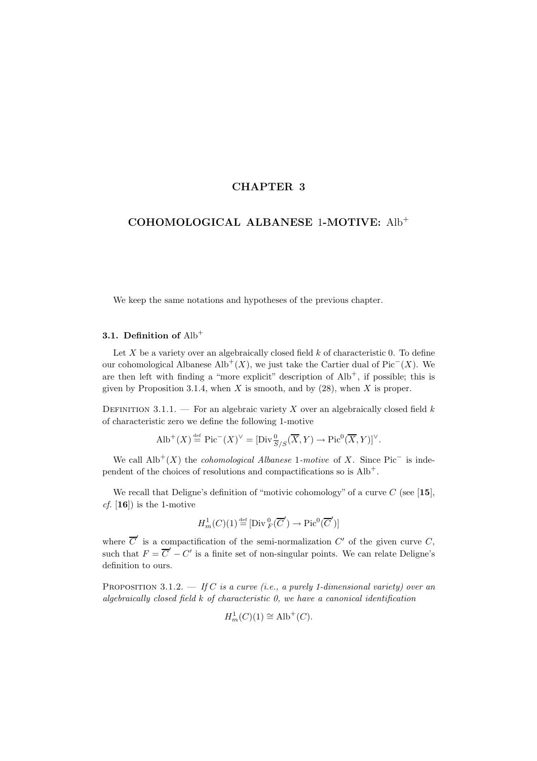# CHAPTER 3

## COHOMOLOGICAL ALBANESE 1-MOTIVE: $\mathrm{Alb}^+$

We keep the same notations and hypotheses of the previous chapter.

### 3.1. Definition of $\mathrm{Alb}^+$

Let $X$ be a variety over an algebraically closed field $k$ of characteristic 0. To define our cohomological Albanese $\mathrm{Alb}^+(X)$, we just take the Cartier dual of $\mathrm{Pic}^-(X)$. We are then left with finding a "more explicit" description of $\mathrm{Alb}^+$, if possible; this is given by Proposition 3.1.4, when $X$ is smooth, and by (28), when $X$ is proper.

Definition 3.1.1. — For an algebraic variety $X$ over an algebraically closed field $k$ of characteristic zero we define the following 1-motive

$$\mathrm{Alb}^+(X) \stackrel{\text{def}}{=} \mathrm{Pic}^-(X)^\vee = [\mathrm{Div}^0_{S/S}(\overline{X}, Y) \to \mathrm{Pic}^0(\overline{X}, Y)]^\vee.$$

We call $\mathrm{Alb}^+(X)$ the *cohomological Albanese* 1*-motive* of $X$. Since $\mathrm{Pic}^-$ is independent of the choices of resolutions and compactifications so is $\mathrm{Alb}^+$.

We recall that Deligne's definition of "motivic cohomology" of a curve $C$ (see [**15**], *cf.* [**16**]) is the 1-motive

$$H^1_m(C)(1) \stackrel{\text{def}}{=} [\mathrm{Div}^0_F(\overline{C}') \to \mathrm{Pic}^0(\overline{C}')]$$

where $\overline{C}'$ is a compactification of the semi-normalization $C'$ of the given curve $C$, such that $F = \overline{C}' - C'$ is a finite set of non-singular points. We can relate Deligne's definition to ours.

Proposition 3.1.2. — *If $C$ is a curve (i.e., a purely 1-dimensional variety) over an algebraically closed field $k$ of characteristic 0, we have a canonical identification*

$$H^1_m(C)(1) \cong \mathrm{Alb}^+(C).$$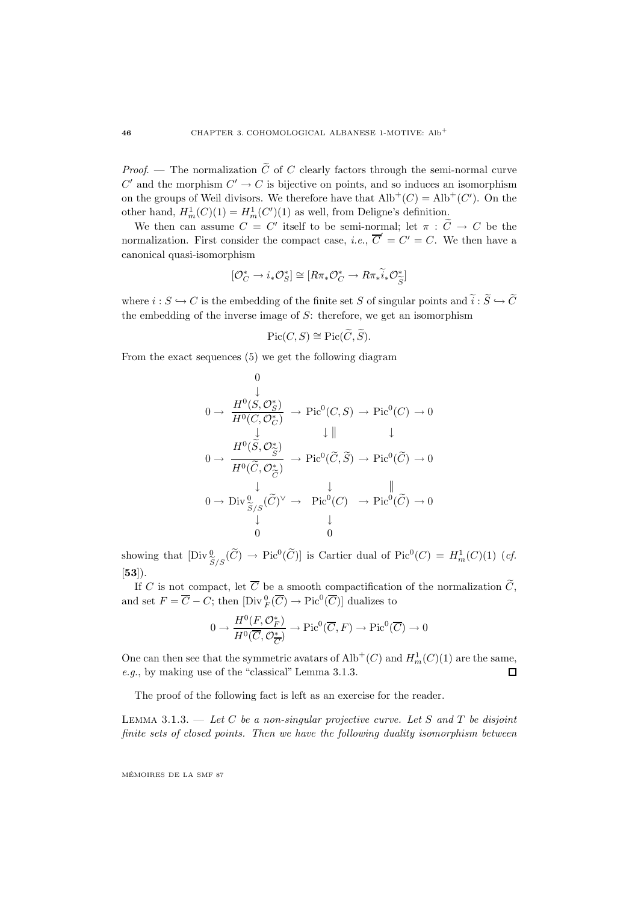*Proof*. — The normalization $\widetilde{C}$ of $C$ clearly factors through the semi-normal curve $C'$ and the morphism $C' \to C$ is bijective on points, and so induces an isomorphism on the groups of Weil divisors. We therefore have that $\mathrm{Alb}^+(C) = \mathrm{Alb}^+(C')$. On the other hand, $H^1_m(C)(1) = H^1_m(C')(1)$ as well, from Deligne's definition.

We then can assume $C = C'$ itself to be semi-normal; let $\pi : \widetilde{C} \to C$ be the normalization. First consider the compact case, *i.e.*, $\overline{C}' = C' = C$. We then have a canonical quasi-isomorphism

$$[\mathcal{O}_C^* \to i_*\mathcal{O}_S^*] \cong [R\pi_*\mathcal{O}_{\widetilde{C}}^* \to R\pi_*\widetilde{i}_*\mathcal{O}_{\widetilde{S}}^*]$$

where $i : S \hookrightarrow C$ is the embedding of the finite set $S$ of singular points and $\widetilde{i} : \widetilde{S} \hookrightarrow \widetilde{C}$ the embedding of the inverse image of $S$: therefore, we get an isomorphism

$$\mathrm{Pic}(C, S) \cong \mathrm{Pic}(\widetilde{C}, \widetilde{S}).$$

From the exact sequences (5) we get the following diagram

$$\begin{array}{ccccccccc}
 & & 0 & & & & & & \\
 & & \downarrow & & & & & & \\
0 \to & & \dfrac{H^0(S, \mathcal{O}_S^*)}{H^0(C, \mathcal{O}_C^*)} & \to & \mathrm{Pic}^0(C, S) & \to & \mathrm{Pic}^0(C) & \to 0 \\
 & & \downarrow & & \downarrow \| & & \downarrow & \\
0 \to & & \dfrac{H^0(\widetilde{S}, \mathcal{O}_{\widetilde{S}}^*)}{H^0(\widetilde{C}, \mathcal{O}_{\widetilde{C}}^*)} & \to & \mathrm{Pic}^0(\widetilde{C}, \widetilde{S}) & \to & \mathrm{Pic}^0(\widetilde{C}) & \to 0 \\
 & & \downarrow & & \downarrow & & \| & \\
0 \to & & \mathrm{Div}^0_{\widetilde{S}/S}(\widetilde{C})^\vee & \to & \mathrm{Pic}^0(C) & \to & \mathrm{Pic}^0(\widetilde{C}) & \to 0 \\
 & & \downarrow & & \downarrow & & & \\
 & & 0 & & 0 & & &
\end{array}$$

showing that $[\mathrm{Div}^0_{\widetilde{S}/S}(\widetilde{C}) \to \mathrm{Pic}^0(\widetilde{C})]$ is Cartier dual of $\mathrm{Pic}^0(C) = H^1_m(C)(1)$ (*cf.* [**53**]).

If $C$ is not compact, let $\overline{C}$ be a smooth compactification of the normalization $\widetilde{C}$, and set $F = \overline{C} - C$; then $[\mathrm{Div}^0_F(\overline{C}) \to \mathrm{Pic}^0(\overline{C})]$ dualizes to

$$0 \to \frac{H^0(F, \mathcal{O}_F^*)}{H^0(\overline{C}, \mathcal{O}_{\overline{C}}^*)} \to \mathrm{Pic}^0(\overline{C}, F) \to \mathrm{Pic}^0(\overline{C}) \to 0$$

One can then see that the symmetric avatars of $\mathrm{Alb}^+(C)$ and $H^1_m(C)(1)$ are the same, *e.g.*, by making use of the "classical" Lemma 3.1.3. ∎

The proof of the following fact is left as an exercise for the reader.

Lemma 3.1.3. — *Let $C$ be a non-singular projective curve. Let $S$ and $T$ be disjoint finite sets of closed points. Then we have the following duality isomorphism between*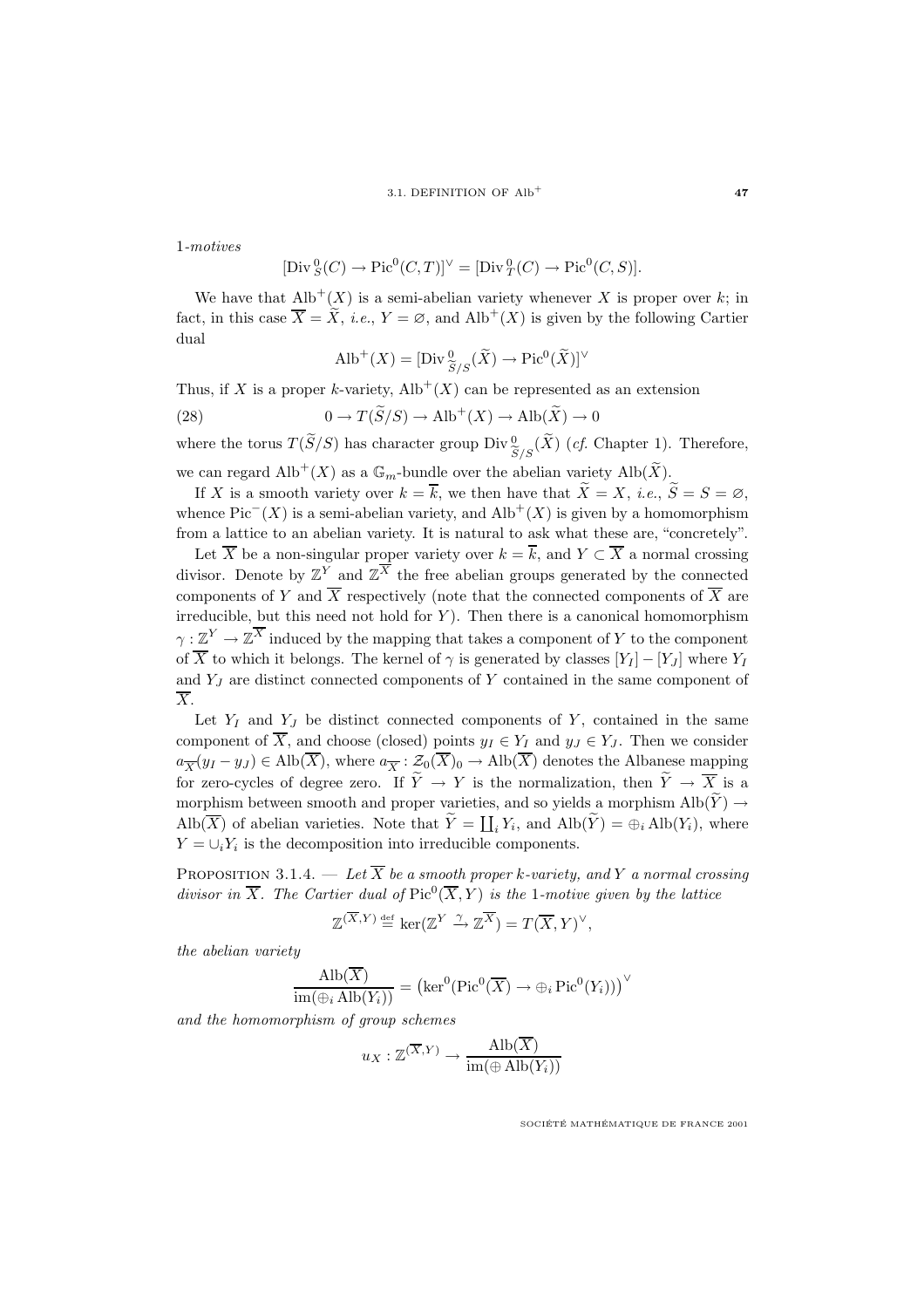1-*motives*

$$[\mathrm{Div}^0_S(C) \to \mathrm{Pic}^0(C,T)]^\vee = [\mathrm{Div}^0_T(C) \to \mathrm{Pic}^0(C,S)].$$

We have that $\mathrm{Alb}^+(X)$ is a semi-abelian variety whenever $X$ is proper over $k$; in fact, in this case $\overline{X} = \widetilde{X}$, *i.e.*, $Y = \varnothing$, and $\mathrm{Alb}^+(X)$ is given by the following Cartier dual

$$\mathrm{Alb}^+(X) = [\mathrm{Div}^0_{\widetilde{S}/S}(\widetilde{X}) \to \mathrm{Pic}^0(\widetilde{X})]^\vee$$

Thus, if $X$ is a proper $k$-variety, $\mathrm{Alb}^+(X)$ can be represented as an extension

$$0 \to T(\widetilde{S}/S) \to \mathrm{Alb}^+(X) \to \mathrm{Alb}(\widetilde{X}) \to 0 \tag{28}$$

where the torus $T(\widetilde{S}/S)$ has character group $\mathrm{Div}^0_{\widetilde{S}/S}(\widetilde{X})$ (*cf.* Chapter 1). Therefore, we can regard $\mathrm{Alb}^+(X)$ as a $\mathbb{G}_m$-bundle over the abelian variety $\mathrm{Alb}(\widetilde{X})$.

If $X$ is a smooth variety over $k = \overline{k}$, we then have that $\widetilde{X} = X$, *i.e.*, $\widetilde{S} = S = \varnothing$, whence $\mathrm{Pic}^-(X)$ is a semi-abelian variety, and $\mathrm{Alb}^+(X)$ is given by a homomorphism from a lattice to an abelian variety. It is natural to ask what these are, "concretely".

Let $\overline{X}$ be a non-singular proper variety over $k = \overline{k}$, and $Y \subset \overline{X}$ a normal crossing divisor. Denote by $\mathbb{Z}^Y$ and $\mathbb{Z}^{\overline{X}}$ the free abelian groups generated by the connected components of $Y$ and $\overline{X}$ respectively (note that the connected components of $\overline{X}$ are irreducible, but this need not hold for $Y$). Then there is a canonical homomorphism $\gamma : \mathbb{Z}^Y \to \mathbb{Z}^{\overline{X}}$ induced by the mapping that takes a component of $Y$ to the component of $\overline{X}$ to which it belongs. The kernel of $\gamma$ is generated by classes $[Y_I] - [Y_J]$ where $Y_I$ and $Y_J$ are distinct connected components of $Y$ contained in the same component of $\overline{X}$.

Let $Y_I$ and $Y_J$ be distinct connected components of $Y$, contained in the same component of $\overline{X}$, and choose (closed) points $y_I \in Y_I$ and $y_J \in Y_J$. Then we consider $a_{\overline{X}}(y_I - y_J) \in \mathrm{Alb}(\overline{X})$, where $a_{\overline{X}} : \mathcal{Z}_0(\overline{X})_0 \to \mathrm{Alb}(\overline{X})$ denotes the Albanese mapping for zero-cycles of degree zero. If $\widetilde{Y} \to Y$ is the normalization, then $\widetilde{Y} \to \overline{X}$ is a morphism between smooth and proper varieties, and so yields a morphism $\mathrm{Alb}(\widetilde{Y}) \to \mathrm{Alb}(\overline{X})$ of abelian varieties. Note that $\widetilde{Y} = \coprod_i Y_i$, and $\mathrm{Alb}(\widetilde{Y}) = \oplus_i \mathrm{Alb}(Y_i)$, where $Y = \cup_i Y_i$ is the decomposition into irreducible components.

PROPOSITION 3.1.4. — *Let $\overline{X}$ be a smooth proper $k$-variety, and $Y$ a normal crossing divisor in $\overline{X}$. The Cartier dual of $\mathrm{Pic}^0(\overline{X}, Y)$ is the 1-motive given by the lattice*

$$\mathbb{Z}^{(\overline{X},Y)} \overset{\mathrm{def}}{=} \ker(\mathbb{Z}^Y \xrightarrow{\gamma} \mathbb{Z}^{\overline{X}}) = T(\overline{X}, Y)^\vee,$$

*the abelian variety*

$$\frac{\mathrm{Alb}(\overline{X})}{\mathrm{im}(\oplus_i \mathrm{Alb}(Y_i))} = \left(\ker^0(\mathrm{Pic}^0(\overline{X}) \to \oplus_i \mathrm{Pic}^0(Y_i))\right)^\vee$$

*and the homomorphism of group schemes*

$$u_X : \mathbb{Z}^{(\overline{X},Y)} \to \frac{\mathrm{Alb}(\overline{X})}{\mathrm{im}(\oplus \mathrm{Alb}(Y_i))}$$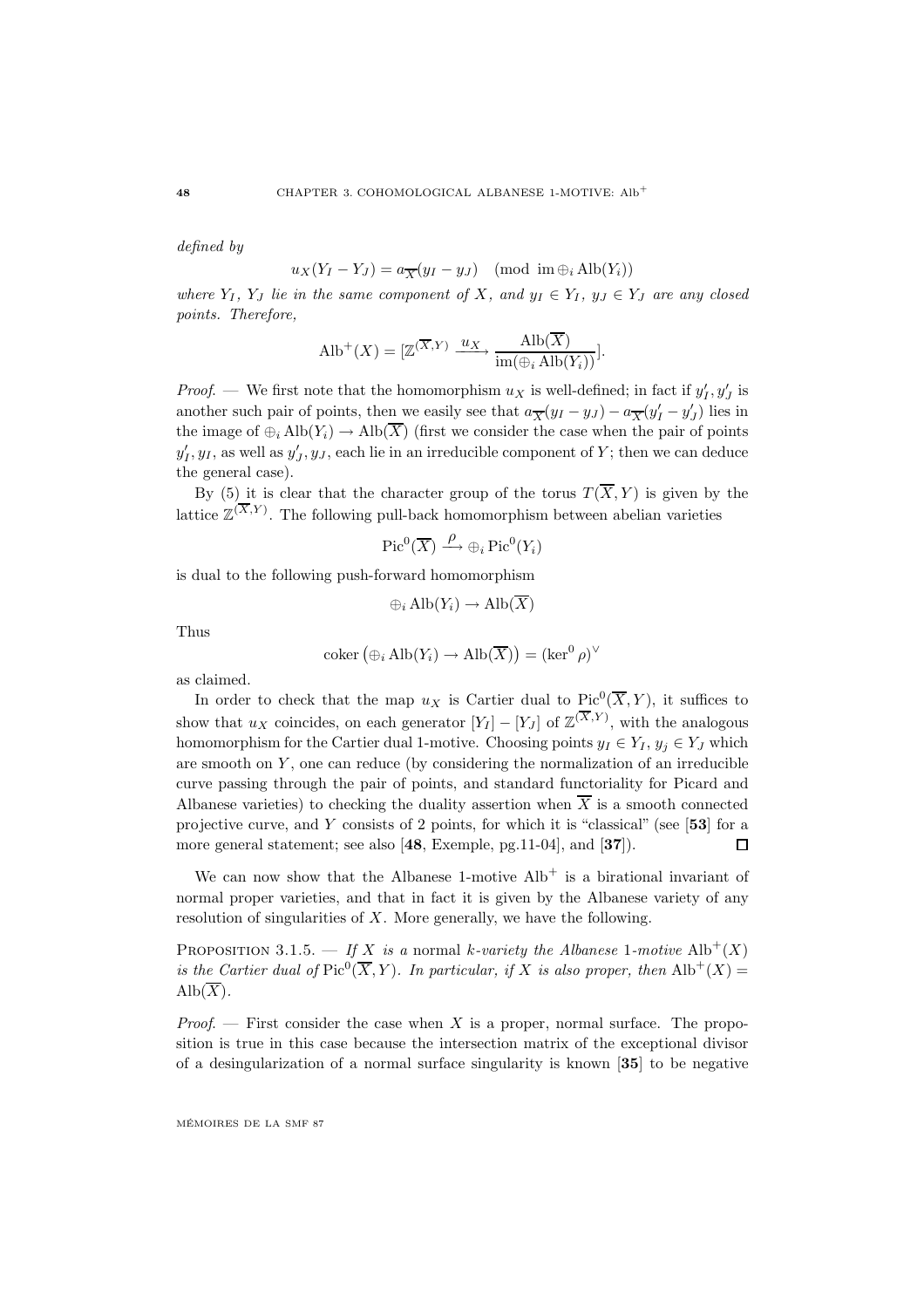*defined by*

$$u_X(Y_I - Y_J) = a_{\overline{X}}(y_I - y_J) \pmod{\operatorname{im} \oplus_i \operatorname{Alb}(Y_i)}$$

*where $Y_I$, $Y_J$ lie in the same component of $X$, and $y_I \in Y_I$, $y_J \in Y_J$ are any closed points. Therefore,*

$$\operatorname{Alb}^+(X) = [\mathbb{Z}^{(\overline{X},Y)} \xrightarrow{u_X} \frac{\operatorname{Alb}(\overline{X})}{\operatorname{im}(\oplus_i \operatorname{Alb}(Y_i))}].$$

*Proof*. — We first note that the homomorphism $u_X$ is well-defined; in fact if $y'_I, y'_J$ is another such pair of points, then we easily see that $a_{\overline{X}}(y_I - y_J) - a_{\overline{X}}(y'_I - y'_J)$ lies in the image of $\oplus_i \operatorname{Alb}(Y_i) \to \operatorname{Alb}(\overline{X})$ (first we consider the case when the pair of points $y'_I, y_I$, as well as $y'_J, y_J$, each lie in an irreducible component of $Y$; then we can deduce the general case).

By (5) it is clear that the character group of the torus $T(\overline{X}, Y)$ is given by the lattice $\mathbb{Z}^{(\overline{X},Y)}$. The following pull-back homomorphism between abelian varieties

$$\operatorname{Pic}^0(\overline{X}) \xrightarrow{\rho} \oplus_i \operatorname{Pic}^0(Y_i)$$

is dual to the following push-forward homomorphism

$$\oplus_i \operatorname{Alb}(Y_i) \to \operatorname{Alb}(\overline{X})$$

Thus

$$\operatorname{coker}\left(\oplus_i \operatorname{Alb}(Y_i) \to \operatorname{Alb}(\overline{X})\right) = (\ker^0 \rho)^\vee$$

as claimed.

In order to check that the map $u_X$ is Cartier dual to $\operatorname{Pic}^0(\overline{X}, Y)$, it suffices to show that $u_X$ coincides, on each generator $[Y_I] - [Y_J]$ of $\mathbb{Z}^{(\overline{X},Y)}$, with the analogous homomorphism for the Cartier dual 1-motive. Choosing points $y_I \in Y_I$, $y_j \in Y_J$ which are smooth on $Y$, one can reduce (by considering the normalization of an irreducible curve passing through the pair of points, and standard functoriality for Picard and Albanese varieties) to checking the duality assertion when $\overline{X}$ is a smooth connected projective curve, and $Y$ consists of 2 points, for which it is "classical" (see [**53**] for a more general statement; see also [**48**, Exemple, pg.11-04], and [**37**]). $\square$

We can now show that the Albanese 1-motive $\operatorname{Alb}^+$ is a birational invariant of normal proper varieties, and that in fact it is given by the Albanese variety of any resolution of singularities of $X$. More generally, we have the following.

Proposition 3.1.5. — *If $X$ is a* normal *$k$-variety the Albanese 1-motive $\operatorname{Alb}^+(X)$ is the Cartier dual of $\operatorname{Pic}^0(\overline{X}, Y)$. In particular, if $X$ is also proper, then $\operatorname{Alb}^+(X) = \operatorname{Alb}(\overline{X})$.*

*Proof*. — First consider the case when $X$ is a proper, normal surface. The proposition is true in this case because the intersection matrix of the exceptional divisor of a desingularization of a normal surface singularity is known [**35**] to be negative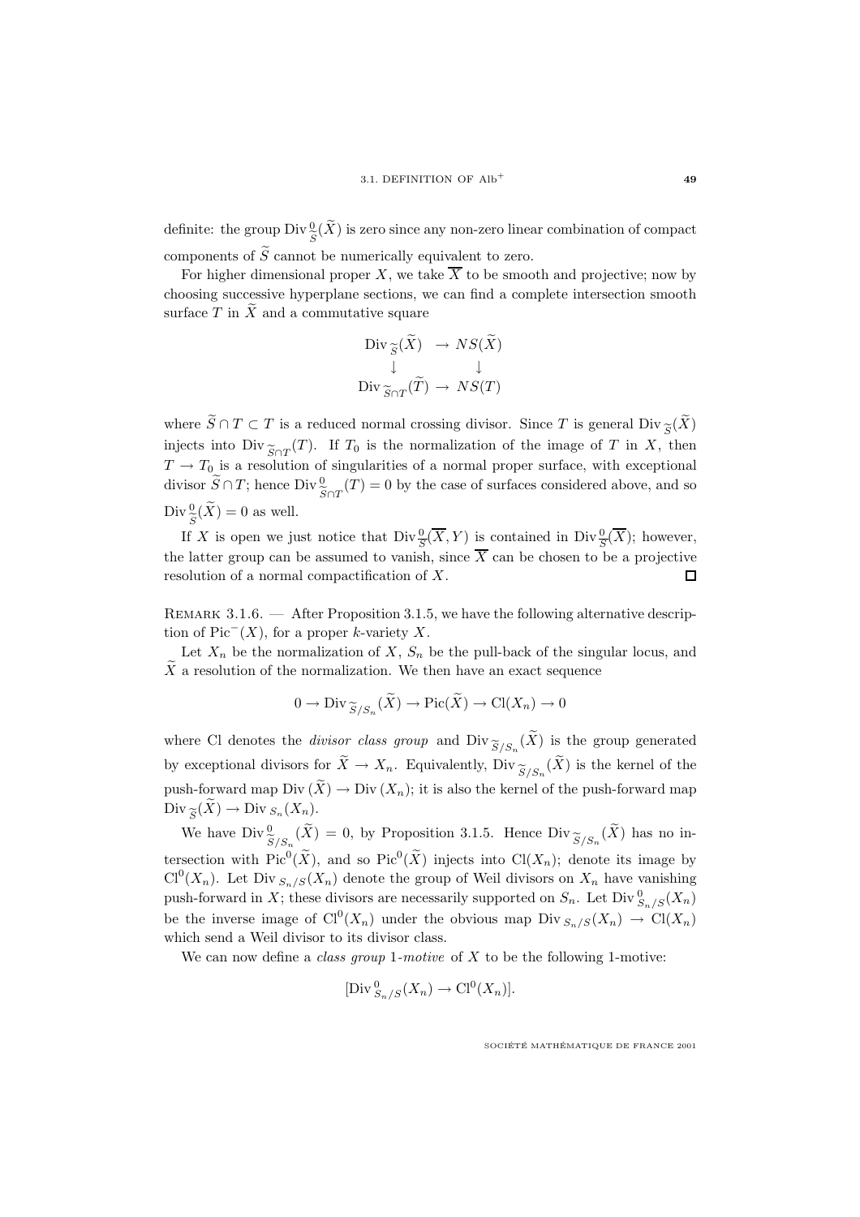definite: the group $\mathrm{Div}^0_{\widetilde{S}}(\widetilde{X})$ is zero since any non-zero linear combination of compact components of $\widetilde{S}$ cannot be numerically equivalent to zero.

For higher dimensional proper $X$, we take $\overline{X}$ to be smooth and projective; now by choosing successive hyperplane sections, we can find a complete intersection smooth surface $T$ in $\widetilde{X}$ and a commutative square

$$\begin{array}{ccc} \mathrm{Div}_{\widetilde{S}}(\widetilde{X}) & \to & NS(\widetilde{X}) \\ \downarrow & & \downarrow \\ \mathrm{Div}_{\widetilde{S}\cap T}(\widetilde{T}) & \to & NS(T) \end{array}$$

where $\widetilde{S}\cap T \subset T$ is a reduced normal crossing divisor. Since $T$ is general $\mathrm{Div}_{\widetilde{S}}(\widetilde{X})$ injects into $\mathrm{Div}_{\widetilde{S}\cap T}(T)$. If $T_0$ is the normalization of the image of $T$ in $X$, then $T \to T_0$ is a resolution of singularities of a normal proper surface, with exceptional divisor $\widetilde{S}\cap T$; hence $\mathrm{Div}^0_{\widetilde{S}\cap T}(T) = 0$ by the case of surfaces considered above, and so $\mathrm{Div}^0_{\widetilde{S}}(\widetilde{X}) = 0$ as well.

If $X$ is open we just notice that $\mathrm{Div}^0_{\widetilde{S}}(\overline{X}, Y)$ is contained in $\mathrm{Div}^0_{\widetilde{S}}(\overline{X})$; however, the latter group can be assumed to vanish, since $\overline{X}$ can be chosen to be a projective resolution of a normal compactification of $X$. □

Remark 3.1.6. — After Proposition 3.1.5, we have the following alternative description of $\mathrm{Pic}^-(X)$, for a proper $k$-variety $X$.

Let $X_n$ be the normalization of $X$, $S_n$ be the pull-back of the singular locus, and $\widetilde{X}$ a resolution of the normalization. We then have an exact sequence

$$0 \to \mathrm{Div}_{\widetilde{S}/S_n}(\widetilde{X}) \to \mathrm{Pic}(\widetilde{X}) \to \mathrm{Cl}(X_n) \to 0$$

where Cl denotes the *divisor class group* and $\mathrm{Div}_{\widetilde{S}/S_n}(\widetilde{X})$ is the group generated by exceptional divisors for $\widetilde{X} \to X_n$. Equivalently, $\mathrm{Div}_{\widetilde{S}/S_n}(\widetilde{X})$ is the kernel of the push-forward map $\mathrm{Div}\,(\widetilde{X}) \to \mathrm{Div}\,(X_n)$; it is also the kernel of the push-forward map $\mathrm{Div}_{\widetilde{S}}(\widetilde{X}) \to \mathrm{Div}_{S_n}(X_n)$.

We have $\mathrm{Div}^0_{\widetilde{S}/S_n}(\widetilde{X}) = 0$, by Proposition 3.1.5. Hence $\mathrm{Div}_{\widetilde{S}/S_n}(\widetilde{X})$ has no intersection with $\mathrm{Pic}^0(\widetilde{X})$, and so $\mathrm{Pic}^0(\widetilde{X})$ injects into $\mathrm{Cl}(X_n)$; denote its image by $\mathrm{Cl}^0(X_n)$. Let $\mathrm{Div}_{S_n/S}(X_n)$ denote the group of Weil divisors on $X_n$ have vanishing push-forward in $X$; these divisors are necessarily supported on $S_n$. Let $\mathrm{Div}^0_{S_n/S}(X_n)$ be the inverse image of $\mathrm{Cl}^0(X_n)$ under the obvious map $\mathrm{Div}_{S_n/S}(X_n) \to \mathrm{Cl}(X_n)$ which send a Weil divisor to its divisor class.

We can now define a *class group* 1*-motive* of $X$ to be the following 1-motive:

$$[\mathrm{Div}^0_{S_n/S}(X_n) \to \mathrm{Cl}^0(X_n)].$$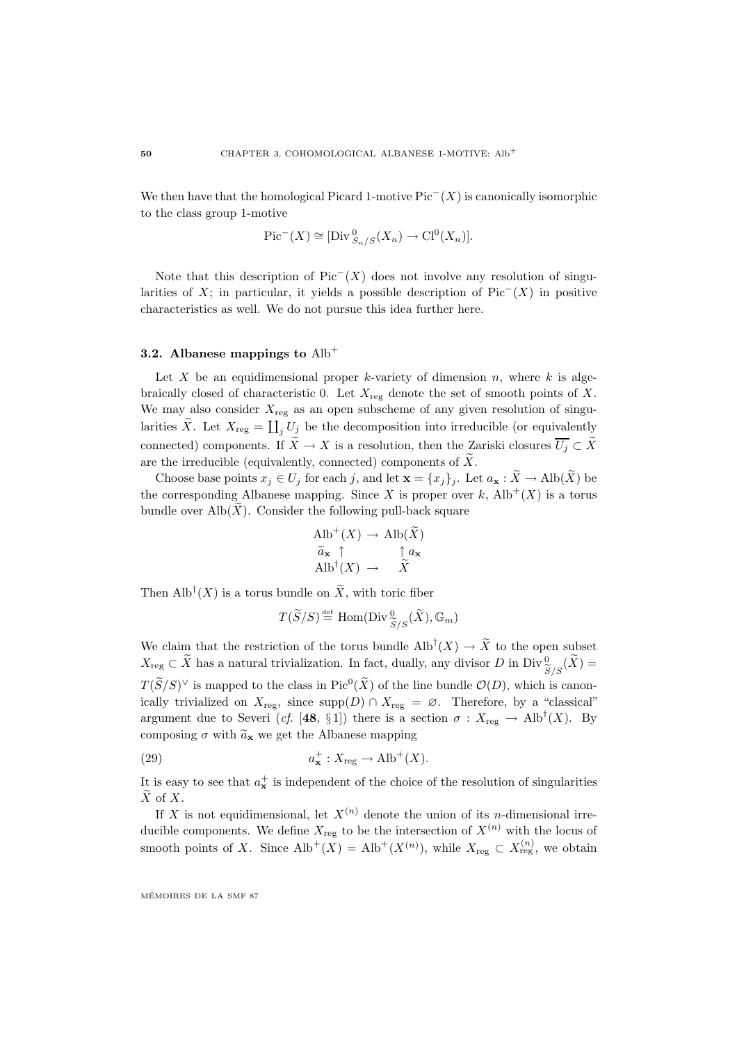We then have that the homological Picard 1-motive $\mathrm{Pic}^-(X)$ is canonically isomorphic to the class group 1-motive

$$\mathrm{Pic}^-(X) \cong [\mathrm{Div}^0_{S_n/S}(X_n) \to \mathrm{Cl}^0(X_n)].$$

Note that this description of $\mathrm{Pic}^-(X)$ does not involve any resolution of singularities of $X$; in particular, it yields a possible description of $\mathrm{Pic}^-(X)$ in positive characteristics as well. We do not pursue this idea further here.

### 3.2. Albanese mappings to $\mathrm{Alb}^+$

Let $X$ be an equidimensional proper $k$-variety of dimension $n$, where $k$ is algebraically closed of characteristic 0. Let $X_{\mathrm{reg}}$ denote the set of smooth points of $X$. We may also consider $X_{\mathrm{reg}}$ as an open subscheme of any given resolution of singularities $\widetilde{X}$. Let $X_{\mathrm{reg}} = \coprod_j U_j$ be the decomposition into irreducible (or equivalently connected) components. If $\widetilde{X} \to X$ is a resolution, then the Zariski closures $\overline{U_j} \subset \widetilde{X}$ are the irreducible (equivalently, connected) components of $\widetilde{X}$.

Choose base points $x_j \in U_j$ for each $j$, and let $\mathbf{x} = \{x_j\}_j$. Let $a_{\mathbf{x}} : \widetilde{X} \to \mathrm{Alb}(\widetilde{X})$ be the corresponding Albanese mapping. Since $X$ is proper over $k$, $\mathrm{Alb}^+(X)$ is a torus bundle over $\mathrm{Alb}(\widetilde{X})$. Consider the following pull-back square

$$\begin{array}{ccc} \mathrm{Alb}^+(X) & \to & \mathrm{Alb}(\widetilde{X}) \\ \widetilde{a}_{\mathbf{x}} \uparrow & & \uparrow a_{\mathbf{x}} \\ \mathrm{Alb}^\dagger(X) & \to & \widetilde{X} \end{array}$$

Then $\mathrm{Alb}^\dagger(X)$ is a torus bundle on $\widetilde{X}$, with toric fiber

$$T(\widetilde{S}/S) \overset{\mathrm{def}}{=} \mathrm{Hom}(\mathrm{Div}^0_{\widetilde{S}/S}(\widetilde{X}), \mathbb{G}_m)$$

We claim that the restriction of the torus bundle $\mathrm{Alb}^\dagger(X) \to \widetilde{X}$ to the open subset $X_{\mathrm{reg}} \subset \widetilde{X}$ has a natural trivialization. In fact, dually, any divisor $D$ in $\mathrm{Div}^0_{\widetilde{S}/S}(\widetilde{X}) = T(\widetilde{S}/S)^\vee$ is mapped to the class in $\mathrm{Pic}^0(\widetilde{X})$ of the line bundle $\mathcal{O}(D)$, which is canonically trivialized on $X_{\mathrm{reg}}$, since $\mathrm{supp}(D) \cap X_{\mathrm{reg}} = \varnothing$. Therefore, by a "classical" argument due to Severi (*cf.* [**48**, §1]) there is a section $\sigma : X_{\mathrm{reg}} \to \mathrm{Alb}^\dagger(X)$. By composing $\sigma$ with $\widetilde{a}_{\mathbf{x}}$ we get the Albanese mapping

$$a^+_{\mathbf{x}} : X_{\mathrm{reg}} \to \mathrm{Alb}^+(X). \tag{29}$$

It is easy to see that $a^+_{\mathbf{x}}$ is independent of the choice of the resolution of singularities $\widetilde{X}$ of $X$.

If $X$ is not equidimensional, let $X^{(n)}$ denote the union of its $n$-dimensional irreducible components. We define $X_{\mathrm{reg}}$ to be the intersection of $X^{(n)}$ with the locus of smooth points of $X$. Since $\mathrm{Alb}^+(X) = \mathrm{Alb}^+(X^{(n)})$, while $X_{\mathrm{reg}} \subset X^{(n)}_{\mathrm{reg}}$, we obtain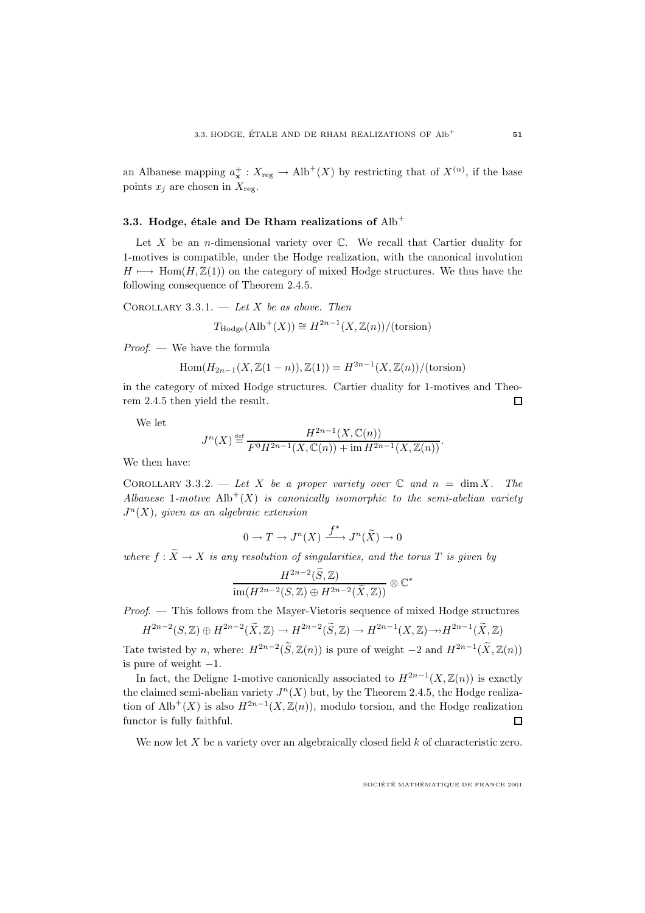an Albanese mapping $a^+_{\mathbf{x}} : X_{\mathrm{reg}} \to \mathrm{Alb}^+(X)$ by restricting that of $X^{(n)}$, if the base points $x_j$ are chosen in $X_{\mathrm{reg}}$.

### 3.3. Hodge, étale and De Rham realizations of $\mathrm{Alb}^+$

Let $X$ be an $n$-dimensional variety over $\mathbb{C}$. We recall that Cartier duality for 1-motives is compatible, under the Hodge realization, with the canonical involution $H \longmapsto \mathrm{Hom}(H, \mathbb{Z}(1))$ on the category of mixed Hodge structures. We thus have the following consequence of Theorem 2.4.5.

COROLLARY 3.3.1. — *Let $X$ be as above. Then*

$$T_{\mathrm{Hodge}}(\mathrm{Alb}^+(X)) \cong H^{2n-1}(X, \mathbb{Z}(n))/(\mathrm{torsion})$$

*Proof*. — We have the formula

$$\mathrm{Hom}(H_{2n-1}(X, \mathbb{Z}(1-n)), \mathbb{Z}(1)) = H^{2n-1}(X, \mathbb{Z}(n))/(\mathrm{torsion})$$

in the category of mixed Hodge structures. Cartier duality for 1-motives and Theorem 2.4.5 then yield the result. $\square$

We let

$$J^n(X) \stackrel{\mathrm{def}}{=} \frac{H^{2n-1}(X, \mathbb{C}(n))}{F^0 H^{2n-1}(X, \mathbb{C}(n)) + \mathrm{im}\, H^{2n-1}(X, \mathbb{Z}(n))}.$$

We then have:

COROLLARY 3.3.2. — *Let $X$ be a proper variety over $\mathbb{C}$ and $n = \dim X$. The Albanese 1-motive $\mathrm{Alb}^+(X)$ is canonically isomorphic to the semi-abelian variety $J^n(X)$, given as an algebraic extension*

$$0 \to T \to J^n(X) \xrightarrow{f^*} J^n(\widetilde{X}) \to 0$$

*where $f : \widetilde{X} \to X$ is any resolution of singularities, and the torus $T$ is given by*

$$\frac{H^{2n-2}(\widetilde{S}, \mathbb{Z})}{\mathrm{im}(H^{2n-2}(S, \mathbb{Z}) \oplus H^{2n-2}(\widetilde{X}, \mathbb{Z}))} \otimes \mathbb{C}^*$$

*Proof*. — This follows from the Mayer-Vietoris sequence of mixed Hodge structures

$$H^{2n-2}(S, \mathbb{Z}) \oplus H^{2n-2}(\widetilde{X}, \mathbb{Z}) \to H^{2n-2}(\widetilde{S}, \mathbb{Z}) \to H^{2n-1}(X, \mathbb{Z}) \twoheadrightarrow H^{2n-1}(\widetilde{X}, \mathbb{Z})$$

Tate twisted by $n$, where: $H^{2n-2}(\widetilde{S}, \mathbb{Z}(n))$ is pure of weight $-2$ and $H^{2n-1}(\widetilde{X}, \mathbb{Z}(n))$ is pure of weight $-1$.

In fact, the Deligne 1-motive canonically associated to $H^{2n-1}(X, \mathbb{Z}(n))$ is exactly the claimed semi-abelian variety $J^n(X)$ but, by the Theorem 2.4.5, the Hodge realization of $\mathrm{Alb}^+(X)$ is also $H^{2n-1}(X, \mathbb{Z}(n))$, modulo torsion, and the Hodge realization functor is fully faithful. $\square$

We now let $X$ be a variety over an algebraically closed field $k$ of characteristic zero.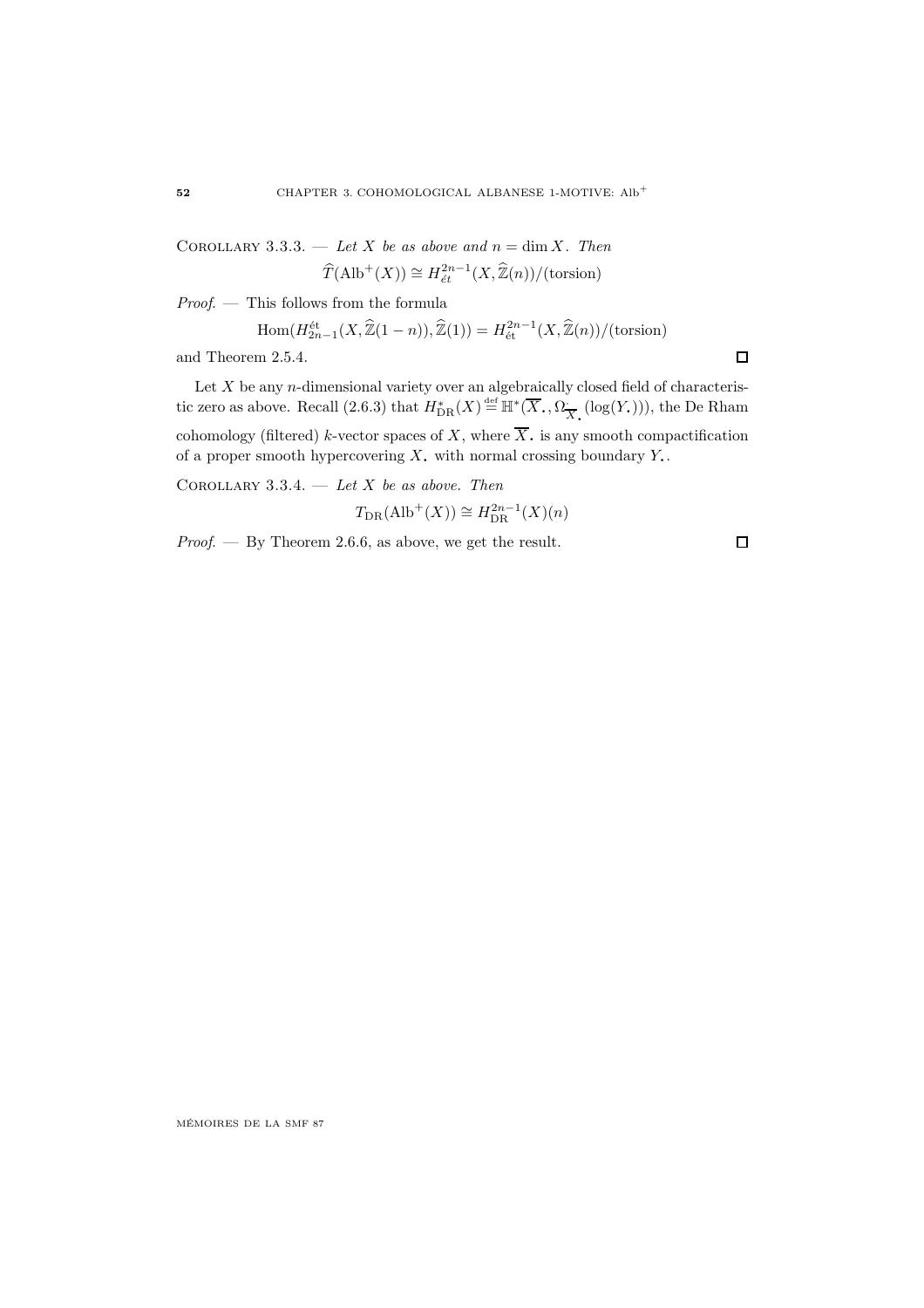Corollary 3.3.3. — *Let $X$ be as above and $n = \dim X$. Then*

$$\widehat{T}(\mathrm{Alb}^+(X)) \cong H^{2n-1}_{\acute{e}t}(X, \widehat{\mathbb{Z}}(n))/(\text{torsion})$$

*Proof.* — This follows from the formula

$$\mathrm{Hom}(H^{\acute{e}t}_{2n-1}(X, \widehat{\mathbb{Z}}(1-n)), \widehat{\mathbb{Z}}(1)) = H^{2n-1}_{\acute{e}t}(X, \widehat{\mathbb{Z}}(n))/(\text{torsion})$$

and Theorem 2.5.4. □

Let $X$ be any $n$-dimensional variety over an algebraically closed field of characteristic zero as above. Recall (2.6.3) that $H^*_{\mathrm{DR}}(X) \overset{\mathrm{def}}{=} \mathbb{H}^*(\overline{X}_\bullet, \Omega_{\overline{X}_\bullet}(\log(Y_\bullet)))$, the De Rham cohomology (filtered) $k$-vector spaces of $X$, where $\overline{X}_\bullet$ is any smooth compactification of a proper smooth hypercovering $X_\bullet$ with normal crossing boundary $Y_\bullet$.

Corollary 3.3.4. — *Let $X$ be as above. Then*

$$T_{\mathrm{DR}}(\mathrm{Alb}^+(X)) \cong H^{2n-1}_{\mathrm{DR}}(X)(n)$$

*Proof.* — By Theorem 2.6.6, as above, we get the result. □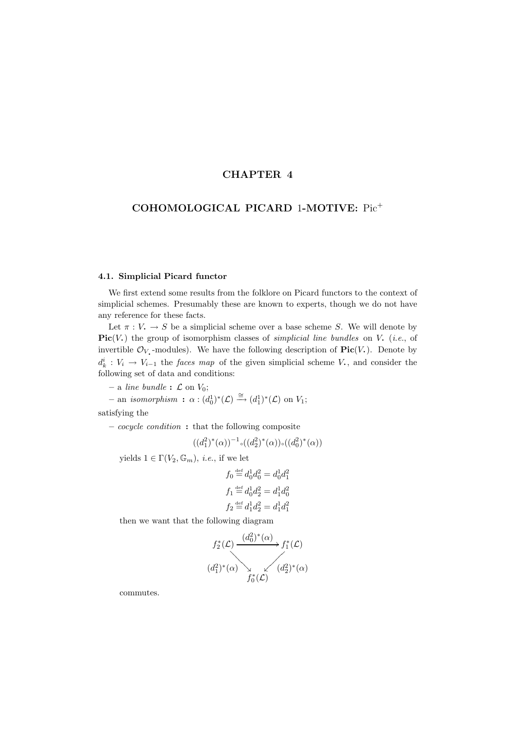# CHAPTER 4

# COHOMOLOGICAL PICARD 1-MOTIVE: $\mathrm{Pic}^+$

### 4.1. Simplicial Picard functor

We first extend some results from the folklore on Picard functors to the context of simplicial schemes. Presumably these are known to experts, though we do not have any reference for these facts.

Let $\pi : V_{\bullet} \to S$ be a simplicial scheme over a base scheme $S$. We will denote by $\mathbf{Pic}(V_{\bullet})$ the group of isomorphism classes of *simplicial line bundles* on $V_{\bullet}$ (*i.e.*, of invertible $\mathcal{O}_{V_{\bullet}}$-modules). We have the following description of $\mathbf{Pic}(V_{\bullet})$. Denote by $d_k^i : V_i \to V_{i-1}$ the *faces map* of the given simplicial scheme $V_{\bullet}$, and consider the following set of data and conditions:

– a *line bundle* **:** $\mathcal{L}$ on $V_0$;

– an *isomorphism* **:** $\alpha : (d_0^1)^*(\mathcal{L}) \xrightarrow{\cong} (d_1^1)^*(\mathcal{L})$ on $V_1$;

satisfying the

– *cocycle condition* **:** that the following composite

$$((d_1^2)^*(\alpha))^{-1} \circ ((d_2^2)^*(\alpha)) \circ ((d_0^2)^*(\alpha))$$

yields $1 \in \Gamma(V_2, \mathbb{G}_m)$, *i.e.*, if we let

$$f_0 \stackrel{\text{def}}{=} d_0^1 d_0^2 = d_0^1 d_1^2$$
$$f_1 \stackrel{\text{def}}{=} d_0^1 d_2^2 = d_1^1 d_0^2$$
$$f_2 \stackrel{\text{def}}{=} d_1^1 d_2^2 = d_1^1 d_1^2$$

then we want that the following diagram

$$\begin{array}{ccc} f_2^*(\mathcal{L}) & \xrightarrow{(d_0^2)^*(\alpha)} & f_1^*(\mathcal{L}) \\ & {\scriptstyle (d_1^2)^*(\alpha)} \searrow \quad \swarrow {\scriptstyle (d_2^2)^*(\alpha)} & \\ & f_0^*(\mathcal{L}) & \end{array}$$

commutes.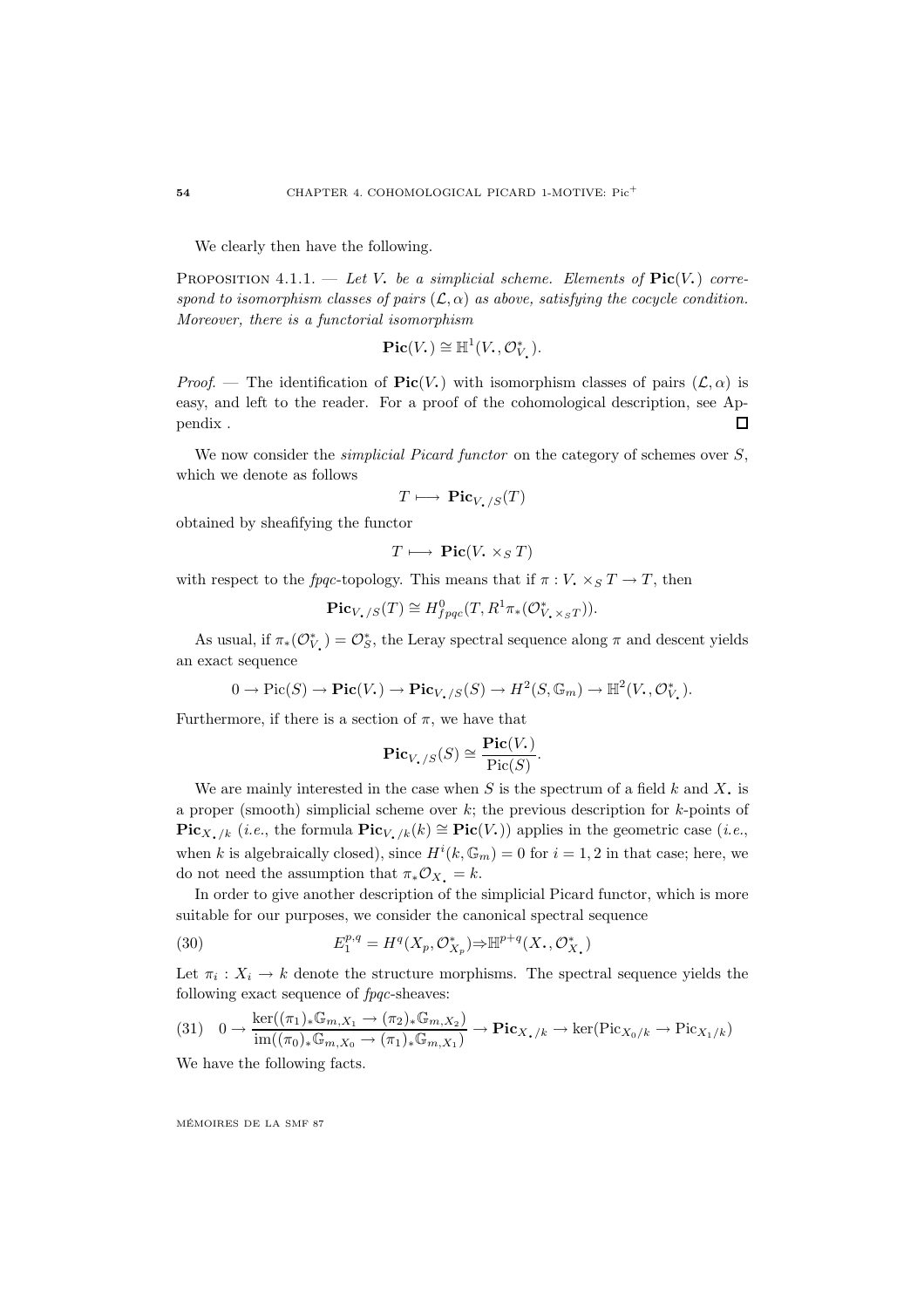We clearly then have the following.

Proposition 4.1.1. — *Let $V_{\bullet}$ be a simplicial scheme. Elements of $\mathbf{Pic}(V_{\bullet})$ correspond to isomorphism classes of pairs $(\mathcal{L}, \alpha)$ as above, satisfying the cocycle condition. Moreover, there is a functorial isomorphism*

$$\mathbf{Pic}(V_{\bullet}) \cong \mathbb{H}^1(V_{\bullet}, \mathcal{O}^*_{V_{\bullet}}).$$

*Proof.* — The identification of $\mathbf{Pic}(V_{\bullet})$ with isomorphism classes of pairs $(\mathcal{L}, \alpha)$ is easy, and left to the reader. For a proof of the cohomological description, see Appendix . $\square$

We now consider the *simplicial Picard functor* on the category of schemes over $S$, which we denote as follows

$$T \longmapsto \mathbf{Pic}_{V_{\bullet}/S}(T)$$

obtained by sheafifying the functor

$$T \longmapsto \mathbf{Pic}(V_{\bullet} \times_S T)$$

with respect to the *fpqc*-topology. This means that if $\pi : V_{\bullet} \times_S T \to T$, then

$$\mathbf{Pic}_{V_{\bullet}/S}(T) \cong H^0_{fpqc}(T, R^1\pi_*(\mathcal{O}^*_{V_{\bullet} \times_S T})).$$

As usual, if $\pi_*(\mathcal{O}^*_{V_{\bullet}}) = \mathcal{O}^*_S$, the Leray spectral sequence along $\pi$ and descent yields an exact sequence

$$0 \to \mathrm{Pic}(S) \to \mathbf{Pic}(V_{\bullet}) \to \mathbf{Pic}_{V_{\bullet}/S}(S) \to H^2(S, \mathbb{G}_m) \to \mathbb{H}^2(V_{\bullet}, \mathcal{O}^*_{V_{\bullet}}).$$

Furthermore, if there is a section of $\pi$, we have that

$$\mathbf{Pic}_{V_{\bullet}/S}(S) \cong \frac{\mathbf{Pic}(V_{\bullet})}{\mathrm{Pic}(S)}.$$

We are mainly interested in the case when $S$ is the spectrum of a field $k$ and $X_{\bullet}$ is a proper (smooth) simplicial scheme over $k$; the previous description for $k$-points of $\mathbf{Pic}_{X_{\bullet}/k}$ (*i.e.*, the formula $\mathbf{Pic}_{V_{\bullet}/k}(k) \cong \mathbf{Pic}(V_{\bullet})$) applies in the geometric case (*i.e.*, when $k$ is algebraically closed), since $H^i(k, \mathbb{G}_m) = 0$ for $i = 1, 2$ in that case; here, we do not need the assumption that $\pi_*\mathcal{O}_{X_{\bullet}} = k$.

In order to give another description of the simplicial Picard functor, which is more suitable for our purposes, we consider the canonical spectral sequence

$$E_1^{p,q} = H^q(X_p, \mathcal{O}^*_{X_p}) \Rightarrow \mathbb{H}^{p+q}(X_{\bullet}, \mathcal{O}^*_{X_{\bullet}}) \tag{30}$$

Let $\pi_i : X_i \to k$ denote the structure morphisms. The spectral sequence yields the following exact sequence of *fpqc*-sheaves:

$$0 \to \frac{\ker((\pi_1)_*\mathbb{G}_{m,X_1} \to (\pi_2)_*\mathbb{G}_{m,X_2})}{\mathrm{im}((\pi_0)_*\mathbb{G}_{m,X_0} \to (\pi_1)_*\mathbb{G}_{m,X_1})} \to \mathbf{Pic}_{X_{\bullet}/k} \to \ker(\mathrm{Pic}_{X_0/k} \to \mathrm{Pic}_{X_1/k}) \tag{31}$$

We have the following facts.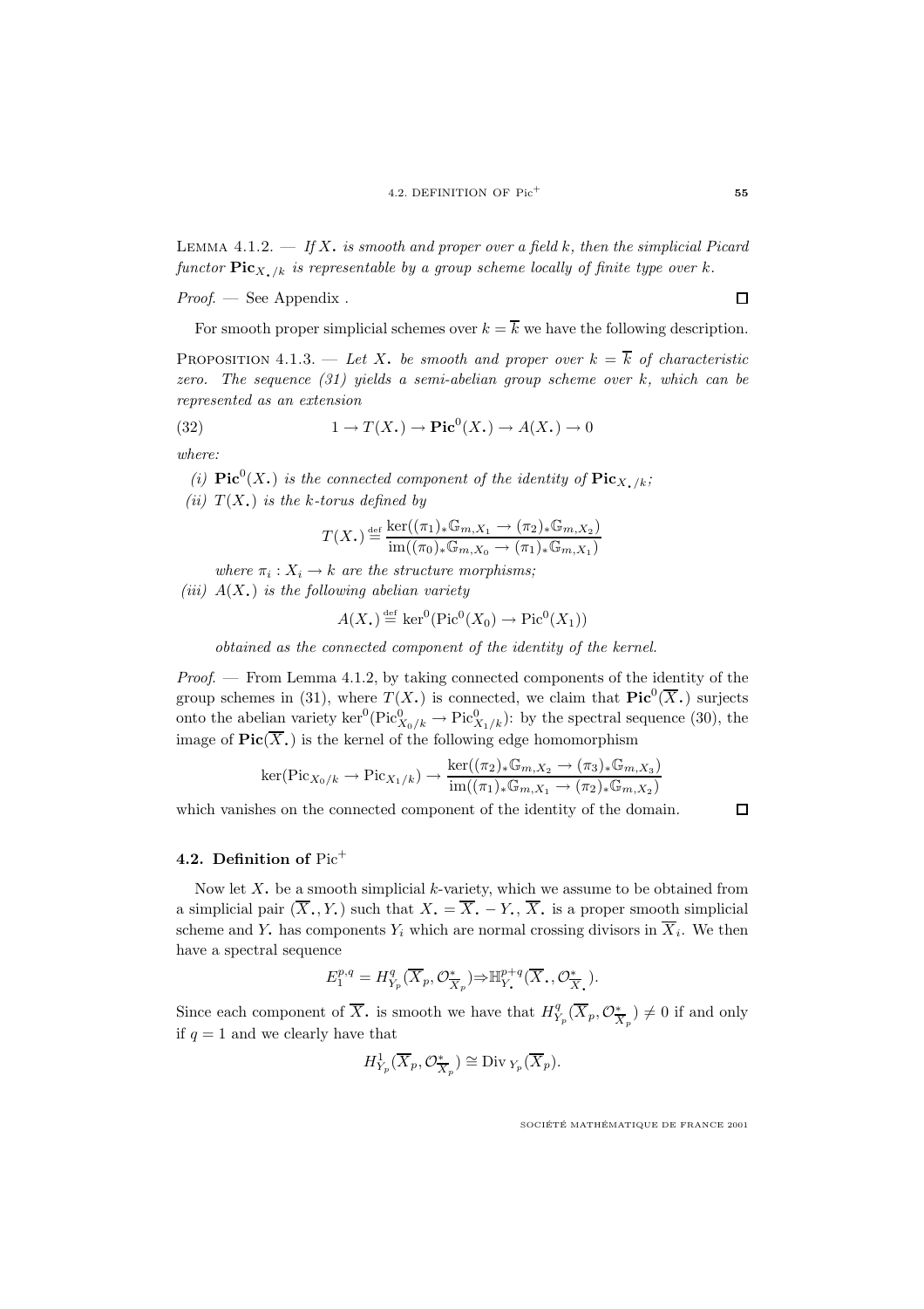LEMMA 4.1.2. — *If $X_{\bullet}$ is smooth and proper over a field $k$, then the simplicial Picard functor $\mathbf{Pic}_{X_{\bullet}/k}$ is representable by a group scheme locally of finite type over $k$.*

*Proof*. — See Appendix . $\square$

For smooth proper simplicial schemes over $k = \overline{k}$ we have the following description.

PROPOSITION 4.1.3. — *Let $X_{\bullet}$ be smooth and proper over $k = \overline{k}$ of characteristic zero. The sequence (31) yields a semi-abelian group scheme over $k$, which can be represented as an extension*

$$1 \to T(X_{\bullet}) \to \mathbf{Pic}^0(X_{\bullet}) \to A(X_{\bullet}) \to 0 \tag{32}$$

*where:*

*(i)* $\mathbf{Pic}^0(X_{\bullet})$ *is the connected component of the identity of* $\mathbf{Pic}_{X_{\bullet}/k}$*;*

*(ii)* $T(X_{\bullet})$ *is the $k$-torus defined by*

$$T(X_{\bullet}) \stackrel{\text{def}}{=} \frac{\ker((\pi_1)_*\mathbb{G}_{m,X_1} \to (\pi_2)_*\mathbb{G}_{m,X_2})}{\operatorname{im}((\pi_0)_*\mathbb{G}_{m,X_0} \to (\pi_1)_*\mathbb{G}_{m,X_1})}$$

*where $\pi_i : X_i \to k$ are the structure morphisms;*

*(iii)* $A(X_{\bullet})$ *is the following abelian variety*

$$A(X_{\bullet}) \stackrel{\text{def}}{=} \ker^0(\operatorname{Pic}^0(X_0) \to \operatorname{Pic}^0(X_1))$$

*obtained as the connected component of the identity of the kernel.*

*Proof*. — From Lemma 4.1.2, by taking connected components of the identity of the group schemes in (31), where $T(X_{\bullet})$ is connected, we claim that $\mathbf{Pic}^0(\overline{X}_{\bullet})$ surjects onto the abelian variety $\ker^0(\operatorname{Pic}^0_{X_0/k} \to \operatorname{Pic}^0_{X_1/k})$: by the spectral sequence (30), the image of $\mathbf{Pic}(\overline{X}_{\bullet})$ is the kernel of the following edge homomorphism

$$\ker(\operatorname{Pic}_{X_0/k} \to \operatorname{Pic}_{X_1/k}) \to \frac{\ker((\pi_2)_*\mathbb{G}_{m,X_2} \to (\pi_3)_*\mathbb{G}_{m,X_3})}{\operatorname{im}((\pi_1)_*\mathbb{G}_{m,X_1} \to (\pi_2)_*\mathbb{G}_{m,X_2})}$$

which vanishes on the connected component of the identity of the domain. $\square$

## 4.2. Definition of $\operatorname{Pic}^+$

Now let $X_{\bullet}$ be a smooth simplicial $k$-variety, which we assume to be obtained from a simplicial pair $(\overline{X}_{\bullet}, Y_{\bullet})$ such that $X_{\bullet} = \overline{X}_{\bullet} - Y_{\bullet}$, $\overline{X}_{\bullet}$ is a proper smooth simplicial scheme and $Y_{\bullet}$ has components $Y_i$ which are normal crossing divisors in $\overline{X}_i$. We then have a spectral sequence

$$E_1^{p,q} = H^q_{Y_p}(\overline{X}_p, \mathcal{O}^*_{\overline{X}_p}) \Rightarrow \mathbb{H}^{p+q}_{Y_{\bullet}}(\overline{X}_{\bullet}, \mathcal{O}^*_{\overline{X}_{\bullet}}).$$

Since each component of $\overline{X}_{\bullet}$ is smooth we have that $H^q_{Y_p}(\overline{X}_p, \mathcal{O}^*_{\overline{X}_p}) \neq 0$ if and only if $q = 1$ and we clearly have that

$$H^1_{Y_p}(\overline{X}_p, \mathcal{O}^*_{\overline{X}_p}) \cong \operatorname{Div}_{Y_p}(\overline{X}_p).$$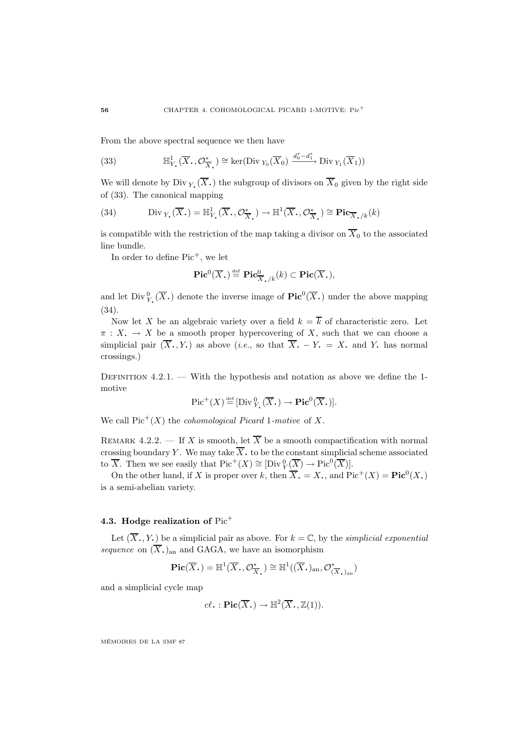From the above spectral sequence we then have

$$\mathbb{H}^1_{Y_\bullet}(\overline{X}_\bullet, \mathcal{O}^*_{\overline{X}_\bullet}) \cong \ker(\operatorname{Div}_{Y_0}(\overline{X}_0) \xrightarrow{d_0^* - d_1^*} \operatorname{Div}_{Y_1}(\overline{X}_1)) \tag{33}$$

We will denote by $\operatorname{Div}_{Y_\bullet}(\overline{X}_\bullet)$ the subgroup of divisors on $\overline{X}_0$ given by the right side of (33). The canonical mapping

$$\operatorname{Div}_{Y_\bullet}(\overline{X}_\bullet) = \mathbb{H}^1_{Y_\bullet}(\overline{X}_\bullet, \mathcal{O}^*_{\overline{X}_\bullet}) \to \mathbb{H}^1(\overline{X}_\bullet, \mathcal{O}^*_{\overline{X}_\bullet}) \cong \mathbf{Pic}_{\overline{X}_\bullet/k}(k) \tag{34}$$

is compatible with the restriction of the map taking a divisor on $\overline{X}_0$ to the associated line bundle.

In order to define $\operatorname{Pic}^+$, we let

$$\mathbf{Pic}^0(\overline{X}_\bullet) \stackrel{\text{def}}{=} \mathbf{Pic}^0_{\overline{X}_\bullet/k}(k) \subset \mathbf{Pic}(\overline{X}_\bullet),$$

and let $\operatorname{Div}^0_{Y_\bullet}(\overline{X}_\bullet)$ denote the inverse image of $\mathbf{Pic}^0(\overline{X}_\bullet)$ under the above mapping (34).

Now let $X$ be an algebraic variety over a field $k = \overline{k}$ of characteristic zero. Let $\pi : X_\bullet \to X$ be a smooth proper hypercovering of $X$, such that we can choose a simplicial pair $(\overline{X}_\bullet, Y_\bullet)$ as above (*i.e.*, so that $\overline{X}_\bullet - Y_\bullet = X_\bullet$ and $Y_\bullet$ has normal crossings.)

Definition 4.2.1. — With the hypothesis and notation as above we define the 1-motive

$$\operatorname{Pic}^+(X) \stackrel{\text{def}}{=} [\operatorname{Div}^0_{Y_\bullet}(\overline{X}_\bullet) \to \mathbf{Pic}^0(\overline{X}_\bullet)].$$

We call $\operatorname{Pic}^+(X)$ the *cohomological Picard* 1*-motive* of $X$.

Remark 4.2.2. — If $X$ is smooth, let $\overline{X}$ be a smooth compactification with normal crossing boundary $Y$. We may take $\overline{X}_\bullet$ to be the constant simplicial scheme associated to $\overline{X}$. Then we see easily that $\operatorname{Pic}^+(X) \cong [\operatorname{Div}^0_Y(\overline{X}) \to \operatorname{Pic}^0(\overline{X})]$.

On the other hand, if $X$ is proper over $k$, then $\overline{X}_\bullet = X_\bullet$, and $\operatorname{Pic}^+(X) = \mathbf{Pic}^0(X_\bullet)$ is a semi-abelian variety.

## 4.3. Hodge realization of $\operatorname{Pic}^+$

Let $(\overline{X}_\bullet, Y_\bullet)$ be a simplicial pair as above. For $k = \mathbb{C}$, by the *simplicial exponential sequence* on $(\overline{X}_\bullet)_{\text{an}}$ and GAGA, we have an isomorphism

$$\mathbf{Pic}(\overline{X}_\bullet) = \mathbb{H}^1(\overline{X}_\bullet, \mathcal{O}^*_{\overline{X}_\bullet}) \cong \mathbb{H}^1((\overline{X}_\bullet)_{\text{an}}, \mathcal{O}^*_{(\overline{X}_\bullet)_{\text{an}}})$$

and a simplicial cycle map

$$c\ell_\bullet : \mathbf{Pic}(\overline{X}_\bullet) \to \mathbb{H}^2(\overline{X}_\bullet, \mathbb{Z}(1)).$$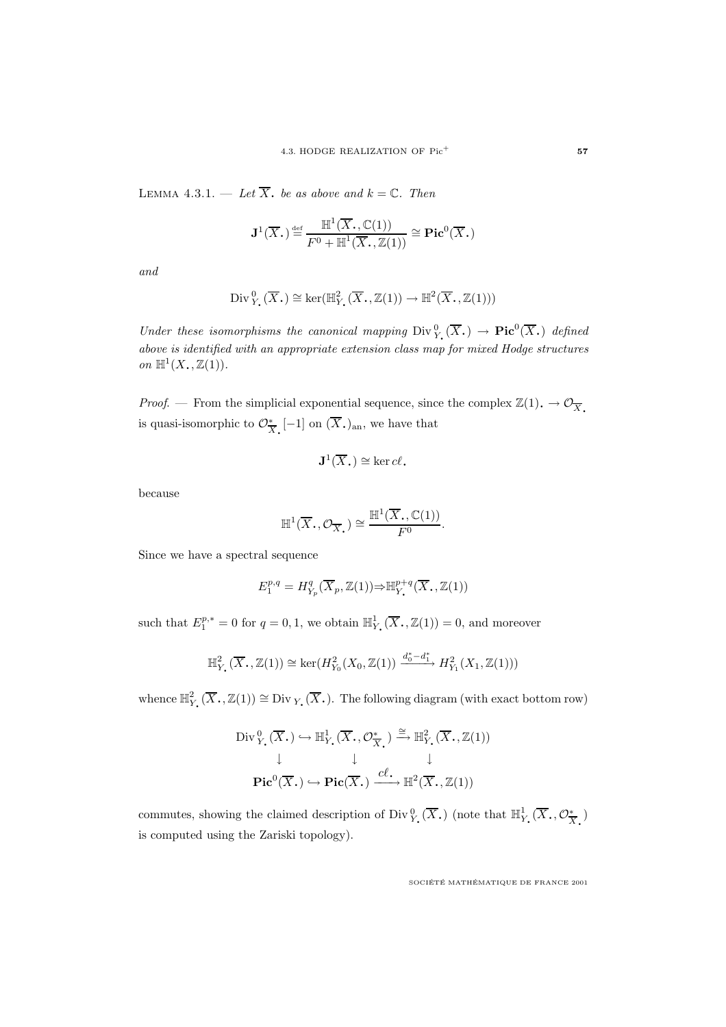LEMMA 4.3.1. — *Let $\overline{X}_{\bullet}$ be as above and $k = \mathbb{C}$. Then*

$$\mathbf{J}^1(\overline{X}_{\bullet}) \stackrel{\text{def}}{=} \frac{\mathbb{H}^1(\overline{X}_{\bullet}, \mathbb{C}(1))}{F^0 + \mathbb{H}^1(\overline{X}_{\bullet}, \mathbb{Z}(1))} \cong \mathbf{Pic}^0(\overline{X}_{\bullet})$$

*and*

$$\operatorname{Div}^0_{Y_{\bullet}}(\overline{X}_{\bullet}) \cong \ker(\mathbb{H}^2_{Y_{\bullet}}(\overline{X}_{\bullet}, \mathbb{Z}(1)) \to \mathbb{H}^2(\overline{X}_{\bullet}, \mathbb{Z}(1)))$$

*Under these isomorphisms the canonical mapping $\operatorname{Div}^0_{Y_{\bullet}}(\overline{X}_{\bullet}) \to \mathbf{Pic}^0(\overline{X}_{\bullet})$ defined above is identified with an appropriate extension class map for mixed Hodge structures on $\mathbb{H}^1(X_{\bullet}, \mathbb{Z}(1))$.*

*Proof.* — From the simplicial exponential sequence, since the complex $\mathbb{Z}(1)_{\bullet} \to \mathcal{O}_{\overline{X}_{\bullet}}$ is quasi-isomorphic to $\mathcal{O}^*_{\overline{X}_{\bullet}}[-1]$ on $(\overline{X}_{\bullet})_{\mathrm{an}}$, we have that

$$\mathbf{J}^1(\overline{X}_{\bullet}) \cong \ker c\ell_{\bullet}$$

because

$$\mathbb{H}^1(\overline{X}_{\bullet}, \mathcal{O}_{\overline{X}_{\bullet}}) \cong \frac{\mathbb{H}^1(\overline{X}_{\bullet}, \mathbb{C}(1))}{F^0}.$$

Since we have a spectral sequence

$$E_1^{p,q} = H^q_{Y_p}(\overline{X}_p, \mathbb{Z}(1)) \Rightarrow \mathbb{H}^{p+q}_{Y_{\bullet}}(\overline{X}_{\bullet}, \mathbb{Z}(1))$$

such that $E_1^{p,*} = 0$ for $q = 0, 1$, we obtain $\mathbb{H}^1_{Y_{\bullet}}(\overline{X}_{\bullet}, \mathbb{Z}(1)) = 0$, and moreover

$$\mathbb{H}^2_{Y_{\bullet}}(\overline{X}_{\bullet}, \mathbb{Z}(1)) \cong \ker(H^2_{Y_0}(X_0, \mathbb{Z}(1)) \xrightarrow{d_0^* - d_1^*} H^2_{Y_1}(X_1, \mathbb{Z}(1)))$$

whence $\mathbb{H}^2_{Y_{\bullet}}(\overline{X}_{\bullet}, \mathbb{Z}(1)) \cong \operatorname{Div}_{Y_{\bullet}}(\overline{X}_{\bullet})$. The following diagram (with exact bottom row)

$$\begin{array}{ccccc}
\operatorname{Div}^0_{Y_{\bullet}}(\overline{X}_{\bullet}) & \hookrightarrow & \mathbb{H}^1_{Y_{\bullet}}(\overline{X}_{\bullet}, \mathcal{O}^*_{\overline{X}_{\bullet}}) & \xrightarrow{\cong} & \mathbb{H}^2_{Y_{\bullet}}(\overline{X}_{\bullet}, \mathbb{Z}(1)) \\
\downarrow & & \downarrow & & \downarrow \\
\mathbf{Pic}^0(\overline{X}_{\bullet}) & \hookrightarrow & \mathbf{Pic}(\overline{X}_{\bullet}) & \xrightarrow{c\ell_{\bullet}} & \mathbb{H}^2(\overline{X}_{\bullet}, \mathbb{Z}(1))
\end{array}$$

commutes, showing the claimed description of $\operatorname{Div}^0_{Y_{\bullet}}(\overline{X}_{\bullet})$ (note that $\mathbb{H}^1_{Y_{\bullet}}(\overline{X}_{\bullet}, \mathcal{O}^*_{\overline{X}_{\bullet}})$ is computed using the Zariski topology).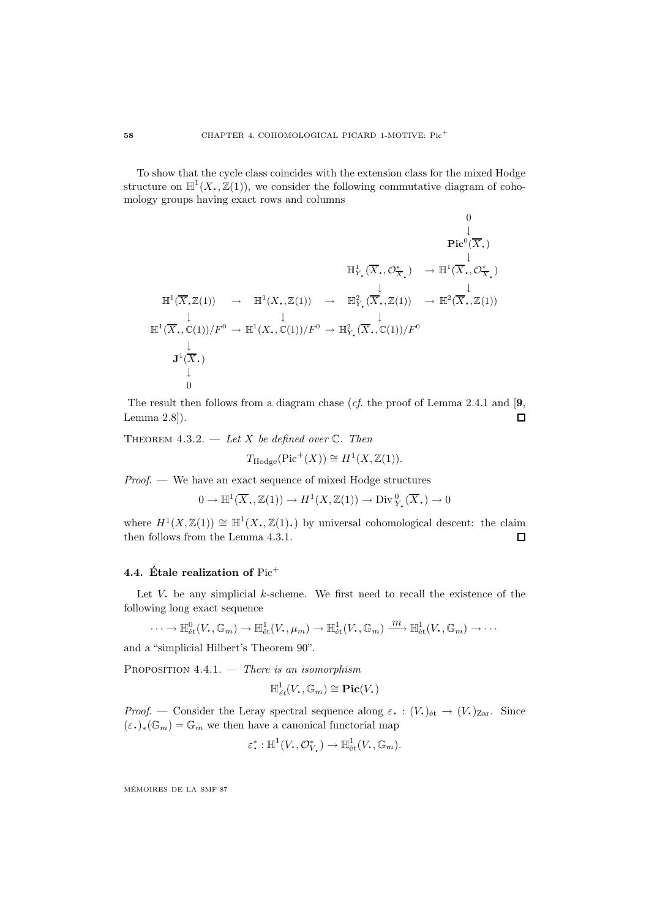To show that the cycle class coincides with the extension class for the mixed Hodge structure on $\mathbb{H}^1(X_\bullet, \mathbb{Z}(1))$, we consider the following commutative diagram of cohomology groups having exact rows and columns

$$
\begin{array}{ccccccc}
 & & & & & & 0 \\
 & & & & & & \downarrow \\
 & & & & & & \mathbf{Pic}^0(\overline{X}_\bullet) \\
 & & & & & & \downarrow \\
 & & & & \mathbb{H}^1_{Y_\bullet}(\overline{X}_\bullet, \mathcal{O}^*_{\overline{X}_\bullet}) & \to & \mathbb{H}^1(\overline{X}_\bullet, \mathcal{O}^*_{\overline{X}_\bullet}) \\
 & & & & \downarrow & & \downarrow \\
\mathbb{H}^1(\overline{X}_\bullet \mathbb{Z}(1)) & \to & \mathbb{H}^1(X_\bullet, \mathbb{Z}(1)) & \to & \mathbb{H}^2_{Y_\bullet}(\overline{X}_\bullet, \mathbb{Z}(1)) & \to & \mathbb{H}^2(\overline{X}_\bullet, \mathbb{Z}(1)) \\
\downarrow & & \downarrow & & \downarrow & & \\
\mathbb{H}^1(\overline{X}_\bullet, \mathbb{C}(1))/F^0 & \to & \mathbb{H}^1(X_\bullet, \mathbb{C}(1))/F^0 & \to & \mathbb{H}^2_{Y_\bullet}(\overline{X}_\bullet, \mathbb{C}(1))/F^0 & & \\
\downarrow & & & & & & \\
\mathbf{J}^1(\overline{X}_\bullet) & & & & & & \\
\downarrow & & & & & & \\
0 & & & & & &
\end{array}
$$

The result then follows from a diagram chase (*cf.* the proof of Lemma 2.4.1 and [**9**, Lemma 2.8]). $\square$

Theorem 4.3.2. — *Let $X$ be defined over $\mathbb{C}$. Then*

$$T_{\mathrm{Hodge}}(\mathrm{Pic}^+(X)) \cong H^1(X, \mathbb{Z}(1)).$$

*Proof.* — We have an exact sequence of mixed Hodge structures

$$0 \to \mathbb{H}^1(\overline{X}_\bullet, \mathbb{Z}(1)) \to H^1(X, \mathbb{Z}(1)) \to \mathrm{Div}^0_{Y_\bullet}(\overline{X}_\bullet) \to 0$$

where $H^1(X, \mathbb{Z}(1)) \cong \mathbb{H}^1(X_\bullet, \mathbb{Z}(1)_\bullet)$ by universal cohomological descent: the claim then follows from the Lemma 4.3.1. $\square$

## 4.4. Étale realization of $\mathrm{Pic}^+$

Let $V_\bullet$ be any simplicial $k$-scheme. We first need to recall the existence of the following long exact sequence

$$\cdots \to \mathbb{H}^0_{\text{ét}}(V_\bullet, \mathbb{G}_m) \to \mathbb{H}^1_{\text{ét}}(V_\bullet, \mu_m) \to \mathbb{H}^1_{\text{ét}}(V_\bullet, \mathbb{G}_m) \xrightarrow{m} \mathbb{H}^1_{\text{ét}}(V_\bullet, \mathbb{G}_m) \to \cdots$$

and a "simplicial Hilbert's Theorem 90".

Proposition 4.4.1. — *There is an isomorphism*

$$\mathbb{H}^1_{\acute{e}t}(V_\bullet, \mathbb{G}_m) \cong \mathbf{Pic}(V_\bullet)$$

*Proof.* — Consider the Leray spectral sequence along $\varepsilon_\bullet : (V_\bullet)_{\text{ét}} \to (V_\bullet)_{\text{Zar}}$. Since $(\varepsilon_\bullet)_*(\mathbb{G}_m) = \mathbb{G}_m$ we then have a canonical functorial map

$$\varepsilon^*_\bullet : \mathbb{H}^1(V_\bullet, \mathcal{O}^*_{V_\bullet}) \to \mathbb{H}^1_{\text{ét}}(V_\bullet, \mathbb{G}_m).$$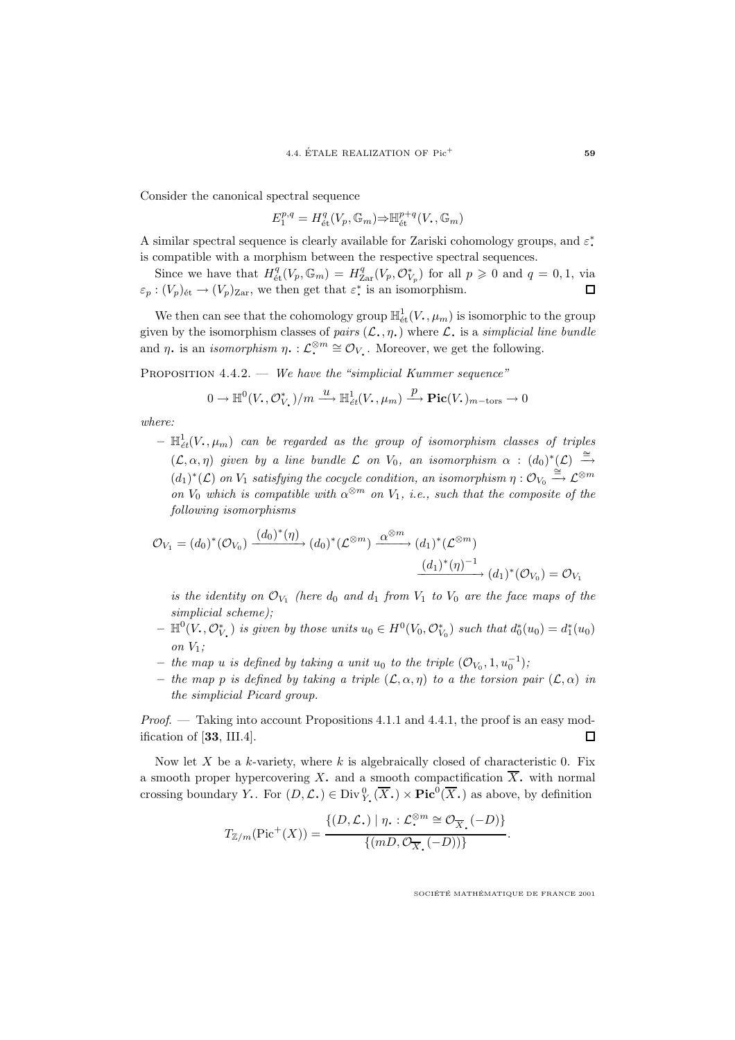Consider the canonical spectral sequence

$$E_1^{p,q} = H^q_{\text{ét}}(V_p, \mathbb{G}_m) \Rightarrow \mathbb{H}^{p+q}_{\text{ét}}(V_\bullet, \mathbb{G}_m)$$

A similar spectral sequence is clearly available for Zariski cohomology groups, and $\varepsilon^*_\bullet$ is compatible with a morphism between the respective spectral sequences.

Since we have that $H^q_{\text{ét}}(V_p, \mathbb{G}_m) = H^q_{\text{Zar}}(V_p, \mathcal{O}^*_{V_p})$ for all $p \geqslant 0$ and $q = 0, 1$, via $\varepsilon_p : (V_p)_{\text{ét}} \to (V_p)_{\text{Zar}}$, we then get that $\varepsilon^*_\bullet$ is an isomorphism. □

We then can see that the cohomology group $\mathbb{H}^1_{\text{ét}}(V_\bullet, \mu_m)$ is isomorphic to the group given by the isomorphism classes of *pairs* $(\mathcal{L}_\bullet, \eta_\bullet)$ where $\mathcal{L}_\bullet$ is a *simplicial line bundle* and $\eta_\bullet$ is an *isomorphism* $\eta_\bullet : \mathcal{L}^{\otimes m}_\bullet \cong \mathcal{O}_{V_\bullet}$. Moreover, we get the following.

Proposition 4.4.2. — *We have the "simplicial Kummer sequence"*

$$0 \to \mathbb{H}^0(V_\bullet, \mathcal{O}^*_{V_\bullet})/m \xrightarrow{u} \mathbb{H}^1_{\acute{e}t}(V_\bullet, \mu_m) \xrightarrow{p} \mathbf{Pic}(V_\bullet)_{m-\text{tors}} \to 0$$

*where:*

- $\mathbb{H}^1_{\acute{e}t}(V_\bullet, \mu_m)$ *can be regarded as the group of isomorphism classes of triples* $(\mathcal{L}, \alpha, \eta)$ *given by a line bundle* $\mathcal{L}$ *on* $V_0$*, an isomorphism* $\alpha : (d_0)^*(\mathcal{L}) \xrightarrow{\cong} (d_1)^*(\mathcal{L})$ *on* $V_1$ *satisfying the cocycle condition, an isomorphism* $\eta : \mathcal{O}_{V_0} \xrightarrow{\cong} \mathcal{L}^{\otimes m}$ *on* $V_0$ *which is compatible with* $\alpha^{\otimes m}$ *on* $V_1$*, i.e., such that the composite of the following isomorphisms*

$$\mathcal{O}_{V_1} = (d_0)^*(\mathcal{O}_{V_0}) \xrightarrow{(d_0)^*(\eta)} (d_0)^*(\mathcal{L}^{\otimes m}) \xrightarrow{\alpha^{\otimes m}} (d_1)^*(\mathcal{L}^{\otimes m}) \xrightarrow{(d_1)^*(\eta)^{-1}} (d_1)^*(\mathcal{O}_{V_0}) = \mathcal{O}_{V_1}$$

  *is the identity on* $\mathcal{O}_{V_1}$ *(here* $d_0$ *and* $d_1$ *from* $V_1$ *to* $V_0$ *are the face maps of the simplicial scheme);*
- $\mathbb{H}^0(V_\bullet, \mathcal{O}^*_{V_\bullet})$ *is given by those units* $u_0 \in H^0(V_0, \mathcal{O}^*_{V_0})$ *such that* $d_0^*(u_0) = d_1^*(u_0)$ *on* $V_1$*;*
- *the map* $u$ *is defined by taking a unit* $u_0$ *to the triple* $(\mathcal{O}_{V_0}, 1, u_0^{-1})$*;*
- *the map* $p$ *is defined by taking a triple* $(\mathcal{L}, \alpha, \eta)$ *to a the torsion pair* $(\mathcal{L}, \alpha)$ *in the simplicial Picard group.*

*Proof*. — Taking into account Propositions 4.1.1 and 4.4.1, the proof is an easy modification of [**33**, III.4]. □

Now let $X$ be a $k$-variety, where $k$ is algebraically closed of characteristic 0. Fix a smooth proper hypercovering $X_\bullet$ and a smooth compactification $\overline{X}_\bullet$ with normal crossing boundary $Y_\bullet$. For $(D, \mathcal{L}_\bullet) \in \text{Div}^0_{Y_\bullet}(\overline{X}_\bullet) \times \mathbf{Pic}^0(\overline{X}_\bullet)$ as above, by definition

$$T_{\mathbb{Z}/m}(\text{Pic}^+(X)) = \frac{\{(D, \mathcal{L}_\bullet) \mid \eta_\bullet : \mathcal{L}^{\otimes m}_\bullet \cong \mathcal{O}_{\overline{X}_\bullet}(-D)\}}{\{(mD, \mathcal{O}_{\overline{X}_\bullet}(-D))\}}.$$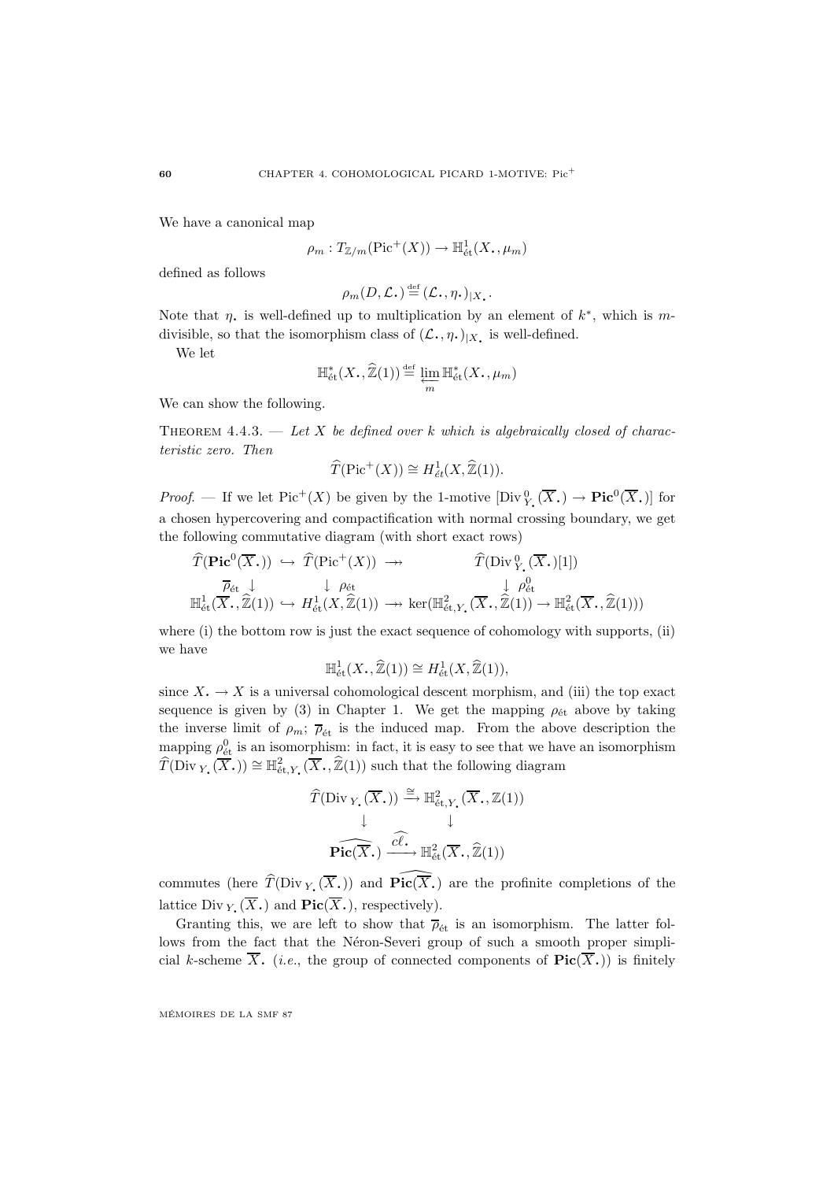We have a canonical map

$$\rho_m : T_{\mathbb{Z}/m}(\mathrm{Pic}^+(X)) \to \mathbb{H}^1_{\text{ét}}(X_\bullet, \mu_m)$$

defined as follows

$$\rho_m(D, \mathcal{L}_\bullet) \stackrel{\text{def}}{=} (\mathcal{L}_\bullet, \eta_\bullet)_{|X_\bullet}.$$

Note that $\eta_\bullet$ is well-defined up to multiplication by an element of $k^*$, which is $m$-divisible, so that the isomorphism class of $(\mathcal{L}_\bullet, \eta_\bullet)_{|X_\bullet}$ is well-defined.

We let

$$\mathbb{H}^*_{\text{ét}}(X_\bullet, \widehat{\mathbb{Z}}(1)) \stackrel{\text{def}}{=} \varprojlim_m \mathbb{H}^*_{\text{ét}}(X_\bullet, \mu_m)$$

We can show the following.

Theorem 4.4.3. — *Let $X$ be defined over $k$ which is algebraically closed of characteristic zero. Then*

$$\widehat{T}(\mathrm{Pic}^+(X)) \cong H^1_{\acute{e}t}(X, \widehat{\mathbb{Z}}(1)).$$

*Proof.* — If we let $\mathrm{Pic}^+(X)$ be given by the 1-motive $[\mathrm{Div}^0_{Y_\bullet}(\overline{X}_\bullet) \to \mathbf{Pic}^0(\overline{X}_\bullet)]$ for a chosen hypercovering and compactification with normal crossing boundary, we get the following commutative diagram (with short exact rows)

$$\begin{array}{ccccc}
\widehat{T}(\mathbf{Pic}^0(\overline{X}_\bullet)) & \hookrightarrow & \widehat{T}(\mathrm{Pic}^+(X)) & \twoheadrightarrow & \widehat{T}(\mathrm{Div}^0_{Y_\bullet}(\overline{X}_\bullet)[1]) \\
\overline{\rho}_{\text{ét}} \downarrow & & \downarrow \rho_{\text{ét}} & & \downarrow \rho^0_{\text{ét}} \\
\mathbb{H}^1_{\text{ét}}(\overline{X}_\bullet, \widehat{\mathbb{Z}}(1)) & \hookrightarrow & H^1_{\text{ét}}(X, \widehat{\mathbb{Z}}(1)) & \twoheadrightarrow & \ker(\mathbb{H}^2_{\text{ét}, Y_\bullet}(\overline{X}_\bullet, \widehat{\mathbb{Z}}(1)) \to \mathbb{H}^2_{\text{ét}}(\overline{X}_\bullet, \widehat{\mathbb{Z}}(1)))
\end{array}$$

where (i) the bottom row is just the exact sequence of cohomology with supports, (ii) we have

$$\mathbb{H}^1_{\text{ét}}(X_\bullet, \widehat{\mathbb{Z}}(1)) \cong H^1_{\text{ét}}(X, \widehat{\mathbb{Z}}(1)),$$

since $X_\bullet \to X$ is a universal cohomological descent morphism, and (iii) the top exact sequence is given by (3) in Chapter 1. We get the mapping $\rho_{\text{ét}}$ above by taking the inverse limit of $\rho_m$; $\overline{\rho}_{\text{ét}}$ is the induced map. From the above description the mapping $\rho^0_{\text{ét}}$ is an isomorphism: in fact, it is easy to see that we have an isomorphism $\widehat{T}(\mathrm{Div}_{Y_\bullet}(\overline{X}_\bullet)) \cong \mathbb{H}^2_{\text{ét}, Y_\bullet}(\overline{X}_\bullet, \widehat{\mathbb{Z}}(1))$ such that the following diagram

$$\begin{array}{ccc}
\widehat{T}(\mathrm{Div}_{Y_\bullet}(\overline{X}_\bullet)) & \xrightarrow{\cong} & \mathbb{H}^2_{\text{ét}, Y_\bullet}(\overline{X}_\bullet, \mathbb{Z}(1)) \\
\downarrow & & \downarrow \\
\widehat{\mathbf{Pic}(\overline{X}_\bullet)} & \xrightarrow{\widehat{c\ell_\bullet}} & \mathbb{H}^2_{\text{ét}}(\overline{X}_\bullet, \widehat{\mathbb{Z}}(1))
\end{array}$$

commutes (here $\widehat{T}(\mathrm{Div}_{Y_\bullet}(\overline{X}_\bullet))$ and $\widehat{\mathbf{Pic}(\overline{X}_\bullet)}$ are the profinite completions of the lattice $\mathrm{Div}_{Y_\bullet}(\overline{X}_\bullet)$ and $\mathbf{Pic}(\overline{X}_\bullet)$, respectively).

Granting this, we are left to show that $\overline{\rho}_{\text{ét}}$ is an isomorphism. The latter follows from the fact that the Néron-Severi group of such a smooth proper simplicial $k$-scheme $\overline{X}_\bullet$ (*i.e.*, the group of connected components of $\mathbf{Pic}(\overline{X}_\bullet)$) is finitely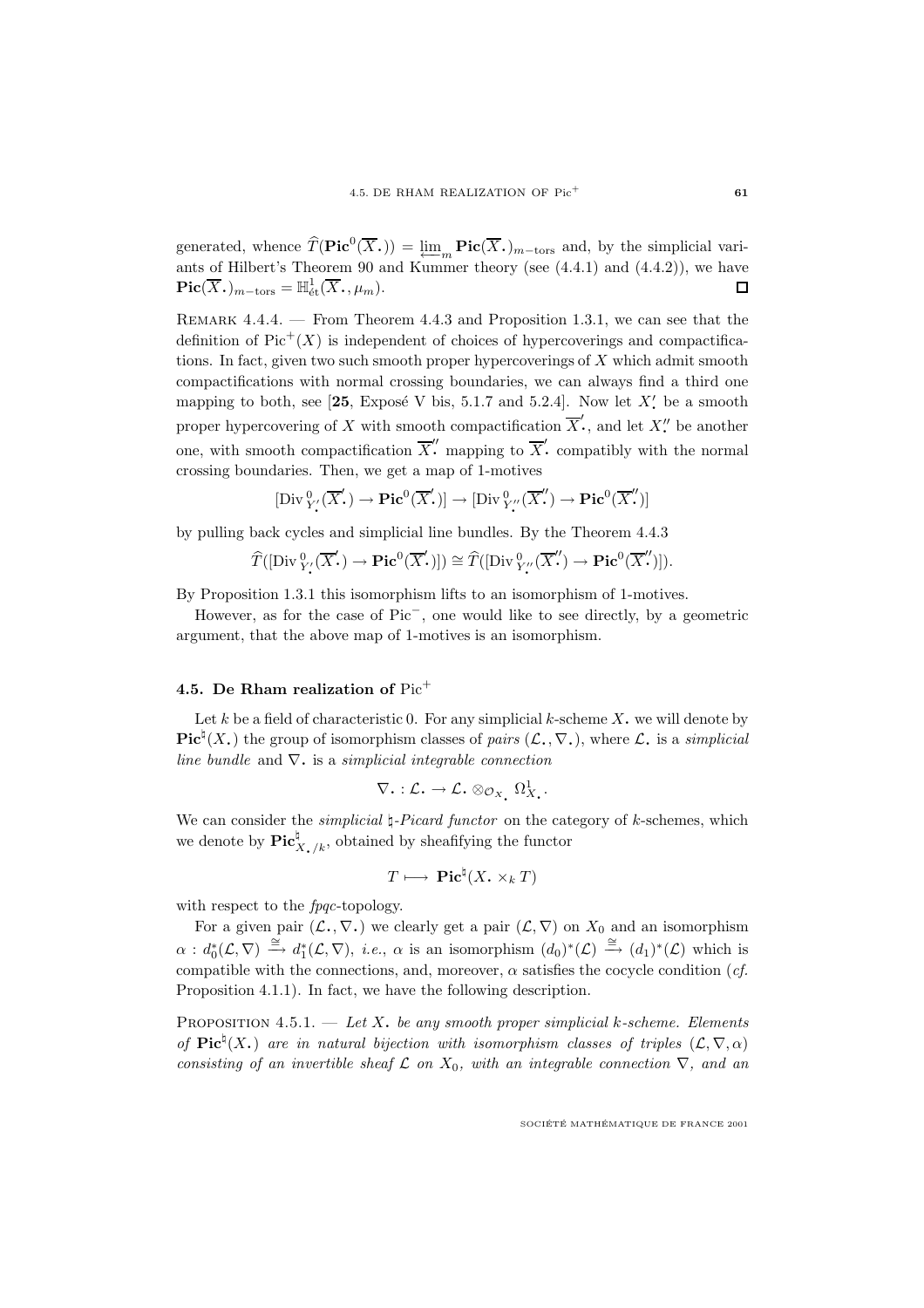generated, whence $\widehat{T}(\mathbf{Pic}^0(\overline{X}_\bullet)) = \varprojlim_m \mathbf{Pic}(\overline{X}_\bullet)_{m-\mathrm{tors}}$ and, by the simplicial variants of Hilbert's Theorem 90 and Kummer theory (see (4.4.1) and (4.4.2)), we have $\mathbf{Pic}(\overline{X}_\bullet)_{m-\mathrm{tors}} = \mathbb{H}^1_{\text{ét}}(\overline{X}_\bullet, \mu_m)$. $\square$

REMARK 4.4.4. — From Theorem 4.4.3 and Proposition 1.3.1, we can see that the definition of $\mathrm{Pic}^+(X)$ is independent of choices of hypercoverings and compactifications. In fact, given two such smooth proper hypercoverings of $X$ which admit smooth compactifications with normal crossing boundaries, we can always find a third one mapping to both, see [**25**, Exposé V bis, 5.1.7 and 5.2.4]. Now let $X'_\bullet$ be a smooth proper hypercovering of $X$ with smooth compactification $\overline{X}'_\bullet$, and let $X''_\bullet$ be another one, with smooth compactification $\overline{X}''_\bullet$ mapping to $\overline{X}'_\bullet$ compatibly with the normal crossing boundaries. Then, we get a map of 1-motives

$$[\mathrm{Div}^0_{Y'_\bullet}(\overline{X}'_\bullet) \to \mathbf{Pic}^0(\overline{X}'_\bullet)] \to [\mathrm{Div}^0_{Y''_\bullet}(\overline{X}''_\bullet) \to \mathbf{Pic}^0(\overline{X}''_\bullet)]$$

by pulling back cycles and simplicial line bundles. By the Theorem 4.4.3

$$\widehat{T}([\mathrm{Div}^0_{Y'_\bullet}(\overline{X}'_\bullet) \to \mathbf{Pic}^0(\overline{X}'_\bullet)]) \cong \widehat{T}([\mathrm{Div}^0_{Y''_\bullet}(\overline{X}''_\bullet) \to \mathbf{Pic}^0(\overline{X}''_\bullet)]).$$

By Proposition 1.3.1 this isomorphism lifts to an isomorphism of 1-motives.

However, as for the case of $\mathrm{Pic}^-$, one would like to see directly, by a geometric argument, that the above map of 1-motives is an isomorphism.

### 4.5. De Rham realization of $\mathrm{Pic}^+$

Let $k$ be a field of characteristic 0. For any simplicial $k$-scheme $X_\bullet$ we will denote by $\mathbf{Pic}^\natural(X_\bullet)$ the group of isomorphism classes of *pairs* $(\mathcal{L}_\bullet, \nabla_\bullet)$, where $\mathcal{L}_\bullet$ is a *simplicial line bundle* and $\nabla_\bullet$ is a *simplicial integrable connection*

$$\nabla_\bullet : \mathcal{L}_\bullet \to \mathcal{L}_\bullet \otimes_{\mathcal{O}_{X_\bullet}} \Omega^1_{X_\bullet}.$$

We can consider the *simplicial* $\natural$*-Picard functor* on the category of $k$-schemes, which we denote by $\mathbf{Pic}^\natural_{X_\bullet/k}$, obtained by sheafifying the functor

$$T \longmapsto \mathbf{Pic}^\natural(X_\bullet \times_k T)$$

with respect to the *fpqc*-topology.

For a given pair $(\mathcal{L}_\bullet, \nabla_\bullet)$ we clearly get a pair $(\mathcal{L}, \nabla)$ on $X_0$ and an isomorphism $\alpha : d_0^*(\mathcal{L}, \nabla) \xrightarrow{\cong} d_1^*(\mathcal{L}, \nabla)$, *i.e.*, $\alpha$ is an isomorphism $(d_0)^*(\mathcal{L}) \xrightarrow{\cong} (d_1)^*(\mathcal{L})$ which is compatible with the connections, and, moreover, $\alpha$ satisfies the cocycle condition (*cf.* Proposition 4.1.1). In fact, we have the following description.

PROPOSITION 4.5.1. — *Let $X_\bullet$ be any smooth proper simplicial $k$-scheme. Elements of $\mathbf{Pic}^\natural(X_\bullet)$ are in natural bijection with isomorphism classes of triples $(\mathcal{L}, \nabla, \alpha)$ consisting of an invertible sheaf $\mathcal{L}$ on $X_0$, with an integrable connection $\nabla$, and an*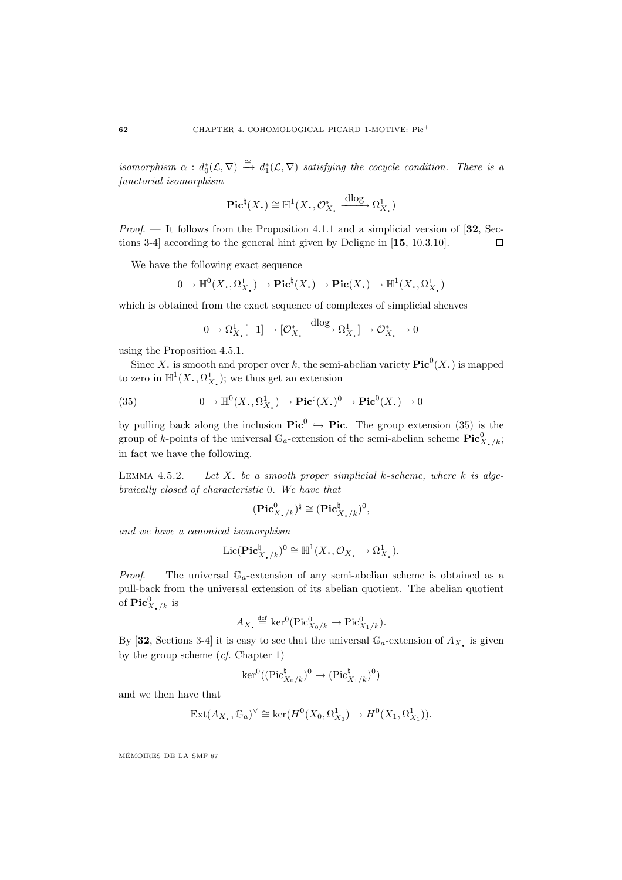*isomorphism* $\alpha : d_0^*(\mathcal{L},\nabla) \xrightarrow{\cong} d_1^*(\mathcal{L},\nabla)$ *satisfying the cocycle condition. There is a functorial isomorphism*

$$\mathbf{Pic}^\natural(X_\bullet) \cong \mathbb{H}^1(X_\bullet, \mathcal{O}^*_{X_\bullet} \xrightarrow{\text{dlog}} \Omega^1_{X_\bullet})$$

*Proof.* — It follows from the Proposition 4.1.1 and a simplicial version of [**32**, Sections 3-4] according to the general hint given by Deligne in [**15**, 10.3.10]. ☐

We have the following exact sequence

$$0 \to \mathbb{H}^0(X_\bullet, \Omega^1_{X_\bullet}) \to \mathbf{Pic}^\natural(X_\bullet) \to \mathbf{Pic}(X_\bullet) \to \mathbb{H}^1(X_\bullet, \Omega^1_{X_\bullet})$$

which is obtained from the exact sequence of complexes of simplicial sheaves

$$0 \to \Omega^1_{X_\bullet}[-1] \to [\mathcal{O}^*_{X_\bullet} \xrightarrow{\text{dlog}} \Omega^1_{X_\bullet}] \to \mathcal{O}^*_{X_\bullet} \to 0$$

using the Proposition 4.5.1.

Since $X_\bullet$ is smooth and proper over $k$, the semi-abelian variety $\mathbf{Pic}^0(X_\bullet)$ is mapped to zero in $\mathbb{H}^1(X_\bullet, \Omega^1_{X_\bullet})$; we thus get an extension

$$0 \to \mathbb{H}^0(X_\bullet, \Omega^1_{X_\bullet}) \to \mathbf{Pic}^\natural(X_\bullet)^0 \to \mathbf{Pic}^0(X_\bullet) \to 0 \tag{35}$$

by pulling back along the inclusion $\mathbf{Pic}^0 \hookrightarrow \mathbf{Pic}$. The group extension (35) is the group of $k$-points of the universal $\mathbb{G}_a$-extension of the semi-abelian scheme $\mathbf{Pic}^0_{X_\bullet/k}$; in fact we have the following.

LEMMA 4.5.2. — *Let $X_\bullet$ be a smooth proper simplicial $k$-scheme, where $k$ is algebraically closed of characteristic* 0. *We have that*

$$(\mathbf{Pic}^0_{X_\bullet/k})^\natural \cong (\mathbf{Pic}^\natural_{X_\bullet/k})^0,$$

*and we have a canonical isomorphism*

$$\text{Lie}(\mathbf{Pic}^\natural_{X_\bullet/k})^0 \cong \mathbb{H}^1(X_\bullet, \mathcal{O}_{X_\bullet} \to \Omega^1_{X_\bullet}).$$

*Proof.* — The universal $\mathbb{G}_a$-extension of any semi-abelian scheme is obtained as a pull-back from the universal extension of its abelian quotient. The abelian quotient of $\mathbf{Pic}^0_{X_\bullet/k}$ is

$$A_{X_\bullet} \overset{\text{def}}{=} \ker^0(\text{Pic}^0_{X_0/k} \to \text{Pic}^0_{X_1/k}).$$

By [**32**, Sections 3-4] it is easy to see that the universal $\mathbb{G}_a$-extension of $A_{X_\bullet}$ is given by the group scheme (*cf.* Chapter 1)

$$\ker^0((\text{Pic}^\natural_{X_0/k})^0 \to (\text{Pic}^\natural_{X_1/k})^0)$$

and we then have that

$$\text{Ext}(A_{X_\bullet}, \mathbb{G}_a)^\vee \cong \ker(H^0(X_0, \Omega^1_{X_0}) \to H^0(X_1, \Omega^1_{X_1})).$$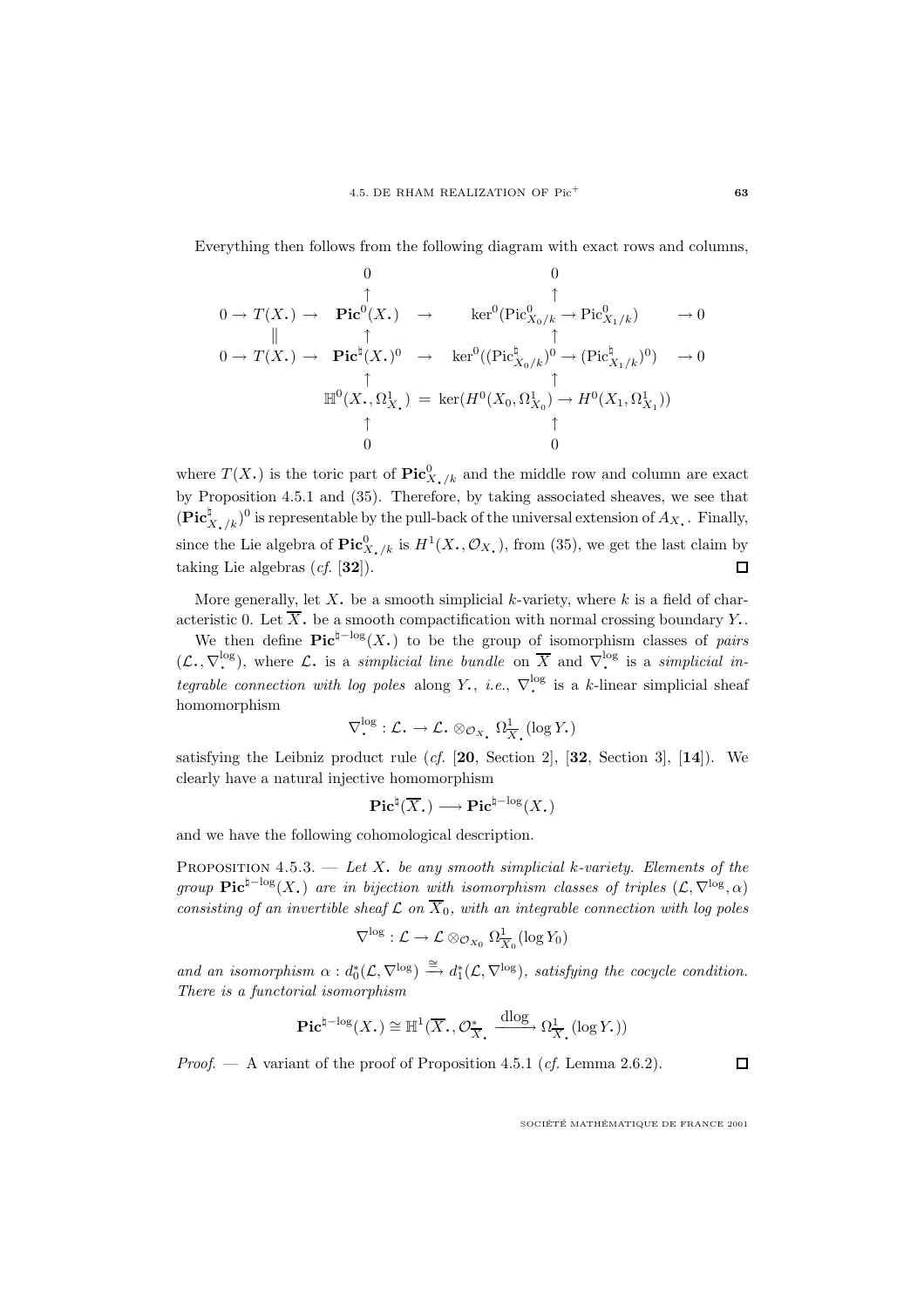Everything then follows from the following diagram with exact rows and columns,

$$
\begin{array}{ccccccc}
 & & 0 & & 0 & & \\
 & & \uparrow & & \uparrow & & \\
0 \to T(X_\bullet) \to & & \mathbf{Pic}^0(X_\bullet) & \to & \ker^0(\mathrm{Pic}^0_{X_0/k} \to \mathrm{Pic}^0_{X_1/k}) & \to 0 \\
\| & & \uparrow & & \uparrow & & \\
0 \to T(X_\bullet) \to & & \mathbf{Pic}^\natural(X_\bullet)^0 & \to & \ker^0((\mathrm{Pic}^\natural_{X_0/k})^0 \to (\mathrm{Pic}^\natural_{X_1/k})^0) & \to 0 \\
 & & \uparrow & & \uparrow & & \\
 & & \mathbb{H}^0(X_\bullet, \Omega^1_{X_\bullet}) & = & \ker(H^0(X_0, \Omega^1_{X_0}) \to H^0(X_1, \Omega^1_{X_1})) & & \\
 & & \uparrow & & \uparrow & & \\
 & & 0 & & 0 & &
\end{array}
$$

where $T(X_\bullet)$ is the toric part of $\mathbf{Pic}^0_{X_\bullet/k}$ and the middle row and column are exact by Proposition 4.5.1 and (35). Therefore, by taking associated sheaves, we see that $(\mathbf{Pic}^\natural_{X_\bullet/k})^0$ is representable by the pull-back of the universal extension of $A_{X_\bullet}$. Finally, since the Lie algebra of $\mathbf{Pic}^0_{X_\bullet/k}$ is $H^1(X_\bullet, \mathcal{O}_{X_\bullet})$, from (35), we get the last claim by taking Lie algebras (*cf.* [**32**]). □

More generally, let $X_\bullet$ be a smooth simplicial $k$-variety, where $k$ is a field of characteristic 0. Let $\overline{X}_\bullet$ be a smooth compactification with normal crossing boundary $Y_\bullet$.

We then define $\mathbf{Pic}^{\natural-\log}(X_\bullet)$ to be the group of isomorphism classes of *pairs* $(\mathcal{L}_\bullet, \nabla^{\log}_\bullet)$, where $\mathcal{L}_\bullet$ is a *simplicial line bundle* on $\overline{X}$ and $\nabla^{\log}_\bullet$ is a *simplicial integrable connection with log poles* along $Y_\bullet$, *i.e.*, $\nabla^{\log}_\bullet$ is a $k$-linear simplicial sheaf homomorphism

$$\nabla^{\log}_\bullet : \mathcal{L}_\bullet \to \mathcal{L}_\bullet \otimes_{\mathcal{O}_{X_\bullet}} \Omega^1_{\overline{X}_\bullet}(\log Y_\bullet)$$

satisfying the Leibniz product rule (*cf.* [**20**, Section 2], [**32**, Section 3], [**14**]). We clearly have a natural injective homomorphism

$$\mathbf{Pic}^\natural(\overline{X}_\bullet) \longrightarrow \mathbf{Pic}^{\natural-\log}(X_\bullet)$$

and we have the following cohomological description.

Proposition 4.5.3. — *Let $X_\bullet$ be any smooth simplicial $k$-variety. Elements of the group $\mathbf{Pic}^{\natural-\log}(X_\bullet)$ are in bijection with isomorphism classes of triples $(\mathcal{L}, \nabla^{\log}, \alpha)$ consisting of an invertible sheaf $\mathcal{L}$ on $\overline{X}_0$, with an integrable connection with log poles*

$$\nabla^{\log} : \mathcal{L} \to \mathcal{L} \otimes_{\mathcal{O}_{X_0}} \Omega^1_{\overline{X}_0}(\log Y_0)$$

*and an isomorphism $\alpha : d_0^*(\mathcal{L}, \nabla^{\log}) \xrightarrow{\cong} d_1^*(\mathcal{L}, \nabla^{\log})$, satisfying the cocycle condition. There is a functorial isomorphism*

$$\mathbf{Pic}^{\natural-\log}(X_\bullet) \cong \mathbb{H}^1(\overline{X}_\bullet, \mathcal{O}^*_{\overline{X}_\bullet} \xrightarrow{\mathrm{dlog}} \Omega^1_{\overline{X}_\bullet}(\log Y_\bullet))$$

*Proof.* — A variant of the proof of Proposition 4.5.1 (*cf.* Lemma 2.6.2). □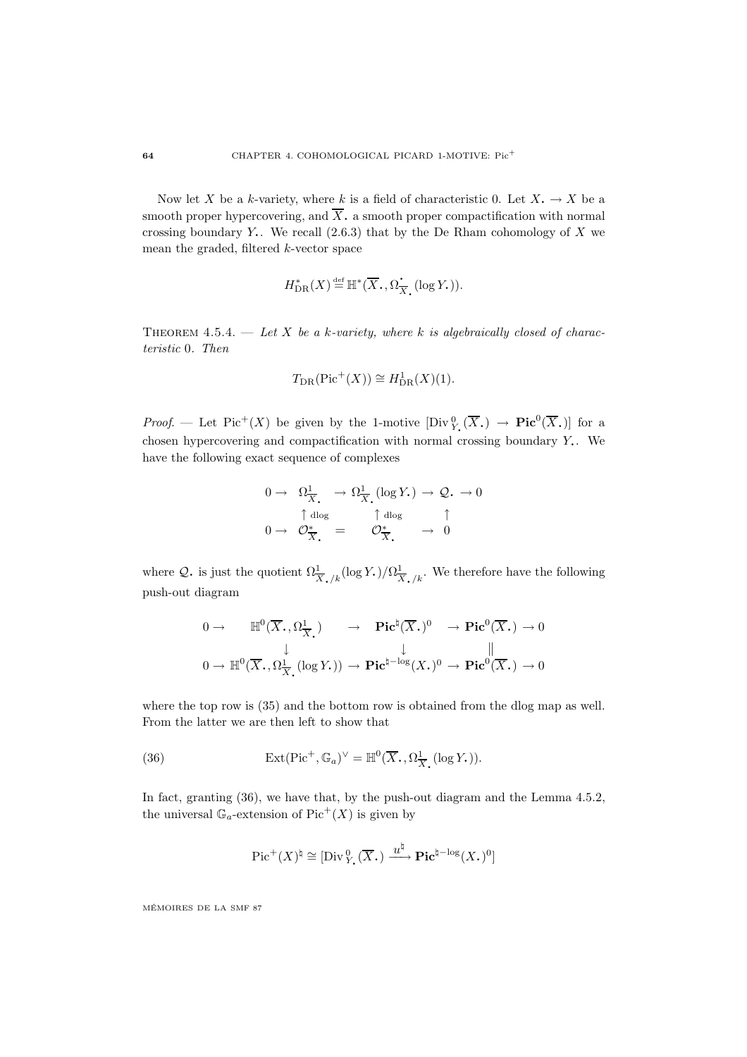Now let $X$ be a $k$-variety, where $k$ is a field of characteristic 0. Let $X_\bullet \to X$ be a smooth proper hypercovering, and $\overline{X}_\bullet$ a smooth proper compactification with normal crossing boundary $Y_\bullet$. We recall (2.6.3) that by the De Rham cohomology of $X$ we mean the graded, filtered $k$-vector space

$$H^*_{\mathrm{DR}}(X) \stackrel{\mathrm{def}}{=} \mathbb{H}^*(\overline{X}_\bullet, \Omega^{\bullet}_{\overline{X}_\bullet}(\log Y_\bullet)).$$

Theorem 4.5.4. — *Let $X$ be a $k$-variety, where $k$ is algebraically closed of characteristic* 0. *Then*

$$T_{\mathrm{DR}}(\mathrm{Pic}^+(X)) \cong H^1_{\mathrm{DR}}(X)(1).$$

*Proof.* — Let $\mathrm{Pic}^+(X)$ be given by the 1-motive $[\mathrm{Div}^0_{Y_\bullet}(\overline{X}_\bullet) \to \mathbf{Pic}^0(\overline{X}_\bullet)]$ for a chosen hypercovering and compactification with normal crossing boundary $Y_\bullet$. We have the following exact sequence of complexes

$$\begin{array}{ccccccc}
0 \to & \Omega^1_{\overline{X}_\bullet} & \to & \Omega^1_{\overline{X}_\bullet}(\log Y_\bullet) & \to & \mathcal{Q}_\bullet & \to 0 \\
& \uparrow \mathrm{dlog} & & \uparrow \mathrm{dlog} & & \uparrow & \\
0 \to & \mathcal{O}^*_{\overline{X}_\bullet} & = & \mathcal{O}^*_{\overline{X}_\bullet} & \to & 0 &
\end{array}$$

where $\mathcal{Q}_\bullet$ is just the quotient $\Omega^1_{\overline{X}_\bullet/k}(\log Y_\bullet)/\Omega^1_{\overline{X}_\bullet/k}$. We therefore have the following push-out diagram

$$\begin{array}{ccccccc}
0 \to & \mathbb{H}^0(\overline{X}_\bullet, \Omega^1_{\overline{X}_\bullet}) & \to & \mathbf{Pic}^\natural(\overline{X}_\bullet)^0 & \to & \mathbf{Pic}^0(\overline{X}_\bullet) & \to 0 \\
& \downarrow & & \downarrow & & \| & \\
0 \to & \mathbb{H}^0(\overline{X}_\bullet, \Omega^1_{\overline{X}_\bullet}(\log Y_\bullet)) & \to & \mathbf{Pic}^{\natural-\log}(X_\bullet)^0 & \to & \mathbf{Pic}^0(\overline{X}_\bullet) & \to 0
\end{array}$$

where the top row is (35) and the bottom row is obtained from the dlog map as well. From the latter we are then left to show that

$$\mathrm{Ext}(\mathrm{Pic}^+, \mathbb{G}_a)^\vee = \mathbb{H}^0(\overline{X}_\bullet, \Omega^1_{\overline{X}_\bullet}(\log Y_\bullet)). \tag{36}$$

In fact, granting (36), we have that, by the push-out diagram and the Lemma 4.5.2, the universal $\mathbb{G}_a$-extension of $\mathrm{Pic}^+(X)$ is given by

$$\mathrm{Pic}^+(X)^\natural \cong [\mathrm{Div}^0_{Y_\bullet}(\overline{X}_\bullet) \xrightarrow{u^\natural} \mathbf{Pic}^{\natural-\log}(X_\bullet)^0]$$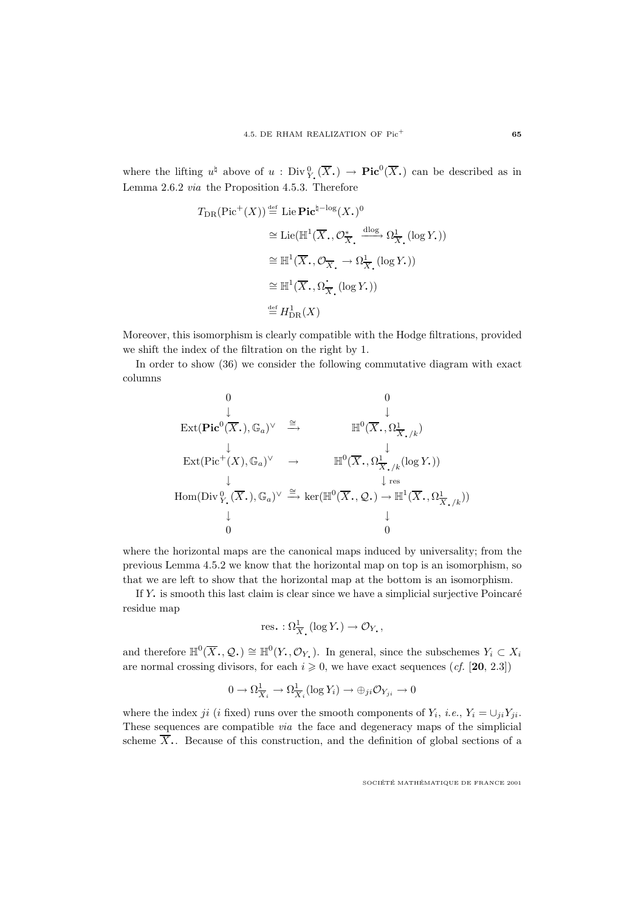where the lifting $u^\natural$ above of $u : \mathrm{Div}^0_{Y_\bullet}(\overline{X}_\bullet) \to \mathbf{Pic}^0(\overline{X}_\bullet)$ can be described as in Lemma 2.6.2 *via* the Proposition 4.5.3. Therefore

$$
\begin{aligned}
T_{\mathrm{DR}}(\mathrm{Pic}^+(X)) &\stackrel{\mathrm{def}}{=} \mathrm{Lie}\,\mathbf{Pic}^{\natural-\log}(X_\bullet)^0 \\
&\cong \mathrm{Lie}(\mathbb{H}^1(\overline{X}_\bullet, \mathcal{O}^*_{\overline{X}_\bullet} \xrightarrow{\mathrm{dlog}} \Omega^1_{\overline{X}_\bullet}(\log Y_\bullet)) \\
&\cong \mathbb{H}^1(\overline{X}_\bullet, \mathcal{O}_{\overline{X}_\bullet} \to \Omega^1_{\overline{X}_\bullet}(\log Y_\bullet)) \\
&\cong \mathbb{H}^1(\overline{X}_\bullet, \Omega^\bullet_{\overline{X}_\bullet}(\log Y_\bullet)) \\
&\stackrel{\mathrm{def}}{=} H^1_{\mathrm{DR}}(X)
\end{aligned}
$$

Moreover, this isomorphism is clearly compatible with the Hodge filtrations, provided we shift the index of the filtration on the right by 1.

In order to show (36) we consider the following commutative diagram with exact columns

$$
\begin{array}{ccc}
0 & & 0 \\
\downarrow & & \downarrow \\
\mathrm{Ext}(\mathbf{Pic}^0(\overline{X}_\bullet), \mathbb{G}_a)^\vee & \stackrel{\cong}{\longrightarrow} & \mathbb{H}^0(\overline{X}_\bullet, \Omega^1_{\overline{X}_\bullet/k}) \\
\downarrow & & \downarrow \\
\mathrm{Ext}(\mathrm{Pic}^+(X), \mathbb{G}_a)^\vee & \longrightarrow & \mathbb{H}^0(\overline{X}_\bullet, \Omega^1_{\overline{X}_\bullet/k}(\log Y_\bullet)) \\
\downarrow & & \downarrow \mathrm{res} \\
\mathrm{Hom}(\mathrm{Div}^0_{Y_\bullet}(\overline{X}_\bullet), \mathbb{G}_a)^\vee & \stackrel{\cong}{\longrightarrow} & \ker(\mathbb{H}^0(\overline{X}_\bullet, \mathcal{Q}_\bullet) \to \mathbb{H}^1(\overline{X}_\bullet, \Omega^1_{\overline{X}_\bullet/k})) \\
\downarrow & & \downarrow \\
0 & & 0
\end{array}
$$

where the horizontal maps are the canonical maps induced by universality; from the previous Lemma 4.5.2 we know that the horizontal map on top is an isomorphism, so that we are left to show that the horizontal map at the bottom is an isomorphism.

If $Y_\bullet$ is smooth this last claim is clear since we have a simplicial surjective Poincaré residue map

$$
\mathrm{res}_\bullet : \Omega^1_{\overline{X}_\bullet}(\log Y_\bullet) \to \mathcal{O}_{Y_\bullet},
$$

and therefore $\mathbb{H}^0(\overline{X}_\bullet, \mathcal{Q}_\bullet) \cong \mathbb{H}^0(Y_\bullet, \mathcal{O}_{Y_\bullet})$. In general, since the subschemes $Y_i \subset X_i$ are normal crossing divisors, for each $i \geqslant 0$, we have exact sequences (*cf.* [**20**, 2.3])

$$
0 \to \Omega^1_{\overline{X}_i} \to \Omega^1_{\overline{X}_i}(\log Y_i) \to \oplus_{ji} \mathcal{O}_{Y_{ji}} \to 0
$$

where the index $ji$ ($i$ fixed) runs over the smooth components of $Y_i$, *i.e.*, $Y_i = \cup_{ji} Y_{ji}$. These sequences are compatible *via* the face and degeneracy maps of the simplicial scheme $\overline{X}_\bullet$. Because of this construction, and the definition of global sections of a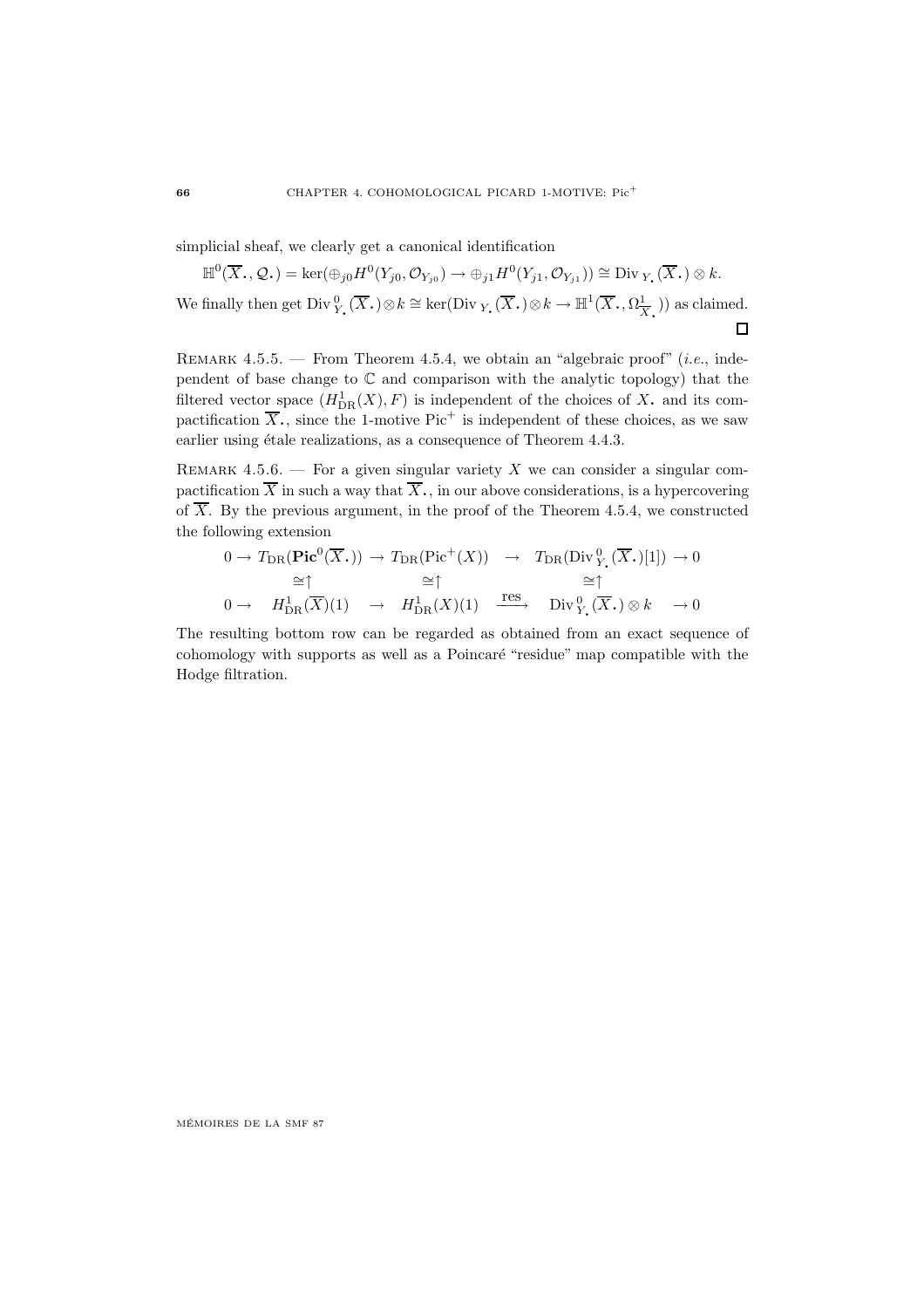simplicial sheaf, we clearly get a canonical identification

$$\mathbb{H}^0(\overline{X}_{\bullet}, \mathcal{Q}_{\bullet}) = \ker(\oplus_{j0} H^0(Y_{j0}, \mathcal{O}_{Y_{j0}}) \to \oplus_{j1} H^0(Y_{j1}, \mathcal{O}_{Y_{j1}})) \cong \mathrm{Div}_{Y_{\bullet}}(\overline{X}_{\bullet}) \otimes k.$$

We finally then get $\mathrm{Div}^0_{Y_{\bullet}}(\overline{X}_{\bullet}) \otimes k \cong \ker(\mathrm{Div}_{Y_{\bullet}}(\overline{X}_{\bullet}) \otimes k \to \mathbb{H}^1(\overline{X}_{\bullet}, \Omega^1_{\overline{X}_{\bullet}}))$ as claimed. ☐

Remark 4.5.5. — From Theorem 4.5.4, we obtain an "algebraic proof" (*i.e.*, independent of base change to $\mathbb{C}$ and comparison with the analytic topology) that the filtered vector space $(H^1_{\mathrm{DR}}(X), F)$ is independent of the choices of $X_{\bullet}$ and its compactification $\overline{X}_{\bullet}$, since the 1-motive $\mathrm{Pic}^+$ is independent of these choices, as we saw earlier using étale realizations, as a consequence of Theorem 4.4.3.

Remark 4.5.6. — For a given singular variety $X$ we can consider a singular compactification $\overline{X}$ in such a way that $\overline{X}_{\bullet}$, in our above considerations, is a hypercovering of $\overline{X}$. By the previous argument, in the proof of the Theorem 4.5.4, we constructed the following extension

$$\begin{array}{ccccccc}
0 \to T_{\mathrm{DR}}(\mathbf{Pic}^0(\overline{X}_{\bullet})) & \to & T_{\mathrm{DR}}(\mathrm{Pic}^+(X)) & \to & T_{\mathrm{DR}}(\mathrm{Div}^0_{Y_{\bullet}}(\overline{X}_{\bullet})[1]) & \to 0 \\
\cong\uparrow & & \cong\uparrow & & \cong\uparrow & \\
0 \to \quad H^1_{\mathrm{DR}}(\overline{X})(1) & \to & H^1_{\mathrm{DR}}(X)(1) & \xrightarrow{\mathrm{res}} & \mathrm{Div}^0_{Y_{\bullet}}(\overline{X}_{\bullet}) \otimes k & \to 0
\end{array}$$

The resulting bottom row can be regarded as obtained from an exact sequence of cohomology with supports as well as a Poincaré "residue" map compatible with the Hodge filtration.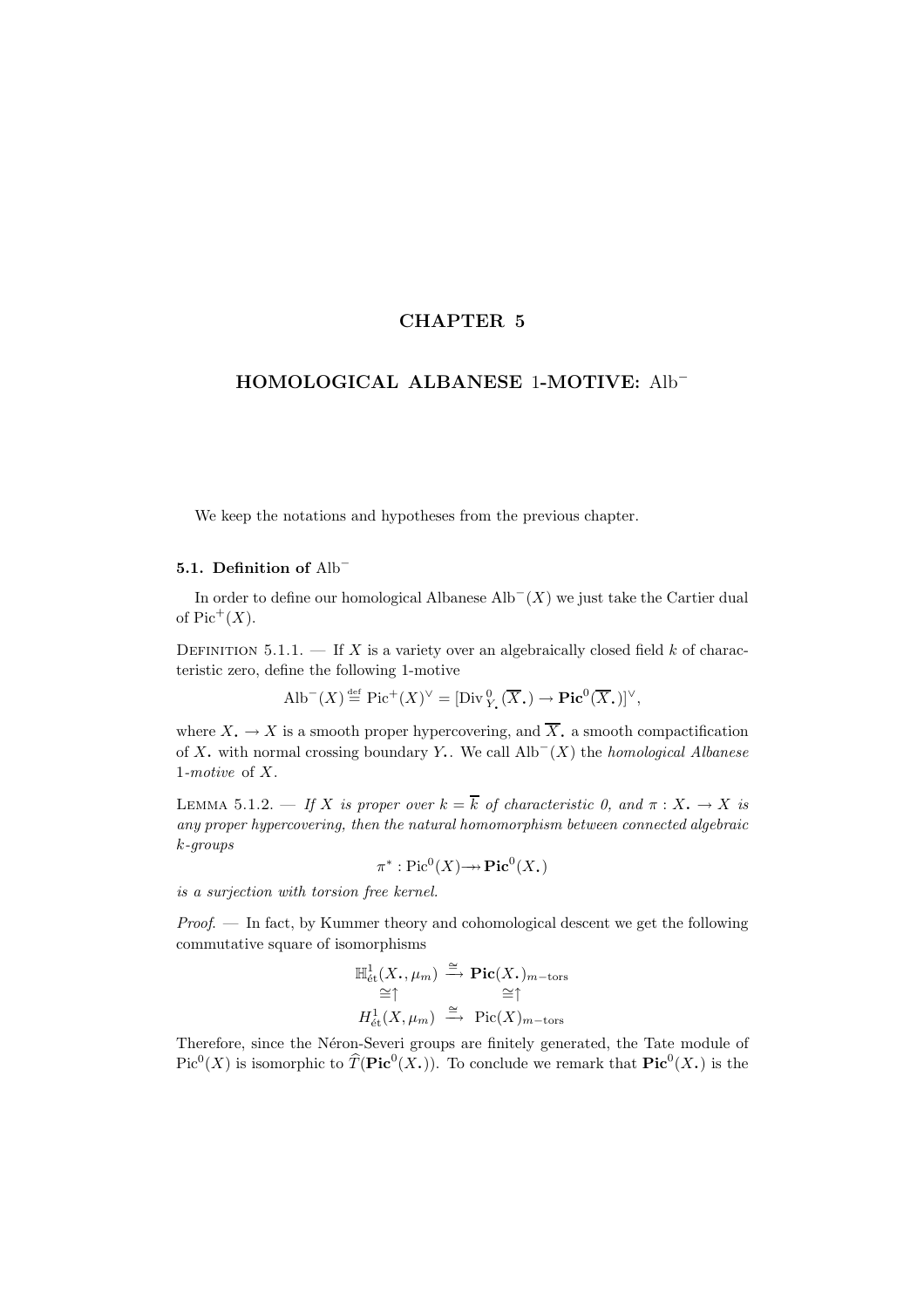# CHAPTER 5

## HOMOLOGICAL ALBANESE 1-MOTIVE: $\mathrm{Alb}^-$

We keep the notations and hypotheses from the previous chapter.

### 5.1. Definition of $\mathrm{Alb}^-$

In order to define our homological Albanese $\mathrm{Alb}^-(X)$ we just take the Cartier dual of $\mathrm{Pic}^+(X)$.

Definition 5.1.1. — If $X$ is a variety over an algebraically closed field $k$ of characteristic zero, define the following 1-motive

$$\mathrm{Alb}^-(X) \stackrel{\text{def}}{=} \mathrm{Pic}^+(X)^\vee = [\mathrm{Div}^{\,0}_{Y_\bullet}(\overline{X}_\bullet) \to \mathbf{Pic}^0(\overline{X}_\bullet)]^\vee,$$

where $X_\bullet \to X$ is a smooth proper hypercovering, and $\overline{X}_\bullet$ a smooth compactification of $X_\bullet$ with normal crossing boundary $Y_\bullet$. We call $\mathrm{Alb}^-(X)$ the *homological Albanese 1-motive* of $X$.

Lemma 5.1.2. — *If $X$ is proper over $k = \overline{k}$ of characteristic 0, and $\pi : X_\bullet \to X$ is any proper hypercovering, then the natural homomorphism between connected algebraic $k$-groups*

$$\pi^* : \mathrm{Pic}^0(X) \twoheadrightarrow \mathbf{Pic}^0(X_\bullet)$$

*is a surjection with torsion free kernel.*

*Proof*. — In fact, by Kummer theory and cohomological descent we get the following commutative square of isomorphisms

$$\begin{array}{ccc} \mathbb{H}^1_{\text{ét}}(X_\bullet, \mu_m) & \stackrel{\cong}{\longrightarrow} & \mathbf{Pic}(X_\bullet)_{m-\text{tors}} \\ \cong\uparrow & & \cong\uparrow \\ H^1_{\text{ét}}(X, \mu_m) & \stackrel{\cong}{\longrightarrow} & \mathrm{Pic}(X)_{m-\text{tors}} \end{array}$$

Therefore, since the Néron-Severi groups are finitely generated, the Tate module of $\mathrm{Pic}^0(X)$ is isomorphic to $\widehat{T}(\mathbf{Pic}^0(X_\bullet))$. To conclude we remark that $\mathbf{Pic}^0(X_\bullet)$ is the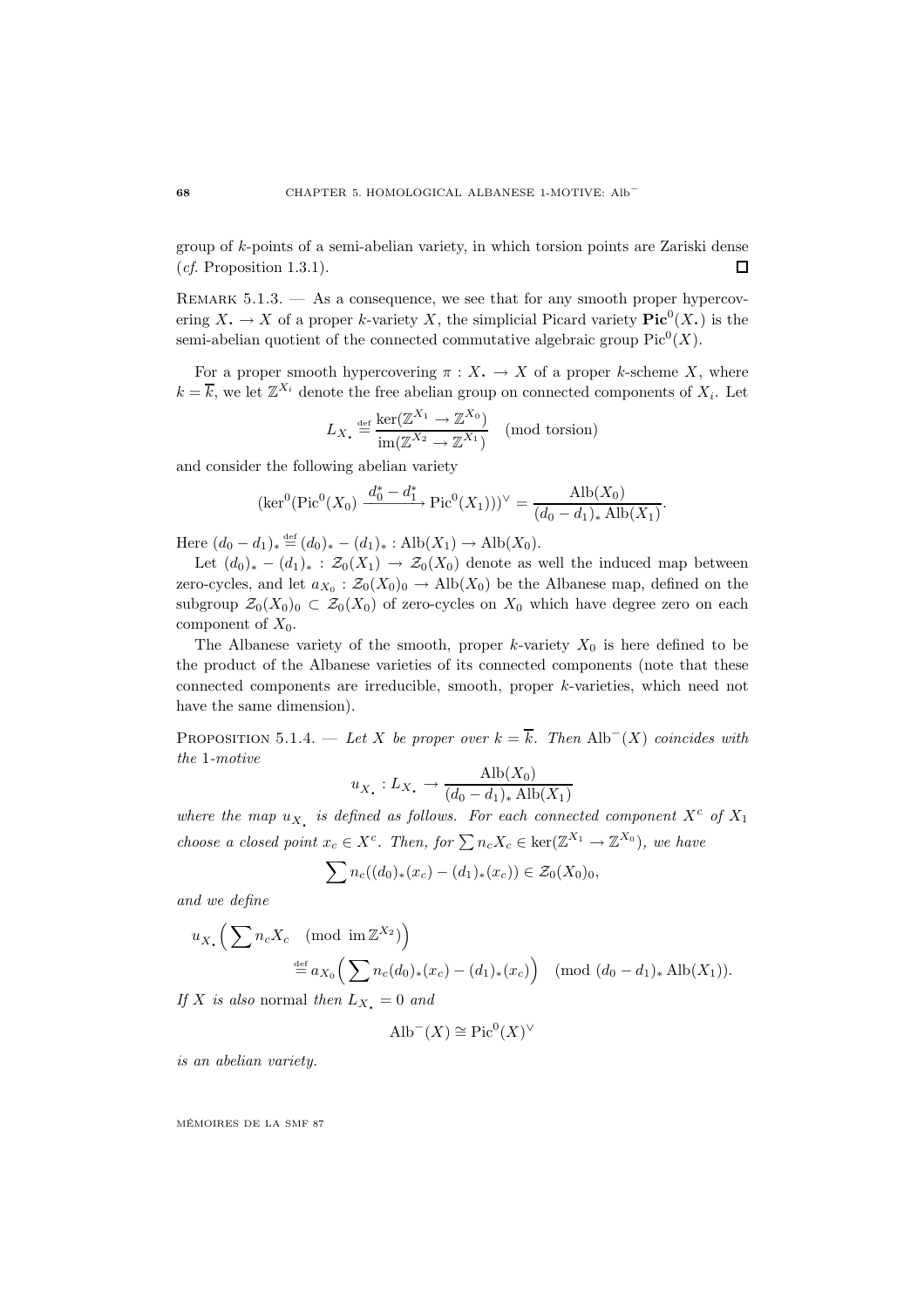group of $k$-points of a semi-abelian variety, in which torsion points are Zariski dense (*cf.* Proposition 1.3.1). $\square$

REMARK 5.1.3. — As a consequence, we see that for any smooth proper hypercovering $X_\bullet \to X$ of a proper $k$-variety $X$, the simplicial Picard variety $\mathbf{Pic}^0(X_\bullet)$ is the semi-abelian quotient of the connected commutative algebraic group $\mathrm{Pic}^0(X)$.

For a proper smooth hypercovering $\pi : X_\bullet \to X$ of a proper $k$-scheme $X$, where $k = \overline{k}$, we let $\mathbb{Z}^{X_i}$ denote the free abelian group on connected components of $X_i$. Let

$$L_{X_\bullet} \stackrel{\text{def}}{=} \frac{\ker(\mathbb{Z}^{X_1} \to \mathbb{Z}^{X_0})}{\mathrm{im}(\mathbb{Z}^{X_2} \to \mathbb{Z}^{X_1})} \pmod{\text{torsion}}$$

and consider the following abelian variety

$$(\ker^0(\mathrm{Pic}^0(X_0) \xrightarrow{d_0^* - d_1^*} \mathrm{Pic}^0(X_1)))^\vee = \frac{\mathrm{Alb}(X_0)}{(d_0 - d_1)_* \mathrm{Alb}(X_1)}.$$

Here $(d_0 - d_1)_* \stackrel{\text{def}}{=} (d_0)_* - (d_1)_* : \mathrm{Alb}(X_1) \to \mathrm{Alb}(X_0)$.

Let $(d_0)_* - (d_1)_* : \mathcal{Z}_0(X_1) \to \mathcal{Z}_0(X_0)$ denote as well the induced map between zero-cycles, and let $a_{X_0} : \mathcal{Z}_0(X_0)_0 \to \mathrm{Alb}(X_0)$ be the Albanese map, defined on the subgroup $\mathcal{Z}_0(X_0)_0 \subset \mathcal{Z}_0(X_0)$ of zero-cycles on $X_0$ which have degree zero on each component of $X_0$.

The Albanese variety of the smooth, proper $k$-variety $X_0$ is here defined to be the product of the Albanese varieties of its connected components (note that these connected components are irreducible, smooth, proper $k$-varieties, which need not have the same dimension).

PROPOSITION 5.1.4. — *Let $X$ be proper over $k = \overline{k}$. Then $\mathrm{Alb}^-(X)$ coincides with the 1-motive*

$$u_{X_\bullet} : L_{X_\bullet} \to \frac{\mathrm{Alb}(X_0)}{(d_0 - d_1)_* \mathrm{Alb}(X_1)}$$

*where the map $u_{X_\bullet}$ is defined as follows. For each connected component $X^c$ of $X_1$ choose a closed point $x_c \in X^c$. Then, for $\sum n_c X_c \in \ker(\mathbb{Z}^{X_1} \to \mathbb{Z}^{X_0})$, we have*

$$\sum n_c((d_0)_*(x_c) - (d_1)_*(x_c)) \in \mathcal{Z}_0(X_0)_0,$$

*and we define*

$$u_{X_\bullet}\Big(\sum n_c X_c \pmod{\mathrm{im}\, \mathbb{Z}^{X_2}}\Big) \stackrel{\text{def}}{=} a_{X_0}\Big(\sum n_c (d_0)_*(x_c) - (d_1)_*(x_c)\Big) \pmod{(d_0 - d_1)_* \mathrm{Alb}(X_1)}.$$

*If $X$ is also* normal *then $L_{X_\bullet} = 0$ and*

$$\mathrm{Alb}^-(X) \cong \mathrm{Pic}^0(X)^\vee$$

*is an abelian variety.*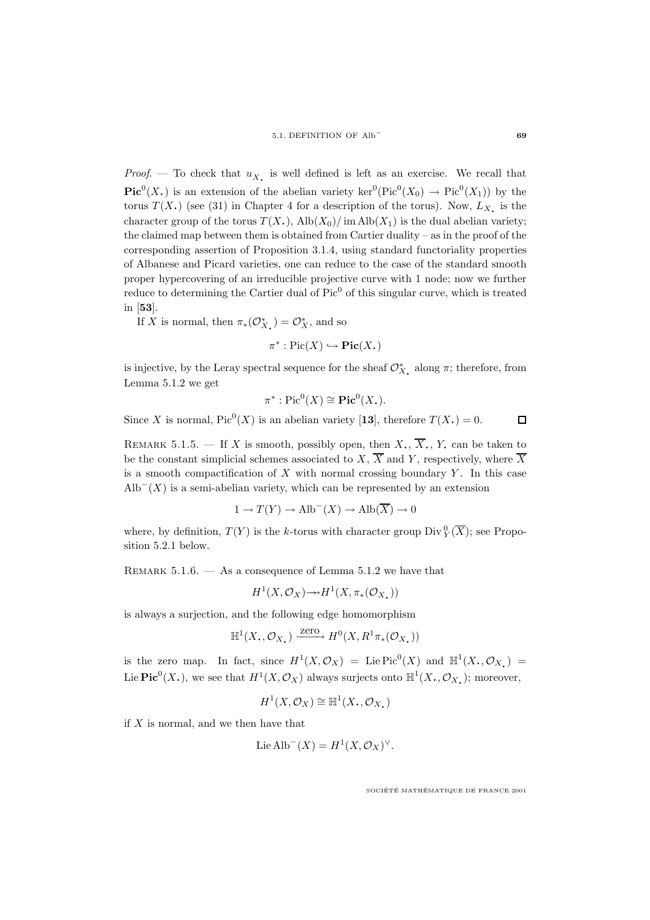*Proof*. — To check that $u_{X_\bullet}$ is well defined is left as an exercise. We recall that $\mathbf{Pic}^0(X_\bullet)$ is an extension of the abelian variety $\ker^0(\mathrm{Pic}^0(X_0) \to \mathrm{Pic}^0(X_1))$ by the torus $T(X_\bullet)$ (see (31) in Chapter 4 for a description of the torus). Now, $L_{X_\bullet}$ is the character group of the torus $T(X_\bullet)$, $\mathrm{Alb}(X_0)/\operatorname{im}\mathrm{Alb}(X_1)$ is the dual abelian variety; the claimed map between them is obtained from Cartier duality – as in the proof of the corresponding assertion of Proposition 3.1.4, using standard functoriality properties of Albanese and Picard varieties, one can reduce to the case of the standard smooth proper hypercovering of an irreducible projective curve with 1 node; now we further reduce to determining the Cartier dual of $\mathrm{Pic}^0$ of this singular curve, which is treated in [**53**].

If $X$ is normal, then $\pi_*(\mathcal{O}_{X_\bullet}^*) = \mathcal{O}_X^*$, and so

$$\pi^* : \mathrm{Pic}(X) \hookrightarrow \mathbf{Pic}(X_\bullet)$$

is injective, by the Leray spectral sequence for the sheaf $\mathcal{O}_{X_\bullet}^*$ along $\pi$; therefore, from Lemma 5.1.2 we get

$$\pi^* : \mathrm{Pic}^0(X) \cong \mathbf{Pic}^0(X_\bullet).$$

Since $X$ is normal, $\mathrm{Pic}^0(X)$ is an abelian variety [**13**], therefore $T(X_\bullet) = 0$. □

REMARK 5.1.5. — If $X$ is smooth, possibly open, then $X_\bullet$, $\overline{X}_\bullet$, $Y_\bullet$ can be taken to be the constant simplicial schemes associated to $X$, $\overline{X}$ and $Y$, respectively, where $\overline{X}$ is a smooth compactification of $X$ with normal crossing boundary $Y$. In this case $\mathrm{Alb}^-(X)$ is a semi-abelian variety, which can be represented by an extension

$$1 \to T(Y) \to \mathrm{Alb}^-(X) \to \mathrm{Alb}(\overline{X}) \to 0$$

where, by definition, $T(Y)$ is the $k$-torus with character group $\mathrm{Div}_Y^0(\overline{X})$; see Proposition 5.2.1 below.

REMARK 5.1.6. — As a consequence of Lemma 5.1.2 we have that

$$H^1(X, \mathcal{O}_X) \twoheadrightarrow H^1(X, \pi_*(\mathcal{O}_{X_\bullet}))$$

is always a surjection, and the following edge homomorphism

$$\mathbb{H}^1(X_\bullet, \mathcal{O}_{X_\bullet}) \xrightarrow{\text{zero}} H^0(X, R^1\pi_*(\mathcal{O}_{X_\bullet}))$$

is the zero map. In fact, since $H^1(X, \mathcal{O}_X) = \mathrm{Lie}\,\mathrm{Pic}^0(X)$ and $\mathbb{H}^1(X_\bullet, \mathcal{O}_{X_\bullet}) = \mathrm{Lie}\,\mathbf{Pic}^0(X_\bullet)$, we see that $H^1(X, \mathcal{O}_X)$ always surjects onto $\mathbb{H}^1(X_\bullet, \mathcal{O}_{X_\bullet})$; moreover,

$$H^1(X, \mathcal{O}_X) \cong \mathbb{H}^1(X_\bullet, \mathcal{O}_{X_\bullet})$$

if $X$ is normal, and we then have that

$$\mathrm{Lie}\,\mathrm{Alb}^-(X) = H^1(X, \mathcal{O}_X)^\vee.$$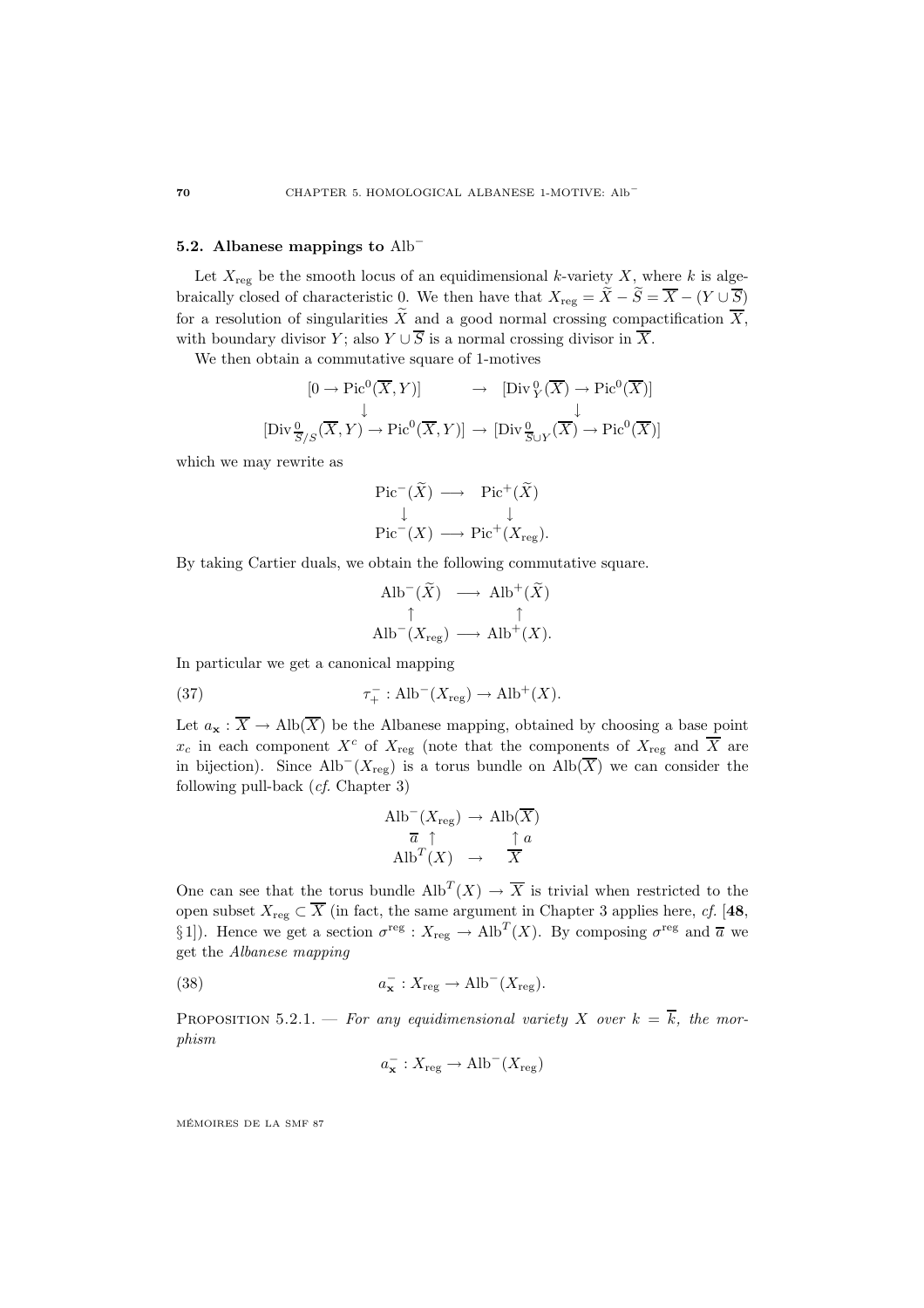### 5.2. Albanese mappings to $\mathrm{Alb}^-$

Let $X_{\mathrm{reg}}$ be the smooth locus of an equidimensional $k$-variety $X$, where $k$ is algebraically closed of characteristic 0. We then have that $X_{\mathrm{reg}} = \widetilde{X} - \widetilde{S} = \overline{X} - (Y \cup \overline{S})$ for a resolution of singularities $\widetilde{X}$ and a good normal crossing compactification $\overline{X}$, with boundary divisor $Y$; also $Y \cup \overline{S}$ is a normal crossing divisor in $\overline{X}$.

We then obtain a commutative square of 1-motives

$$\begin{array}{ccc}
[0 \to \mathrm{Pic}^0(\overline{X}, Y)] & \to & [\mathrm{Div}^0_Y(\overline{X}) \to \mathrm{Pic}^0(\overline{X})] \\
\downarrow & & \downarrow \\
[\mathrm{Div}^0_{\overline{S}/S}(\overline{X}, Y) \to \mathrm{Pic}^0(\overline{X}, Y)] & \to & [\mathrm{Div}^0_{\overline{S}\cup Y}(\overline{X}) \to \mathrm{Pic}^0(\overline{X})]
\end{array}$$

which we may rewrite as

$$\begin{array}{ccc}
\mathrm{Pic}^-(\widetilde{X}) & \longrightarrow & \mathrm{Pic}^+(\widetilde{X}) \\
\downarrow & & \downarrow \\
\mathrm{Pic}^-(X) & \longrightarrow & \mathrm{Pic}^+(X_{\mathrm{reg}}).
\end{array}$$

By taking Cartier duals, we obtain the following commutative square.

$$\begin{array}{ccc}
\mathrm{Alb}^-(\widetilde{X}) & \longrightarrow & \mathrm{Alb}^+(\widetilde{X}) \\
\uparrow & & \uparrow \\
\mathrm{Alb}^-(X_{\mathrm{reg}}) & \longrightarrow & \mathrm{Alb}^+(X).
\end{array}$$

In particular we get a canonical mapping

$$\tau^-_+ : \mathrm{Alb}^-(X_{\mathrm{reg}}) \to \mathrm{Alb}^+(X). \tag{37}$$

Let $a_{\mathbf{x}} : \overline{X} \to \mathrm{Alb}(\overline{X})$ be the Albanese mapping, obtained by choosing a base point $x_c$ in each component $X^c$ of $X_{\mathrm{reg}}$ (note that the components of $X_{\mathrm{reg}}$ and $\overline{X}$ are in bijection). Since $\mathrm{Alb}^-(X_{\mathrm{reg}})$ is a torus bundle on $\mathrm{Alb}(\overline{X})$ we can consider the following pull-back (*cf.* Chapter 3)

$$\begin{array}{ccc}
\mathrm{Alb}^-(X_{\mathrm{reg}}) & \to & \mathrm{Alb}(\overline{X}) \\
\overline{a} \uparrow & & \uparrow a \\
\mathrm{Alb}^T(X) & \to & \overline{X}
\end{array}$$

One can see that the torus bundle $\mathrm{Alb}^T(X) \to \overline{X}$ is trivial when restricted to the open subset $X_{\mathrm{reg}} \subset \overline{X}$ (in fact, the same argument in Chapter 3 applies here, *cf.* [**48**, §1]). Hence we get a section $\sigma^{\mathrm{reg}} : X_{\mathrm{reg}} \to \mathrm{Alb}^T(X)$. By composing $\sigma^{\mathrm{reg}}$ and $\overline{a}$ we get the *Albanese mapping*

$$a^-_{\mathbf{x}} : X_{\mathrm{reg}} \to \mathrm{Alb}^-(X_{\mathrm{reg}}). \tag{38}$$

Proposition 5.2.1. — *For any equidimensional variety $X$ over $k = \overline{k}$, the morphism*

$$a^-_{\mathbf{x}} : X_{\mathrm{reg}} \to \mathrm{Alb}^-(X_{\mathrm{reg}})$$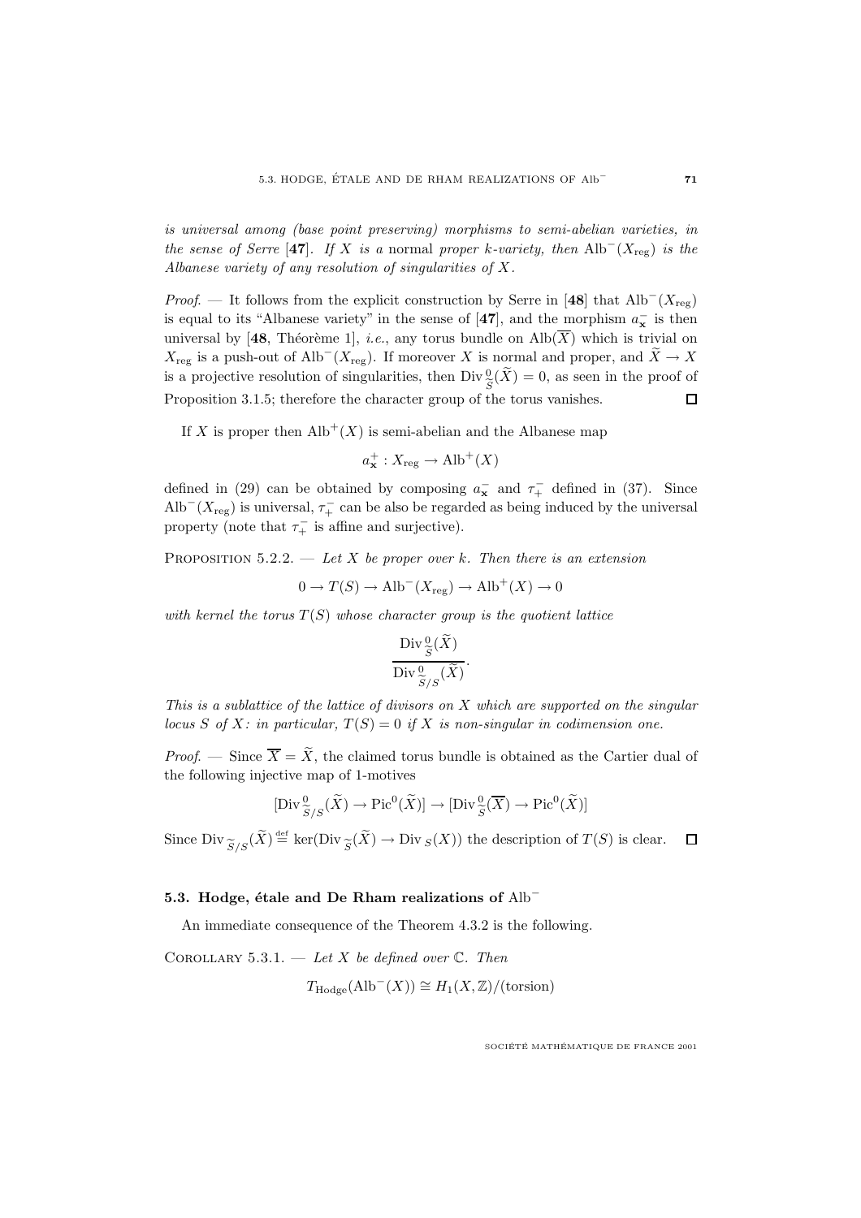*is universal among (base point preserving) morphisms to semi-abelian varieties, in the sense of Serre* [**47**]*. If $X$ is a* normal *proper $k$-variety, then $\mathrm{Alb}^-(X_{\mathrm{reg}})$ is the Albanese variety of any resolution of singularities of $X$.*

*Proof*. — It follows from the explicit construction by Serre in [**48**] that $\mathrm{Alb}^-(X_{\mathrm{reg}})$ is equal to its "Albanese variety" in the sense of [**47**], and the morphism $a^-_{\mathbf{x}}$ is then universal by [**48**, Théorème 1], *i.e.*, any torus bundle on $\mathrm{Alb}(\overline{X})$ which is trivial on $X_{\mathrm{reg}}$ is a push-out of $\mathrm{Alb}^-(X_{\mathrm{reg}})$. If moreover $X$ is normal and proper, and $\widetilde{X} \to X$ is a projective resolution of singularities, then $\mathrm{Div}^0_{\widetilde{S}}(\widetilde{X}) = 0$, as seen in the proof of Proposition 3.1.5; therefore the character group of the torus vanishes. $\square$

If $X$ is proper then $\mathrm{Alb}^+(X)$ is semi-abelian and the Albanese map

$$a^+_{\mathbf{x}} : X_{\mathrm{reg}} \to \mathrm{Alb}^+(X)$$

defined in (29) can be obtained by composing $a^-_{\mathbf{x}}$ and $\tau^-_+$ defined in (37). Since $\mathrm{Alb}^-(X_{\mathrm{reg}})$ is universal, $\tau^-_+$ can be also be regarded as being induced by the universal property (note that $\tau^-_+$ is affine and surjective).

Proposition 5.2.2. — *Let $X$ be proper over $k$. Then there is an extension*

$$0 \to T(S) \to \mathrm{Alb}^-(X_{\mathrm{reg}}) \to \mathrm{Alb}^+(X) \to 0$$

*with kernel the torus $T(S)$ whose character group is the quotient lattice*

$$\frac{\mathrm{Div}^0_{\widetilde{S}}(\widetilde{X})}{\mathrm{Div}^0_{\widetilde{S}/S}(\widetilde{X})}.$$

*This is a sublattice of the lattice of divisors on $X$ which are supported on the singular locus $S$ of $X$: in particular, $T(S) = 0$ if $X$ is non-singular in codimension one.*

*Proof*. — Since $\overline{X} = \widetilde{X}$, the claimed torus bundle is obtained as the Cartier dual of the following injective map of 1-motives

$$[\mathrm{Div}^0_{\widetilde{S}/S}(\widetilde{X}) \to \mathrm{Pic}^0(\widetilde{X})] \to [\mathrm{Div}^0_{\widetilde{S}}(\overline{X}) \to \mathrm{Pic}^0(\widetilde{X})]$$

Since $\mathrm{Div}_{\widetilde{S}/S}(\widetilde{X}) \stackrel{\mathrm{def}}{=} \ker(\mathrm{Div}_{\widetilde{S}}(\widetilde{X}) \to \mathrm{Div}_S(X))$ the description of $T(S)$ is clear. $\square$

### 5.3. Hodge, étale and De Rham realizations of $\mathrm{Alb}^-$

An immediate consequence of the Theorem 4.3.2 is the following.

Corollary 5.3.1. — *Let $X$ be defined over $\mathbb{C}$. Then*

$$T_{\mathrm{Hodge}}(\mathrm{Alb}^-(X)) \cong H_1(X, \mathbb{Z})/(\mathrm{torsion})$$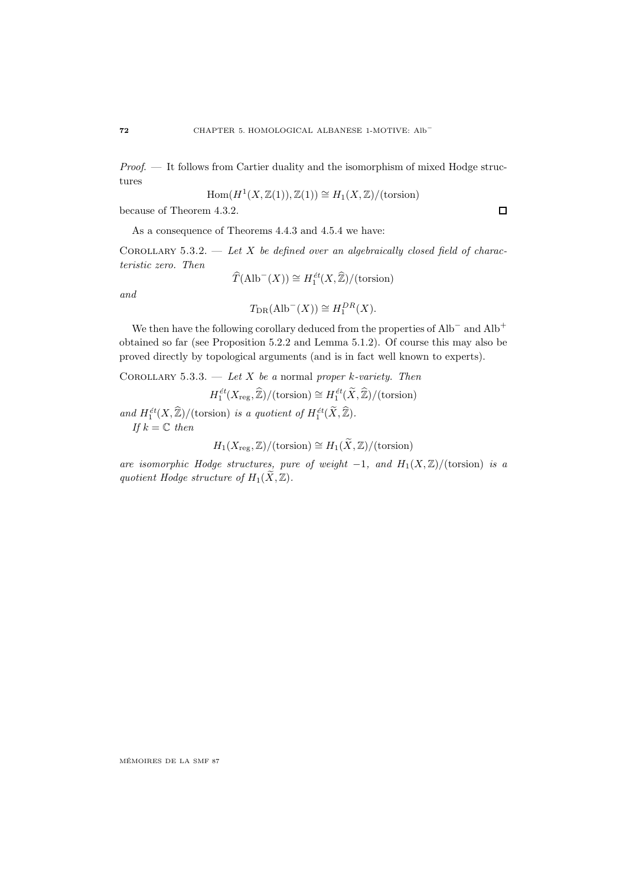*Proof*. — It follows from Cartier duality and the isomorphism of mixed Hodge structures

$$\mathrm{Hom}(H^1(X,\mathbb{Z}(1)),\mathbb{Z}(1)) \cong H_1(X,\mathbb{Z})/(\mathrm{torsion})$$

because of Theorem 4.3.2. □

As a consequence of Theorems 4.4.3 and 4.5.4 we have:

Corollary 5.3.2. — *Let $X$ be defined over an algebraically closed field of characteristic zero. Then*

$$\widehat{T}(\mathrm{Alb}^-(X)) \cong H_1^{\acute{e}t}(X,\widehat{\mathbb{Z}})/(\mathrm{torsion})$$

*and*

$$T_{\mathrm{DR}}(\mathrm{Alb}^-(X)) \cong H_1^{DR}(X).$$

We then have the following corollary deduced from the properties of $\mathrm{Alb}^-$ and $\mathrm{Alb}^+$ obtained so far (see Proposition 5.2.2 and Lemma 5.1.2). Of course this may also be proved directly by topological arguments (and is in fact well known to experts).

Corollary 5.3.3. — *Let $X$ be a* normal *proper $k$-variety. Then*

$$H_1^{\acute{e}t}(X_{\mathrm{reg}},\widehat{\mathbb{Z}})/(\mathrm{torsion}) \cong H_1^{\acute{e}t}(\widetilde{X},\widehat{\mathbb{Z}})/(\mathrm{torsion})$$

*and $H_1^{\acute{e}t}(X,\widehat{\mathbb{Z}})/(\mathrm{torsion})$ is a quotient of $H_1^{\acute{e}t}(\widetilde{X},\widehat{\mathbb{Z}})$.*

*If $k=\mathbb{C}$ then*

$$H_1(X_{\mathrm{reg}},\mathbb{Z})/(\mathrm{torsion}) \cong H_1(\widetilde{X},\mathbb{Z})/(\mathrm{torsion})$$

*are isomorphic Hodge structures, pure of weight $-1$, and $H_1(X,\mathbb{Z})/(\mathrm{torsion})$ is a quotient Hodge structure of $H_1(\widetilde{X},\mathbb{Z})$.*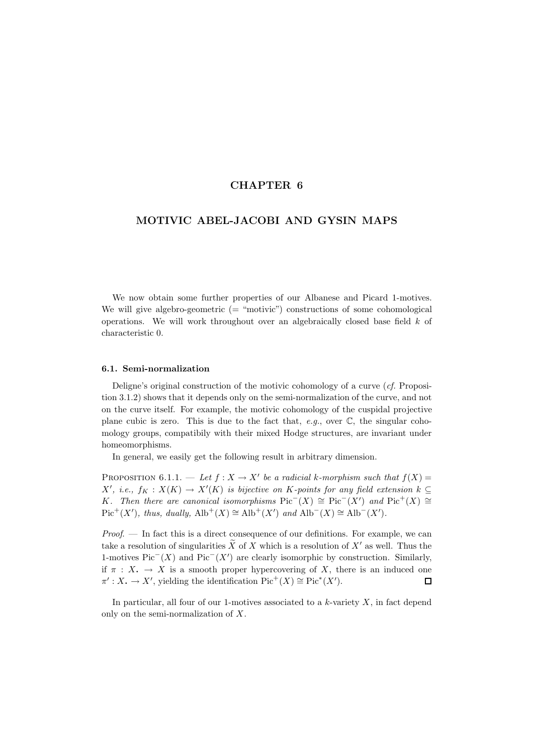# CHAPTER 6

# MOTIVIC ABEL-JACOBI AND GYSIN MAPS

We now obtain some further properties of our Albanese and Picard 1-motives. We will give algebro-geometric (= "motivic") constructions of some cohomological operations. We will work throughout over an algebraically closed base field $k$ of characteristic 0.

## 6.1. Semi-normalization

Deligne's original construction of the motivic cohomology of a curve (*cf.* Proposition 3.1.2) shows that it depends only on the semi-normalization of the curve, and not on the curve itself. For example, the motivic cohomology of the cuspidal projective plane cubic is zero. This is due to the fact that, *e.g.*, over $\mathbb{C}$, the singular cohomology groups, compatibily with their mixed Hodge structures, are invariant under homeomorphisms.

In general, we easily get the following result in arbitrary dimension.

Proposition 6.1.1. — *Let $f : X \to X'$ be a radicial $k$-morphism such that $f(X) = X'$, i.e., $f_K : X(K) \to X'(K)$ is bijective on $K$-points for any field extension $k \subseteq K$. Then there are canonical isomorphisms $\mathrm{Pic}^-(X) \cong \mathrm{Pic}^-(X')$ and $\mathrm{Pic}^+(X) \cong \mathrm{Pic}^+(X')$, thus, dually, $\mathrm{Alb}^+(X) \cong \mathrm{Alb}^+(X')$ and $\mathrm{Alb}^-(X) \cong \mathrm{Alb}^-(X')$.*

*Proof.* — In fact this is a direct consequence of our definitions. For example, we can take a resolution of singularities $\widetilde{X}$ of $X$ which is a resolution of $X'$ as well. Thus the 1-motives $\mathrm{Pic}^-(X)$ and $\mathrm{Pic}^-(X')$ are clearly isomorphic by construction. Similarly, if $\pi : X_\cdot \to X$ is a smooth proper hypercovering of $X$, there is an induced one $\pi' : X_\cdot \to X'$, yielding the identification $\mathrm{Pic}^+(X) \cong \mathrm{Pic}^*(X')$. □

In particular, all four of our 1-motives associated to a $k$-variety $X$, in fact depend only on the semi-normalization of $X$.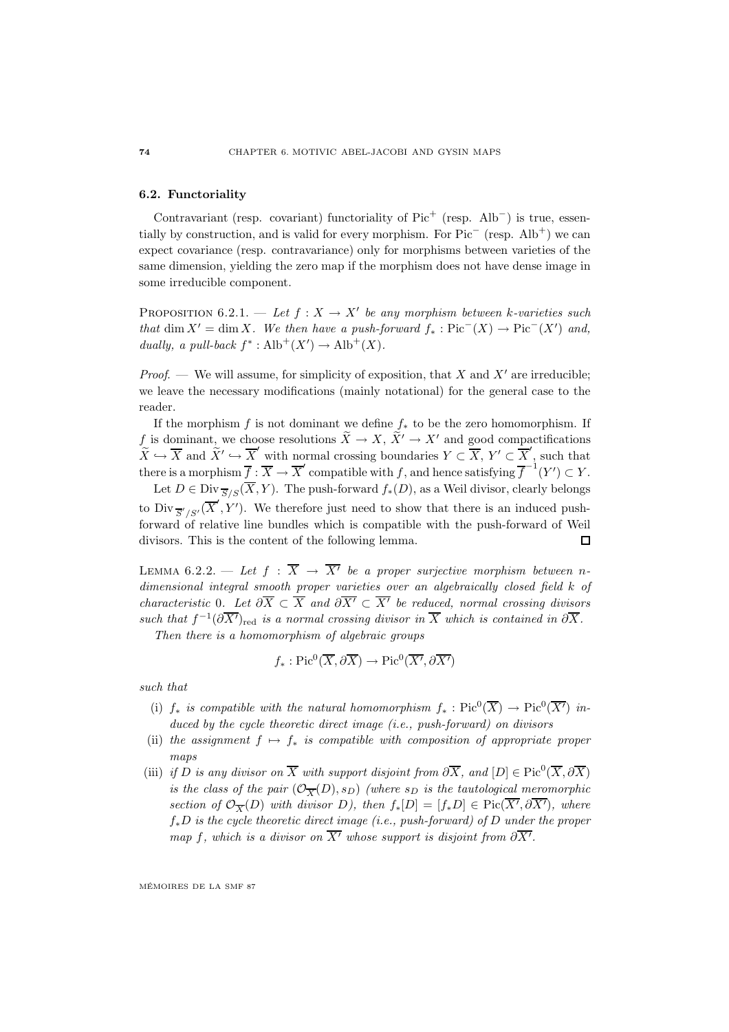## 6.2. Functoriality

Contravariant (resp. covariant) functoriality of $\mathrm{Pic}^+$ (resp. $\mathrm{Alb}^-$) is true, essentially by construction, and is valid for every morphism. For $\mathrm{Pic}^-$ (resp. $\mathrm{Alb}^+$) we can expect covariance (resp. contravariance) only for morphisms between varieties of the same dimension, yielding the zero map if the morphism does not have dense image in some irreducible component.

PROPOSITION 6.2.1. — *Let $f : X \to X'$ be any morphism between $k$-varieties such that $\dim X' = \dim X$. We then have a push-forward $f_* : \mathrm{Pic}^-(X) \to \mathrm{Pic}^-(X')$ and, dually, a pull-back $f^* : \mathrm{Alb}^+(X') \to \mathrm{Alb}^+(X)$.*

*Proof*. — We will assume, for simplicity of exposition, that $X$ and $X'$ are irreducible; we leave the necessary modifications (mainly notational) for the general case to the reader.

If the morphism $f$ is not dominant we define $f_*$ to be the zero homomorphism. If $f$ is dominant, we choose resolutions $\widetilde{X} \to X$, $\widetilde{X}' \to X'$ and good compactifications $\widetilde{X} \hookrightarrow \overline{X}$ and $\widetilde{X}' \hookrightarrow \overline{X}'$ with normal crossing boundaries $Y \subset \overline{X}$, $Y' \subset \overline{X}'$, such that there is a morphism $\overline{f} : \overline{X} \to \overline{X}'$ compatible with $f$, and hence satisfying $\overline{f}^{-1}(Y') \subset Y$.

Let $D \in \mathrm{Div}_{\overline{S}/S}(\overline{X}, Y)$. The push-forward $f_*(D)$, as a Weil divisor, clearly belongs to $\mathrm{Div}_{\overline{S}'/S'}(\overline{X}', Y')$. We therefore just need to show that there is an induced push-forward of relative line bundles which is compatible with the push-forward of Weil divisors. This is the content of the following lemma. $\square$

LEMMA 6.2.2. — *Let $f : \overline{X} \to \overline{X'}$ be a proper surjective morphism between $n$-dimensional integral smooth proper varieties over an algebraically closed field $k$ of characteristic $0$. Let $\partial\overline{X} \subset \overline{X}$ and $\partial\overline{X'} \subset \overline{X'}$ be reduced, normal crossing divisors such that $f^{-1}(\partial\overline{X'})_{\mathrm{red}}$ is a normal crossing divisor in $\overline{X}$ which is contained in $\partial\overline{X}$.*

*Then there is a homomorphism of algebraic groups*

$$f_* : \mathrm{Pic}^0(\overline{X}, \partial\overline{X}) \to \mathrm{Pic}^0(\overline{X'}, \partial\overline{X'})$$

*such that*

(i) *$f_*$ is compatible with the natural homomorphism $f_* : \mathrm{Pic}^0(\overline{X}) \to \mathrm{Pic}^0(\overline{X'})$ induced by the cycle theoretic direct image (i.e., push-forward) on divisors*

(ii) *the assignment $f \mapsto f_*$ is compatible with composition of appropriate proper maps*

(iii) *if $D$ is any divisor on $\overline{X}$ with support disjoint from $\partial\overline{X}$, and $[D] \in \mathrm{Pic}^0(\overline{X}, \partial\overline{X})$ is the class of the pair $(\mathcal{O}_{\overline{X}}(D), s_D)$ (where $s_D$ is the tautological meromorphic section of $\mathcal{O}_{\overline{X}}(D)$ with divisor $D$), then $f_*[D] = [f_*D] \in \mathrm{Pic}(\overline{X'}, \partial\overline{X'})$, where $f_*D$ is the cycle theoretic direct image (i.e., push-forward) of $D$ under the proper map $f$, which is a divisor on $\overline{X'}$ whose support is disjoint from $\partial\overline{X'}$.*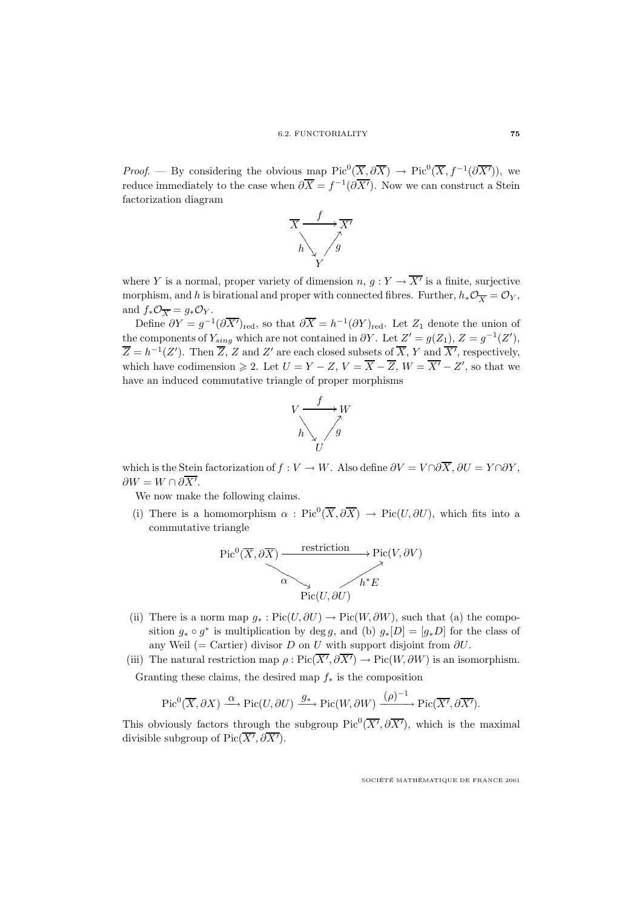*Proof.* — By considering the obvious map $\mathrm{Pic}^0(\overline{X}, \partial\overline{X}) \to \mathrm{Pic}^0(\overline{X}, f^{-1}(\partial\overline{X'}))$, we reduce immediately to the case when $\partial\overline{X} = f^{-1}(\partial\overline{X'})$. Now we can construct a Stein factorization diagram

$$\begin{array}{ccc} \overline{X} & \xrightarrow{\ f\ } & \overline{X'} \\ & {\scriptstyle h}\searrow \quad \nearrow{\scriptstyle g} & \\ & Y & \end{array}$$

where $Y$ is a normal, proper variety of dimension $n$, $g : Y \to \overline{X'}$ is a finite, surjective morphism, and $h$ is birational and proper with connected fibres. Further, $h_*\mathcal{O}_{\overline{X}} = \mathcal{O}_Y$, and $f_*\mathcal{O}_{\overline{X}} = g_*\mathcal{O}_Y$.

Define $\partial Y = g^{-1}(\partial\overline{X'})_{\mathrm{red}}$, so that $\partial\overline{X} = h^{-1}(\partial Y)_{\mathrm{red}}$. Let $Z_1$ denote the union of the components of $Y_{sing}$ which are not contained in $\partial Y$. Let $Z' = g(Z_1)$, $Z = g^{-1}(Z')$, $\overline{Z} = h^{-1}(Z')$. Then $\overline{Z}$, $Z$ and $Z'$ are each closed subsets of $\overline{X}$, $Y$ and $\overline{X'}$, respectively, which have codimension $\geqslant 2$. Let $U = Y - Z$, $V = \overline{X} - \overline{Z}$, $W = \overline{X'} - Z'$, so that we have an induced commutative triangle of proper morphisms

$$\begin{array}{ccc} V & \xrightarrow{\ f\ } & W \\ & {\scriptstyle h}\searrow \quad \nearrow{\scriptstyle g} & \\ & U & \end{array}$$

which is the Stein factorization of $f : V \to W$. Also define $\partial V = V \cap \partial\overline{X}$, $\partial U = Y \cap \partial Y$, $\partial W = W \cap \partial\overline{X'}$.

We now make the following claims.

(i) There is a homomorphism $\alpha : \mathrm{Pic}^0(\overline{X}, \partial\overline{X}) \to \mathrm{Pic}(U, \partial U)$, which fits into a commutative triangle

$$\begin{array}{ccc} \mathrm{Pic}^0(\overline{X}, \partial\overline{X}) & \xrightarrow{\ \text{restriction}\ } & \mathrm{Pic}(V, \partial V) \\ & {\scriptstyle \alpha}\searrow \quad \nearrow{\scriptstyle h^*E} & \\ & \mathrm{Pic}(U, \partial U) & \end{array}$$

(ii) There is a norm map $g_* : \mathrm{Pic}(U, \partial U) \to \mathrm{Pic}(W, \partial W)$, such that (a) the composition $g_* \circ g^*$ is multiplication by $\deg g$, and (b) $g_*[D] = [g_*D]$ for the class of any Weil (= Cartier) divisor $D$ on $U$ with support disjoint from $\partial U$.

(iii) The natural restriction map $\rho : \mathrm{Pic}(\overline{X'}, \partial\overline{X'}) \to \mathrm{Pic}(W, \partial W)$ is an isomorphism.

Granting these claims, the desired map $f_*$ is the composition

$$\mathrm{Pic}^0(\overline{X}, \partial X) \xrightarrow{\ \alpha\ } \mathrm{Pic}(U, \partial U) \xrightarrow{\ g_*\ } \mathrm{Pic}(W, \partial W) \xrightarrow{\ (\rho)^{-1}\ } \mathrm{Pic}(\overline{X'}, \partial\overline{X'}).$$

This obviously factors through the subgroup $\mathrm{Pic}^0(\overline{X'}, \partial\overline{X'})$, which is the maximal divisible subgroup of $\mathrm{Pic}(\overline{X'}, \partial\overline{X'})$.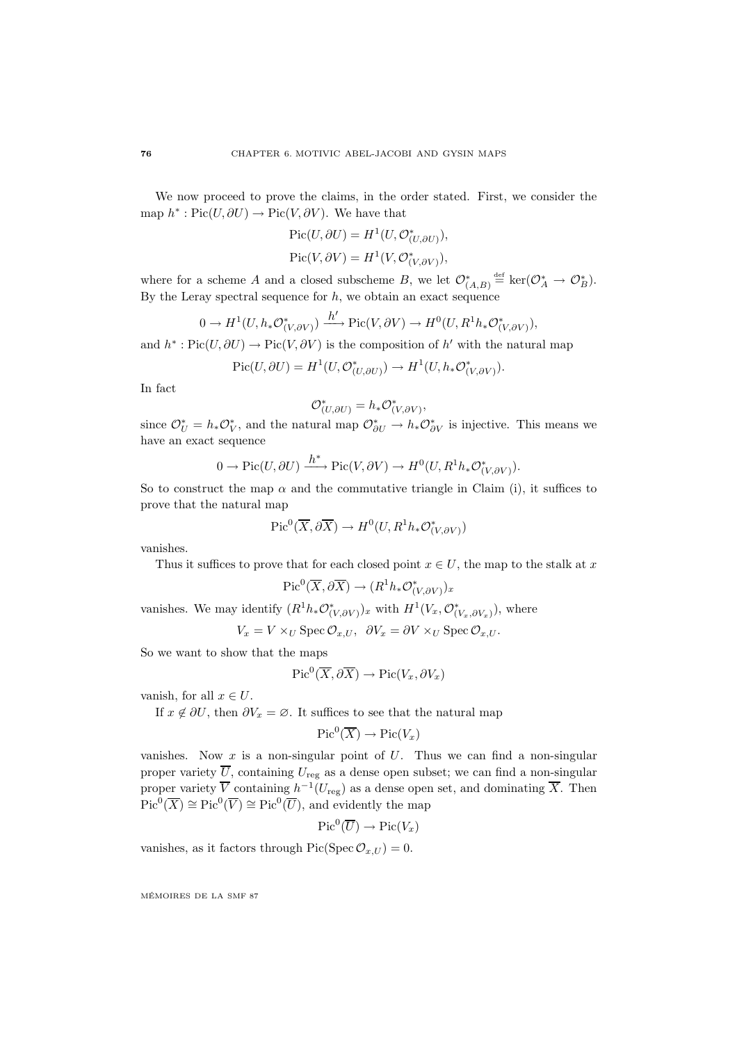We now proceed to prove the claims, in the order stated. First, we consider the map $h^* : \mathrm{Pic}(U, \partial U) \to \mathrm{Pic}(V, \partial V)$. We have that

$$\mathrm{Pic}(U, \partial U) = H^1(U, \mathcal{O}^*_{(U,\partial U)}),$$
$$\mathrm{Pic}(V, \partial V) = H^1(V, \mathcal{O}^*_{(V,\partial V)}),$$

where for a scheme $A$ and a closed subscheme $B$, we let $\mathcal{O}^*_{(A,B)} \stackrel{\text{def}}{=} \ker(\mathcal{O}^*_A \to \mathcal{O}^*_B)$. By the Leray spectral sequence for $h$, we obtain an exact sequence

$$0 \to H^1(U, h_*\mathcal{O}^*_{(V,\partial V)}) \xrightarrow{h'} \mathrm{Pic}(V, \partial V) \to H^0(U, R^1h_*\mathcal{O}^*_{(V,\partial V)}),$$

and $h^* : \mathrm{Pic}(U, \partial U) \to \mathrm{Pic}(V, \partial V)$ is the composition of $h'$ with the natural map

$$\mathrm{Pic}(U, \partial U) = H^1(U, \mathcal{O}^*_{(U,\partial U)}) \to H^1(U, h_*\mathcal{O}^*_{(V,\partial V)}).$$

In fact

$$\mathcal{O}^*_{(U,\partial U)} = h_*\mathcal{O}^*_{(V,\partial V)},$$

since $\mathcal{O}^*_U = h_*\mathcal{O}^*_V$, and the natural map $\mathcal{O}^*_{\partial U} \to h_*\mathcal{O}^*_{\partial V}$ is injective. This means we have an exact sequence

$$0 \to \mathrm{Pic}(U, \partial U) \xrightarrow{h^*} \mathrm{Pic}(V, \partial V) \to H^0(U, R^1h_*\mathcal{O}^*_{(V,\partial V)}).$$

So to construct the map $\alpha$ and the commutative triangle in Claim (i), it suffices to prove that the natural map

$$\mathrm{Pic}^0(\overline{X}, \partial\overline{X}) \to H^0(U, R^1h_*\mathcal{O}^*_{(V,\partial V)})$$

vanishes.

Thus it suffices to prove that for each closed point $x \in U$, the map to the stalk at $x$

$$\mathrm{Pic}^0(\overline{X}, \partial\overline{X}) \to (R^1h_*\mathcal{O}^*_{(V,\partial V)})_x$$

vanishes. We may identify $(R^1h_*\mathcal{O}^*_{(V,\partial V)})_x$ with $H^1(V_x, \mathcal{O}^*_{(V_x,\partial V_x)})$, where

$$V_x = V \times_U \mathrm{Spec}\,\mathcal{O}_{x,U}, \quad \partial V_x = \partial V \times_U \mathrm{Spec}\,\mathcal{O}_{x,U}.$$

So we want to show that the maps

$$\mathrm{Pic}^0(\overline{X}, \partial\overline{X}) \to \mathrm{Pic}(V_x, \partial V_x)$$

vanish, for all $x \in U$.

If $x \notin \partial U$, then $\partial V_x = \varnothing$. It suffices to see that the natural map

$$\mathrm{Pic}^0(\overline{X}) \to \mathrm{Pic}(V_x)$$

vanishes. Now $x$ is a non-singular point of $U$. Thus we can find a non-singular proper variety $\overline{U}$, containing $U_{\mathrm{reg}}$ as a dense open subset; we can find a non-singular proper variety $\overline{V}$ containing $h^{-1}(U_{\mathrm{reg}})$ as a dense open set, and dominating $\overline{X}$. Then $\mathrm{Pic}^0(\overline{X}) \cong \mathrm{Pic}^0(\overline{V}) \cong \mathrm{Pic}^0(\overline{U})$, and evidently the map

$$\mathrm{Pic}^0(\overline{U}) \to \mathrm{Pic}(V_x)$$

vanishes, as it factors through $\mathrm{Pic}(\mathrm{Spec}\,\mathcal{O}_{x,U}) = 0$.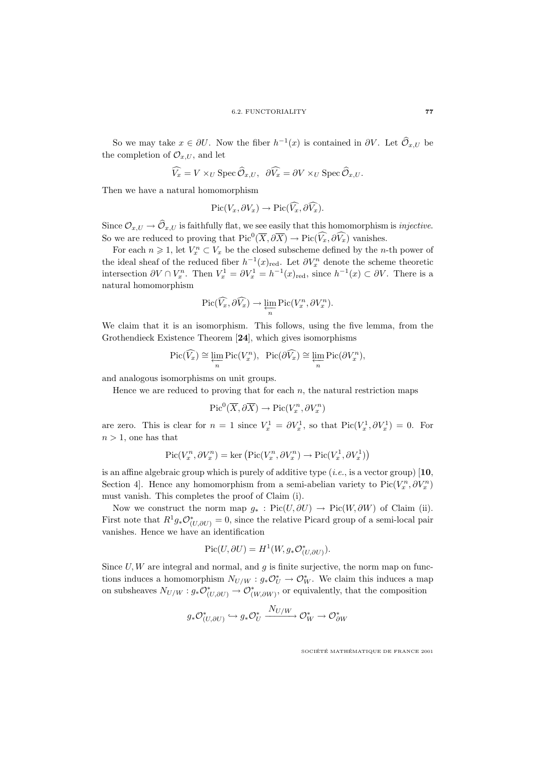So we may take $x \in \partial U$. Now the fiber $h^{-1}(x)$ is contained in $\partial V$. Let $\widehat{\mathcal{O}}_{x,U}$ be the completion of $\mathcal{O}_{x,U}$, and let

$$\widehat{V_x} = V \times_U \operatorname{Spec} \widehat{\mathcal{O}}_{x,U}, \quad \partial\widehat{V_x} = \partial V \times_U \operatorname{Spec} \widehat{\mathcal{O}}_{x,U}.$$

Then we have a natural homomorphism

$$\operatorname{Pic}(V_x, \partial V_x) \to \operatorname{Pic}(\widehat{V_x}, \partial\widehat{V_x}).$$

Since $\mathcal{O}_{x,U} \to \widehat{\mathcal{O}}_{x,U}$ is faithfully flat, we see easily that this homomorphism is *injective*. So we are reduced to proving that $\operatorname{Pic}^0(\overline{X}, \partial\overline{X}) \to \operatorname{Pic}(\widehat{V_x}, \partial\widehat{V_x})$ vanishes.

For each $n \geqslant 1$, let $V_x^n \subset V_x$ be the closed subscheme defined by the $n$-th power of the ideal sheaf of the reduced fiber $h^{-1}(x)_{\mathrm{red}}$. Let $\partial V_x^n$ denote the scheme theoretic intersection $\partial V \cap V_x^n$. Then $V_x^1 = \partial V_x^1 = h^{-1}(x)_{\mathrm{red}}$, since $h^{-1}(x) \subset \partial V$. There is a natural homomorphism

$$\operatorname{Pic}(\widehat{V_x}, \partial\widehat{V_x}) \to \varprojlim_n \operatorname{Pic}(V_x^n, \partial V_x^n).$$

We claim that it is an isomorphism. This follows, using the five lemma, from the Grothendieck Existence Theorem [**24**], which gives isomorphisms

$$\operatorname{Pic}(\widehat{V_x}) \cong \varprojlim_n \operatorname{Pic}(V_x^n), \quad \operatorname{Pic}(\partial\widehat{V_x}) \cong \varprojlim_n \operatorname{Pic}(\partial V_x^n),$$

and analogous isomorphisms on unit groups.

Hence we are reduced to proving that for each $n$, the natural restriction maps

$$\operatorname{Pic}^0(\overline{X}, \partial\overline{X}) \to \operatorname{Pic}(V_x^n, \partial V_x^n)$$

are zero. This is clear for $n = 1$ since $V_x^1 = \partial V_x^1$, so that $\operatorname{Pic}(V_x^1, \partial V_x^1) = 0$. For $n > 1$, one has that

$$\operatorname{Pic}(V_x^n, \partial V_x^n) = \ker\left(\operatorname{Pic}(V_x^n, \partial V_x^n) \to \operatorname{Pic}(V_x^1, \partial V_x^1)\right)$$

is an affine algebraic group which is purely of additive type (*i.e.*, is a vector group) [**10**, Section 4]. Hence any homomorphism from a semi-abelian variety to $\operatorname{Pic}(V_x^n, \partial V_x^n)$ must vanish. This completes the proof of Claim (i).

Now we construct the norm map $g_* : \operatorname{Pic}(U, \partial U) \to \operatorname{Pic}(W, \partial W)$ of Claim (ii). First note that $R^1 g_* \mathcal{O}^*_{(U,\partial U)} = 0$, since the relative Picard group of a semi-local pair vanishes. Hence we have an identification

$$\operatorname{Pic}(U, \partial U) = H^1(W, g_* \mathcal{O}^*_{(U,\partial U)}).$$

Since $U, W$ are integral and normal, and $g$ is finite surjective, the norm map on functions induces a homomorphism $N_{U/W} : g_* \mathcal{O}^*_U \to \mathcal{O}^*_W$. We claim this induces a map on subsheaves $N_{U/W} : g_* \mathcal{O}^*_{(U,\partial U)} \to \mathcal{O}^*_{(W,\partial W)}$, or equivalently, that the composition

$$g_* \mathcal{O}^*_{(U,\partial U)} \hookrightarrow g_* \mathcal{O}^*_U \xrightarrow{N_{U/W}} \mathcal{O}^*_W \to \mathcal{O}^*_{\partial W}$$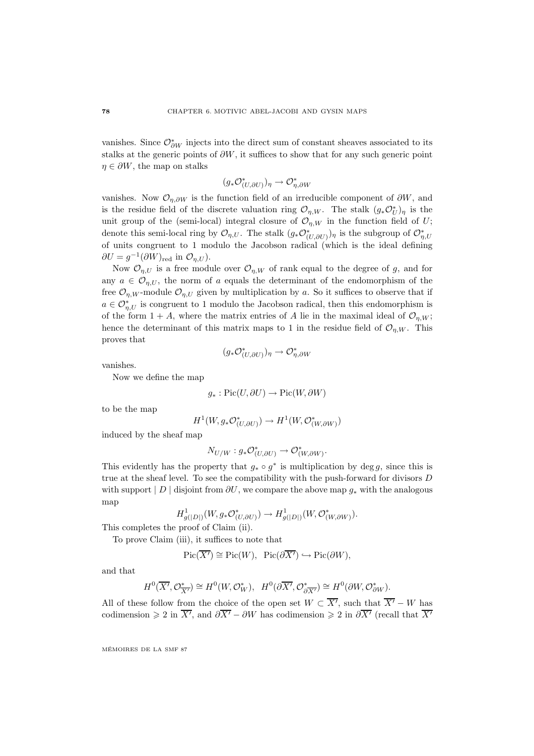vanishes. Since $\mathcal{O}^*_{\partial W}$ injects into the direct sum of constant sheaves associated to its stalks at the generic points of $\partial W$, it suffices to show that for any such generic point $\eta \in \partial W$, the map on stalks

$$(g_*\mathcal{O}^*_{(U,\partial U)})_\eta \to \mathcal{O}^*_{\eta,\partial W}$$

vanishes. Now $\mathcal{O}_{\eta,\partial W}$ is the function field of an irreducible component of $\partial W$, and is the residue field of the discrete valuation ring $\mathcal{O}_{\eta,W}$. The stalk $(g_*\mathcal{O}^*_U)_\eta$ is the unit group of the (semi-local) integral closure of $\mathcal{O}_{\eta,W}$ in the function field of $U$; denote this semi-local ring by $\mathcal{O}_{\eta,U}$. The stalk $(g_*\mathcal{O}^*_{(U,\partial U)})_\eta$ is the subgroup of $\mathcal{O}^*_{\eta,U}$ of units congruent to 1 modulo the Jacobson radical (which is the ideal defining $\partial U = g^{-1}(\partial W)_{\mathrm{red}}$ in $\mathcal{O}_{\eta,U}$).

Now $\mathcal{O}_{\eta,U}$ is a free module over $\mathcal{O}_{\eta,W}$ of rank equal to the degree of $g$, and for any $a \in \mathcal{O}_{\eta,U}$, the norm of $a$ equals the determinant of the endomorphism of the free $\mathcal{O}_{\eta,W}$-module $\mathcal{O}_{\eta,U}$ given by multiplication by $a$. So it suffices to observe that if $a \in \mathcal{O}^*_{\eta,U}$ is congruent to 1 modulo the Jacobson radical, then this endomorphism is of the form $1 + A$, where the matrix entries of $A$ lie in the maximal ideal of $\mathcal{O}_{\eta,W}$; hence the determinant of this matrix maps to 1 in the residue field of $\mathcal{O}_{\eta,W}$. This proves that

$$(g_*\mathcal{O}^*_{(U,\partial U)})_\eta \to \mathcal{O}^*_{\eta,\partial W}$$

vanishes.

Now we define the map

$$g_* : \mathrm{Pic}(U, \partial U) \to \mathrm{Pic}(W, \partial W)$$

to be the map

$$H^1(W, g_*\mathcal{O}^*_{(U,\partial U)}) \to H^1(W, \mathcal{O}^*_{(W,\partial W)})$$

induced by the sheaf map

$$N_{U/W} : g_*\mathcal{O}^*_{(U,\partial U)} \to \mathcal{O}^*_{(W,\partial W)}.$$

This evidently has the property that $g_* \circ g^*$ is multiplication by $\deg g$, since this is true at the sheaf level. To see the compatibility with the push-forward for divisors $D$ with support $\mid D \mid$ disjoint from $\partial U$, we compare the above map $g_*$ with the analogous map

$$H^1_{g(|D|)}(W, g_*\mathcal{O}^*_{(U,\partial U)}) \to H^1_{g(|D|)}(W, \mathcal{O}^*_{(W,\partial W)}).$$

This completes the proof of Claim (ii).

To prove Claim (iii), it suffices to note that

$$\mathrm{Pic}(\overline{X'}) \cong \mathrm{Pic}(W), \ \ \mathrm{Pic}(\partial\overline{X'}) \hookrightarrow \mathrm{Pic}(\partial W),$$

and that

$$H^0(\overline{X'}, \mathcal{O}^*_{\overline{X'}}) \cong H^0(W, \mathcal{O}^*_W), \ \ H^0(\partial\overline{X'}, \mathcal{O}^*_{\partial\overline{X'}}) \cong H^0(\partial W, \mathcal{O}^*_{\partial W}).$$

All of these follow from the choice of the open set $W \subset \overline{X'}$, such that $\overline{X'} - W$ has codimension $\geqslant 2$ in $\overline{X'}$, and $\partial\overline{X'} - \partial W$ has codimension $\geqslant 2$ in $\partial\overline{X'}$ (recall that $\overline{X'}$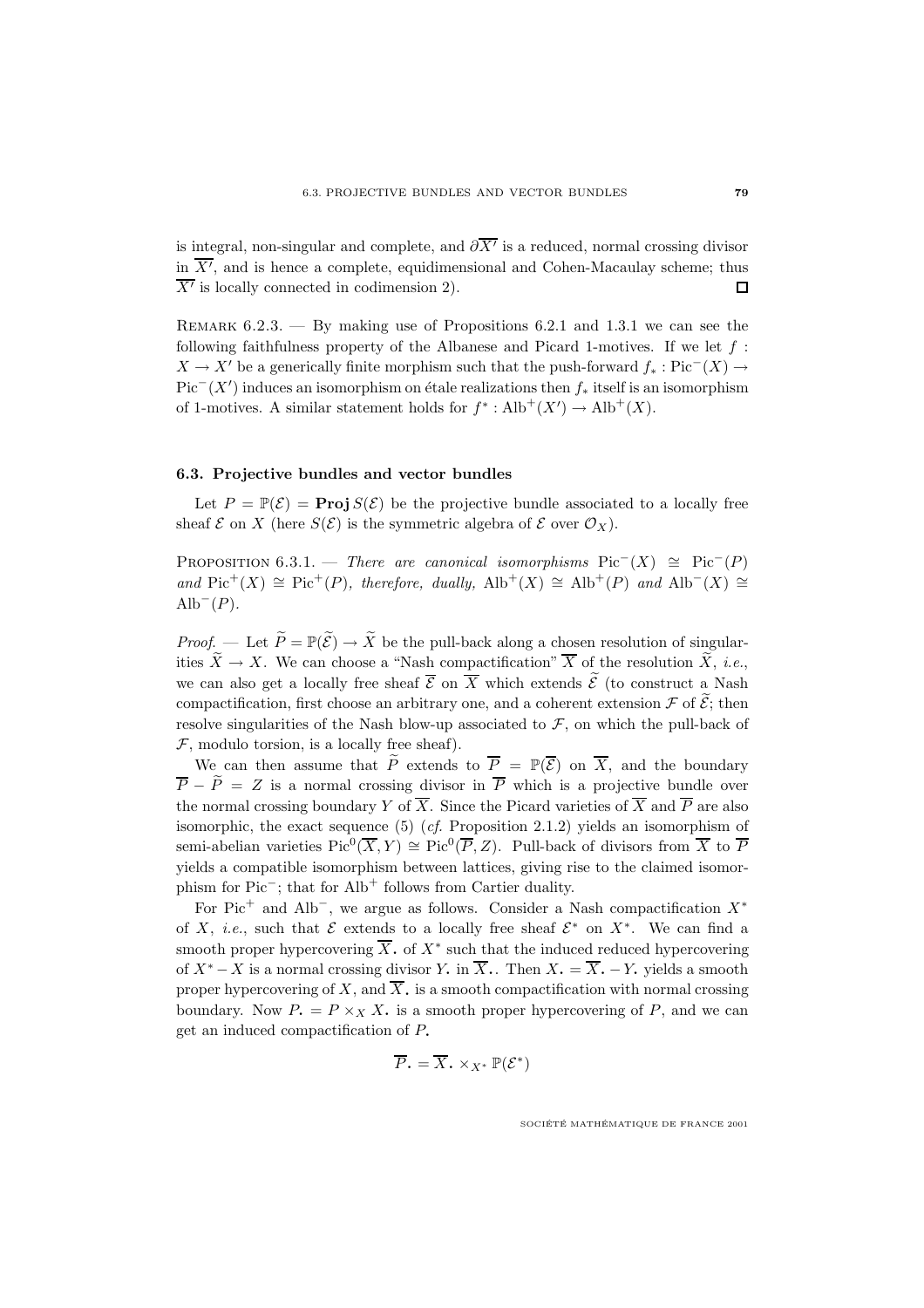is integral, non-singular and complete, and $\partial\overline{X'}$ is a reduced, normal crossing divisor in $\overline{X'}$, and is hence a complete, equidimensional and Cohen-Macaulay scheme; thus $\overline{X'}$ is locally connected in codimension 2). □

REMARK 6.2.3. — By making use of Propositions 6.2.1 and 1.3.1 we can see the following faithfulness property of the Albanese and Picard 1-motives. If we let $f : X \to X'$ be a generically finite morphism such that the push-forward $f_* : \mathrm{Pic}^-(X) \to \mathrm{Pic}^-(X')$ induces an isomorphism on étale realizations then $f_*$ itself is an isomorphism of 1-motives. A similar statement holds for $f^* : \mathrm{Alb}^+(X') \to \mathrm{Alb}^+(X)$.

### 6.3. Projective bundles and vector bundles

Let $P = \mathbb{P}(\mathcal{E}) = \mathbf{Proj}\, S(\mathcal{E})$ be the projective bundle associated to a locally free sheaf $\mathcal{E}$ on $X$ (here $S(\mathcal{E})$ is the symmetric algebra of $\mathcal{E}$ over $\mathcal{O}_X$).

PROPOSITION 6.3.1. — *There are canonical isomorphisms* $\mathrm{Pic}^-(X) \cong \mathrm{Pic}^-(P)$ *and* $\mathrm{Pic}^+(X) \cong \mathrm{Pic}^+(P)$, *therefore, dually,* $\mathrm{Alb}^+(X) \cong \mathrm{Alb}^+(P)$ *and* $\mathrm{Alb}^-(X) \cong \mathrm{Alb}^-(P)$.

*Proof.* — Let $\widetilde{P} = \mathbb{P}(\widetilde{\mathcal{E}}) \to \widetilde{X}$ be the pull-back along a chosen resolution of singularities $\widetilde{X} \to X$. We can choose a "Nash compactification" $\overline{X}$ of the resolution $\widetilde{X}$, *i.e.*, we can also get a locally free sheaf $\overline{\mathcal{E}}$ on $\overline{X}$ which extends $\widetilde{\mathcal{E}}$ (to construct a Nash compactification, first choose an arbitrary one, and a coherent extension $\mathcal{F}$ of $\widetilde{\mathcal{E}}$; then resolve singularities of the Nash blow-up associated to $\mathcal{F}$, on which the pull-back of $\mathcal{F}$, modulo torsion, is a locally free sheaf).

We can then assume that $\widetilde{P}$ extends to $\overline{P} = \mathbb{P}(\overline{\mathcal{E}})$ on $\overline{X}$, and the boundary $\overline{P} - \widetilde{P} = Z$ is a normal crossing divisor in $\overline{P}$ which is a projective bundle over the normal crossing boundary $Y$ of $\overline{X}$. Since the Picard varieties of $\overline{X}$ and $\overline{P}$ are also isomorphic, the exact sequence (5) (*cf.* Proposition 2.1.2) yields an isomorphism of semi-abelian varieties $\mathrm{Pic}^0(\overline{X}, Y) \cong \mathrm{Pic}^0(\overline{P}, Z)$. Pull-back of divisors from $\overline{X}$ to $\overline{P}$ yields a compatible isomorphism between lattices, giving rise to the claimed isomorphism for $\mathrm{Pic}^-$; that for $\mathrm{Alb}^+$ follows from Cartier duality.

For $\mathrm{Pic}^+$ and $\mathrm{Alb}^-$, we argue as follows. Consider a Nash compactification $X^*$ of $X$, *i.e.*, such that $\mathcal{E}$ extends to a locally free sheaf $\mathcal{E}^*$ on $X^*$. We can find a smooth proper hypercovering $\overline{X}_{\bullet}$ of $X^*$ such that the induced reduced hypercovering of $X^* - X$ is a normal crossing divisor $Y_{\bullet}$ in $\overline{X}_{\bullet}$. Then $X_{\bullet} = \overline{X}_{\bullet} - Y_{\bullet}$ yields a smooth proper hypercovering of $X$, and $\overline{X}_{\bullet}$ is a smooth compactification with normal crossing boundary. Now $P_{\bullet} = P \times_X X_{\bullet}$ is a smooth proper hypercovering of $P$, and we can get an induced compactification of $P_{\bullet}$

$$\overline{P}_{\bullet} = \overline{X}_{\bullet} \times_{X^*} \mathbb{P}(\mathcal{E}^*)$$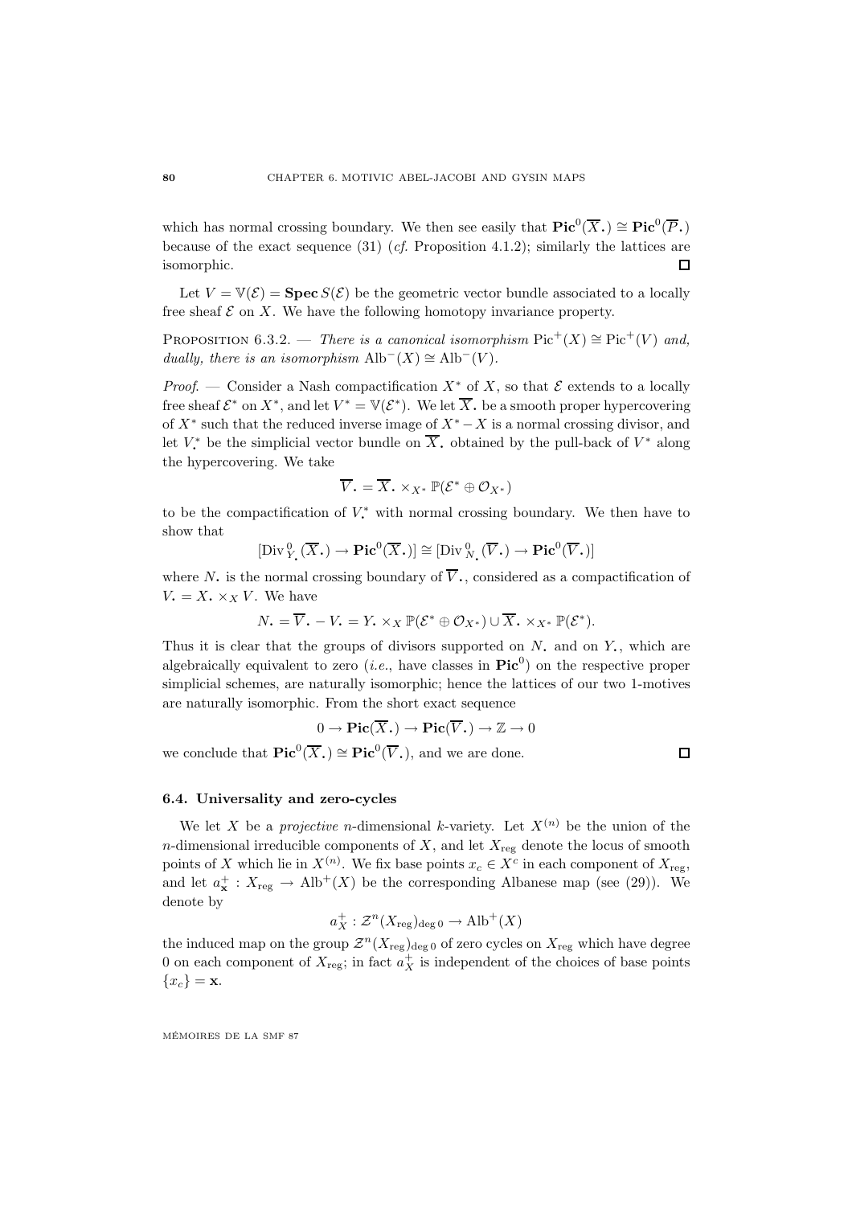which has normal crossing boundary. We then see easily that $\mathbf{Pic}^0(\overline{X}_\bullet) \cong \mathbf{Pic}^0(\overline{P}_\bullet)$ because of the exact sequence (31) (*cf.* Proposition 4.1.2); similarly the lattices are isomorphic. □

Let $V = \mathbb{V}(\mathcal{E}) = \mathbf{Spec}\, S(\mathcal{E})$ be the geometric vector bundle associated to a locally free sheaf $\mathcal{E}$ on $X$. We have the following homotopy invariance property.

Proposition 6.3.2. — *There is a canonical isomorphism* $\mathrm{Pic}^+(X) \cong \mathrm{Pic}^+(V)$ *and, dually, there is an isomorphism* $\mathrm{Alb}^-(X) \cong \mathrm{Alb}^-(V)$.

*Proof.* — Consider a Nash compactification $X^*$ of $X$, so that $\mathcal{E}$ extends to a locally free sheaf $\mathcal{E}^*$ on $X^*$, and let $V^* = \mathbb{V}(\mathcal{E}^*)$. We let $\overline{X}_\bullet$ be a smooth proper hypercovering of $X^*$ such that the reduced inverse image of $X^* - X$ is a normal crossing divisor, and let $V_\bullet^*$ be the simplicial vector bundle on $\overline{X}_\bullet$ obtained by the pull-back of $V^*$ along the hypercovering. We take

$$\overline{V}_\bullet = \overline{X}_\bullet \times_{X^*} \mathbb{P}(\mathcal{E}^* \oplus \mathcal{O}_{X^*})$$

to be the compactification of $V_\bullet^*$ with normal crossing boundary. We then have to show that

$$[\mathrm{Div}^0_{Y_\bullet}(\overline{X}_\bullet) \to \mathbf{Pic}^0(\overline{X}_\bullet)] \cong [\mathrm{Div}^0_{N_\bullet}(\overline{V}_\bullet) \to \mathbf{Pic}^0(\overline{V}_\bullet)]$$

where $N_\bullet$ is the normal crossing boundary of $\overline{V}_\bullet$, considered as a compactification of $V_\bullet = X_\bullet \times_X V$. We have

$$N_\bullet = \overline{V}_\bullet - V_\bullet = Y_\bullet \times_X \mathbb{P}(\mathcal{E}^* \oplus \mathcal{O}_{X^*}) \cup \overline{X}_\bullet \times_{X^*} \mathbb{P}(\mathcal{E}^*).$$

Thus it is clear that the groups of divisors supported on $N_\bullet$ and on $Y_\bullet$, which are algebraically equivalent to zero (*i.e.*, have classes in $\mathbf{Pic}^0$) on the respective proper simplicial schemes, are naturally isomorphic; hence the lattices of our two 1-motives are naturally isomorphic. From the short exact sequence

$$0 \to \mathbf{Pic}(\overline{X}_\bullet) \to \mathbf{Pic}(\overline{V}_\bullet) \to \mathbb{Z} \to 0$$

we conclude that $\mathbf{Pic}^0(\overline{X}_\bullet) \cong \mathbf{Pic}^0(\overline{V}_\bullet)$, and we are done. □

## 6.4. Universality and zero-cycles

We let $X$ be a *projective* $n$-dimensional $k$-variety. Let $X^{(n)}$ be the union of the $n$-dimensional irreducible components of $X$, and let $X_{\mathrm{reg}}$ denote the locus of smooth points of $X$ which lie in $X^{(n)}$. We fix base points $x_c \in X^c$ in each component of $X_{\mathrm{reg}}$, and let $a^+_{\mathbf{x}} : X_{\mathrm{reg}} \to \mathrm{Alb}^+(X)$ be the corresponding Albanese map (see (29)). We denote by

$$a^+_X : \mathcal{Z}^n(X_{\mathrm{reg}})_{\deg 0} \to \mathrm{Alb}^+(X)$$

the induced map on the group $\mathcal{Z}^n(X_{\mathrm{reg}})_{\deg 0}$ of zero cycles on $X_{\mathrm{reg}}$ which have degree 0 on each component of $X_{\mathrm{reg}}$; in fact $a^+_X$ is independent of the choices of base points $\{x_c\} = \mathbf{x}$.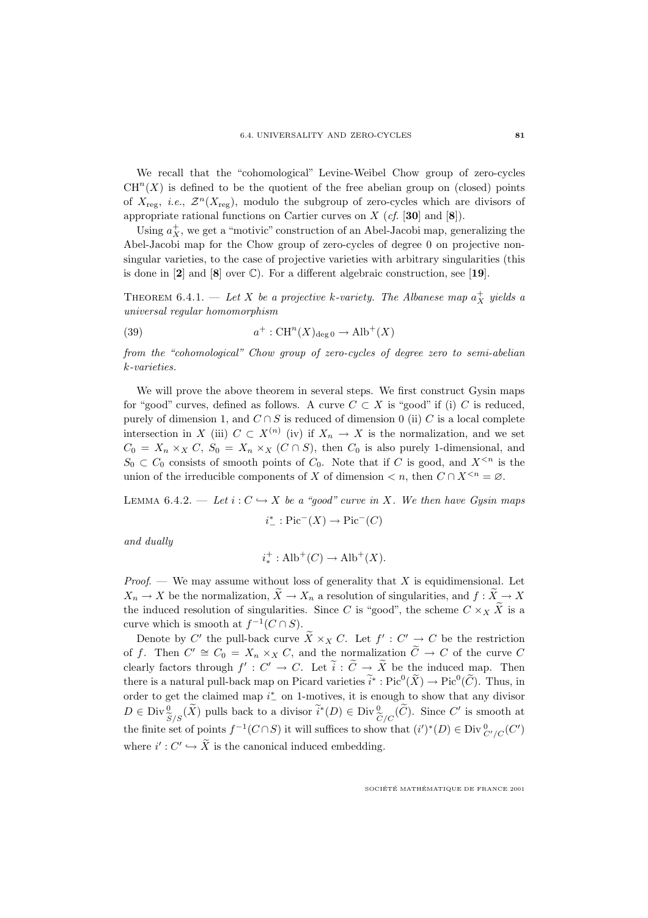We recall that the "cohomological" Levine-Weibel Chow group of zero-cycles $\mathrm{CH}^n(X)$ is defined to be the quotient of the free abelian group on (closed) points of $X_{\mathrm{reg}}$, *i.e.*, $\mathcal{Z}^n(X_{\mathrm{reg}})$, modulo the subgroup of zero-cycles which are divisors of appropriate rational functions on Cartier curves on $X$ (*cf.* [**30**] and [**8**]).

Using $a_X^+$, we get a "motivic" construction of an Abel-Jacobi map, generalizing the Abel-Jacobi map for the Chow group of zero-cycles of degree 0 on projective non-singular varieties, to the case of projective varieties with arbitrary singularities (this is done in [**2**] and [**8**] over $\mathbb{C}$). For a different algebraic construction, see [**19**].

THEOREM 6.4.1. — *Let $X$ be a projective $k$-variety. The Albanese map $a_X^+$ yields a universal regular homomorphism*

$$a^+ : \mathrm{CH}^n(X)_{\deg 0} \to \mathrm{Alb}^+(X) \tag{39}$$

*from the "cohomological" Chow group of zero-cycles of degree zero to semi-abelian $k$-varieties.*

We will prove the above theorem in several steps. We first construct Gysin maps for "good" curves, defined as follows. A curve $C \subset X$ is "good" if (i) $C$ is reduced, purely of dimension 1, and $C \cap S$ is reduced of dimension 0 (ii) $C$ is a local complete intersection in $X$ (iii) $C \subset X^{(n)}$ (iv) if $X_n \to X$ is the normalization, and we set $C_0 = X_n \times_X C$, $S_0 = X_n \times_X (C \cap S)$, then $C_0$ is also purely 1-dimensional, and $S_0 \subset C_0$ consists of smooth points of $C_0$. Note that if $C$ is good, and $X^{<n}$ is the union of the irreducible components of $X$ of dimension $< n$, then $C \cap X^{<n} = \varnothing$.

LEMMA 6.4.2. — *Let $i : C \hookrightarrow X$ be a "good" curve in $X$. We then have Gysin maps*

$$i_-^* : \mathrm{Pic}^-(X) \to \mathrm{Pic}^-(C)$$

*and dually*

$$i_*^+ : \mathrm{Alb}^+(C) \to \mathrm{Alb}^+(X).$$

*Proof.* — We may assume without loss of generality that $X$ is equidimensional. Let $X_n \to X$ be the normalization, $\widetilde{X} \to X_n$ a resolution of singularities, and $f : \widetilde{X} \to X$ the induced resolution of singularities. Since $C$ is "good", the scheme $C \times_X \widetilde{X}$ is a curve which is smooth at $f^{-1}(C \cap S)$.

Denote by $C'$ the pull-back curve $\widetilde{X} \times_X C$. Let $f' : C' \to C$ be the restriction of $f$. Then $C' \cong C_0 = X_n \times_X C$, and the normalization $\widetilde{C} \to C$ of the curve $C$ clearly factors through $f' : C' \to C$. Let $\widetilde{i} : \widetilde{C} \to \widetilde{X}$ be the induced map. Then there is a natural pull-back map on Picard varieties $\widetilde{i}^* : \mathrm{Pic}^0(\widetilde{X}) \to \mathrm{Pic}^0(\widetilde{C})$. Thus, in order to get the claimed map $i_-^*$ on 1-motives, it is enough to show that any divisor $D \in \mathrm{Div}^0_{\widetilde{S}/S}(\widetilde{X})$ pulls back to a divisor $\widetilde{i}^*(D) \in \mathrm{Div}^0_{\widetilde{C}/C}(\widetilde{C})$. Since $C'$ is smooth at the finite set of points $f^{-1}(C \cap S)$ it will suffices to show that $(i')^*(D) \in \mathrm{Div}^0_{C'/C}(C')$ where $i' : C' \hookrightarrow \widetilde{X}$ is the canonical induced embedding.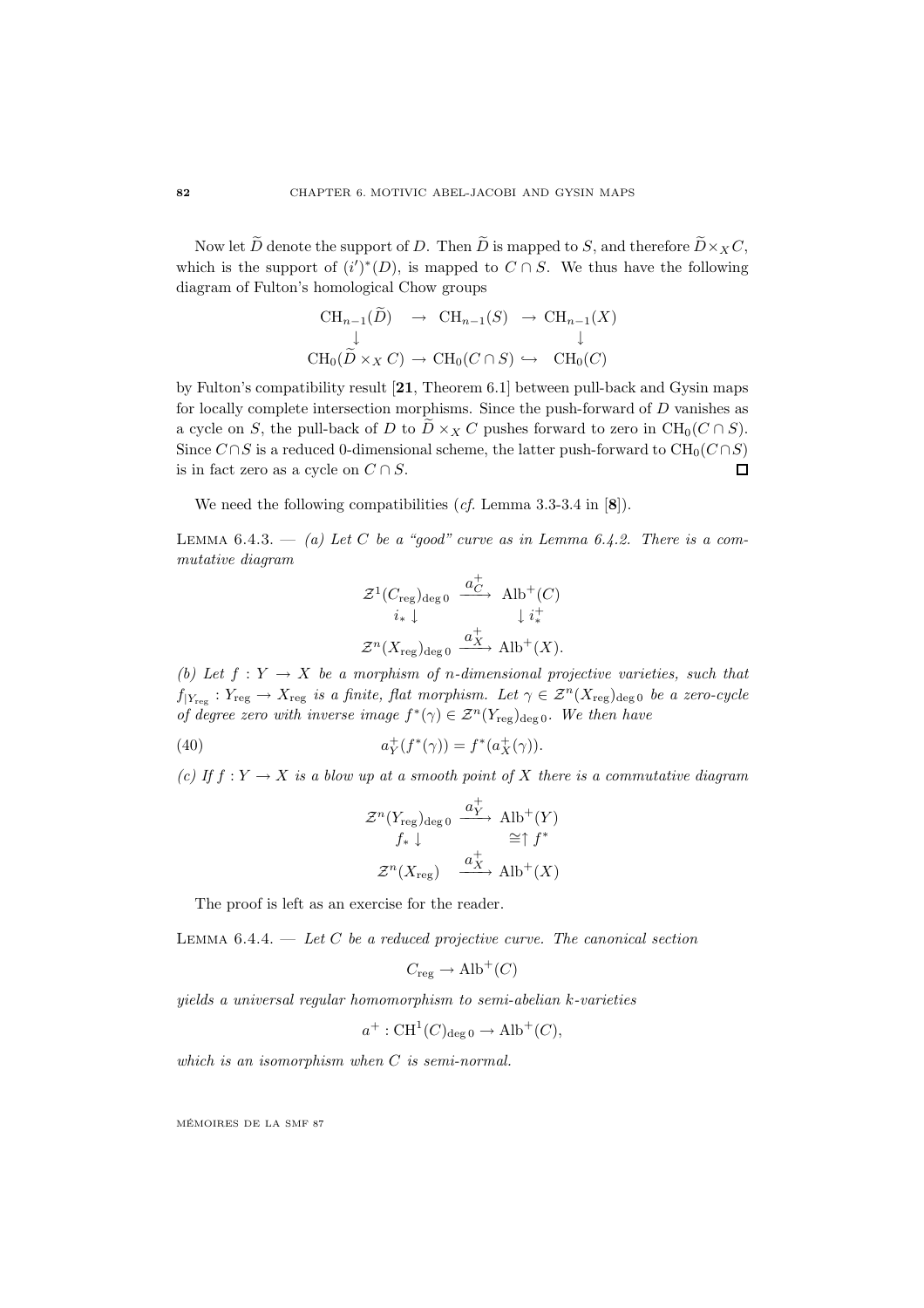Now let $\widetilde{D}$ denote the support of $D$. Then $\widetilde{D}$ is mapped to $S$, and therefore $\widetilde{D} \times_X C$, which is the support of $(i')^*(D)$, is mapped to $C \cap S$. We thus have the following diagram of Fulton's homological Chow groups

$$\begin{array}{ccccc} \mathrm{CH}_{n-1}(\widetilde{D}) & \to & \mathrm{CH}_{n-1}(S) & \to & \mathrm{CH}_{n-1}(X) \\ \downarrow & & & & \downarrow \\ \mathrm{CH}_0(\widetilde{D} \times_X C) & \to & \mathrm{CH}_0(C \cap S) & \hookrightarrow & \mathrm{CH}_0(C) \end{array}$$

by Fulton's compatibility result [**21**, Theorem 6.1] between pull-back and Gysin maps for locally complete intersection morphisms. Since the push-forward of $D$ vanishes as a cycle on $S$, the pull-back of $D$ to $\widetilde{D} \times_X C$ pushes forward to zero in $\mathrm{CH}_0(C \cap S)$. Since $C \cap S$ is a reduced 0-dimensional scheme, the latter push-forward to $\mathrm{CH}_0(C \cap S)$ is in fact zero as a cycle on $C \cap S$. ◻

We need the following compatibilities (*cf.* Lemma 3.3-3.4 in [**8**]).

Lemma 6.4.3. — *(a) Let $C$ be a "good" curve as in Lemma 6.4.2. There is a commutative diagram*

$$\begin{array}{ccc} \mathcal{Z}^1(C_{\mathrm{reg}})_{\deg 0} & \xrightarrow{a_C^+} & \mathrm{Alb}^+(C) \\ i_* \downarrow & & \downarrow i_*^+ \\ \mathcal{Z}^n(X_{\mathrm{reg}})_{\deg 0} & \xrightarrow{a_X^+} & \mathrm{Alb}^+(X). \end{array}$$

*(b) Let $f : Y \to X$ be a morphism of $n$-dimensional projective varieties, such that $f_{|Y_{\mathrm{reg}}} : Y_{\mathrm{reg}} \to X_{\mathrm{reg}}$ is a finite, flat morphism. Let $\gamma \in \mathcal{Z}^n(X_{\mathrm{reg}})_{\deg 0}$ be a zero-cycle of degree zero with inverse image $f^*(\gamma) \in \mathcal{Z}^n(Y_{\mathrm{reg}})_{\deg 0}$. We then have*

$$a_Y^+(f^*(\gamma)) = f^*(a_X^+(\gamma)). \tag{40}$$

*(c) If $f : Y \to X$ is a blow up at a smooth point of $X$ there is a commutative diagram*

$$\begin{array}{ccc} \mathcal{Z}^n(Y_{\mathrm{reg}})_{\deg 0} & \xrightarrow{a_Y^+} & \mathrm{Alb}^+(Y) \\ f_* \downarrow & & \cong\uparrow f^* \\ \mathcal{Z}^n(X_{\mathrm{reg}}) & \xrightarrow{a_X^+} & \mathrm{Alb}^+(X) \end{array}$$

The proof is left as an exercise for the reader.

Lemma 6.4.4. — *Let $C$ be a reduced projective curve. The canonical section*

$$C_{\mathrm{reg}} \to \mathrm{Alb}^+(C)$$

*yields a universal regular homomorphism to semi-abelian $k$-varieties*

$$a^+ : \mathrm{CH}^1(C)_{\deg 0} \to \mathrm{Alb}^+(C),$$

*which is an isomorphism when $C$ is semi-normal.*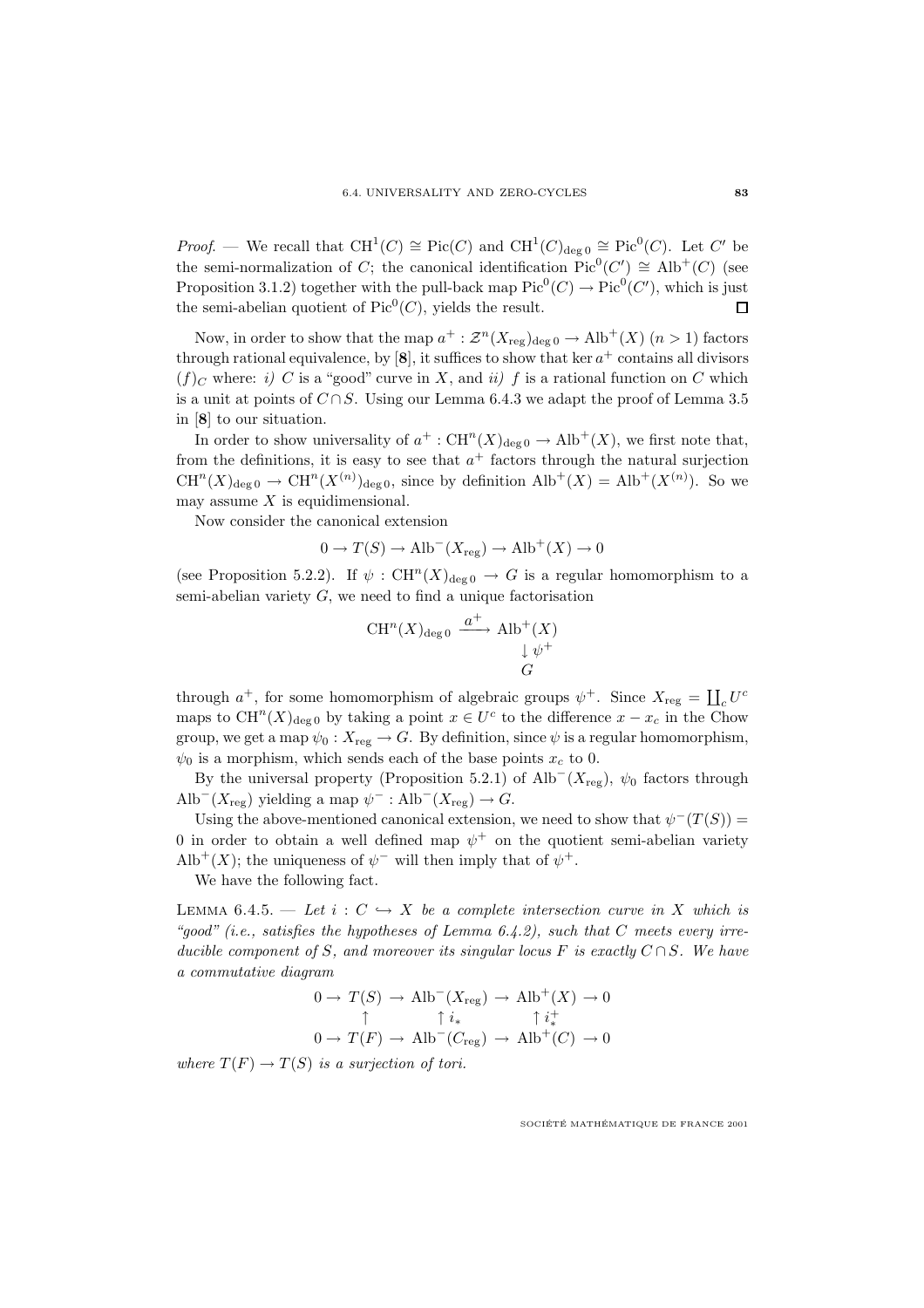*Proof*. — We recall that $\mathrm{CH}^1(C) \cong \mathrm{Pic}(C)$ and $\mathrm{CH}^1(C)_{\deg 0} \cong \mathrm{Pic}^0(C)$. Let $C'$ be the semi-normalization of $C$; the canonical identification $\mathrm{Pic}^0(C') \cong \mathrm{Alb}^+(C)$ (see Proposition 3.1.2) together with the pull-back map $\mathrm{Pic}^0(C) \to \mathrm{Pic}^0(C')$, which is just the semi-abelian quotient of $\mathrm{Pic}^0(C)$, yields the result. $\square$

Now, in order to show that the map $a^+ : \mathcal{Z}^n(X_{\mathrm{reg}})_{\deg 0} \to \mathrm{Alb}^+(X)$ $(n > 1)$ factors through rational equivalence, by [**8**], it suffices to show that $\ker a^+$ contains all divisors $(f)_C$ where: *i)* $C$ is a "good" curve in $X$, and *ii)* $f$ is a rational function on $C$ which is a unit at points of $C \cap S$. Using our Lemma 6.4.3 we adapt the proof of Lemma 3.5 in [**8**] to our situation.

In order to show universality of $a^+ : \mathrm{CH}^n(X)_{\deg 0} \to \mathrm{Alb}^+(X)$, we first note that, from the definitions, it is easy to see that $a^+$ factors through the natural surjection $\mathrm{CH}^n(X)_{\deg 0} \to \mathrm{CH}^n(X^{(n)})_{\deg 0}$, since by definition $\mathrm{Alb}^+(X) = \mathrm{Alb}^+(X^{(n)})$. So we may assume $X$ is equidimensional.

Now consider the canonical extension

$$0 \to T(S) \to \mathrm{Alb}^-(X_{\mathrm{reg}}) \to \mathrm{Alb}^+(X) \to 0$$

(see Proposition 5.2.2). If $\psi : \mathrm{CH}^n(X)_{\deg 0} \to G$ is a regular homomorphism to a semi-abelian variety $G$, we need to find a unique factorisation

$$\begin{array}{ccc} \mathrm{CH}^n(X)_{\deg 0} & \xrightarrow{a^+} & \mathrm{Alb}^+(X) \\ & & \downarrow \psi^+ \\ & & G \end{array}$$

through $a^+$, for some homomorphism of algebraic groups $\psi^+$. Since $X_{\mathrm{reg}} = \coprod_c U^c$ maps to $\mathrm{CH}^n(X)_{\deg 0}$ by taking a point $x \in U^c$ to the difference $x - x_c$ in the Chow group, we get a map $\psi_0 : X_{\mathrm{reg}} \to G$. By definition, since $\psi$ is a regular homomorphism, $\psi_0$ is a morphism, which sends each of the base points $x_c$ to 0.

By the universal property (Proposition 5.2.1) of $\mathrm{Alb}^-(X_{\mathrm{reg}})$, $\psi_0$ factors through $\mathrm{Alb}^-(X_{\mathrm{reg}})$ yielding a map $\psi^- : \mathrm{Alb}^-(X_{\mathrm{reg}}) \to G$.

Using the above-mentioned canonical extension, we need to show that $\psi^-(T(S)) = 0$ in order to obtain a well defined map $\psi^+$ on the quotient semi-abelian variety $\mathrm{Alb}^+(X)$; the uniqueness of $\psi^-$ will then imply that of $\psi^+$.

We have the following fact.

LEMMA 6.4.5. — *Let $i : C \hookrightarrow X$ be a complete intersection curve in $X$ which is "good" (i.e., satisfies the hypotheses of Lemma 6.4.2), such that $C$ meets every irreducible component of $S$, and moreover its singular locus $F$ is exactly $C \cap S$. We have a commutative diagram*

$$\begin{array}{ccccccccc} 0 \to & T(S) & \to & \mathrm{Alb}^-(X_{\mathrm{reg}}) & \to & \mathrm{Alb}^+(X) & \to 0 \\ & \uparrow & & \uparrow i_* & & \uparrow i_*^+ & \\ 0 \to & T(F) & \to & \mathrm{Alb}^-(C_{\mathrm{reg}}) & \to & \mathrm{Alb}^+(C) & \to 0 \end{array}$$

*where $T(F) \to T(S)$ is a surjection of tori.*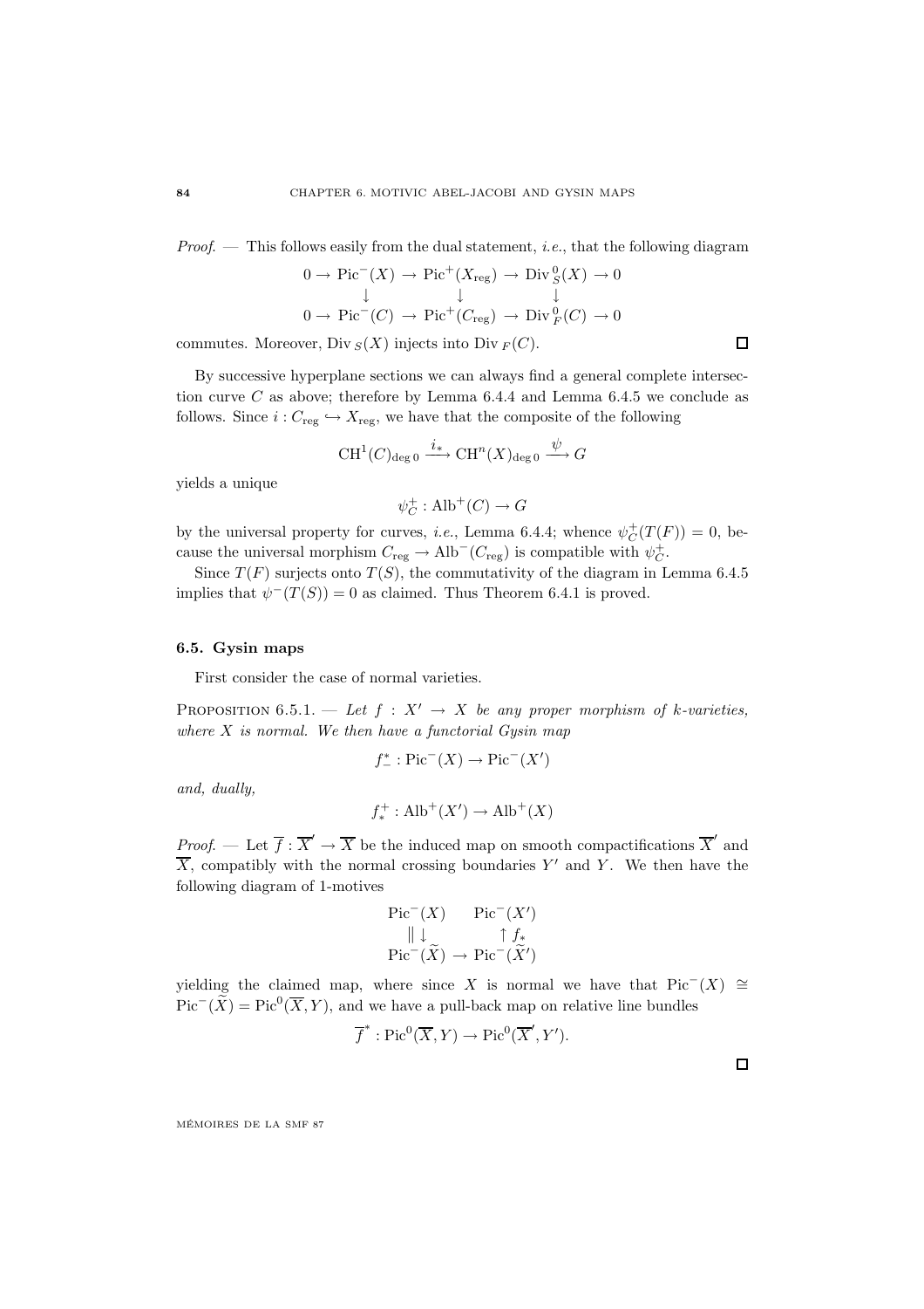*Proof*. — This follows easily from the dual statement, *i.e.*, that the following diagram

$$\begin{array}{ccccccccc} 0 \to & \mathrm{Pic}^-(X) & \to & \mathrm{Pic}^+(X_{\mathrm{reg}}) & \to & \mathrm{Div}_S^0(X) & \to 0 \\ & \downarrow & & \downarrow & & \downarrow & \\ 0 \to & \mathrm{Pic}^-(C) & \to & \mathrm{Pic}^+(C_{\mathrm{reg}}) & \to & \mathrm{Div}_F^0(C) & \to 0 \end{array}$$

commutes. Moreover, $\mathrm{Div}_S(X)$ injects into $\mathrm{Div}_F(C)$. □

By successive hyperplane sections we can always find a general complete intersection curve $C$ as above; therefore by Lemma 6.4.4 and Lemma 6.4.5 we conclude as follows. Since $i : C_{\mathrm{reg}} \hookrightarrow X_{\mathrm{reg}}$, we have that the composite of the following

$$\mathrm{CH}^1(C)_{\deg 0} \xrightarrow{i_*} \mathrm{CH}^n(X)_{\deg 0} \xrightarrow{\psi} G$$

yields a unique

$$\psi_C^+ : \mathrm{Alb}^+(C) \to G$$

by the universal property for curves, *i.e.*, Lemma 6.4.4; whence $\psi_C^+(T(F)) = 0$, because the universal morphism $C_{\mathrm{reg}} \to \mathrm{Alb}^-(C_{\mathrm{reg}})$ is compatible with $\psi_C^+$.

Since $T(F)$ surjects onto $T(S)$, the commutativity of the diagram in Lemma 6.4.5 implies that $\psi^-(T(S)) = 0$ as claimed. Thus Theorem 6.4.1 is proved.

### 6.5. Gysin maps

First consider the case of normal varieties.

Proposition 6.5.1. — *Let $f : X' \to X$ be any proper morphism of $k$-varieties, where $X$ is normal. We then have a functorial Gysin map*

$$f_-^* : \mathrm{Pic}^-(X) \to \mathrm{Pic}^-(X')$$

*and, dually,*

$$f_*^+ : \mathrm{Alb}^+(X') \to \mathrm{Alb}^+(X)$$

*Proof*. — Let $\overline{f} : \overline{X}' \to \overline{X}$ be the induced map on smooth compactifications $\overline{X}'$ and $\overline{X}$, compatibly with the normal crossing boundaries $Y'$ and $Y$. We then have the following diagram of 1-motives

$$\begin{array}{ccc} \mathrm{Pic}^-(X) & & \mathrm{Pic}^-(X') \\ \| \downarrow & & \uparrow f_* \\ \mathrm{Pic}^-(\widetilde{X}) & \to & \mathrm{Pic}^-(\widetilde{X}') \end{array}$$

yielding the claimed map, where since $X$ is normal we have that $\mathrm{Pic}^-(X) \cong \mathrm{Pic}^-(\widetilde{X}) = \mathrm{Pic}^0(\overline{X}, Y)$, and we have a pull-back map on relative line bundles

$$\overline{f}^* : \mathrm{Pic}^0(\overline{X}, Y) \to \mathrm{Pic}^0(\overline{X}', Y').$$

□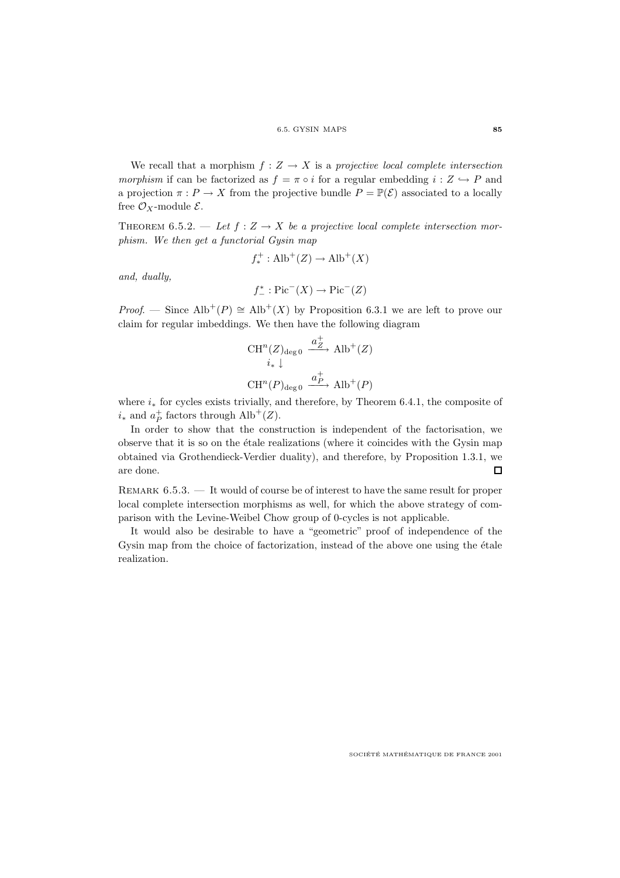We recall that a morphism $f : Z \to X$ is a *projective local complete intersection morphism* if can be factorized as $f = \pi \circ i$ for a regular embedding $i : Z \hookrightarrow P$ and a projection $\pi : P \to X$ from the projective bundle $P = \mathbb{P}(\mathcal{E})$ associated to a locally free $\mathcal{O}_X$-module $\mathcal{E}$.

THEOREM 6.5.2. — *Let $f : Z \to X$ be a projective local complete intersection morphism. We then get a functorial Gysin map*

$$f_*^+ : \mathrm{Alb}^+(Z) \to \mathrm{Alb}^+(X)$$

*and, dually,*

$$f_-^* : \mathrm{Pic}^-(X) \to \mathrm{Pic}^-(Z)$$

*Proof.* — Since $\mathrm{Alb}^+(P) \cong \mathrm{Alb}^+(X)$ by Proposition 6.3.1 we are left to prove our claim for regular imbeddings. We then have the following diagram

$$\begin{array}{ccc} \mathrm{CH}^n(Z)_{\deg 0} & \xrightarrow{a_Z^+} & \mathrm{Alb}^+(Z) \\ i_* \downarrow & & \\ \mathrm{CH}^n(P)_{\deg 0} & \xrightarrow{a_P^+} & \mathrm{Alb}^+(P) \end{array}$$

where $i_*$ for cycles exists trivially, and therefore, by Theorem 6.4.1, the composite of $i_*$ and $a_P^+$ factors through $\mathrm{Alb}^+(Z)$.

In order to show that the construction is independent of the factorisation, we observe that it is so on the étale realizations (where it coincides with the Gysin map obtained via Grothendieck-Verdier duality), and therefore, by Proposition 1.3.1, we are done. $\square$

REMARK 6.5.3. — It would of course be of interest to have the same result for proper local complete intersection morphisms as well, for which the above strategy of comparison with the Levine-Weibel Chow group of 0-cycles is not applicable.

It would also be desirable to have a "geometric" proof of independence of the Gysin map from the choice of factorization, instead of the above one using the étale realization.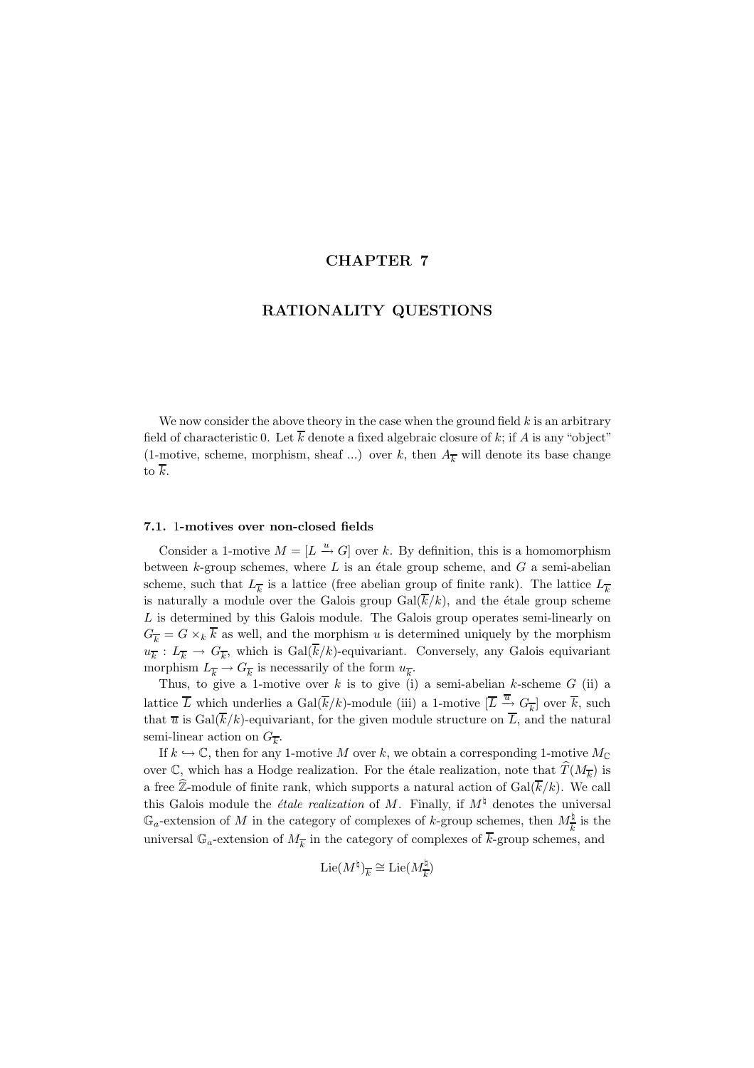# CHAPTER 7

# RATIONALITY QUESTIONS

We now consider the above theory in the case when the ground field $k$ is an arbitrary field of characteristic 0. Let $\overline{k}$ denote a fixed algebraic closure of $k$; if $A$ is any "object" (1-motive, scheme, morphism, sheaf ...) over $k$, then $A_{\overline{k}}$ will denote its base change to $\overline{k}$.

## 7.1. 1-motives over non-closed fields

Consider a 1-motive $M = [L \xrightarrow{u} G]$ over $k$. By definition, this is a homomorphism between $k$-group schemes, where $L$ is an étale group scheme, and $G$ a semi-abelian scheme, such that $L_{\overline{k}}$ is a lattice (free abelian group of finite rank). The lattice $L_{\overline{k}}$ is naturally a module over the Galois group $\mathrm{Gal}(\overline{k}/k)$, and the étale group scheme $L$ is determined by this Galois module. The Galois group operates semi-linearly on $G_{\overline{k}} = G \times_k \overline{k}$ as well, and the morphism $u$ is determined uniquely by the morphism $u_{\overline{k}} : L_{\overline{k}} \to G_{\overline{k}}$, which is $\mathrm{Gal}(\overline{k}/k)$-equivariant. Conversely, any Galois equivariant morphism $L_{\overline{k}} \to G_{\overline{k}}$ is necessarily of the form $u_{\overline{k}}$.

Thus, to give a 1-motive over $k$ is to give (i) a semi-abelian $k$-scheme $G$ (ii) a lattice $\overline{L}$ which underlies a $\mathrm{Gal}(\overline{k}/k)$-module (iii) a 1-motive $[\overline{L} \xrightarrow{\overline{u}} G_{\overline{k}}]$ over $\overline{k}$, such that $\overline{u}$ is $\mathrm{Gal}(\overline{k}/k)$-equivariant, for the given module structure on $\overline{L}$, and the natural semi-linear action on $G_{\overline{k}}$.

If $k \hookrightarrow \mathbb{C}$, then for any 1-motive $M$ over $k$, we obtain a corresponding 1-motive $M_{\mathbb{C}}$ over $\mathbb{C}$, which has a Hodge realization. For the étale realization, note that $\widehat{T}(M_{\overline{k}})$ is a free $\widehat{\mathbb{Z}}$-module of finite rank, which supports a natural action of $\mathrm{Gal}(\overline{k}/k)$. We call this Galois module the *étale realization* of $M$. Finally, if $M^\natural$ denotes the universal $\mathbb{G}_a$-extension of $M$ in the category of complexes of $k$-group schemes, then $M^\natural_{\overline{k}}$ is the universal $\mathbb{G}_a$-extension of $M_{\overline{k}}$ in the category of complexes of $\overline{k}$-group schemes, and

$$\mathrm{Lie}(M^\natural)_{\overline{k}} \cong \mathrm{Lie}(M^\natural_{\overline{k}})$$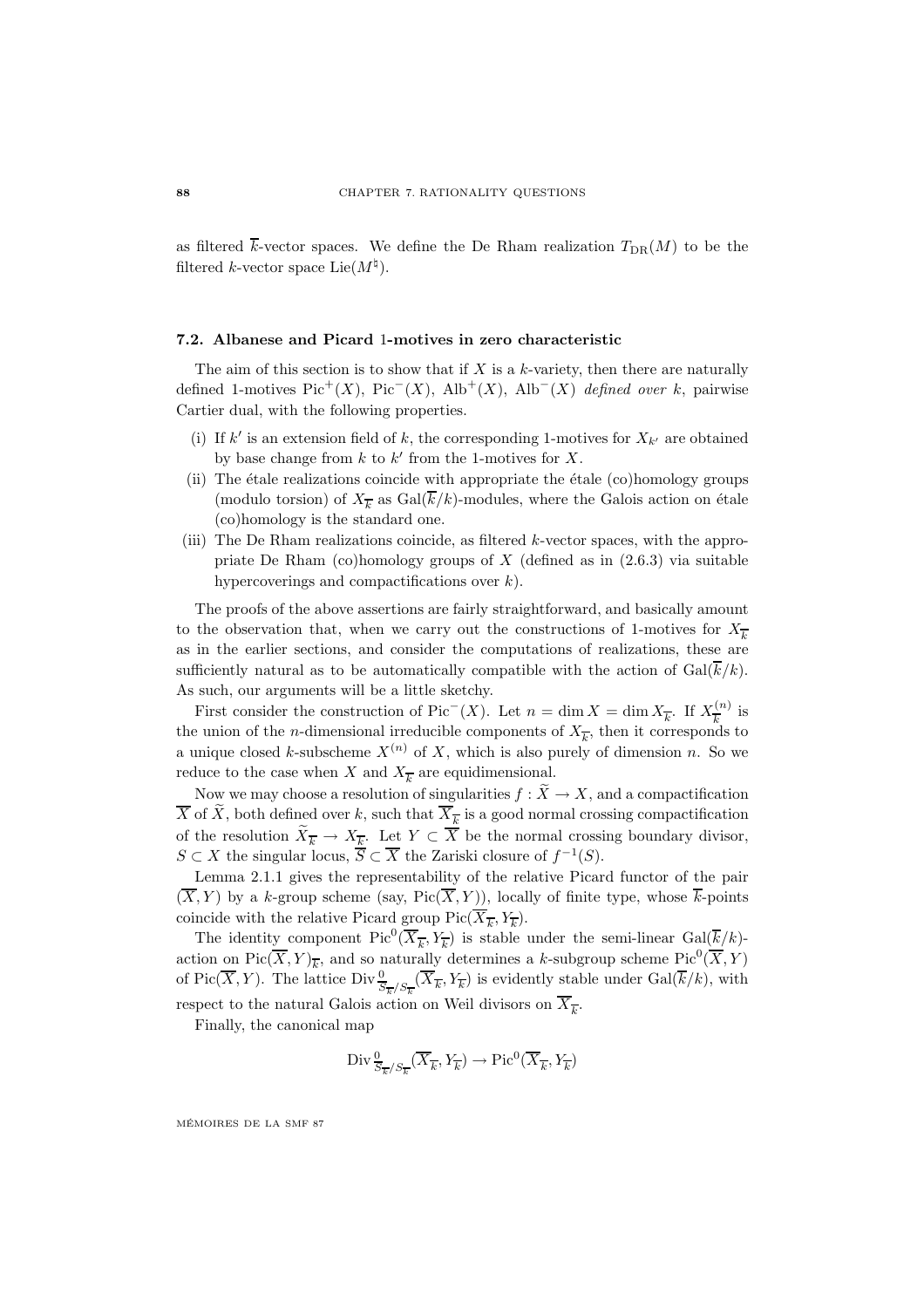as filtered $\overline{k}$-vector spaces. We define the De Rham realization $T_{\mathrm{DR}}(M)$ to be the filtered $k$-vector space $\mathrm{Lie}(M^\natural)$.

### 7.2. Albanese and Picard 1-motives in zero characteristic

The aim of this section is to show that if $X$ is a $k$-variety, then there are naturally defined 1-motives $\mathrm{Pic}^+(X)$, $\mathrm{Pic}^-(X)$, $\mathrm{Alb}^+(X)$, $\mathrm{Alb}^-(X)$ *defined over* $k$, pairwise Cartier dual, with the following properties.

(i) If $k'$ is an extension field of $k$, the corresponding 1-motives for $X_{k'}$ are obtained by base change from $k$ to $k'$ from the 1-motives for $X$.

(ii) The étale realizations coincide with appropriate the étale (co)homology groups (modulo torsion) of $X_{\overline{k}}$ as $\mathrm{Gal}(\overline{k}/k)$-modules, where the Galois action on étale (co)homology is the standard one.

(iii) The De Rham realizations coincide, as filtered $k$-vector spaces, with the appropriate De Rham (co)homology groups of $X$ (defined as in (2.6.3) via suitable hypercoverings and compactifications over $k$).

The proofs of the above assertions are fairly straightforward, and basically amount to the observation that, when we carry out the constructions of 1-motives for $X_{\overline{k}}$ as in the earlier sections, and consider the computations of realizations, these are sufficiently natural as to be automatically compatible with the action of $\mathrm{Gal}(\overline{k}/k)$. As such, our arguments will be a little sketchy.

First consider the construction of $\mathrm{Pic}^-(X)$. Let $n = \dim X = \dim X_{\overline{k}}$. If $X_{\overline{k}}^{(n)}$ is the union of the $n$-dimensional irreducible components of $X_{\overline{k}}$, then it corresponds to a unique closed $k$-subscheme $X^{(n)}$ of $X$, which is also purely of dimension $n$. So we reduce to the case when $X$ and $X_{\overline{k}}$ are equidimensional.

Now we may choose a resolution of singularities $f : \widetilde{X} \to X$, and a compactification $\overline{X}$ of $\widetilde{X}$, both defined over $k$, such that $\overline{X}_{\overline{k}}$ is a good normal crossing compactification of the resolution $\widetilde{X}_{\overline{k}} \to X_{\overline{k}}$. Let $Y \subset \overline{X}$ be the normal crossing boundary divisor, $S \subset X$ the singular locus, $\overline{S} \subset \overline{X}$ the Zariski closure of $f^{-1}(S)$.

Lemma 2.1.1 gives the representability of the relative Picard functor of the pair $(\overline{X}, Y)$ by a $k$-group scheme (say, $\mathrm{Pic}(\overline{X}, Y)$), locally of finite type, whose $\overline{k}$-points coincide with the relative Picard group $\mathrm{Pic}(\overline{X}_{\overline{k}}, Y_{\overline{k}})$.

The identity component $\mathrm{Pic}^0(\overline{X}_{\overline{k}}, Y_{\overline{k}})$ is stable under the semi-linear $\mathrm{Gal}(\overline{k}/k)$-action on $\mathrm{Pic}(\overline{X}, Y)_{\overline{k}}$, and so naturally determines a $k$-subgroup scheme $\mathrm{Pic}^0(\overline{X}, Y)$ of $\mathrm{Pic}(\overline{X}, Y)$. The lattice $\mathrm{Div}^0_{\overline{S}_{\overline{k}}/S_{\overline{k}}}(\overline{X}_{\overline{k}}, Y_{\overline{k}})$ is evidently stable under $\mathrm{Gal}(\overline{k}/k)$, with respect to the natural Galois action on Weil divisors on $\overline{X}_{\overline{k}}$.

Finally, the canonical map

$$\mathrm{Div}^0_{\overline{S}_{\overline{k}}/S_{\overline{k}}}(\overline{X}_{\overline{k}}, Y_{\overline{k}}) \to \mathrm{Pic}^0(\overline{X}_{\overline{k}}, Y_{\overline{k}})$$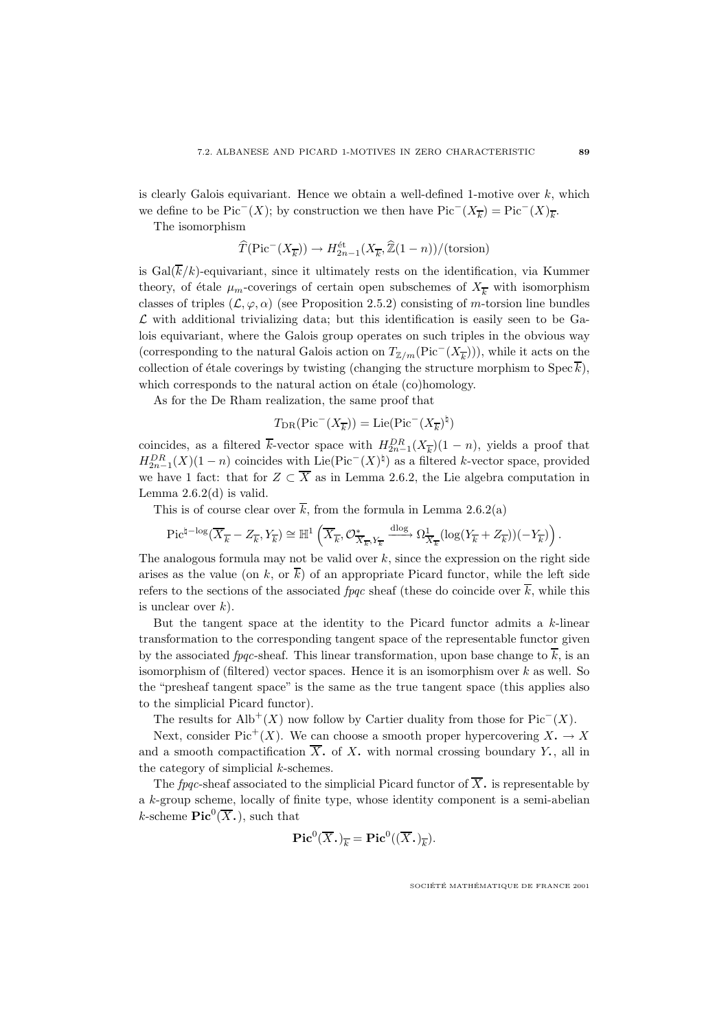is clearly Galois equivariant. Hence we obtain a well-defined 1-motive over $k$, which we define to be $\mathrm{Pic}^-(X)$; by construction we then have $\mathrm{Pic}^-(X_{\overline{k}}) = \mathrm{Pic}^-(X)_{\overline{k}}$.

The isomorphism

$$\widehat{T}(\mathrm{Pic}^-(X_{\overline{k}})) \to H^{\text{ét}}_{2n-1}(X_{\overline{k}}, \widehat{\mathbb{Z}}(1-n))/(\text{torsion})$$

is $\mathrm{Gal}(\overline{k}/k)$-equivariant, since it ultimately rests on the identification, via Kummer theory, of étale $\mu_m$-coverings of certain open subschemes of $X_{\overline{k}}$ with isomorphism classes of triples $(\mathcal{L}, \varphi, \alpha)$ (see Proposition 2.5.2) consisting of $m$-torsion line bundles $\mathcal{L}$ with additional trivializing data; but this identification is easily seen to be Galois equivariant, where the Galois group operates on such triples in the obvious way (corresponding to the natural Galois action on $T_{\mathbb{Z}/m}(\mathrm{Pic}^-(X_{\overline{k}}))$), while it acts on the collection of étale coverings by twisting (changing the structure morphism to $\mathrm{Spec}\,\overline{k}$), which corresponds to the natural action on étale (co)homology.

As for the De Rham realization, the same proof that

$$T_{\mathrm{DR}}(\mathrm{Pic}^-(X_{\overline{k}})) = \mathrm{Lie}(\mathrm{Pic}^-(X_{\overline{k}})^\natural)$$

coincides, as a filtered $\overline{k}$-vector space with $H^{DR}_{2n-1}(X_{\overline{k}})(1-n)$, yields a proof that $H^{DR}_{2n-1}(X)(1-n)$ coincides with $\mathrm{Lie}(\mathrm{Pic}^-(X)^\natural)$ as a filtered $k$-vector space, provided we have 1 fact: that for $Z \subset \overline{X}$ as in Lemma 2.6.2, the Lie algebra computation in Lemma 2.6.2(d) is valid.

This is of course clear over $\overline{k}$, from the formula in Lemma 2.6.2(a)

$$\mathrm{Pic}^{\natural-\log}(\overline{X}_{\overline{k}} - Z_{\overline{k}}, Y_{\overline{k}}) \cong \mathbb{H}^1\left(\overline{X}_{\overline{k}}, \mathcal{O}^*_{\overline{X}_{\overline{k}}, Y_{\overline{k}}} \xrightarrow{\text{dlog}} \Omega^1_{\overline{X}_{\overline{k}}}(\log(Y_{\overline{k}} + Z_{\overline{k}}))(-Y_{\overline{k}})\right).$$

The analogous formula may not be valid over $k$, since the expression on the right side arises as the value (on $k$, or $\overline{k}$) of an appropriate Picard functor, while the left side refers to the sections of the associated *fpqc* sheaf (these do coincide over $\overline{k}$, while this is unclear over $k$).

But the tangent space at the identity to the Picard functor admits a $k$-linear transformation to the corresponding tangent space of the representable functor given by the associated *fpqc*-sheaf. This linear transformation, upon base change to $\overline{k}$, is an isomorphism of (filtered) vector spaces. Hence it is an isomorphism over $k$ as well. So the "presheaf tangent space" is the same as the true tangent space (this applies also to the simplicial Picard functor).

The results for $\mathrm{Alb}^+(X)$ now follow by Cartier duality from those for $\mathrm{Pic}^-(X)$.

Next, consider $\mathrm{Pic}^+(X)$. We can choose a smooth proper hypercovering $X_\bullet \to X$ and a smooth compactification $\overline{X}_\bullet$ of $X_\bullet$ with normal crossing boundary $Y_\bullet$, all in the category of simplicial $k$-schemes.

The *fpqc*-sheaf associated to the simplicial Picard functor of $\overline{X}_\bullet$ is representable by a $k$-group scheme, locally of finite type, whose identity component is a semi-abelian $k$-scheme $\mathbf{Pic}^0(\overline{X}_\bullet)$, such that

$$\mathbf{Pic}^0(\overline{X}_\bullet)_{\overline{k}} = \mathbf{Pic}^0((\overline{X}_\bullet)_{\overline{k}}).$$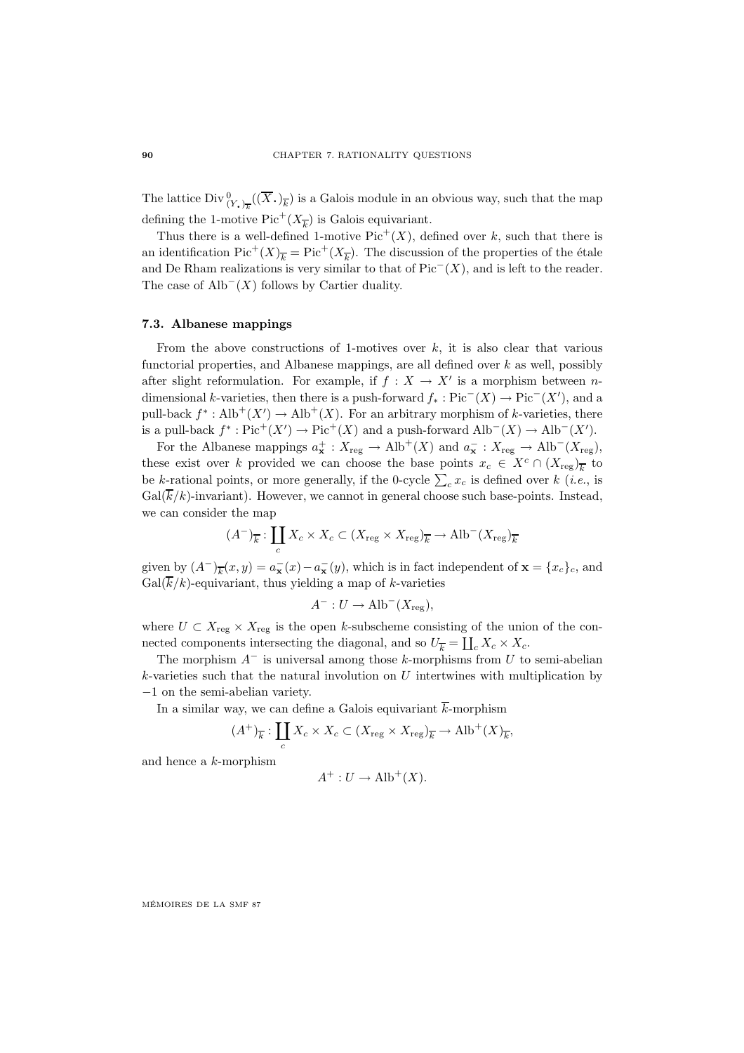The lattice $\mathrm{Div}^0_{(Y_\bullet)_{\overline{k}}}((\overline{X}_\bullet)_{\overline{k}})$ is a Galois module in an obvious way, such that the map defining the 1-motive $\mathrm{Pic}^+(X_{\overline{k}})$ is Galois equivariant.

Thus there is a well-defined 1-motive $\mathrm{Pic}^+(X)$, defined over $k$, such that there is an identification $\mathrm{Pic}^+(X)_{\overline{k}} = \mathrm{Pic}^+(X_{\overline{k}})$. The discussion of the properties of the étale and De Rham realizations is very similar to that of $\mathrm{Pic}^-(X)$, and is left to the reader. The case of $\mathrm{Alb}^-(X)$ follows by Cartier duality.

### 7.3. Albanese mappings

From the above constructions of 1-motives over $k$, it is also clear that various functorial properties, and Albanese mappings, are all defined over $k$ as well, possibly after slight reformulation. For example, if $f : X \to X'$ is a morphism between $n$-dimensional $k$-varieties, then there is a push-forward $f_* : \mathrm{Pic}^-(X) \to \mathrm{Pic}^-(X')$, and a pull-back $f^* : \mathrm{Alb}^+(X') \to \mathrm{Alb}^+(X)$. For an arbitrary morphism of $k$-varieties, there is a pull-back $f^* : \mathrm{Pic}^+(X') \to \mathrm{Pic}^+(X)$ and a push-forward $\mathrm{Alb}^-(X) \to \mathrm{Alb}^-(X')$.

For the Albanese mappings $a^+_{\mathbf{x}} : X_{\mathrm{reg}} \to \mathrm{Alb}^+(X)$ and $a^-_{\mathbf{x}} : X_{\mathrm{reg}} \to \mathrm{Alb}^-(X_{\mathrm{reg}})$, these exist over $k$ provided we can choose the base points $x_c \in X^c \cap (X_{\mathrm{reg}})_{\overline{k}}$ to be $k$-rational points, or more generally, if the 0-cycle $\sum_c x_c$ is defined over $k$ (*i.e.*, is $\mathrm{Gal}(\overline{k}/k)$-invariant). However, we cannot in general choose such base-points. Instead, we can consider the map

$$(A^-)_{\overline{k}} : \coprod_c X_c \times X_c \subset (X_{\mathrm{reg}} \times X_{\mathrm{reg}})_{\overline{k}} \to \mathrm{Alb}^-(X_{\mathrm{reg}})_{\overline{k}}$$

given by $(A^-)_{\overline{k}}(x, y) = a^-_{\mathbf{x}}(x) - a^-_{\mathbf{x}}(y)$, which is in fact independent of $\mathbf{x} = \{x_c\}_c$, and $\mathrm{Gal}(\overline{k}/k)$-equivariant, thus yielding a map of $k$-varieties

$$A^- : U \to \mathrm{Alb}^-(X_{\mathrm{reg}}),$$

where $U \subset X_{\mathrm{reg}} \times X_{\mathrm{reg}}$ is the open $k$-subscheme consisting of the union of the connected components intersecting the diagonal, and so $U_{\overline{k}} = \coprod_c X_c \times X_c$.

The morphism $A^-$ is universal among those $k$-morphisms from $U$ to semi-abelian $k$-varieties such that the natural involution on $U$ intertwines with multiplication by $-1$ on the semi-abelian variety.

In a similar way, we can define a Galois equivariant $\overline{k}$-morphism

$$(A^+)_{\overline{k}} : \coprod_c X_c \times X_c \subset (X_{\mathrm{reg}} \times X_{\mathrm{reg}})_{\overline{k}} \to \mathrm{Alb}^+(X)_{\overline{k}},$$

and hence a $k$-morphism

$$A^+ : U \to \mathrm{Alb}^+(X).$$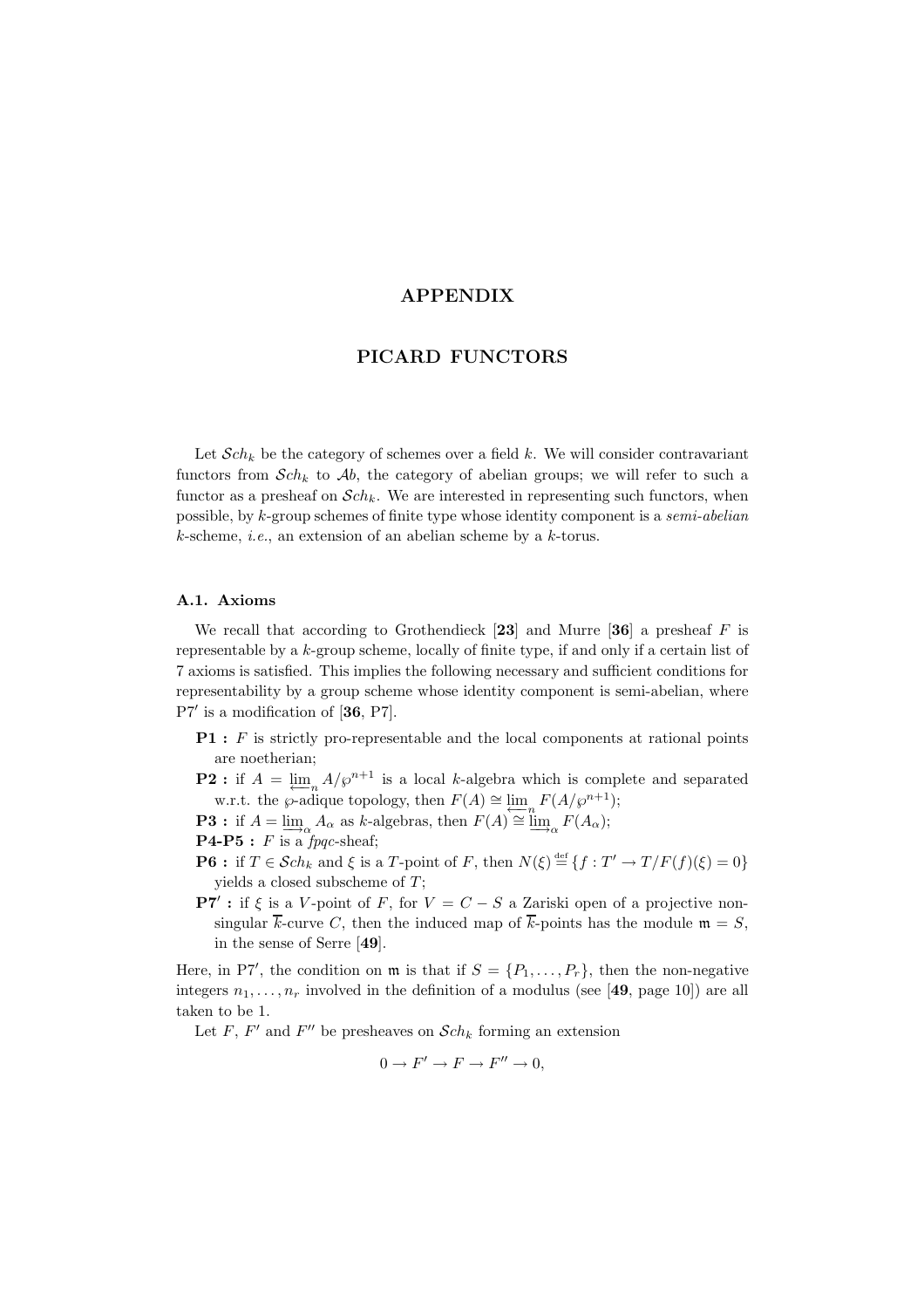# APPENDIX

# PICARD FUNCTORS

Let $\mathcal{S}ch_k$ be the category of schemes over a field $k$. We will consider contravariant functors from $\mathcal{S}ch_k$ to $\mathcal{A}b$, the category of abelian groups; we will refer to such a functor as a presheaf on $\mathcal{S}ch_k$. We are interested in representing such functors, when possible, by $k$-group schemes of finite type whose identity component is a *semi-abelian* $k$-scheme, *i.e.*, an extension of an abelian scheme by a $k$-torus.

### A.1. Axioms

We recall that according to Grothendieck [**23**] and Murre [**36**] a presheaf $F$ is representable by a $k$-group scheme, locally of finite type, if and only if a certain list of 7 axioms is satisfied. This implies the following necessary and sufficient conditions for representability by a group scheme whose identity component is semi-abelian, where P7$'$ is a modification of [**36**, P7].

- **P1 :** $F$ is strictly pro-representable and the local components at rational points are noetherian;
- **P2 :** if $A = \varprojlim_n A/\wp^{n+1}$ is a local $k$-algebra which is complete and separated w.r.t. the $\wp$-adique topology, then $F(A) \cong \varprojlim_n F(A/\wp^{n+1})$;
- **P3 :** if $A = \varinjlim_\alpha A_\alpha$ as $k$-algebras, then $F(A) \cong \varinjlim_\alpha F(A_\alpha)$;
- **P4-P5 :** $F$ is a *fpqc*-sheaf;
- **P6 :** if $T \in \mathcal{S}ch_k$ and $\xi$ is a $T$-point of $F$, then $N(\xi) \stackrel{\text{def}}{=} \{f : T' \to T / F(f)(\xi) = 0\}$ yields a closed subscheme of $T$;
- **P7$'$ :** if $\xi$ is a $V$-point of $F$, for $V = C - S$ a Zariski open of a projective non-singular $\overline{k}$-curve $C$, then the induced map of $\overline{k}$-points has the module $\mathfrak{m} = S$, in the sense of Serre [**49**].

Here, in P7$'$, the condition on $\mathfrak{m}$ is that if $S = \{P_1, \dots, P_r\}$, then the non-negative integers $n_1, \dots, n_r$ involved in the definition of a modulus (see [**49**, page 10]) are all taken to be 1.

Let $F$, $F'$ and $F''$ be presheaves on $\mathcal{S}ch_k$ forming an extension

$$0 \to F' \to F \to F'' \to 0,$$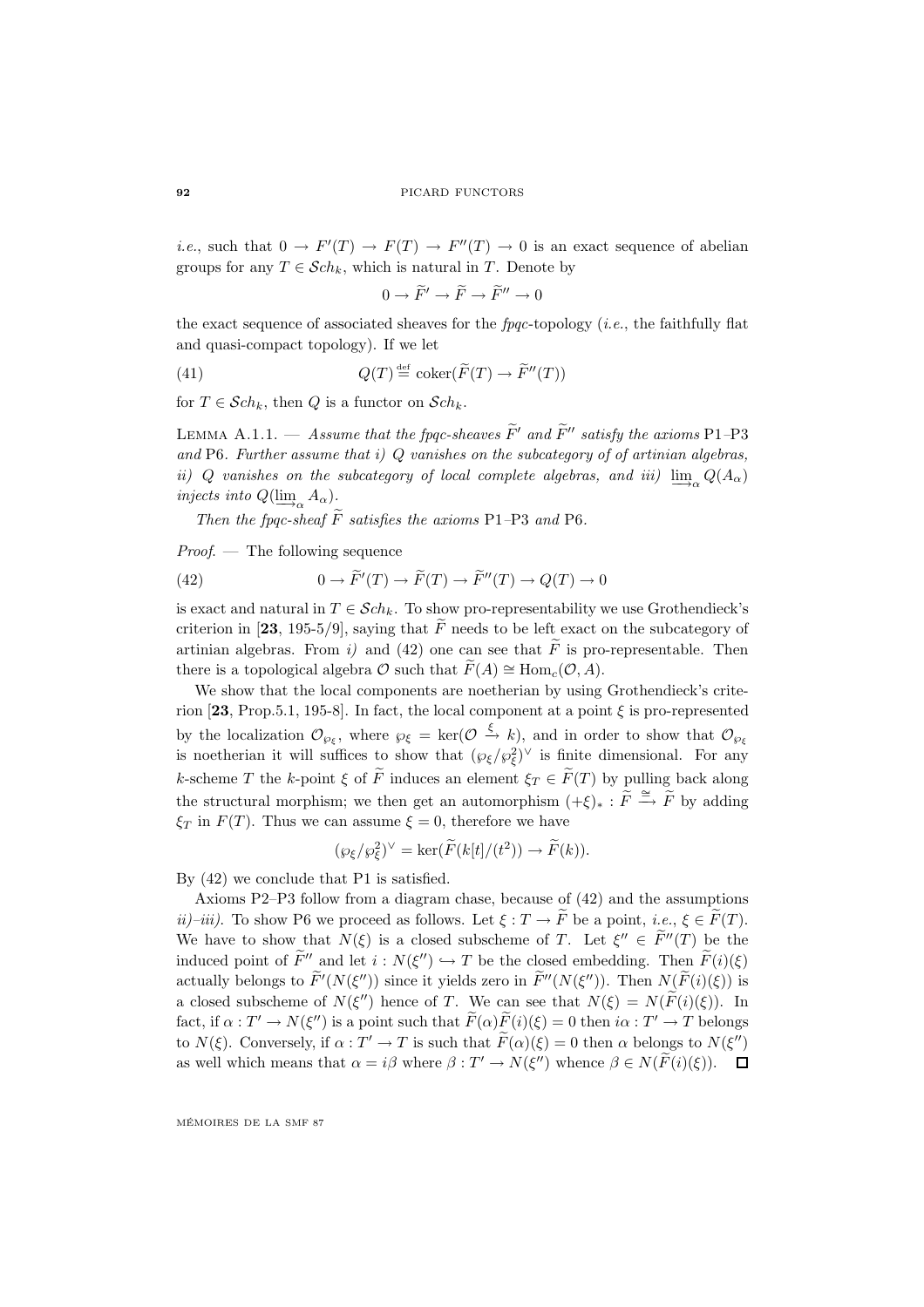*i.e.*, such that $0 \to F'(T) \to F(T) \to F''(T) \to 0$ is an exact sequence of abelian groups for any $T \in \mathcal{S}ch_k$, which is natural in $T$. Denote by

$$0 \to \widetilde{F}' \to \widetilde{F} \to \widetilde{F}'' \to 0$$

the exact sequence of associated sheaves for the *fpqc*-topology (*i.e.*, the faithfully flat and quasi-compact topology). If we let

$$Q(T) \stackrel{\text{def}}{=} \operatorname{coker}(\widetilde{F}(T) \to \widetilde{F}''(T)) \tag{41}$$

for $T \in \mathcal{S}ch_k$, then $Q$ is a functor on $\mathcal{S}ch_k$.

LEMMA A.1.1. — *Assume that the fpqc-sheaves $\widetilde{F}'$ and $\widetilde{F}''$ satisfy the axioms* P1–P3 *and* P6*. Further assume that i) $Q$ vanishes on the subcategory of of artinian algebras, ii) $Q$ vanishes on the subcategory of local complete algebras, and iii) $\varinjlim_\alpha Q(A_\alpha)$ injects into $Q(\varinjlim_\alpha A_\alpha)$.*

*Then the fpqc-sheaf $\widetilde{F}$ satisfies the axioms* P1–P3 *and* P6*.*

*Proof*. — The following sequence

$$0 \to \widetilde{F}'(T) \to \widetilde{F}(T) \to \widetilde{F}''(T) \to Q(T) \to 0 \tag{42}$$

is exact and natural in $T \in \mathcal{S}ch_k$. To show pro-representability we use Grothendieck's criterion in [**23**, 195-5/9], saying that $\widetilde{F}$ needs to be left exact on the subcategory of artinian algebras. From *i)* and (42) one can see that $\widetilde{F}$ is pro-representable. Then there is a topological algebra $\mathcal{O}$ such that $\widetilde{F}(A) \cong \operatorname{Hom}_c(\mathcal{O}, A)$.

We show that the local components are noetherian by using Grothendieck's criterion [**23**, Prop.5.1, 195-8]. In fact, the local component at a point $\xi$ is pro-represented by the localization $\mathcal{O}_{\wp_\xi}$, where $\wp_\xi = \ker(\mathcal{O} \xrightarrow{\xi} k)$, and in order to show that $\mathcal{O}_{\wp_\xi}$ is noetherian it will suffices to show that $(\wp_\xi/\wp_\xi^2)^\vee$ is finite dimensional. For any $k$-scheme $T$ the $k$-point $\xi$ of $\widetilde{F}$ induces an element $\xi_T \in \widetilde{F}(T)$ by pulling back along the structural morphism; we then get an automorphism $(+\xi)_* : \widetilde{F} \xrightarrow{\cong} \widetilde{F}$ by adding $\xi_T$ in $F(T)$. Thus we can assume $\xi = 0$, therefore we have

$$(\wp_\xi/\wp_\xi^2)^\vee = \ker(\widetilde{F}(k[t]/(t^2)) \to \widetilde{F}(k)).$$

By (42) we conclude that P1 is satisfied.

Axioms P2–P3 follow from a diagram chase, because of (42) and the assumptions *ii)–iii)*. To show P6 we proceed as follows. Let $\xi : T \to \widetilde{F}$ be a point, *i.e.*, $\xi \in \widetilde{F}(T)$. We have to show that $N(\xi)$ is a closed subscheme of $T$. Let $\xi'' \in \widetilde{F}''(T)$ be the induced point of $\widetilde{F}''$ and let $i : N(\xi'') \hookrightarrow T$ be the closed embedding. Then $\widetilde{F}(i)(\xi)$ actually belongs to $\widetilde{F}'(N(\xi''))$ since it yields zero in $\widetilde{F}''(N(\xi''))$. Then $N(\widetilde{F}(i)(\xi))$ is a closed subscheme of $N(\xi'')$ hence of $T$. We can see that $N(\xi) = N(\widetilde{F}(i)(\xi))$. In fact, if $\alpha : T' \to N(\xi'')$ is a point such that $\widetilde{F}(\alpha)\widetilde{F}(i)(\xi) = 0$ then $i\alpha : T' \to T$ belongs to $N(\xi)$. Conversely, if $\alpha : T' \to T$ is such that $\widetilde{F}(\alpha)(\xi) = 0$ then $\alpha$ belongs to $N(\xi'')$ as well which means that $\alpha = i\beta$ where $\beta : T' \to N(\xi'')$ whence $\beta \in N(\widetilde{F}(i)(\xi))$. $\square$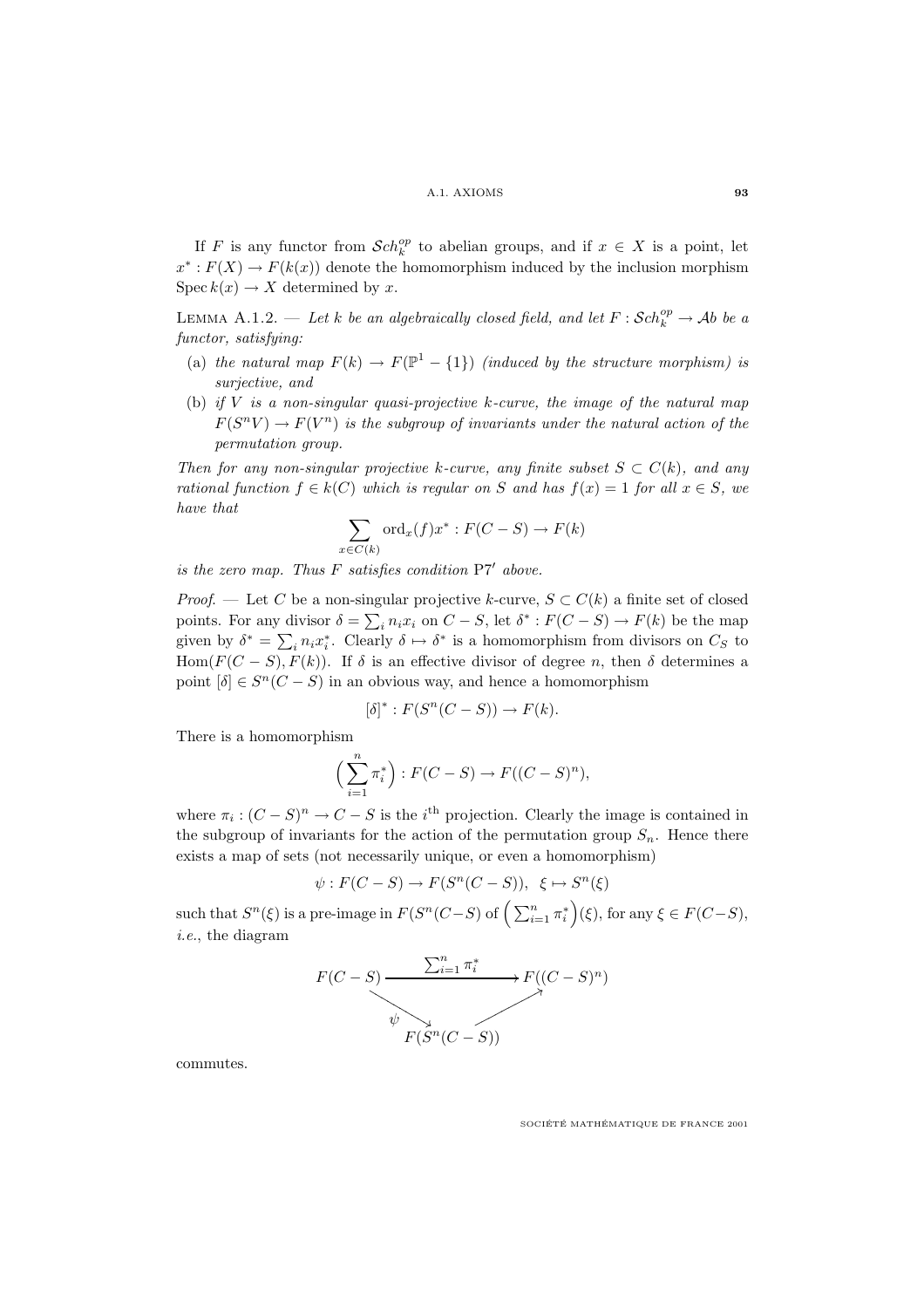If $F$ is any functor from $\mathcal{S}ch_k^{op}$ to abelian groups, and if $x \in X$ is a point, let $x^* : F(X) \to F(k(x))$ denote the homomorphism induced by the inclusion morphism $\operatorname{Spec} k(x) \to X$ determined by $x$.

LEMMA A.1.2. — *Let $k$ be an algebraically closed field, and let $F : \mathcal{S}ch_k^{op} \to \mathcal{A}b$ be a functor, satisfying:*

(a) *the natural map $F(k) \to F(\mathbb{P}^1 - \{1\})$ (induced by the structure morphism) is surjective, and*

(b) *if $V$ is a non-singular quasi-projective $k$-curve, the image of the natural map $F(S^n V) \to F(V^n)$ is the subgroup of invariants under the natural action of the permutation group.*

*Then for any non-singular projective $k$-curve, any finite subset $S \subset C(k)$, and any rational function $f \in k(C)$ which is regular on $S$ and has $f(x) = 1$ for all $x \in S$, we have that*

$$\sum_{x \in C(k)} \operatorname{ord}_x(f) x^* : F(C - S) \to F(k)$$

*is the zero map. Thus $F$ satisfies condition* P7$'$ *above.*

*Proof.* — Let $C$ be a non-singular projective $k$-curve, $S \subset C(k)$ a finite set of closed points. For any divisor $\delta = \sum_i n_i x_i$ on $C - S$, let $\delta^* : F(C - S) \to F(k)$ be the map given by $\delta^* = \sum_i n_i x_i^*$. Clearly $\delta \mapsto \delta^*$ is a homomorphism from divisors on $C_S$ to $\operatorname{Hom}(F(C - S), F(k))$. If $\delta$ is an effective divisor of degree $n$, then $\delta$ determines a point $[\delta] \in S^n(C - S)$ in an obvious way, and hence a homomorphism

$$[\delta]^* : F(S^n(C - S)) \to F(k).$$

There is a homomorphism

$$\Big(\sum_{i=1}^{n} \pi_i^*\Big) : F(C - S) \to F((C - S)^n),$$

where $\pi_i : (C - S)^n \to C - S$ is the $i^{\text{th}}$ projection. Clearly the image is contained in the subgroup of invariants for the action of the permutation group $S_n$. Hence there exists a map of sets (not necessarily unique, or even a homomorphism)

$$\psi : F(C - S) \to F(S^n(C - S)), \quad \xi \mapsto S^n(\xi)$$

such that $S^n(\xi)$ is a pre-image in $F(S^n(C-S)$ of $\Big(\sum_{i=1}^{n} \pi_i^*\Big)(\xi)$, for any $\xi \in F(C-S)$, *i.e.*, the diagram

$$\begin{array}{ccc} F(C - S) & \xrightarrow{\sum_{i=1}^{n} \pi_i^*} & F((C - S)^n) \\ & \searrow^{\psi} \quad \nearrow & \\ & F(S^n(C - S)) & \end{array}$$

commutes.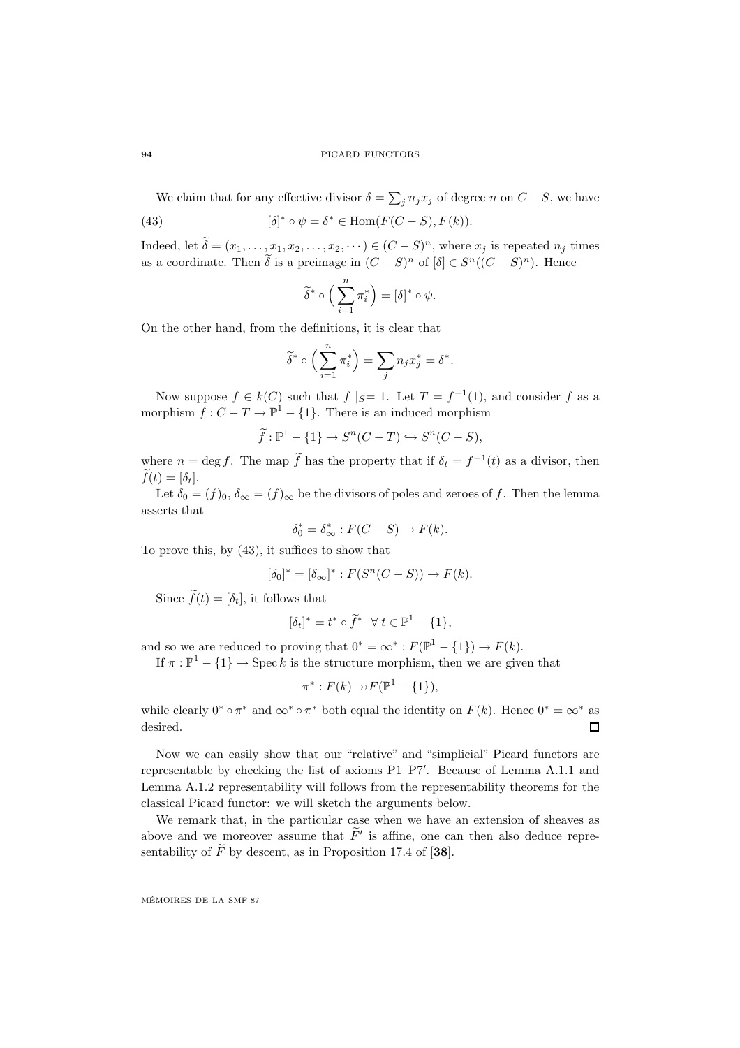We claim that for any effective divisor $\delta = \sum_j n_j x_j$ of degree $n$ on $C - S$, we have

$$[\delta]^* \circ \psi = \delta^* \in \operatorname{Hom}(F(C-S), F(k)). \tag{43}$$

Indeed, let $\widetilde{\delta} = (x_1, \ldots, x_1, x_2, \ldots, x_2, \cdots) \in (C-S)^n$, where $x_j$ is repeated $n_j$ times as a coordinate. Then $\widetilde{\delta}$ is a preimage in $(C-S)^n$ of $[\delta] \in S^n((C-S)^n)$. Hence

$$\widetilde{\delta}^* \circ \Big( \sum_{i=1}^n \pi_i^* \Big) = [\delta]^* \circ \psi.$$

On the other hand, from the definitions, it is clear that

$$\widetilde{\delta}^* \circ \Big( \sum_{i=1}^n \pi_i^* \Big) = \sum_j n_j x_j^* = \delta^*.$$

Now suppose $f \in k(C)$ such that $f\mid_S = 1$. Let $T = f^{-1}(1)$, and consider $f$ as a morphism $f : C - T \to \mathbb{P}^1 - \{1\}$. There is an induced morphism

$$\widetilde{f} : \mathbb{P}^1 - \{1\} \to S^n(C-T) \hookrightarrow S^n(C-S),$$

where $n = \deg f$. The map $\widetilde{f}$ has the property that if $\delta_t = f^{-1}(t)$ as a divisor, then $\widetilde{f}(t) = [\delta_t]$.

Let $\delta_0 = (f)_0$, $\delta_\infty = (f)_\infty$ be the divisors of poles and zeroes of $f$. Then the lemma asserts that

$$\delta_0^* = \delta_\infty^* : F(C-S) \to F(k).$$

To prove this, by (43), it suffices to show that

$$[\delta_0]^* = [\delta_\infty]^* : F(S^n(C-S)) \to F(k).$$

Since $\widetilde{f}(t) = [\delta_t]$, it follows that

$$[\delta_t]^* = t^* \circ \widetilde{f}^* \quad \forall\, t \in \mathbb{P}^1 - \{1\},$$

and so we are reduced to proving that $0^* = \infty^* : F(\mathbb{P}^1 - \{1\}) \to F(k)$.

If $\pi : \mathbb{P}^1 - \{1\} \to \operatorname{Spec} k$ is the structure morphism, then we are given that

$$\pi^* : F(k) \twoheadrightarrow F(\mathbb{P}^1 - \{1\}),$$

while clearly $0^* \circ \pi^*$ and $\infty^* \circ \pi^*$ both equal the identity on $F(k)$. Hence $0^* = \infty^*$ as desired. ∎

Now we can easily show that our "relative" and "simplicial" Picard functors are representable by checking the list of axioms P1–P7$'$. Because of Lemma A.1.1 and Lemma A.1.2 representability will follows from the representability theorems for the classical Picard functor: we will sketch the arguments below.

We remark that, in the particular case when we have an extension of sheaves as above and we moreover assume that $\widetilde{F}'$ is affine, one can then also deduce representability of $\widetilde{F}$ by descent, as in Proposition 17.4 of [**38**].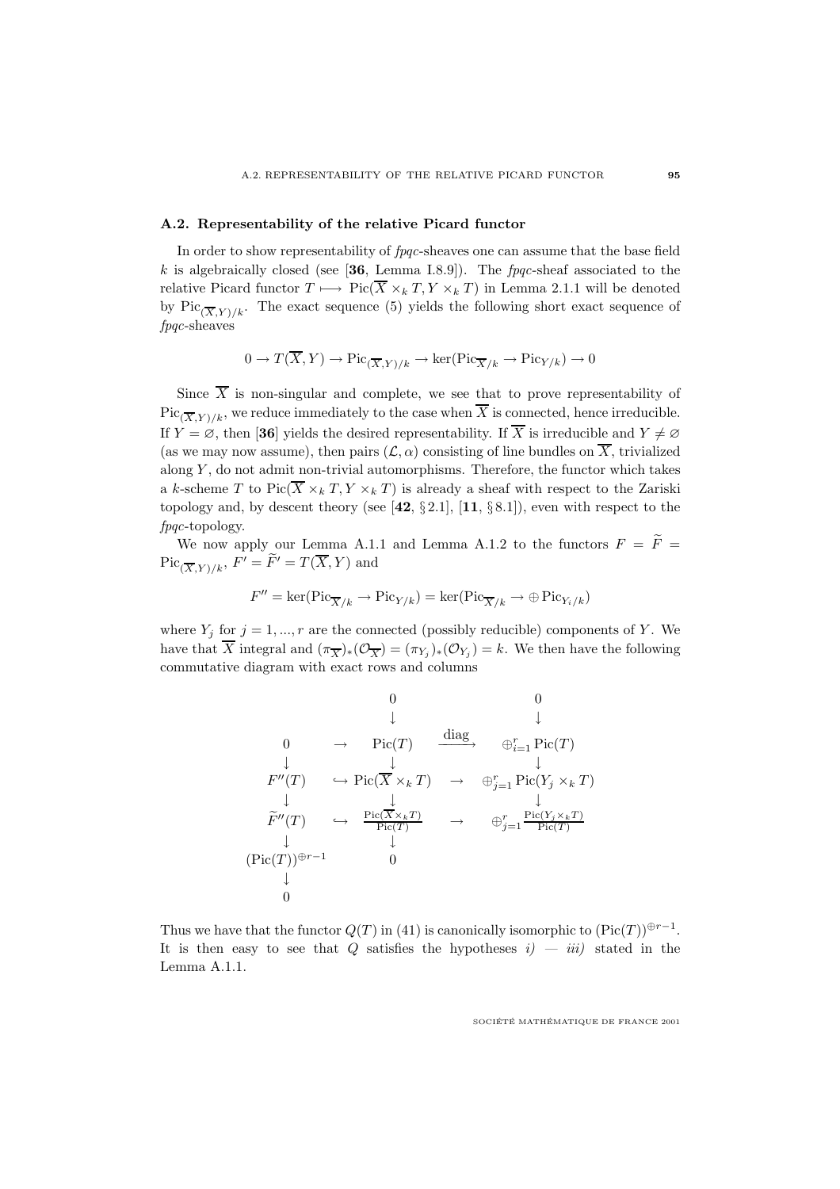### A.2. Representability of the relative Picard functor

In order to show representability of *fpqc*-sheaves one can assume that the base field $k$ is algebraically closed (see [**36**, Lemma I.8.9]). The *fpqc*-sheaf associated to the relative Picard functor $T \longmapsto \operatorname{Pic}(\overline{X} \times_k T, Y \times_k T)$ in Lemma 2.1.1 will be denoted by $\operatorname{Pic}_{(\overline{X},Y)/k}$. The exact sequence (5) yields the following short exact sequence of *fpqc*-sheaves

$$0 \to T(\overline{X}, Y) \to \operatorname{Pic}_{(\overline{X},Y)/k} \to \ker(\operatorname{Pic}_{\overline{X}/k} \to \operatorname{Pic}_{Y/k}) \to 0$$

Since $\overline{X}$ is non-singular and complete, we see that to prove representability of $\operatorname{Pic}_{(\overline{X},Y)/k}$, we reduce immediately to the case when $\overline{X}$ is connected, hence irreducible. If $Y = \varnothing$, then [**36**] yields the desired representability. If $\overline{X}$ is irreducible and $Y \neq \varnothing$ (as we may now assume), then pairs $(\mathcal{L}, \alpha)$ consisting of line bundles on $\overline{X}$, trivialized along $Y$, do not admit non-trivial automorphisms. Therefore, the functor which takes a $k$-scheme $T$ to $\operatorname{Pic}(\overline{X} \times_k T, Y \times_k T)$ is already a sheaf with respect to the Zariski topology and, by descent theory (see [**42**, § 2.1], [**11**, § 8.1]), even with respect to the *fpqc*-topology.

We now apply our Lemma A.1.1 and Lemma A.1.2 to the functors $F = \widetilde{F} = \operatorname{Pic}_{(\overline{X},Y)/k}$, $F' = \widetilde{F}' = T(\overline{X}, Y)$ and

$$F'' = \ker(\operatorname{Pic}_{\overline{X}/k} \to \operatorname{Pic}_{Y/k}) = \ker(\operatorname{Pic}_{\overline{X}/k} \to \oplus \operatorname{Pic}_{Y_i/k})$$

where $Y_j$ for $j = 1, ..., r$ are the connected (possibly reducible) components of $Y$. We have that $\overline{X}$ integral and $(\pi_{\overline{X}})_*(\mathcal{O}_{\overline{X}}) = (\pi_{Y_j})_*(\mathcal{O}_{Y_j}) = k$. We then have the following commutative diagram with exact rows and columns

$$\begin{array}{ccccc}
 & & 0 & & 0 \\
 & & \downarrow & & \downarrow \\
0 & \to & \operatorname{Pic}(T) & \xrightarrow{\text{diag}} & \oplus_{i=1}^r \operatorname{Pic}(T) \\
\downarrow & & \downarrow & & \downarrow \\
F''(T) & \hookrightarrow & \operatorname{Pic}(\overline{X} \times_k T) & \to & \oplus_{j=1}^r \operatorname{Pic}(Y_j \times_k T) \\
\downarrow & & \downarrow & & \downarrow \\
\widetilde{F}''(T) & \hookrightarrow & \frac{\operatorname{Pic}(\overline{X} \times_k T)}{\operatorname{Pic}(T)} & \to & \oplus_{j=1}^r \frac{\operatorname{Pic}(Y_j \times_k T)}{\operatorname{Pic}(T)} \\
\downarrow & & \downarrow & & \\
(\operatorname{Pic}(T))^{\oplus r-1} & & 0 & & \\
\downarrow & & & & \\
0 & & & &
\end{array}$$

Thus we have that the functor $Q(T)$ in (41) is canonically isomorphic to $(\operatorname{Pic}(T))^{\oplus r-1}$. It is then easy to see that $Q$ satisfies the hypotheses *i) — iii)* stated in the Lemma A.1.1.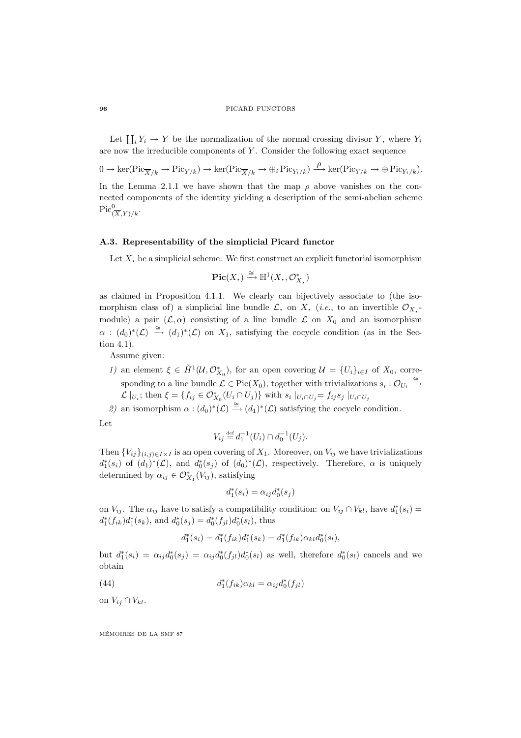Let $\coprod_i Y_i \to Y$ be the normalization of the normal crossing divisor $Y$, where $Y_i$ are now the irreducible components of $Y$. Consider the following exact sequence

$$0 \to \ker(\mathrm{Pic}_{\overline{X}/k} \to \mathrm{Pic}_{Y/k}) \to \ker(\mathrm{Pic}_{\overline{X}/k} \to \oplus_i \mathrm{Pic}_{Y_i/k}) \xrightarrow{\rho} \ker(\mathrm{Pic}_{Y/k} \to \oplus \mathrm{Pic}_{Y_i/k}).$$

In the Lemma 2.1.1 we have shown that the map $\rho$ above vanishes on the connected components of the identity yielding a description of the semi-abelian scheme $\mathrm{Pic}^0_{(\overline{X},Y)/k}$.

### A.3. Representability of the simplicial Picard functor

Let $X_{\bullet}$ be a simplicial scheme. We first construct an explicit functorial isomorphism

$$\mathbf{Pic}(X_{\bullet}) \xrightarrow{\cong} \mathbb{H}^1(X_{\bullet}, \mathcal{O}^*_{X_{\bullet}})$$

as claimed in Proposition 4.1.1. We clearly can bijectively associate to (the isomorphism class of) a simplicial line bundle $\mathcal{L}_{\bullet}$ on $X_{\bullet}$ (*i.e.*, to an invertible $\mathcal{O}_{X_{\bullet}}$-module) a pair $(\mathcal{L}, \alpha)$ consisting of a line bundle $\mathcal{L}$ on $X_0$ and an isomorphism $\alpha : (d_0)^*(\mathcal{L}) \xrightarrow{\cong} (d_1)^*(\mathcal{L})$ on $X_1$, satisfying the cocycle condition (as in the Section 4.1).

Assume given:

*1)* an element $\xi \in \check{H}^1(\mathcal{U}, \mathcal{O}^*_{X_0})$, for an open covering $\mathcal{U} = \{U_i\}_{i\in I}$ of $X_0$, corresponding to a line bundle $\mathcal{L} \in \mathrm{Pic}(X_0)$, together with trivializations $s_i : \mathcal{O}_{U_i} \xrightarrow{\cong} \mathcal{L}\mid_{U_i}$; then $\xi = \{f_{ij} \in \mathcal{O}^*_{X_0}(U_i \cap U_j)\}$ with $s_i \mid_{U_i\cap U_j} = f_{ij} s_j \mid_{U_i \cap U_j}$

*2)* an isomorphism $\alpha : (d_0)^*(\mathcal{L}) \xrightarrow{\cong} (d_1)^*(\mathcal{L})$ satisfying the cocycle condition.

Let

$$V_{ij} \overset{\text{def}}{=} d_1^{-1}(U_i) \cap d_0^{-1}(U_j).$$

Then $\{V_{ij}\}_{(i,j)\in I\times I}$ is an open covering of $X_1$. Moreover, on $V_{ij}$ we have trivializations $d_1^*(s_i)$ of $(d_1)^*(\mathcal{L})$, and $d_0^*(s_j)$ of $(d_0)^*(\mathcal{L})$, respectively. Therefore, $\alpha$ is uniquely determined by $\alpha_{ij} \in \mathcal{O}^*_{X_1}(V_{ij})$, satisfying

$$d_1^*(s_i) = \alpha_{ij} d_0^*(s_j)$$

on $V_{ij}$. The $\alpha_{ij}$ have to satisfy a compatibility condition: on $V_{ij} \cap V_{kl}$, have $d_1^*(s_i) = d_1^*(f_{ik}) d_1^*(s_k)$, and $d_0^*(s_j) = d_0^*(f_{jl}) d_0^*(s_l)$, thus

$$d_1^*(s_i) = d_1^*(f_{ik}) d_1^*(s_k) = d_1^*(f_{ik}) \alpha_{kl} d_0^*(s_l),$$

but $d_1^*(s_i) = \alpha_{ij} d_0^*(s_j) = \alpha_{ij} d_0^*(f_{jl}) d_0^*(s_l)$ as well, therefore $d_0^*(s_l)$ cancels and we obtain

$$d_1^*(f_{ik}) \alpha_{kl} = \alpha_{ij} d_0^*(f_{jl}) \tag{44}$$

on $V_{ij} \cap V_{kl}$.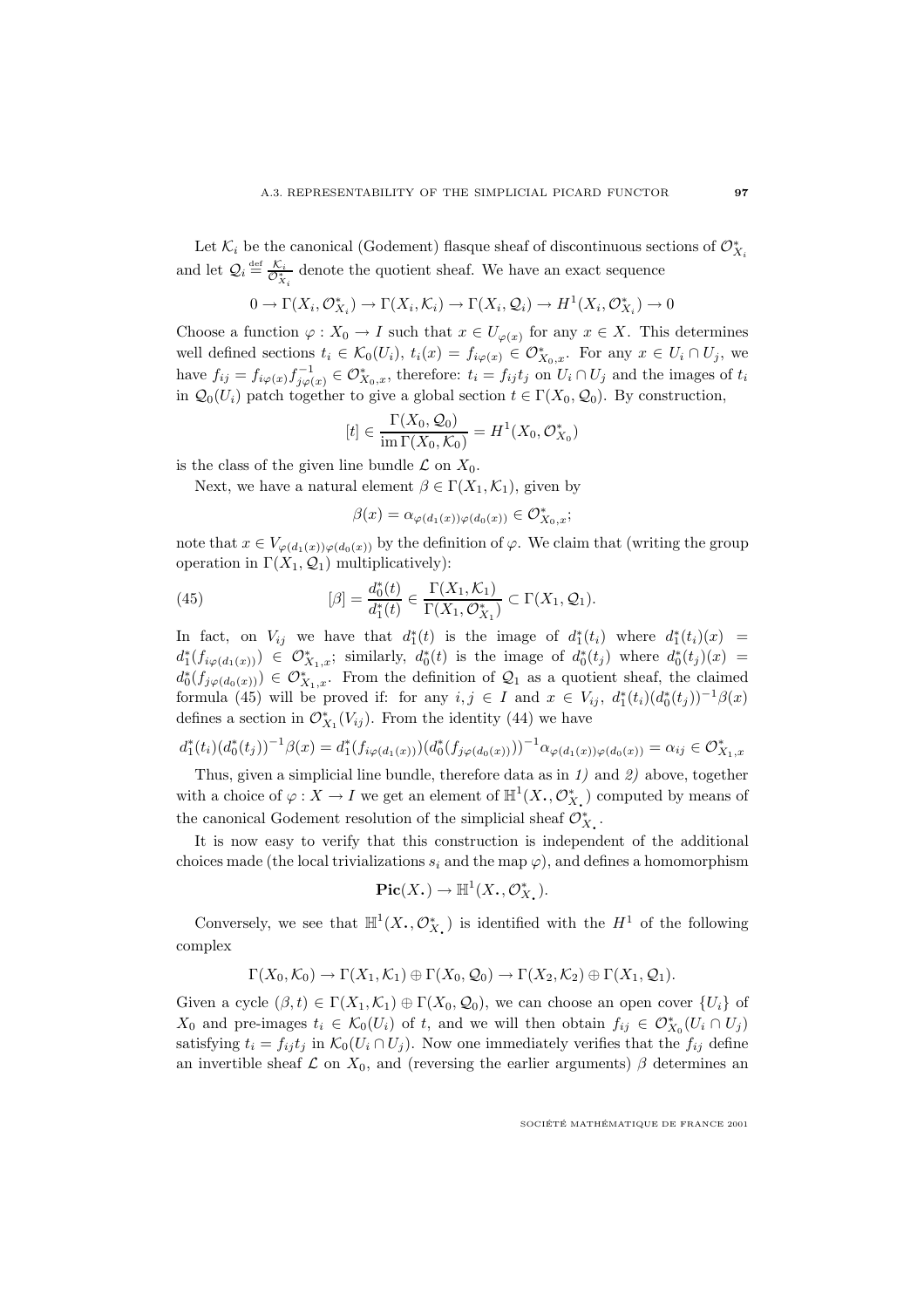Let $\mathcal{K}_i$ be the canonical (Godement) flasque sheaf of discontinuous sections of $\mathcal{O}^*_{X_i}$ and let $\mathcal{Q}_i \stackrel{\text{def}}{=} \frac{\mathcal{K}_i}{\mathcal{O}^*_{X_i}}$ denote the quotient sheaf. We have an exact sequence

$$0 \to \Gamma(X_i, \mathcal{O}^*_{X_i}) \to \Gamma(X_i, \mathcal{K}_i) \to \Gamma(X_i, \mathcal{Q}_i) \to H^1(X_i, \mathcal{O}^*_{X_i}) \to 0$$

Choose a function $\varphi : X_0 \to I$ such that $x \in U_{\varphi(x)}$ for any $x \in X$. This determines well defined sections $t_i \in \mathcal{K}_0(U_i)$, $t_i(x) = f_{i\varphi(x)} \in \mathcal{O}^*_{X_0,x}$. For any $x \in U_i \cap U_j$, we have $f_{ij} = f_{i\varphi(x)} f^{-1}_{j\varphi(x)} \in \mathcal{O}^*_{X_0,x}$, therefore: $t_i = f_{ij} t_j$ on $U_i \cap U_j$ and the images of $t_i$ in $\mathcal{Q}_0(U_i)$ patch together to give a global section $t \in \Gamma(X_0, \mathcal{Q}_0)$. By construction,

$$[t] \in \frac{\Gamma(X_0, \mathcal{Q}_0)}{\operatorname{im} \Gamma(X_0, \mathcal{K}_0)} = H^1(X_0, \mathcal{O}^*_{X_0})$$

is the class of the given line bundle $\mathcal{L}$ on $X_0$.

Next, we have a natural element $\beta \in \Gamma(X_1, \mathcal{K}_1)$, given by

$$\beta(x) = \alpha_{\varphi(d_1(x))\varphi(d_0(x))} \in \mathcal{O}^*_{X_0,x};$$

note that $x \in V_{\varphi(d_1(x))\varphi(d_0(x))}$ by the definition of $\varphi$. We claim that (writing the group operation in $\Gamma(X_1, \mathcal{Q}_1)$ multiplicatively):

$$[\beta] = \frac{d_0^*(t)}{d_1^*(t)} \in \frac{\Gamma(X_1, \mathcal{K}_1)}{\Gamma(X_1, \mathcal{O}^*_{X_1})} \subset \Gamma(X_1, \mathcal{Q}_1). \tag{45}$$

In fact, on $V_{ij}$ we have that $d_1^*(t)$ is the image of $d_1^*(t_i)$ where $d_1^*(t_i)(x) = d_1^*(f_{i\varphi(d_1(x))}) \in \mathcal{O}^*_{X_1,x}$; similarly, $d_0^*(t)$ is the image of $d_0^*(t_j)$ where $d_0^*(t_j)(x) = d_0^*(f_{j\varphi(d_0(x))}) \in \mathcal{O}^*_{X_1,x}$. From the definition of $\mathcal{Q}_1$ as a quotient sheaf, the claimed formula (45) will be proved if: for any $i, j \in I$ and $x \in V_{ij}$, $d_1^*(t_i)(d_0^*(t_j))^{-1}\beta(x)$ defines a section in $\mathcal{O}^*_{X_1}(V_{ij})$. From the identity (44) we have

$$d_1^*(t_i)(d_0^*(t_j))^{-1}\beta(x) = d_1^*(f_{i\varphi(d_1(x))})(d_0^*(f_{j\varphi(d_0(x))}))^{-1}\alpha_{\varphi(d_1(x))\varphi(d_0(x))} = \alpha_{ij} \in \mathcal{O}^*_{X_1,x}$$

Thus, given a simplicial line bundle, therefore data as in *1)* and *2)* above, together with a choice of $\varphi : X \to I$ we get an element of $\mathbb{H}^1(X_\bullet, \mathcal{O}^*_{X_\bullet})$ computed by means of the canonical Godement resolution of the simplicial sheaf $\mathcal{O}^*_{X_\bullet}$.

It is now easy to verify that this construction is independent of the additional choices made (the local trivializations $s_i$ and the map $\varphi$), and defines a homomorphism

$$\mathbf{Pic}(X_\bullet) \to \mathbb{H}^1(X_\bullet, \mathcal{O}^*_{X_\bullet}).$$

Conversely, we see that $\mathbb{H}^1(X_\bullet, \mathcal{O}^*_{X_\bullet})$ is identified with the $H^1$ of the following complex

$$\Gamma(X_0, \mathcal{K}_0) \to \Gamma(X_1, \mathcal{K}_1) \oplus \Gamma(X_0, \mathcal{Q}_0) \to \Gamma(X_2, \mathcal{K}_2) \oplus \Gamma(X_1, \mathcal{Q}_1).$$

Given a cycle $(\beta, t) \in \Gamma(X_1, \mathcal{K}_1) \oplus \Gamma(X_0, \mathcal{Q}_0)$, we can choose an open cover $\{U_i\}$ of $X_0$ and pre-images $t_i \in \mathcal{K}_0(U_i)$ of $t$, and we will then obtain $f_{ij} \in \mathcal{O}^*_{X_0}(U_i \cap U_j)$ satisfying $t_i = f_{ij} t_j$ in $\mathcal{K}_0(U_i \cap U_j)$. Now one immediately verifies that the $f_{ij}$ define an invertible sheaf $\mathcal{L}$ on $X_0$, and (reversing the earlier arguments) $\beta$ determines an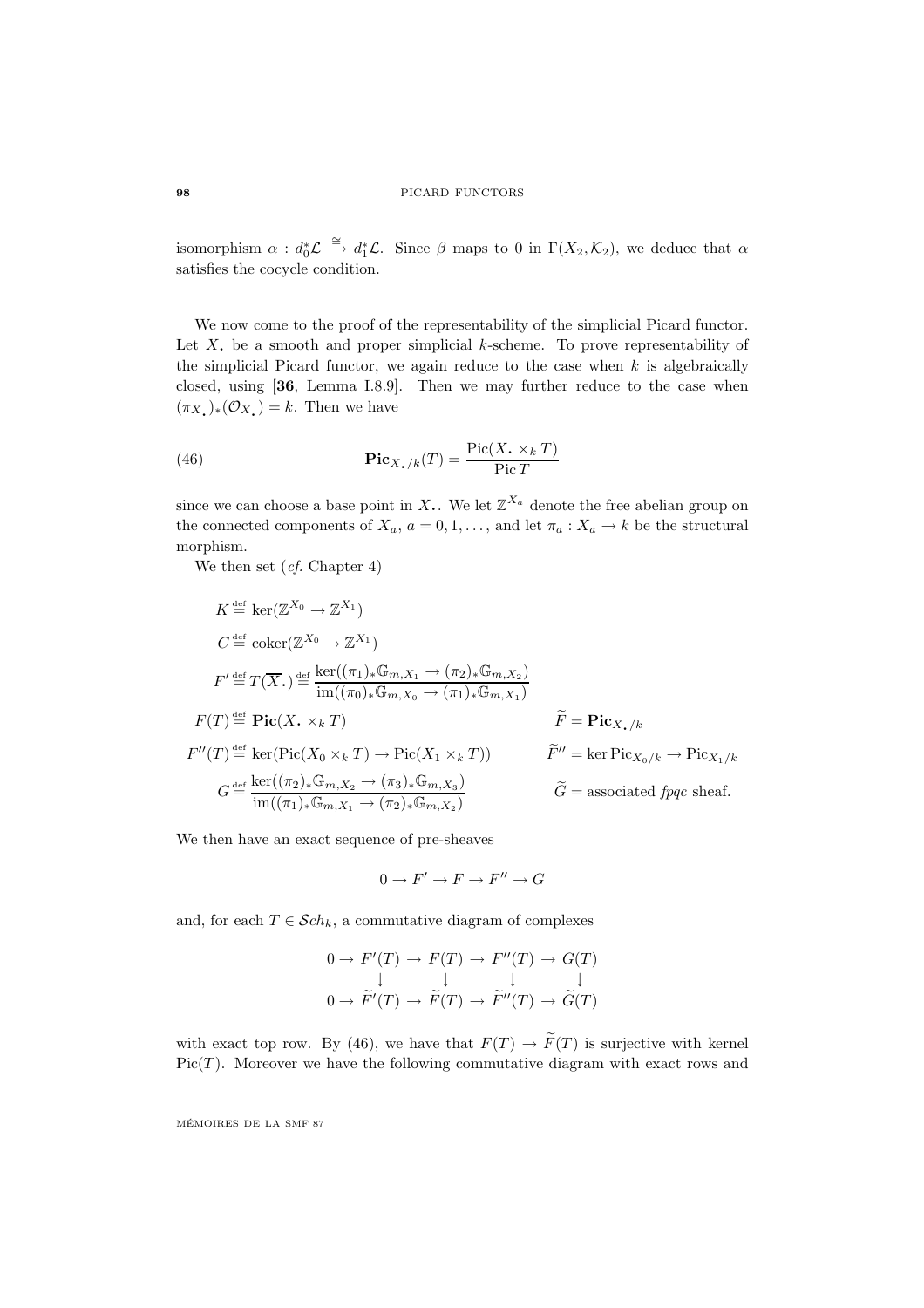isomorphism $\alpha : d_0^*\mathcal{L} \xrightarrow{\cong} d_1^*\mathcal{L}$. Since $\beta$ maps to 0 in $\Gamma(X_2, \mathcal{K}_2)$, we deduce that $\alpha$ satisfies the cocycle condition.

We now come to the proof of the representability of the simplicial Picard functor. Let $X_\bullet$ be a smooth and proper simplicial $k$-scheme. To prove representability of the simplicial Picard functor, we again reduce to the case when $k$ is algebraically closed, using [**36**, Lemma I.8.9]. Then we may further reduce to the case when $(\pi_{X_\bullet})_*(\mathcal{O}_{X_\bullet}) = k$. Then we have

$$\mathbf{Pic}_{X_\bullet/k}(T) = \frac{\operatorname{Pic}(X_\bullet \times_k T)}{\operatorname{Pic} T} \tag{46}$$

since we can choose a base point in $X_\bullet$. We let $\mathbb{Z}^{X_a}$ denote the free abelian group on the connected components of $X_a$, $a = 0, 1, \ldots$, and let $\pi_a : X_a \to k$ be the structural morphism.

We then set (*cf.* Chapter 4)

$$K \stackrel{\text{def}}{=} \ker(\mathbb{Z}^{X_0} \to \mathbb{Z}^{X_1})$$

$$C \stackrel{\text{def}}{=} \operatorname{coker}(\mathbb{Z}^{X_0} \to \mathbb{Z}^{X_1})$$

$$F' \stackrel{\text{def}}{=} T(\overline{X}_\bullet) \stackrel{\text{def}}{=} \frac{\ker((\pi_1)_*\mathbb{G}_{m,X_1} \to (\pi_2)_*\mathbb{G}_{m,X_2})}{\operatorname{im}((\pi_0)_*\mathbb{G}_{m,X_0} \to (\pi_1)_*\mathbb{G}_{m,X_1})}$$

$$F(T) \stackrel{\text{def}}{=} \mathbf{Pic}(X_\bullet \times_k T) \qquad \widetilde{F} = \mathbf{Pic}_{X_\bullet/k}$$

$$F''(T) \stackrel{\text{def}}{=} \ker(\operatorname{Pic}(X_0 \times_k T) \to \operatorname{Pic}(X_1 \times_k T)) \qquad \widetilde{F}'' = \ker \operatorname{Pic}_{X_0/k} \to \operatorname{Pic}_{X_1/k}$$

$$G \stackrel{\text{def}}{=} \frac{\ker((\pi_2)_*\mathbb{G}_{m,X_2} \to (\pi_3)_*\mathbb{G}_{m,X_3})}{\operatorname{im}((\pi_1)_*\mathbb{G}_{m,X_1} \to (\pi_2)_*\mathbb{G}_{m,X_2})} \qquad \widetilde{G} = \text{associated } fpqc \text{ sheaf.}$$

We then have an exact sequence of pre-sheaves

$$0 \to F' \to F \to F'' \to G$$

and, for each $T \in \mathcal{S}ch_k$, a commutative diagram of complexes

$$\begin{array}{ccccccc} 0 \to & F'(T) & \to & F(T) & \to & F''(T) & \to & G(T) \\ & \downarrow & & \downarrow & & \downarrow & & \downarrow \\ 0 \to & \widetilde{F}'(T) & \to & \widetilde{F}(T) & \to & \widetilde{F}''(T) & \to & \widetilde{G}(T) \end{array}$$

with exact top row. By (46), we have that $F(T) \to \widetilde{F}(T)$ is surjective with kernel $\operatorname{Pic}(T)$. Moreover we have the following commutative diagram with exact rows and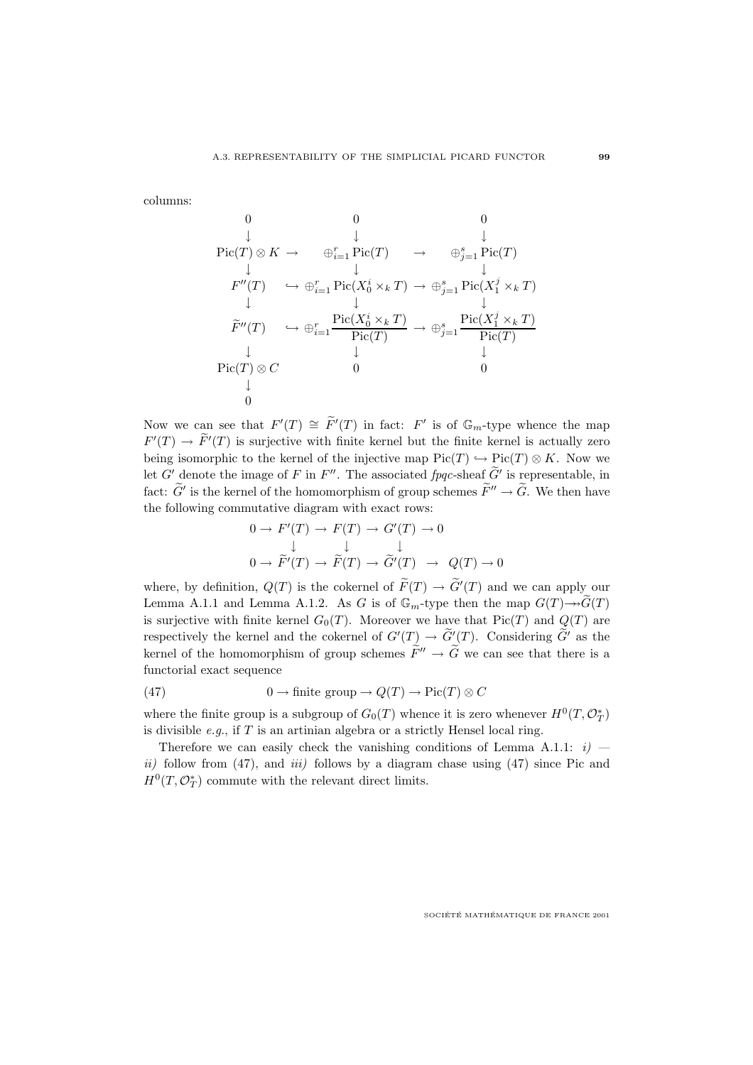columns:

$$
\begin{array}{ccccc}
0 & & 0 & & 0 \\
\downarrow & & \downarrow & & \downarrow \\
\mathrm{Pic}(T)\otimes K & \to & \oplus_{i=1}^{r}\mathrm{Pic}(T) & \to & \oplus_{j=1}^{s}\mathrm{Pic}(T) \\
\downarrow & & \downarrow & & \downarrow \\
F''(T) & \hookrightarrow & \oplus_{i=1}^{r}\mathrm{Pic}(X_0^i\times_k T) & \to & \oplus_{j=1}^{s}\mathrm{Pic}(X_1^j\times_k T) \\
\downarrow & & \downarrow & & \downarrow \\
\widetilde{F}''(T) & \hookrightarrow & \oplus_{i=1}^{r}\dfrac{\mathrm{Pic}(X_0^i\times_k T)}{\mathrm{Pic}(T)} & \to & \oplus_{j=1}^{s}\dfrac{\mathrm{Pic}(X_1^j\times_k T)}{\mathrm{Pic}(T)} \\
\downarrow & & \downarrow & & \downarrow \\
\mathrm{Pic}(T)\otimes C & & 0 & & 0 \\
\downarrow & & & & \\
0 & & & &
\end{array}
$$

Now we can see that $F'(T) \cong \widetilde{F}'(T)$ in fact: $F'$ is of $\mathbb{G}_m$-type whence the map $F'(T) \to \widetilde{F}'(T)$ is surjective with finite kernel but the finite kernel is actually zero being isomorphic to the kernel of the injective map $\mathrm{Pic}(T) \hookrightarrow \mathrm{Pic}(T)\otimes K$. Now we let $G'$ denote the image of $F$ in $F''$. The associated *fpqc*-sheaf $\widetilde{G}'$ is representable, in fact: $\widetilde{G}'$ is the kernel of the homomorphism of group schemes $\widetilde{F}'' \to \widetilde{G}$. We then have the following commutative diagram with exact rows:

$$
\begin{array}{ccccccccc}
0 \to & F'(T) & \to & F(T) & \to & G'(T) & \to 0 & & \\
 & \downarrow & & \downarrow & & \downarrow & & & \\
0 \to & \widetilde{F}'(T) & \to & \widetilde{F}(T) & \to & \widetilde{G}'(T) & \to & Q(T) & \to 0
\end{array}
$$

where, by definition, $Q(T)$ is the cokernel of $\widetilde{F}(T) \to \widetilde{G}'(T)$ and we can apply our Lemma A.1.1 and Lemma A.1.2. As $G$ is of $\mathbb{G}_m$-type then the map $G(T) \twoheadrightarrow \widetilde{G}(T)$ is surjective with finite kernel $G_0(T)$. Moreover we have that $\mathrm{Pic}(T)$ and $Q(T)$ are respectively the kernel and the cokernel of $G'(T) \to \widetilde{G}'(T)$. Considering $\widetilde{G}'$ as the kernel of the homomorphism of group schemes $\widetilde{F}'' \to \widetilde{G}$ we can see that there is a functorial exact sequence

$$
0 \to \text{finite group} \to Q(T) \to \mathrm{Pic}(T)\otimes C \tag{47}
$$

where the finite group is a subgroup of $G_0(T)$ whence it is zero whenever $H^0(T, \mathcal{O}_T^*)$ is divisible *e.g.*, if $T$ is an artinian algebra or a strictly Hensel local ring.

Therefore we can easily check the vanishing conditions of Lemma A.1.1: *i)* — *ii)* follow from (47), and *iii)* follows by a diagram chase using (47) since Pic and $H^0(T, \mathcal{O}_T^*)$ commute with the relevant direct limits.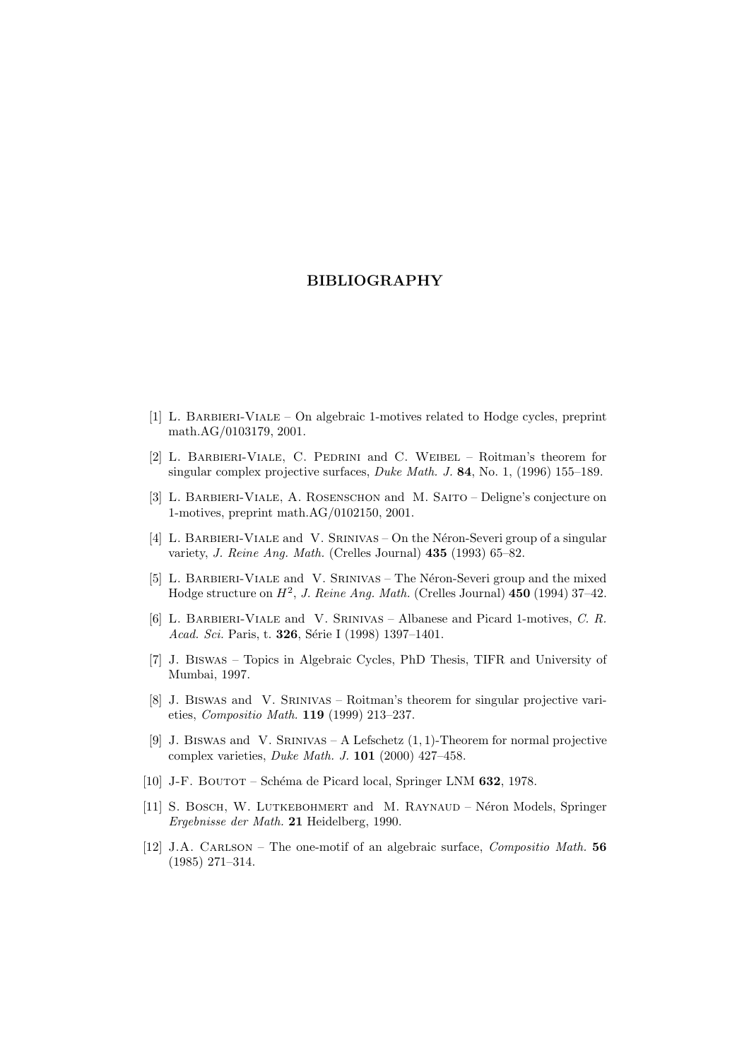# BIBLIOGRAPHY

[1] L. Barbieri-Viale – On algebraic 1-motives related to Hodge cycles, preprint math.AG/0103179, 2001.

[2] L. Barbieri-Viale, C. Pedrini and C. Weibel – Roitman's theorem for singular complex projective surfaces, *Duke Math. J.* **84**, No. 1, (1996) 155–189.

[3] L. Barbieri-Viale, A. Rosenschon and M. Saito – Deligne's conjecture on 1-motives, preprint math.AG/0102150, 2001.

[4] L. Barbieri-Viale and V. Srinivas – On the Néron-Severi group of a singular variety, *J. Reine Ang. Math.* (Crelles Journal) **435** (1993) 65–82.

[5] L. Barbieri-Viale and V. Srinivas – The Néron-Severi group and the mixed Hodge structure on $H^2$, *J. Reine Ang. Math.* (Crelles Journal) **450** (1994) 37–42.

[6] L. Barbieri-Viale and V. Srinivas – Albanese and Picard 1-motives, *C. R. Acad. Sci.* Paris, t. **326**, Série I (1998) 1397–1401.

[7] J. Biswas – Topics in Algebraic Cycles, PhD Thesis, TIFR and University of Mumbai, 1997.

[8] J. Biswas and V. Srinivas – Roitman's theorem for singular projective varieties, *Compositio Math.* **119** (1999) 213–237.

[9] J. Biswas and V. Srinivas – A Lefschetz $(1,1)$-Theorem for normal projective complex varieties, *Duke Math. J.* **101** (2000) 427–458.

[10] J-F. Boutot – Schéma de Picard local, Springer LNM **632**, 1978.

[11] S. Bosch, W. Lutkebohmert and M. Raynaud – Néron Models, Springer *Ergebnisse der Math.* **21** Heidelberg, 1990.

[12] J.A. Carlson – The one-motif of an algebraic surface, *Compositio Math.* **56** (1985) 271–314.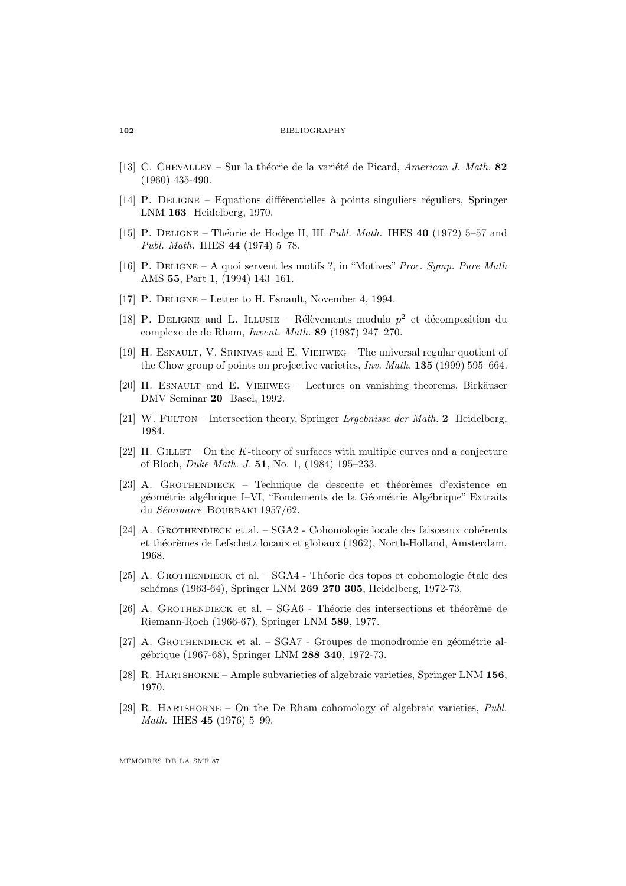[13] C. Chevalley – Sur la théorie de la variété de Picard, *American J. Math.* **82** (1960) 435-490.

[14] P. Deligne – Equations différentielles à points singuliers réguliers, Springer LNM **163** Heidelberg, 1970.

[15] P. Deligne – Théorie de Hodge II, III *Publ. Math.* IHES **40** (1972) 5–57 and *Publ. Math.* IHES **44** (1974) 5–78.

[16] P. Deligne – A quoi servent les motifs ?, in "Motives" *Proc. Symp. Pure Math* AMS **55**, Part 1, (1994) 143–161.

[17] P. Deligne – Letter to H. Esnault, November 4, 1994.

[18] P. Deligne and L. Illusie – Rélèvements modulo $p^2$ et décomposition du complexe de de Rham, *Invent. Math.* **89** (1987) 247–270.

[19] H. Esnault, V. Srinivas and E. Viehweg – The universal regular quotient of the Chow group of points on projective varieties, *Inv. Math.* **135** (1999) 595–664.

[20] H. Esnault and E. Viehweg – Lectures on vanishing theorems, Birkäuser DMV Seminar **20** Basel, 1992.

[21] W. Fulton – Intersection theory, Springer *Ergebnisse der Math.* **2** Heidelberg, 1984.

[22] H. Gillet – On the $K$-theory of surfaces with multiple curves and a conjecture of Bloch, *Duke Math. J.* **51**, No. 1, (1984) 195–233.

[23] A. Grothendieck – Technique de descente et théorèmes d'existence en géométrie algébrique I–VI, "Fondements de la Géométrie Algébrique" Extraits du *Séminaire* Bourbaki 1957/62.

[24] A. Grothendieck et al. – SGA2 - Cohomologie locale des faisceaux cohérents et théorèmes de Lefschetz locaux et globaux (1962), North-Holland, Amsterdam, 1968.

[25] A. Grothendieck et al. – SGA4 - Théorie des topos et cohomologie étale des schémas (1963-64), Springer LNM **269 270 305**, Heidelberg, 1972-73.

[26] A. Grothendieck et al. – SGA6 - Théorie des intersections et théorème de Riemann-Roch (1966-67), Springer LNM **589**, 1977.

[27] A. Grothendieck et al. – SGA7 - Groupes de monodromie en géométrie algébrique (1967-68), Springer LNM **288 340**, 1972-73.

[28] R. Hartshorne – Ample subvarieties of algebraic varieties, Springer LNM **156**, 1970.

[29] R. Hartshorne – On the De Rham cohomology of algebraic varieties, *Publ. Math.* IHES **45** (1976) 5–99.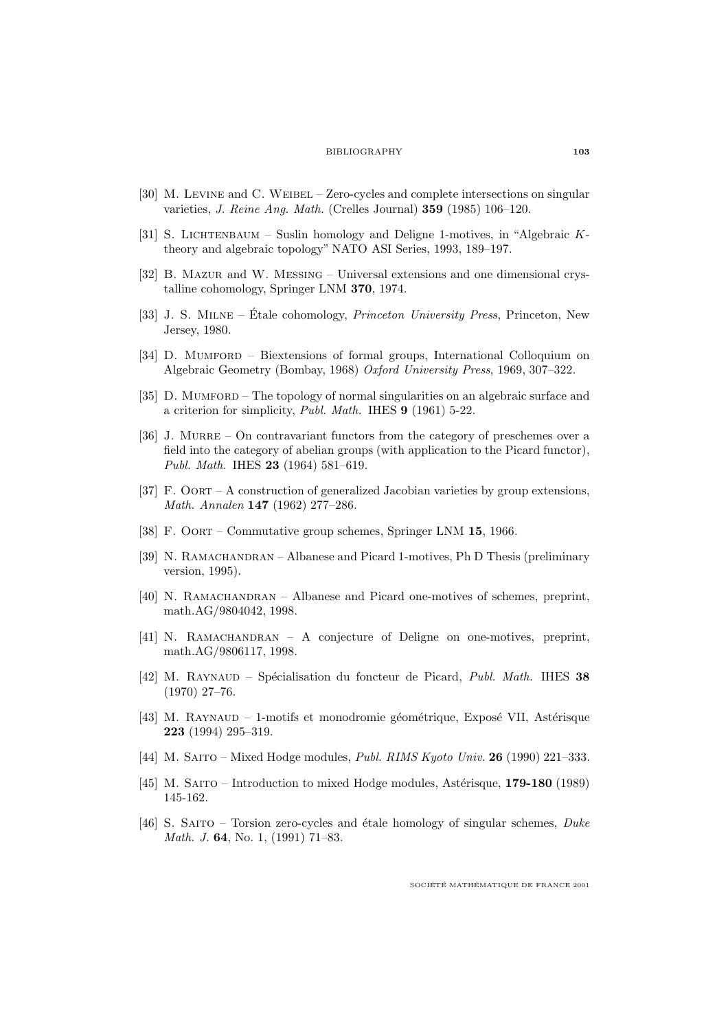[30] M. Levine and C. Weibel – Zero-cycles and complete intersections on singular varieties, *J. Reine Ang. Math.* (Crelles Journal) **359** (1985) 106–120.

[31] S. Lichtenbaum – Suslin homology and Deligne 1-motives, in "Algebraic $K$-theory and algebraic topology" NATO ASI Series, 1993, 189–197.

[32] B. Mazur and W. Messing – Universal extensions and one dimensional crystalline cohomology, Springer LNM **370**, 1974.

[33] J. S. Milne – Étale cohomology, *Princeton University Press*, Princeton, New Jersey, 1980.

[34] D. Mumford – Biextensions of formal groups, International Colloquium on Algebraic Geometry (Bombay, 1968) *Oxford University Press*, 1969, 307–322.

[35] D. Mumford – The topology of normal singularities on an algebraic surface and a criterion for simplicity, *Publ. Math.* IHES **9** (1961) 5-22.

[36] J. Murre – On contravariant functors from the category of preschemes over a field into the category of abelian groups (with application to the Picard functor), *Publ. Math.* IHES **23** (1964) 581–619.

[37] F. Oort – A construction of generalized Jacobian varieties by group extensions, *Math. Annalen* **147** (1962) 277–286.

[38] F. Oort – Commutative group schemes, Springer LNM **15**, 1966.

[39] N. Ramachandran – Albanese and Picard 1-motives, Ph D Thesis (preliminary version, 1995).

[40] N. Ramachandran – Albanese and Picard one-motives of schemes, preprint, math.AG/9804042, 1998.

[41] N. Ramachandran – A conjecture of Deligne on one-motives, preprint, math.AG/9806117, 1998.

[42] M. Raynaud – Spécialisation du foncteur de Picard, *Publ. Math.* IHES **38** (1970) 27–76.

[43] M. Raynaud – 1-motifs et monodromie géométrique, Exposé VII, Astérisque **223** (1994) 295–319.

[44] M. Saito – Mixed Hodge modules, *Publ. RIMS Kyoto Univ.* **26** (1990) 221–333.

[45] M. Saito – Introduction to mixed Hodge modules, Astérisque, **179-180** (1989) 145-162.

[46] S. Saito – Torsion zero-cycles and étale homology of singular schemes, *Duke Math. J.* **64**, No. 1, (1991) 71–83.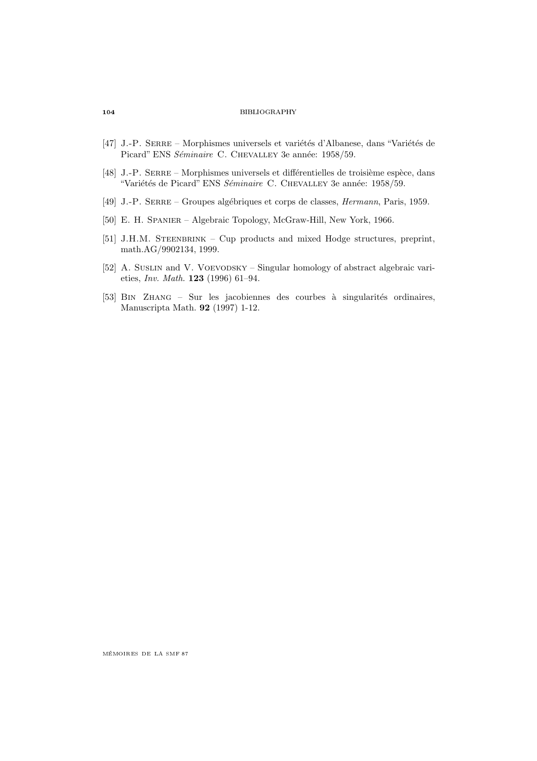[47] J.-P. Serre – Morphismes universels et variétés d'Albanese, dans "Variétés de Picard" ENS *Séminaire* C. Chevalley 3e année: 1958/59.

[48] J.-P. Serre – Morphismes universels et différentielles de troisième espèce, dans "Variétés de Picard" ENS *Séminaire* C. Chevalley 3e année: 1958/59.

[49] J.-P. Serre – Groupes algébriques et corps de classes, *Hermann*, Paris, 1959.

[50] E. H. Spanier – Algebraic Topology, McGraw-Hill, New York, 1966.

[51] J.H.M. Steenbrink – Cup products and mixed Hodge structures, preprint, math.AG/9902134, 1999.

[52] A. Suslin and V. Voevodsky – Singular homology of abstract algebraic varieties, *Inv. Math.* **123** (1996) 61–94.

[53] Bin Zhang – Sur les jacobiennes des courbes à singularités ordinaires, Manuscripta Math. **92** (1997) 1-12.